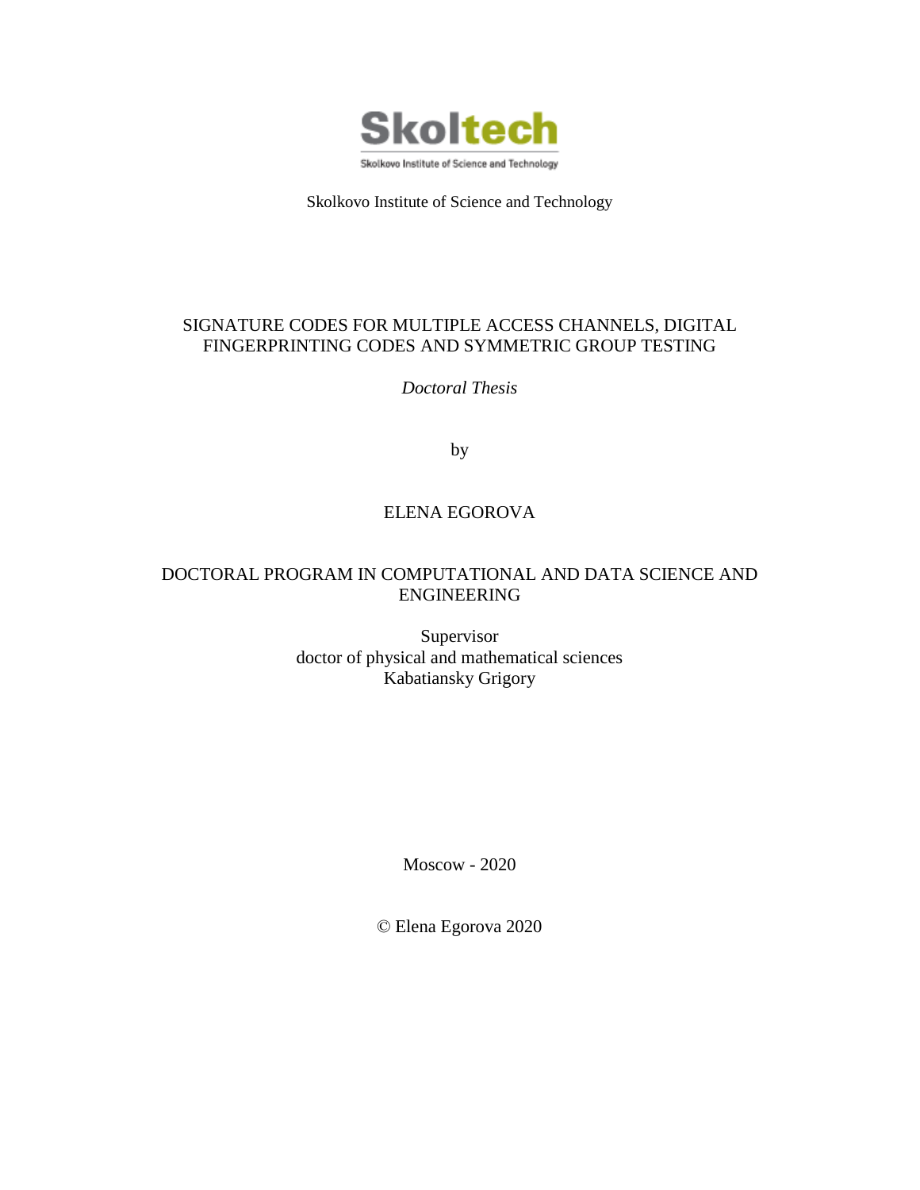Skoltech

Skolkovo Institute of Science and Technology

Skolkovo Institute of Science and Technology

# SIGNATURE CODES FOR MULTIPLE ACCESS CHANNELS, DIGITAL FINGERPRINTING CODES AND SYMMETRIC GROUP TESTING

*Doctoral Thesis*

by

ELENA EGOROVA

DOCTORAL PROGRAM IN COMPUTATIONAL AND DATA SCIENCE AND ENGINEERING

Supervisor
doctor of physical and mathematical sciences
Kabatiansky Grigory

Moscow - 2020

© Elena Egorova 2020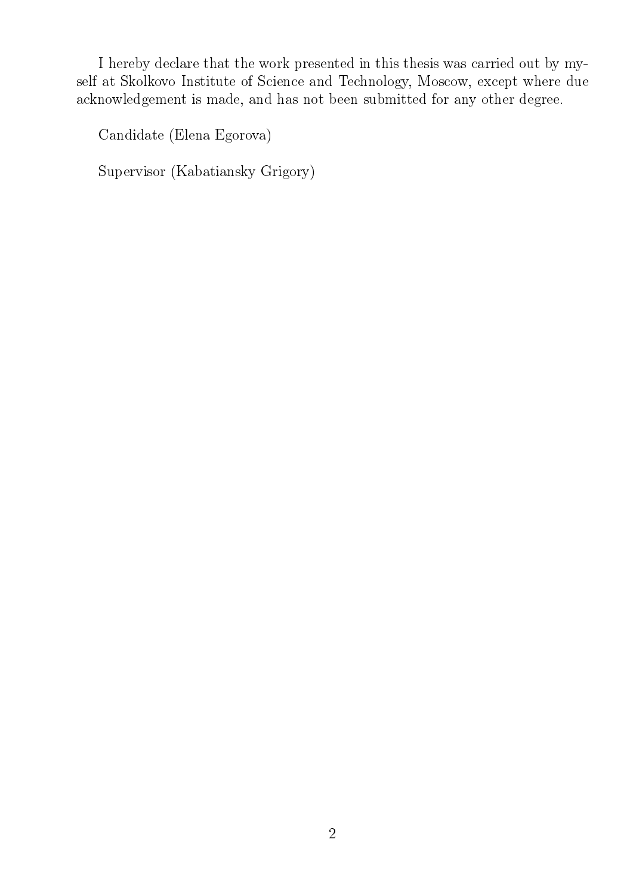I hereby declare that the work presented in this thesis was carried out by myself at Skolkovo Institute of Science and Technology, Moscow, except where due acknowledgement is made, and has not been submitted for any other degree.

Candidate (Elena Egorova)

Supervisor (Kabatiansky Grigory)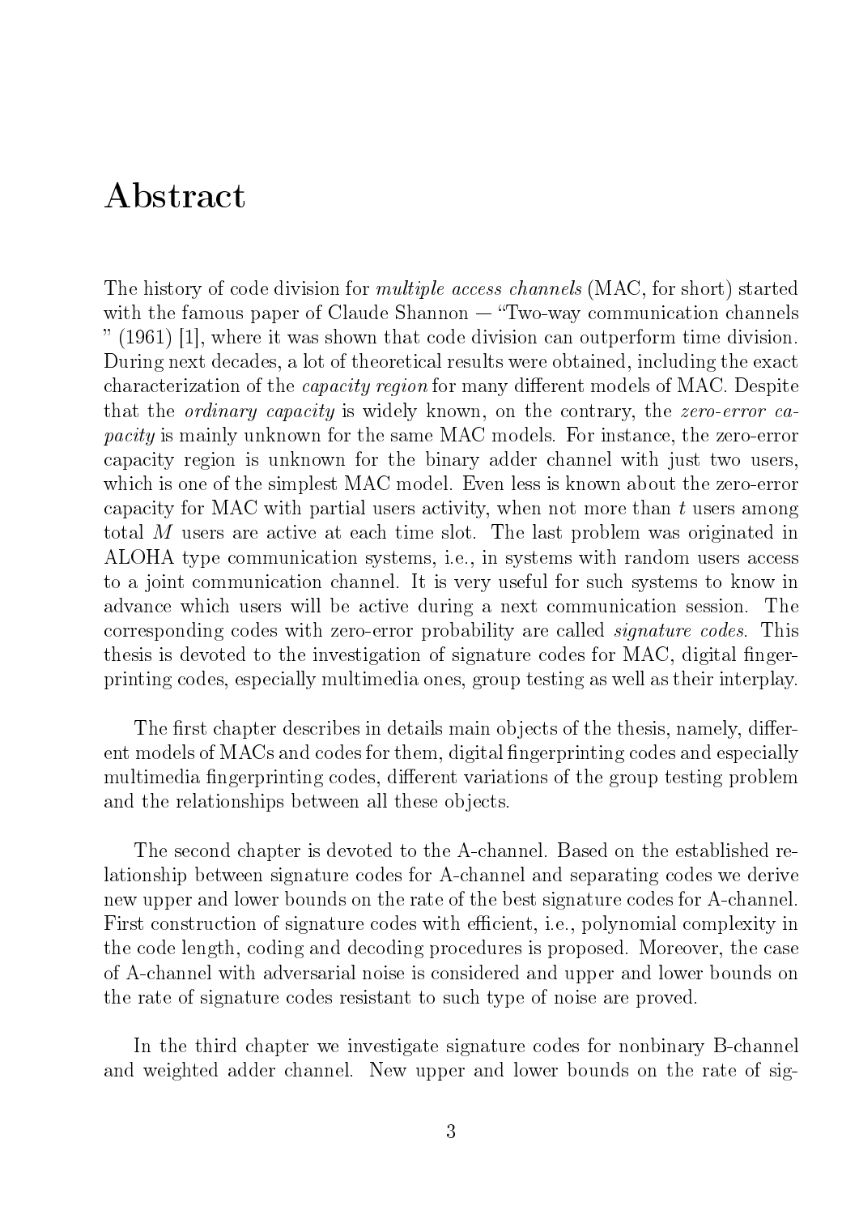# Abstract

The history of code division for *multiple access channels* (MAC, for short) started with the famous paper of Claude Shannon — "Two-way communication channels " (1961) [1], where it was shown that code division can outperform time division. During next decades, a lot of theoretical results were obtained, including the exact characterization of the *capacity region* for many different models of MAC. Despite that the *ordinary capacity* is widely known, on the contrary, the *zero-error capacity* is mainly unknown for the same MAC models. For instance, the zero-error capacity region is unknown for the binary adder channel with just two users, which is one of the simplest MAC model. Even less is known about the zero-error capacity for MAC with partial users activity, when not more than $t$ users among total $M$ users are active at each time slot. The last problem was originated in ALOHA type communication systems, i.e., in systems with random users access to a joint communication channel. It is very useful for such systems to know in advance which users will be active during a next communication session. The corresponding codes with zero-error probability are called *signature codes*. This thesis is devoted to the investigation of signature codes for MAC, digital fingerprinting codes, especially multimedia ones, group testing as well as their interplay.

The first chapter describes in details main objects of the thesis, namely, different models of MACs and codes for them, digital fingerprinting codes and especially multimedia fingerprinting codes, different variations of the group testing problem and the relationships between all these objects.

The second chapter is devoted to the A-channel. Based on the established relationship between signature codes for A-channel and separating codes we derive new upper and lower bounds on the rate of the best signature codes for A-channel. First construction of signature codes with efficient, i.e., polynomial complexity in the code length, coding and decoding procedures is proposed. Moreover, the case of A-channel with adversarial noise is considered and upper and lower bounds on the rate of signature codes resistant to such type of noise are proved.

In the third chapter we investigate signature codes for nonbinary B-channel and weighted adder channel. New upper and lower bounds on the rate of sig-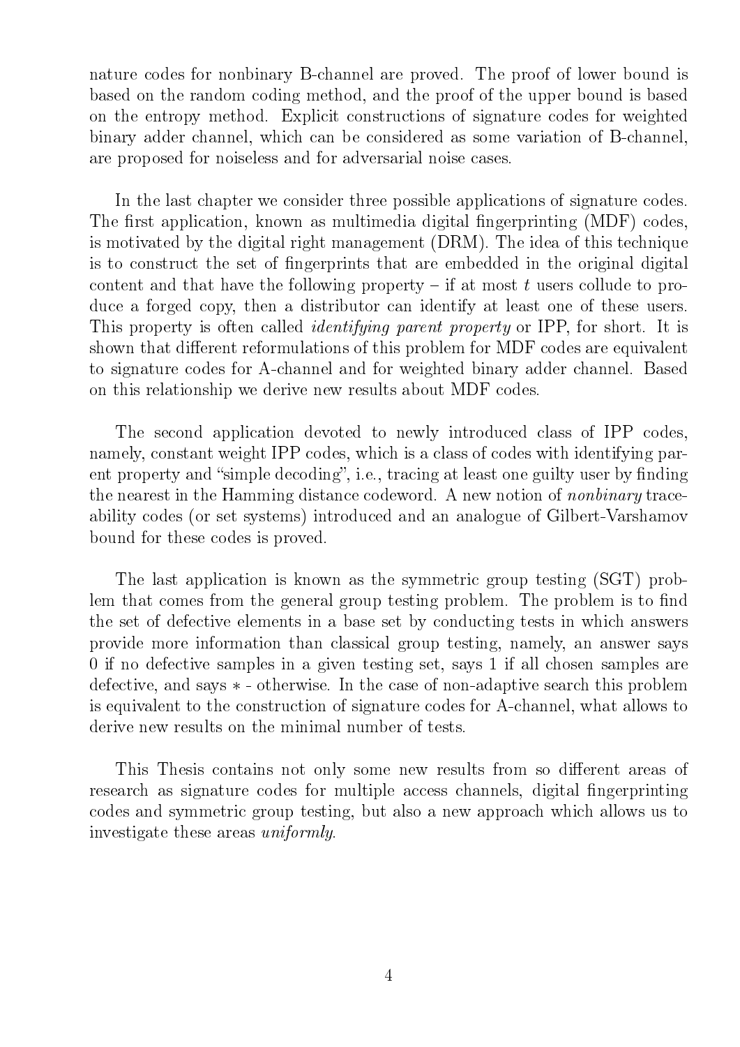nature codes for nonbinary B-channel are proved. The proof of lower bound is based on the random coding method, and the proof of the upper bound is based on the entropy method. Explicit constructions of signature codes for weighted binary adder channel, which can be considered as some variation of B-channel, are proposed for noiseless and for adversarial noise cases.

In the last chapter we consider three possible applications of signature codes. The first application, known as multimedia digital fingerprinting (MDF) codes, is motivated by the digital right management (DRM). The idea of this technique is to construct the set of fingerprints that are embedded in the original digital content and that have the following property – if at most $t$ users collude to produce a forged copy, then a distributor can identify at least one of these users. This property is often called *identifying parent property* or IPP, for short. It is shown that different reformulations of this problem for MDF codes are equivalent to signature codes for A-channel and for weighted binary adder channel. Based on this relationship we derive new results about MDF codes.

The second application devoted to newly introduced class of IPP codes, namely, constant weight IPP codes, which is a class of codes with identifying parent property and "simple decoding", i.e., tracing at least one guilty user by finding the nearest in the Hamming distance codeword. A new notion of *nonbinary* traceability codes (or set systems) introduced and an analogue of Gilbert-Varshamov bound for these codes is proved.

The last application is known as the symmetric group testing (SGT) problem that comes from the general group testing problem. The problem is to find the set of defective elements in a base set by conducting tests in which answers provide more information than classical group testing, namely, an answer says 0 if no defective samples in a given testing set, says 1 if all chosen samples are defective, and says $*$ - otherwise. In the case of non-adaptive search this problem is equivalent to the construction of signature codes for A-channel, what allows to derive new results on the minimal number of tests.

This Thesis contains not only some new results from so different areas of research as signature codes for multiple access channels, digital fingerprinting codes and symmetric group testing, but also a new approach which allows us to investigate these areas *uniformly*.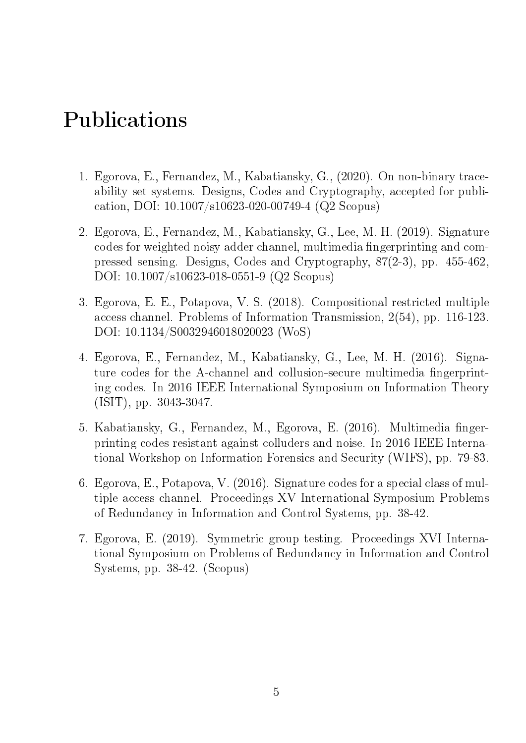# Publications

1. Egorova, E., Fernandez, M., Kabatiansky, G., (2020). On non-binary traceability set systems. Designs, Codes and Cryptography, accepted for publication, DOI: 10.1007/s10623-020-00749-4 (Q2 Scopus)

2. Egorova, E., Fernandez, M., Kabatiansky, G., Lee, M. H. (2019). Signature codes for weighted noisy adder channel, multimedia fingerprinting and compressed sensing. Designs, Codes and Cryptography, 87(2-3), pp. 455-462, DOI: 10.1007/s10623-018-0551-9 (Q2 Scopus)

3. Egorova, E. E., Potapova, V. S. (2018). Compositional restricted multiple access channel. Problems of Information Transmission, 2(54), pp. 116-123. DOI: 10.1134/S0032946018020023 (WoS)

4. Egorova, E., Fernandez, M., Kabatiansky, G., Lee, M. H. (2016). Signature codes for the A-channel and collusion-secure multimedia fingerprinting codes. In 2016 IEEE International Symposium on Information Theory (ISIT), pp. 3043-3047.

5. Kabatiansky, G., Fernandez, M., Egorova, E. (2016). Multimedia fingerprinting codes resistant against colluders and noise. In 2016 IEEE International Workshop on Information Forensics and Security (WIFS), pp. 79-83.

6. Egorova, E., Potapova, V. (2016). Signature codes for a special class of multiple access channel. Proceedings XV International Symposium Problems of Redundancy in Information and Control Systems, pp. 38-42.

7. Egorova, E. (2019). Symmetric group testing. Proceedings XVI International Symposium on Problems of Redundancy in Information and Control Systems, pp. 38-42. (Scopus)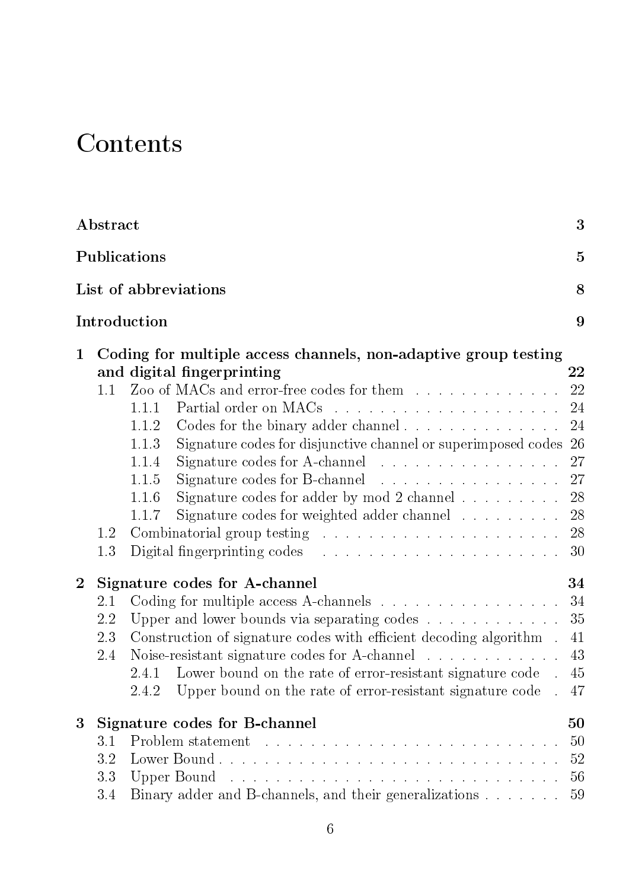# Contents

| | |
|---|---|
| **Abstract** | **3** |
| **Publications** | **5** |
| **List of abbreviations** | **8** |
| **Introduction** | **9** |
| **1 Coding for multiple access channels, non-adaptive group testing and digital fingerprinting** | **22** |
| 1.1 Zoo of MACs and error-free codes for them | 22 |
| 1.1.1 Partial order on MACs | 24 |
| 1.1.2 Codes for the binary adder channel | 24 |
| 1.1.3 Signature codes for disjunctive channel or superimposed codes | 26 |
| 1.1.4 Signature codes for A-channel | 27 |
| 1.1.5 Signature codes for B-channel | 27 |
| 1.1.6 Signature codes for adder by mod 2 channel | 28 |
| 1.1.7 Signature codes for weighted adder channel | 28 |
| 1.2 Combinatorial group testing | 28 |
| 1.3 Digital fingerprinting codes | 30 |
| **2 Signature codes for A-channel** | **34** |
| 2.1 Coding for multiple access A-channels | 34 |
| 2.2 Upper and lower bounds via separating codes | 35 |
| 2.3 Construction of signature codes with efficient decoding algorithm | 41 |
| 2.4 Noise-resistant signature codes for A-channel | 43 |
| 2.4.1 Lower bound on the rate of error-resistant signature code | 45 |
| 2.4.2 Upper bound on the rate of error-resistant signature code | 47 |
| **3 Signature codes for B-channel** | **50** |
| 3.1 Problem statement | 50 |
| 3.2 Lower Bound | 52 |
| 3.3 Upper Bound | 56 |
| 3.4 Binary adder and B-channels, and their generalizations | 59 |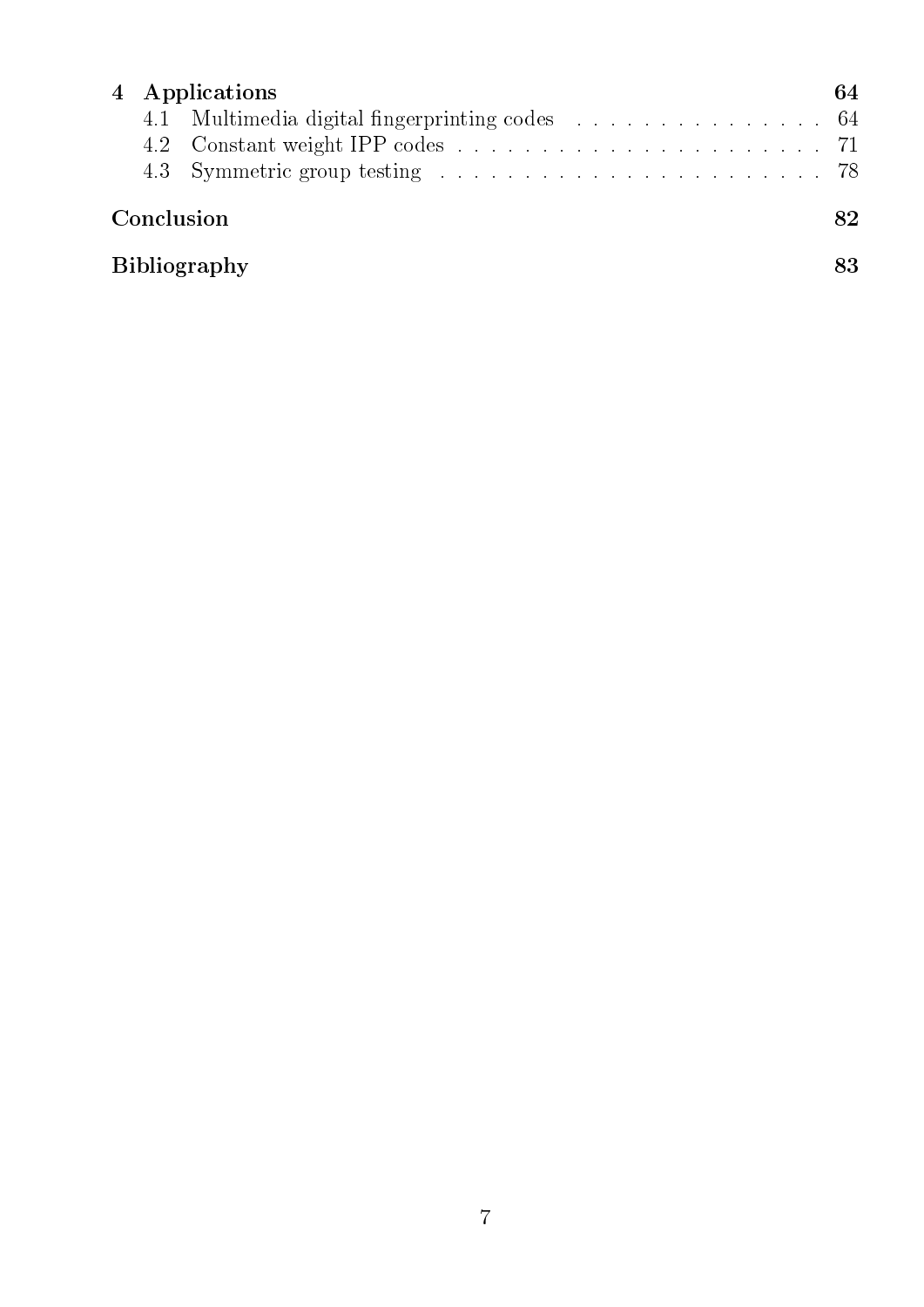**4 Applications** 64

- 4.1 Multimedia digital fingerprinting codes . . . . . . . . . . . . . . . . 64
- 4.2 Constant weight IPP codes . . . . . . . . . . . . . . . . . . . . . . . . 71
- 4.3 Symmetric group testing . . . . . . . . . . . . . . . . . . . . . . . . . 78

**Conclusion** 82

**Bibliography** 83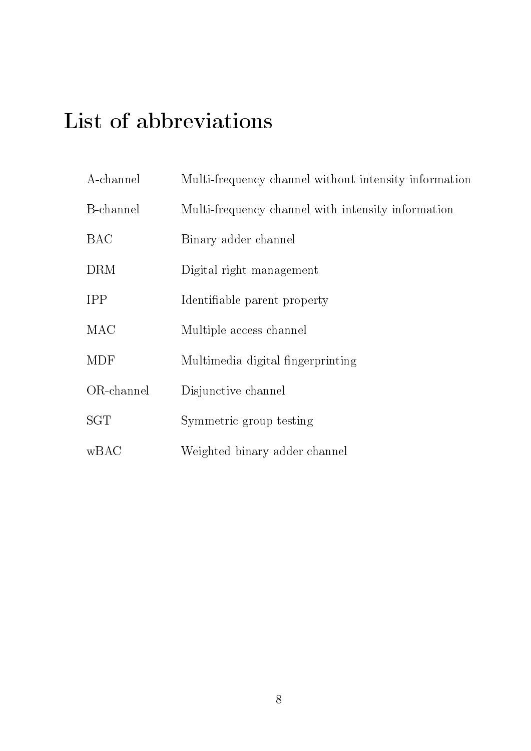# List of abbreviations

| | |
|---|---|
| A-channel | Multi-frequency channel without intensity information |
| B-channel | Multi-frequency channel with intensity information |
| BAC | Binary adder channel |
| DRM | Digital right management |
| IPP | Identifiable parent property |
| MAC | Multiple access channel |
| MDF | Multimedia digital fingerprinting |
| OR-channel | Disjunctive channel |
| SGT | Symmetric group testing |
| wBAC | Weighted binary adder channel |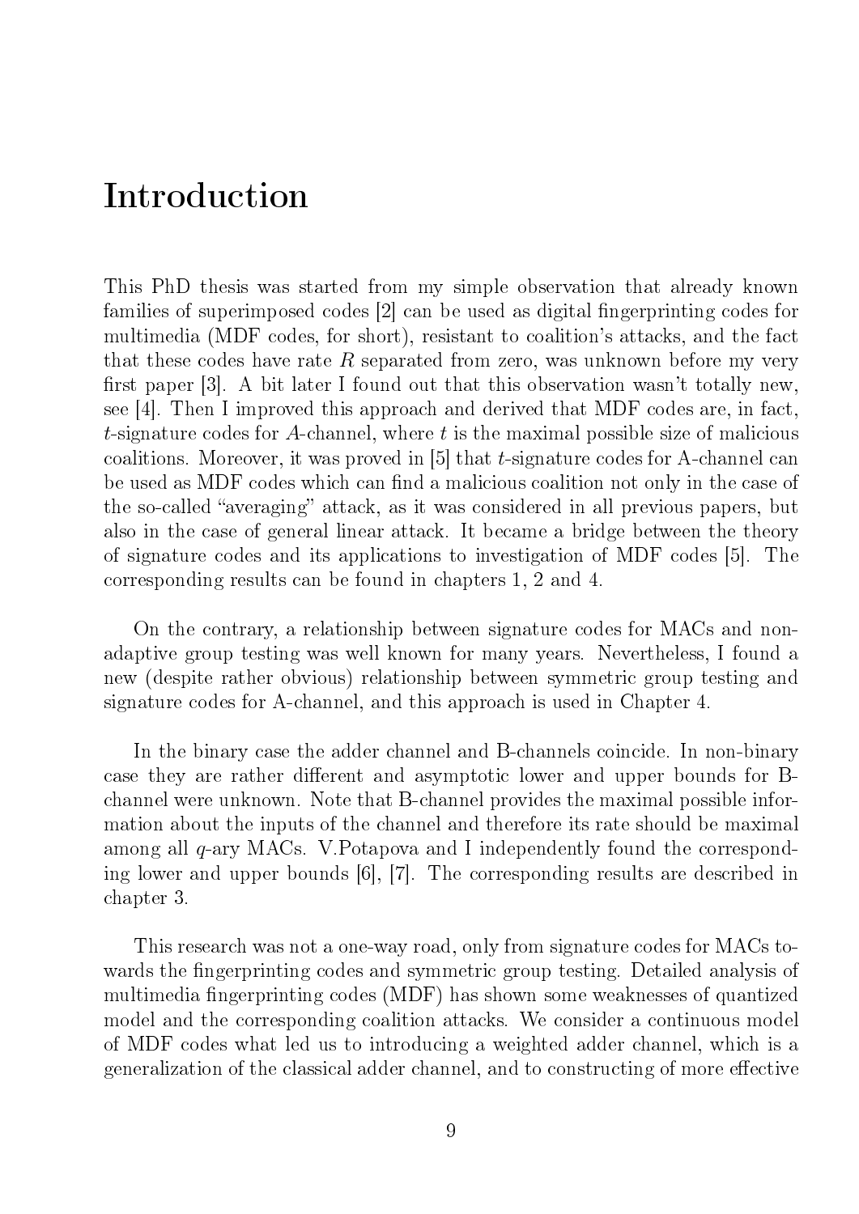# Introduction

This PhD thesis was started from my simple observation that already known families of superimposed codes [2] can be used as digital fingerprinting codes for multimedia (MDF codes, for short), resistant to coalition's attacks, and the fact that these codes have rate $R$ separated from zero, was unknown before my very first paper [3]. A bit later I found out that this observation wasn't totally new, see [4]. Then I improved this approach and derived that MDF codes are, in fact, $t$-signature codes for $A$-channel, where $t$ is the maximal possible size of malicious coalitions. Moreover, it was proved in [5] that $t$-signature codes for A-channel can be used as MDF codes which can find a malicious coalition not only in the case of the so-called "averaging" attack, as it was considered in all previous papers, but also in the case of general linear attack. It became a bridge between the theory of signature codes and its applications to investigation of MDF codes [5]. The corresponding results can be found in chapters 1, 2 and 4.

On the contrary, a relationship between signature codes for MACs and non-adaptive group testing was well known for many years. Nevertheless, I found a new (despite rather obvious) relationship between symmetric group testing and signature codes for A-channel, and this approach is used in Chapter 4.

In the binary case the adder channel and B-channels coincide. In non-binary case they are rather different and asymptotic lower and upper bounds for B-channel were unknown. Note that B-channel provides the maximal possible information about the inputs of the channel and therefore its rate should be maximal among all $q$-ary MACs. V.Potapova and I independently found the corresponding lower and upper bounds [6], [7]. The corresponding results are described in chapter 3.

This research was not a one-way road, only from signature codes for MACs towards the fingerprinting codes and symmetric group testing. Detailed analysis of multimedia fingerprinting codes (MDF) has shown some weaknesses of quantized model and the corresponding coalition attacks. We consider a continuous model of MDF codes what led us to introducing a weighted adder channel, which is a generalization of the classical adder channel, and to constructing of more effective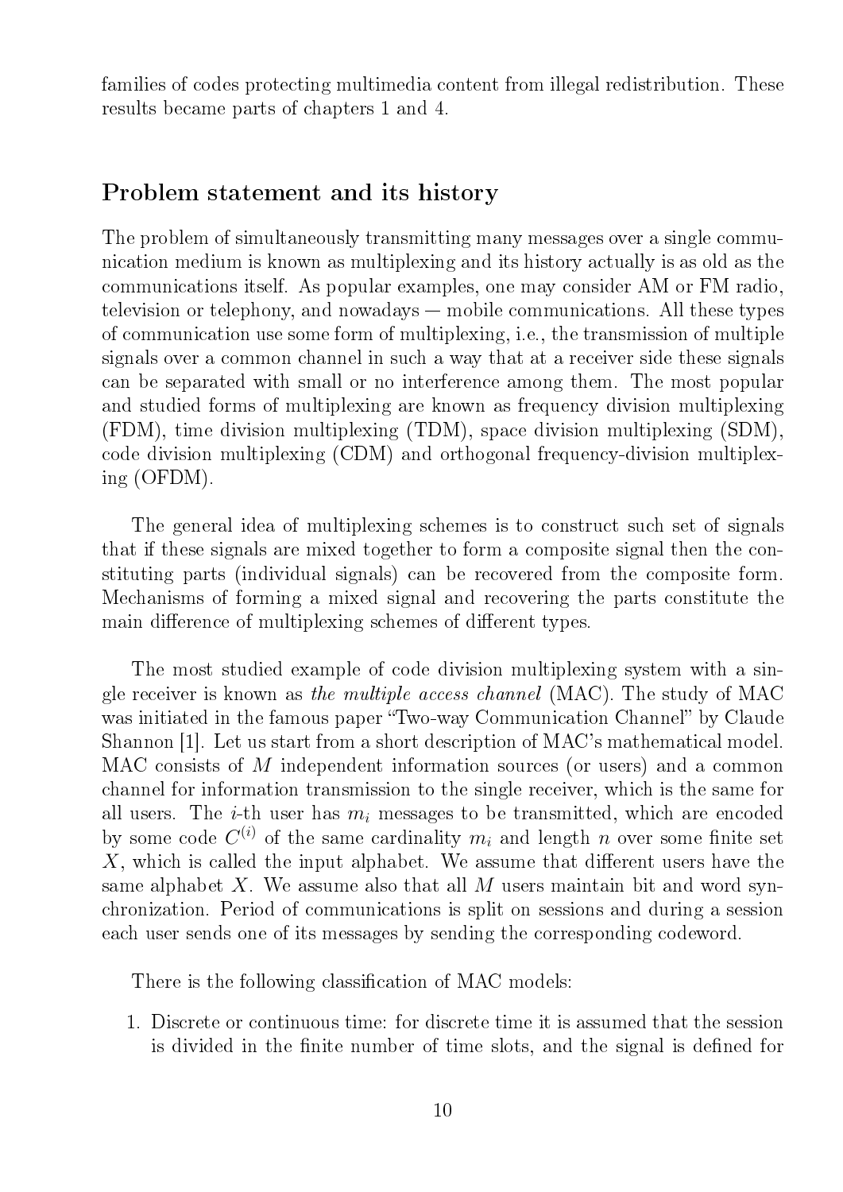families of codes protecting multimedia content from illegal redistribution. These results became parts of chapters 1 and 4.

## Problem statement and its history

The problem of simultaneously transmitting many messages over a single communication medium is known as multiplexing and its history actually is as old as the communications itself. As popular examples, one may consider AM or FM radio, television or telephony, and nowadays — mobile communications. All these types of communication use some form of multiplexing, i.e., the transmission of multiple signals over a common channel in such a way that at a receiver side these signals can be separated with small or no interference among them. The most popular and studied forms of multiplexing are known as frequency division multiplexing (FDM), time division multiplexing (TDM), space division multiplexing (SDM), code division multiplexing (CDM) and orthogonal frequency-division multiplexing (OFDM).

The general idea of multiplexing schemes is to construct such set of signals that if these signals are mixed together to form a composite signal then the constituting parts (individual signals) can be recovered from the composite form. Mechanisms of forming a mixed signal and recovering the parts constitute the main difference of multiplexing schemes of different types.

The most studied example of code division multiplexing system with a single receiver is known as *the multiple access channel* (MAC). The study of MAC was initiated in the famous paper "Two-way Communication Channel" by Claude Shannon [1]. Let us start from a short description of MAC's mathematical model. MAC consists of $M$ independent information sources (or users) and a common channel for information transmission to the single receiver, which is the same for all users. The $i$-th user has $m_i$ messages to be transmitted, which are encoded by some code $C^{(i)}$ of the same cardinality $m_i$ and length $n$ over some finite set $X$, which is called the input alphabet. We assume that different users have the same alphabet $X$. We assume also that all $M$ users maintain bit and word synchronization. Period of communications is split on sessions and during a session each user sends one of its messages by sending the corresponding codeword.

There is the following classification of MAC models:

1. Discrete or continuous time: for discrete time it is assumed that the session is divided in the finite number of time slots, and the signal is defined for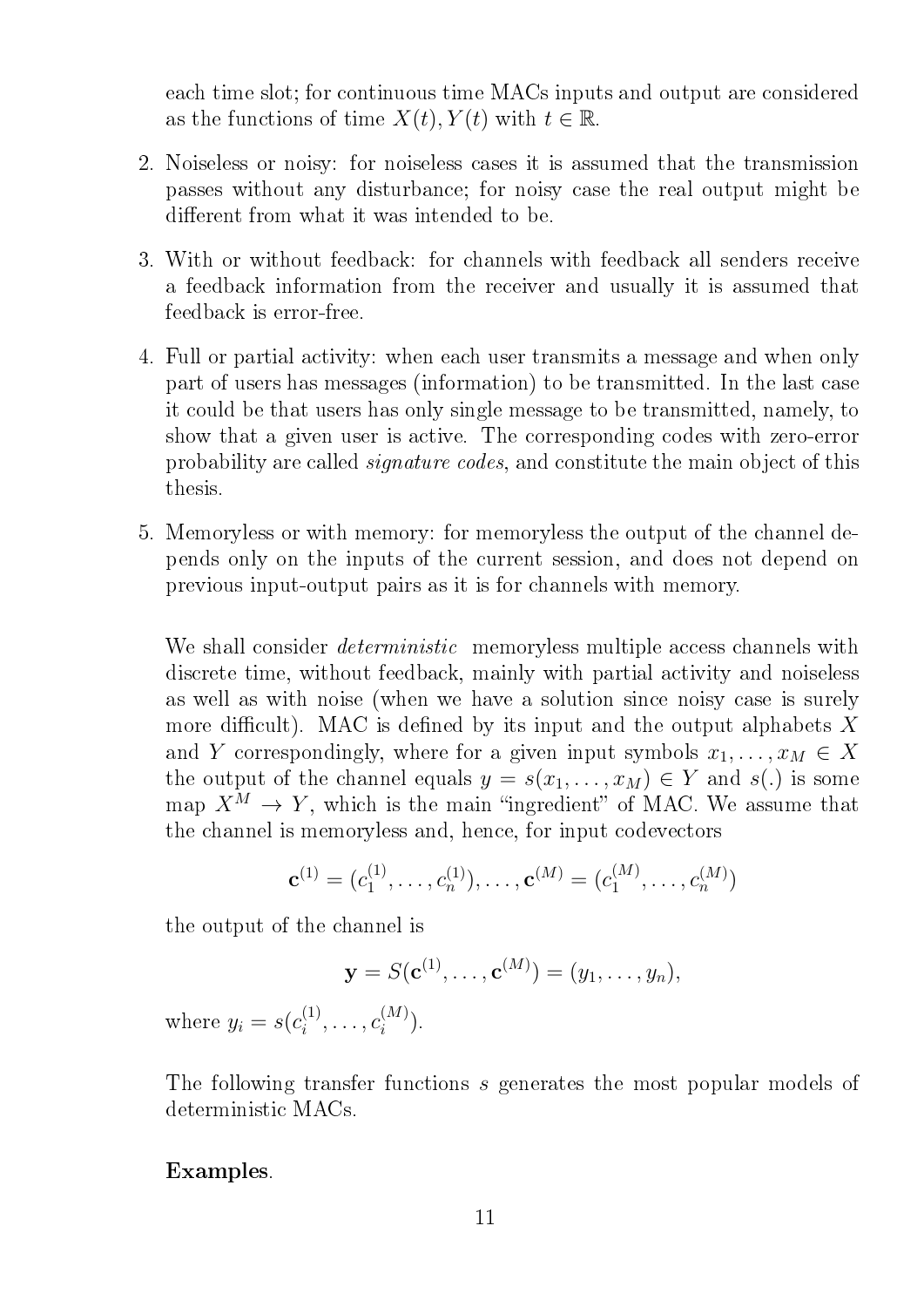each time slot; for continuous time MACs inputs and output are considered as the functions of time $X(t), Y(t)$ with $t \in \mathbb{R}$.

2. Noiseless or noisy: for noiseless cases it is assumed that the transmission passes without any disturbance; for noisy case the real output might be different from what it was intended to be.

3. With or without feedback: for channels with feedback all senders receive a feedback information from the receiver and usually it is assumed that feedback is error-free.

4. Full or partial activity: when each user transmits a message and when only part of users has messages (information) to be transmitted. In the last case it could be that users has only single message to be transmitted, namely, to show that a given user is active. The corresponding codes with zero-error probability are called *signature codes*, and constitute the main object of this thesis.

5. Memoryless or with memory: for memoryless the output of the channel depends only on the inputs of the current session, and does not depend on previous input-output pairs as it is for channels with memory.

We shall consider *deterministic* memoryless multiple access channels with discrete time, without feedback, mainly with partial activity and noiseless as well as with noise (when we have a solution since noisy case is surely more difficult). MAC is defined by its input and the output alphabets $X$ and $Y$ correspondingly, where for a given input symbols $x_1, \ldots, x_M \in X$ the output of the channel equals $y = s(x_1, \ldots, x_M) \in Y$ and $s(.)$ is some map $X^M \to Y$, which is the main "ingredient" of MAC. We assume that the channel is memoryless and, hence, for input codevectors

$$\mathbf{c}^{(1)} = (c_1^{(1)}, \ldots, c_n^{(1)}), \ldots, \mathbf{c}^{(M)} = (c_1^{(M)}, \ldots, c_n^{(M)})$$

the output of the channel is

$$\mathbf{y} = S(\mathbf{c}^{(1)}, \ldots, \mathbf{c}^{(M)}) = (y_1, \ldots, y_n),$$

where $y_i = s(c_i^{(1)}, \ldots, c_i^{(M)})$.

The following transfer functions $s$ generates the most popular models of deterministic MACs.

**Examples**.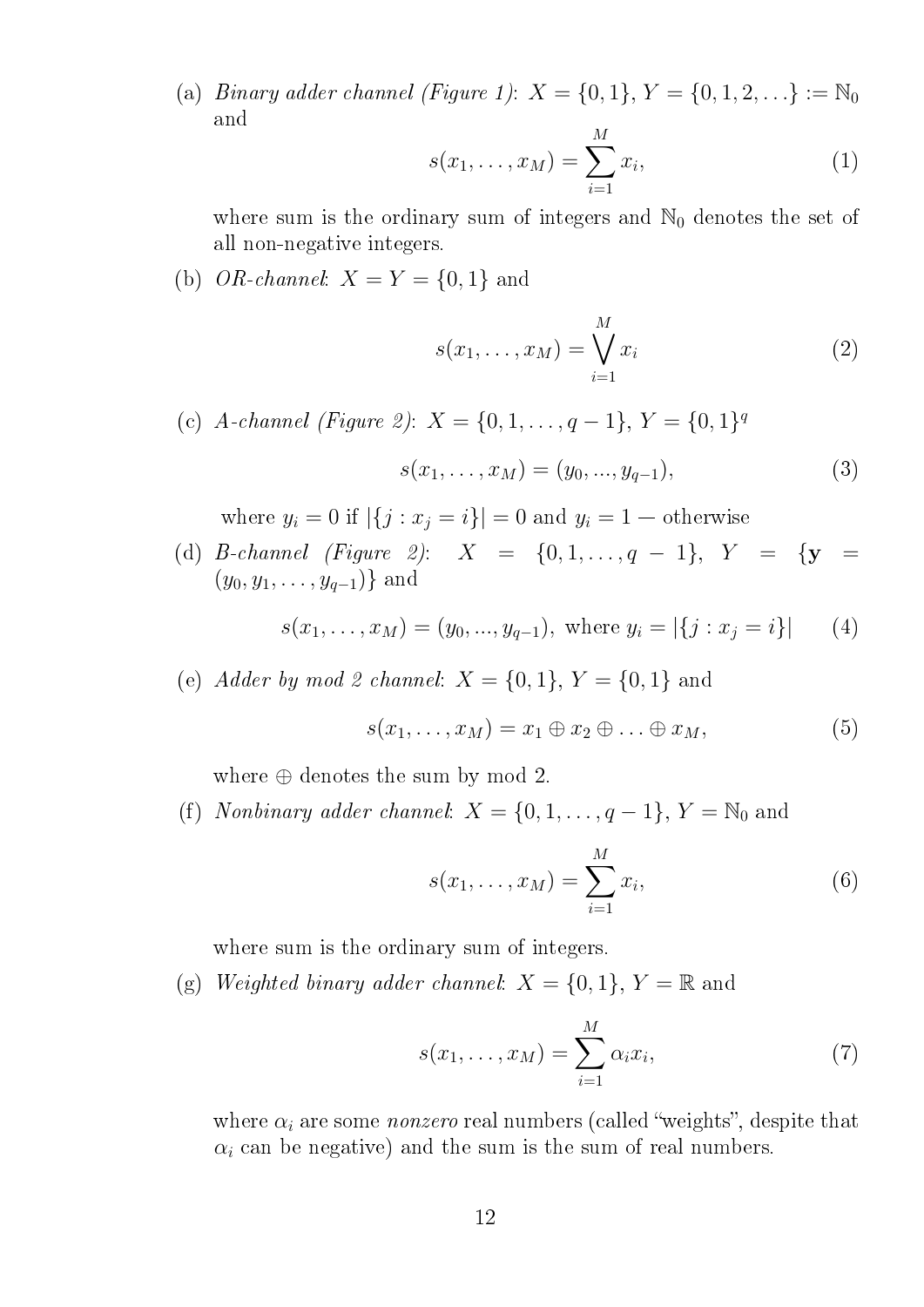(a) *Binary adder channel (Figure 1)*: $X = \{0, 1\}$, $Y = \{0, 1, 2, \ldots\} := \mathbb{N}_0$ and

$$s(x_1, \ldots, x_M) = \sum_{i=1}^{M} x_i, \tag{1}$$

where sum is the ordinary sum of integers and $\mathbb{N}_0$ denotes the set of all non-negative integers.

(b) *OR-channel*: $X = Y = \{0, 1\}$ and

$$s(x_1, \ldots, x_M) = \bigvee_{i=1}^{M} x_i \tag{2}$$

(c) *A-channel (Figure 2)*: $X = \{0, 1, \ldots, q-1\}$, $Y = \{0, 1\}^q$

$$s(x_1, \ldots, x_M) = (y_0, ..., y_{q-1}), \tag{3}$$

where $y_i = 0$ if $|\{j : x_j = i\}| = 0$ and $y_i = 1$ — otherwise

(d) *B-channel (Figure 2)*: $X = \{0, 1, \ldots, q-1\}$, $Y = \{\mathbf{y} = (y_0, y_1, \ldots, y_{q-1})\}$ and

$$s(x_1, \ldots, x_M) = (y_0, ..., y_{q-1}), \text{ where } y_i = |\{j : x_j = i\}| \tag{4}$$

(e) *Adder by mod 2 channel*: $X = \{0, 1\}$, $Y = \{0, 1\}$ and

$$s(x_1, \ldots, x_M) = x_1 \oplus x_2 \oplus \ldots \oplus x_M, \tag{5}$$

where $\oplus$ denotes the sum by mod 2.

(f) *Nonbinary adder channel*: $X = \{0, 1, \ldots, q-1\}$, $Y = \mathbb{N}_0$ and

$$s(x_1, \ldots, x_M) = \sum_{i=1}^{M} x_i, \tag{6}$$

where sum is the ordinary sum of integers.

(g) *Weighted binary adder channel*: $X = \{0, 1\}$, $Y = \mathbb{R}$ and

$$s(x_1, \ldots, x_M) = \sum_{i=1}^{M} \alpha_i x_i, \tag{7}$$

where $\alpha_i$ are some *nonzero* real numbers (called "weights", despite that $\alpha_i$ can be negative) and the sum is the sum of real numbers.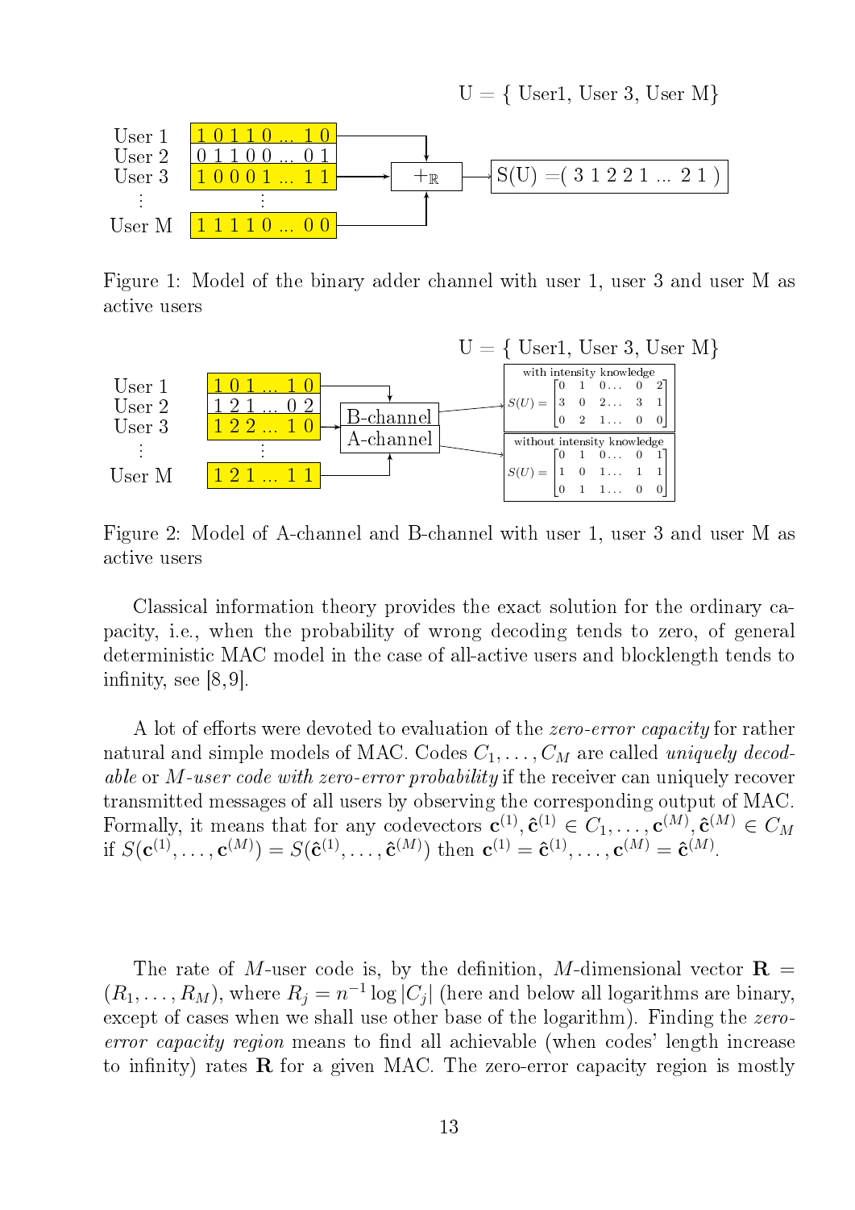Figure 1: Model of the binary adder channel with user 1, user 3 and user M as active users

Figure 2: Model of A-channel and B-channel with user 1, user 3 and user M as active users

Classical information theory provides the exact solution for the ordinary capacity, i.e., when the probability of wrong decoding tends to zero, of general deterministic MAC model in the case of all-active users and blocklength tends to infinity, see [8,9].

A lot of efforts were devoted to evaluation of the *zero-error capacity* for rather natural and simple models of MAC. Codes $C_1, \ldots, C_M$ are called *uniquely decodable* or *M-user code with zero-error probability* if the receiver can uniquely recover transmitted messages of all users by observing the corresponding output of MAC. Formally, it means that for any codevectors $\mathbf{c}^{(1)}, \hat{\mathbf{c}}^{(1)} \in C_1, \ldots, \mathbf{c}^{(M)}, \hat{\mathbf{c}}^{(M)} \in C_M$ if $S(\mathbf{c}^{(1)}, \ldots, \mathbf{c}^{(M)}) = S(\hat{\mathbf{c}}^{(1)}, \ldots, \hat{\mathbf{c}}^{(M)})$ then $\mathbf{c}^{(1)} = \hat{\mathbf{c}}^{(1)}, \ldots, \mathbf{c}^{(M)} = \hat{\mathbf{c}}^{(M)}$.

The rate of $M$-user code is, by the definition, $M$-dimensional vector $\mathbf{R} = (R_1, \ldots, R_M)$, where $R_j = n^{-1} \log |C_j|$ (here and below all logarithms are binary, except of cases when we shall use other base of the logarithm). Finding the *zero-error capacity region* means to find all achievable (when codes' length increase to infinity) rates $\mathbf{R}$ for a given MAC. The zero-error capacity region is mostly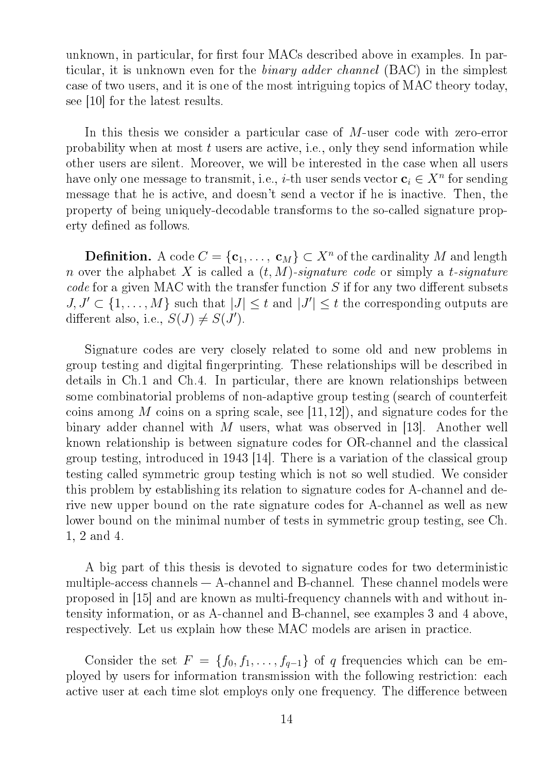unknown, in particular, for first four MACs described above in examples. In particular, it is unknown even for the *binary adder channel* (BAC) in the simplest case of two users, and it is one of the most intriguing topics of MAC theory today, see [10] for the latest results.

In this thesis we consider a particular case of $M$-user code with zero-error probability when at most $t$ users are active, i.e., only they send information while other users are silent. Moreover, we will be interested in the case when all users have only one message to transmit, i.e., $i$-th user sends vector $\mathbf{c}_i \in X^n$ for sending message that he is active, and doesn't send a vector if he is inactive. Then, the property of being uniquely-decodable transforms to the so-called signature property defined as follows.

**Definition.** A code $C = \{\mathbf{c}_1, \dots, \mathbf{c}_M\} \subset X^n$ of the cardinality $M$ and length $n$ over the alphabet $X$ is called a *$(t, M)$-signature code* or simply a *$t$-signature code* for a given MAC with the transfer function $S$ if for any two different subsets $J, J' \subset \{1, \dots, M\}$ such that $|J| \le t$ and $|J'| \le t$ the corresponding outputs are different also, i.e., $S(J) \neq S(J')$.

Signature codes are very closely related to some old and new problems in group testing and digital fingerprinting. These relationships will be described in details in Ch.1 and Ch.4. In particular, there are known relationships between some combinatorial problems of non-adaptive group testing (search of counterfeit coins among $M$ coins on a spring scale, see [11, 12]), and signature codes for the binary adder channel with $M$ users, what was observed in [13]. Another well known relationship is between signature codes for OR-channel and the classical group testing, introduced in 1943 [14]. There is a variation of the classical group testing called symmetric group testing which is not so well studied. We consider this problem by establishing its relation to signature codes for A-channel and derive new upper bound on the rate signature codes for A-channel as well as new lower bound on the minimal number of tests in symmetric group testing, see Ch. 1, 2 and 4.

A big part of this thesis is devoted to signature codes for two deterministic multiple-access channels — A-channel and B-channel. These channel models were proposed in [15] and are known as multi-frequency channels with and without intensity information, or as A-channel and B-channel, see examples 3 and 4 above, respectively. Let us explain how these MAC models are arisen in practice.

Consider the set $F = \{f_0, f_1, \dots, f_{q-1}\}$ of $q$ frequencies which can be employed by users for information transmission with the following restriction: each active user at each time slot employs only one frequency. The difference between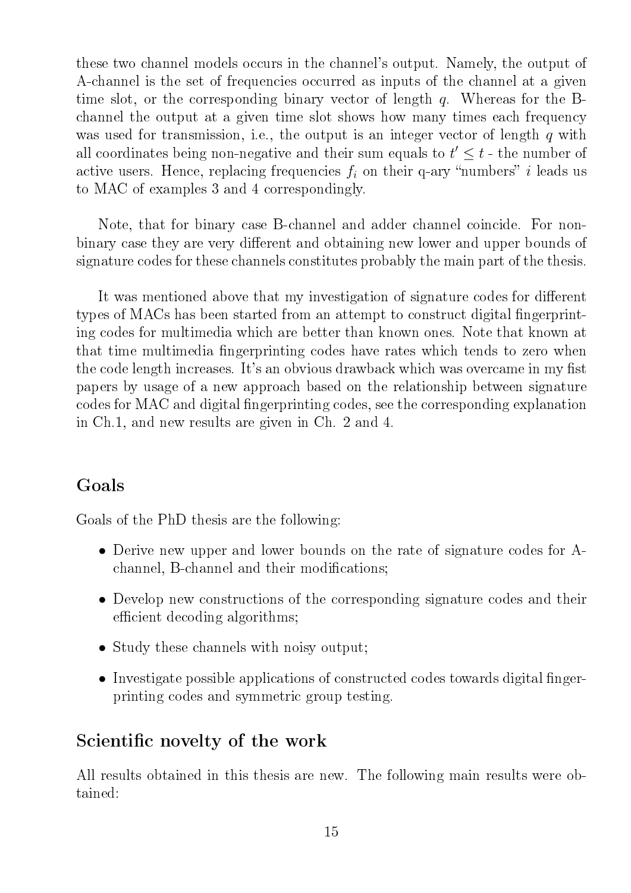these two channel models occurs in the channel's output. Namely, the output of A-channel is the set of frequencies occurred as inputs of the channel at a given time slot, or the corresponding binary vector of length $q$. Whereas for the B-channel the output at a given time slot shows how many times each frequency was used for transmission, i.e., the output is an integer vector of length $q$ with all coordinates being non-negative and their sum equals to $t' \leq t$ - the number of active users. Hence, replacing frequencies $f_i$ on their q-ary "numbers" $i$ leads us to MAC of examples 3 and 4 correspondingly.

Note, that for binary case B-channel and adder channel coincide. For non-binary case they are very different and obtaining new lower and upper bounds of signature codes for these channels constitutes probably the main part of the thesis.

It was mentioned above that my investigation of signature codes for different types of MACs has been started from an attempt to construct digital fingerprinting codes for multimedia which are better than known ones. Note that known at that time multimedia fingerprinting codes have rates which tends to zero when the code length increases. It's an obvious drawback which was overcame in my fist papers by usage of a new approach based on the relationship between signature codes for MAC and digital fingerprinting codes, see the corresponding explanation in Ch.1, and new results are given in Ch. 2 and 4.

## Goals

Goals of the PhD thesis are the following:

- Derive new upper and lower bounds on the rate of signature codes for A-channel, B-channel and their modifications;
- Develop new constructions of the corresponding signature codes and their efficient decoding algorithms;
- Study these channels with noisy output;
- Investigate possible applications of constructed codes towards digital fingerprinting codes and symmetric group testing.

## Scientific novelty of the work

All results obtained in this thesis are new. The following main results were obtained: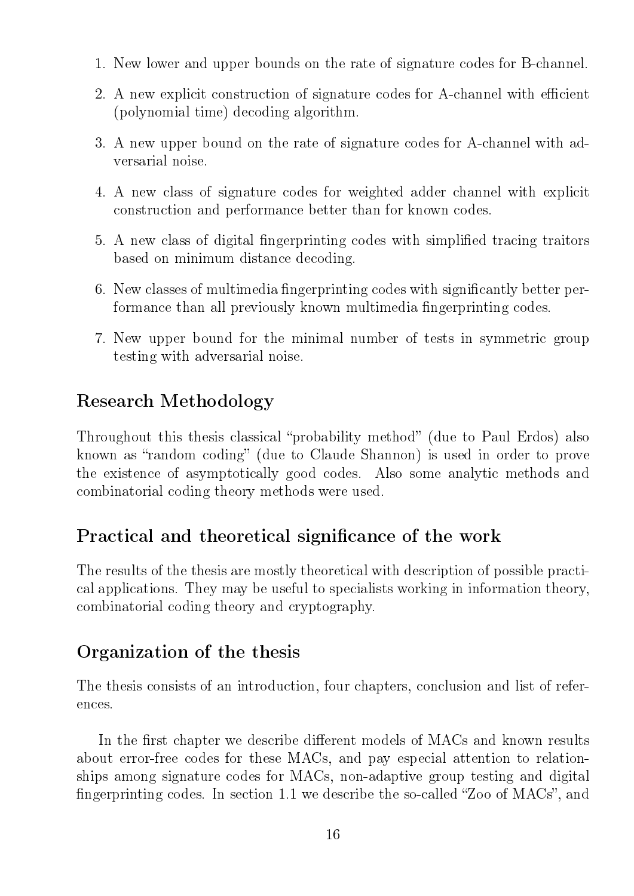1. New lower and upper bounds on the rate of signature codes for B-channel.
2. A new explicit construction of signature codes for A-channel with efficient (polynomial time) decoding algorithm.
3. A new upper bound on the rate of signature codes for A-channel with adversarial noise.
4. A new class of signature codes for weighted adder channel with explicit construction and performance better than for known codes.
5. A new class of digital fingerprinting codes with simplified tracing traitors based on minimum distance decoding.
6. New classes of multimedia fingerprinting codes with significantly better performance than all previously known multimedia fingerprinting codes.
7. New upper bound for the minimal number of tests in symmetric group testing with adversarial noise.

## Research Methodology

Throughout this thesis classical "probability method" (due to Paul Erdos) also known as "random coding" (due to Claude Shannon) is used in order to prove the existence of asymptotically good codes. Also some analytic methods and combinatorial coding theory methods were used.

## Practical and theoretical significance of the work

The results of the thesis are mostly theoretical with description of possible practical applications. They may be useful to specialists working in information theory, combinatorial coding theory and cryptography.

## Organization of the thesis

The thesis consists of an introduction, four chapters, conclusion and list of references.

In the first chapter we describe different models of MACs and known results about error-free codes for these MACs, and pay especial attention to relationships among signature codes for MACs, non-adaptive group testing and digital fingerprinting codes. In section 1.1 we describe the so-called "Zoo of MACs", and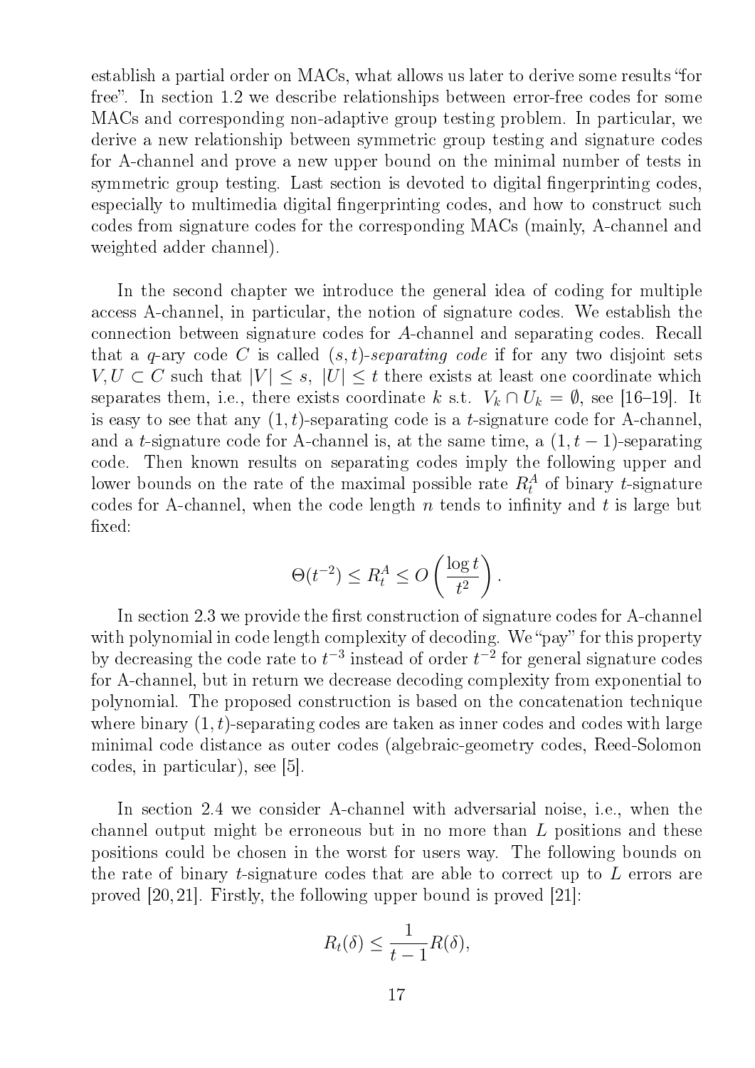establish a partial order on MACs, what allows us later to derive some results "for free". In section 1.2 we describe relationships between error-free codes for some MACs and corresponding non-adaptive group testing problem. In particular, we derive a new relationship between symmetric group testing and signature codes for A-channel and prove a new upper bound on the minimal number of tests in symmetric group testing. Last section is devoted to digital fingerprinting codes, especially to multimedia digital fingerprinting codes, and how to construct such codes from signature codes for the corresponding MACs (mainly, A-channel and weighted adder channel).

In the second chapter we introduce the general idea of coding for multiple access A-channel, in particular, the notion of signature codes. We establish the connection between signature codes for *A*-channel and separating codes. Recall that a $q$-ary code $C$ is called $(s,t)$-*separating code* if for any two disjoint sets $V, U \subset C$ such that $|V| \leq s$, $|U| \leq t$ there exists at least one coordinate which separates them, i.e., there exists coordinate $k$ s.t. $V_k \cap U_k = \emptyset$, see [16–19]. It is easy to see that any $(1,t)$-separating code is a $t$-signature code for A-channel, and a $t$-signature code for A-channel is, at the same time, a $(1, t-1)$-separating code. Then known results on separating codes imply the following upper and lower bounds on the rate of the maximal possible rate $R_t^A$ of binary $t$-signature codes for A-channel, when the code length $n$ tends to infinity and $t$ is large but fixed:

$$\Theta(t^{-2}) \leq R_t^A \leq O\left(\frac{\log t}{t^2}\right).$$

In section 2.3 we provide the first construction of signature codes for A-channel with polynomial in code length complexity of decoding. We "pay" for this property by decreasing the code rate to $t^{-3}$ instead of order $t^{-2}$ for general signature codes for A-channel, but in return we decrease decoding complexity from exponential to polynomial. The proposed construction is based on the concatenation technique where binary $(1,t)$-separating codes are taken as inner codes and codes with large minimal code distance as outer codes (algebraic-geometry codes, Reed-Solomon codes, in particular), see [5].

In section 2.4 we consider A-channel with adversarial noise, i.e., when the channel output might be erroneous but in no more than $L$ positions and these positions could be chosen in the worst for users way. The following bounds on the rate of binary $t$-signature codes that are able to correct up to $L$ errors are proved [20, 21]. Firstly, the following upper bound is proved [21]:

$$R_t(\delta) \leq \frac{1}{t-1} R(\delta),$$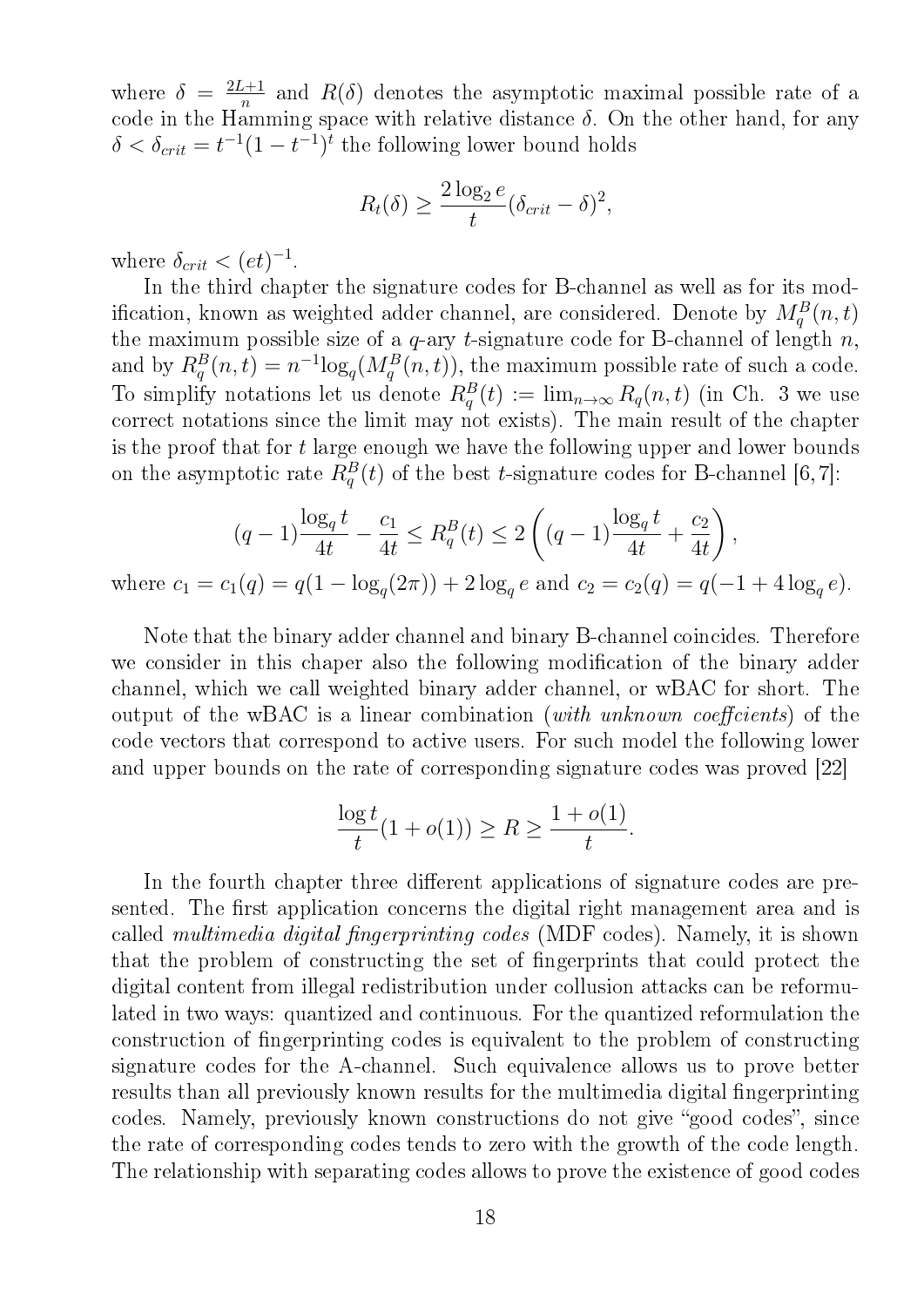where $\delta = \frac{2L+1}{n}$ and $R(\delta)$ denotes the asymptotic maximal possible rate of a code in the Hamming space with relative distance $\delta$. On the other hand, for any $\delta < \delta_{crit} = t^{-1}(1-t^{-1})^t$ the following lower bound holds

$$R_t(\delta) \geq \frac{2\log_2 e}{t}(\delta_{crit} - \delta)^2,$$

where $\delta_{crit} < (et)^{-1}$.

In the third chapter the signature codes for B-channel as well as for its modification, known as weighted adder channel, are considered. Denote by $M_q^B(n,t)$ the maximum possible size of a $q$-ary $t$-signature code for B-channel of length $n$, and by $R_q^B(n,t) = n^{-1}\log_q(M_q^B(n,t))$, the maximum possible rate of such a code. To simplify notations let us denote $R_q^B(t) := \lim_{n\to\infty} R_q(n,t)$ (in Ch. 3 we use correct notations since the limit may not exists). The main result of the chapter is the proof that for $t$ large enough we have the following upper and lower bounds on the asymptotic rate $R_q^B(t)$ of the best $t$-signature codes for B-channel [6, 7]:

$$(q-1)\frac{\log_q t}{4t} - \frac{c_1}{4t} \leq R_q^B(t) \leq 2\left((q-1)\frac{\log_q t}{4t} + \frac{c_2}{4t}\right),$$

where $c_1 = c_1(q) = q(1 - \log_q(2\pi)) + 2\log_q e$ and $c_2 = c_2(q) = q(-1 + 4\log_q e)$.

Note that the binary adder channel and binary B-channel coincides. Therefore we consider in this chaper also the following modification of the binary adder channel, which we call weighted binary adder channel, or wBAC for short. The output of the wBAC is a linear combination (*with unknown coeffcients*) of the code vectors that correspond to active users. For such model the following lower and upper bounds on the rate of corresponding signature codes was proved [22]

$$\frac{\log t}{t}(1 + o(1)) \geq R \geq \frac{1 + o(1)}{t}.$$

In the fourth chapter three different applications of signature codes are presented. The first application concerns the digital right management area and is called *multimedia digital fingerprinting codes* (MDF codes). Namely, it is shown that the problem of constructing the set of fingerprints that could protect the digital content from illegal redistribution under collusion attacks can be reformulated in two ways: quantized and continuous. For the quantized reformulation the construction of fingerprinting codes is equivalent to the problem of constructing signature codes for the A-channel. Such equivalence allows us to prove better results than all previously known results for the multimedia digital fingerprinting codes. Namely, previously known constructions do not give "good codes", since the rate of corresponding codes tends to zero with the growth of the code length. The relationship with separating codes allows to prove the existence of good codes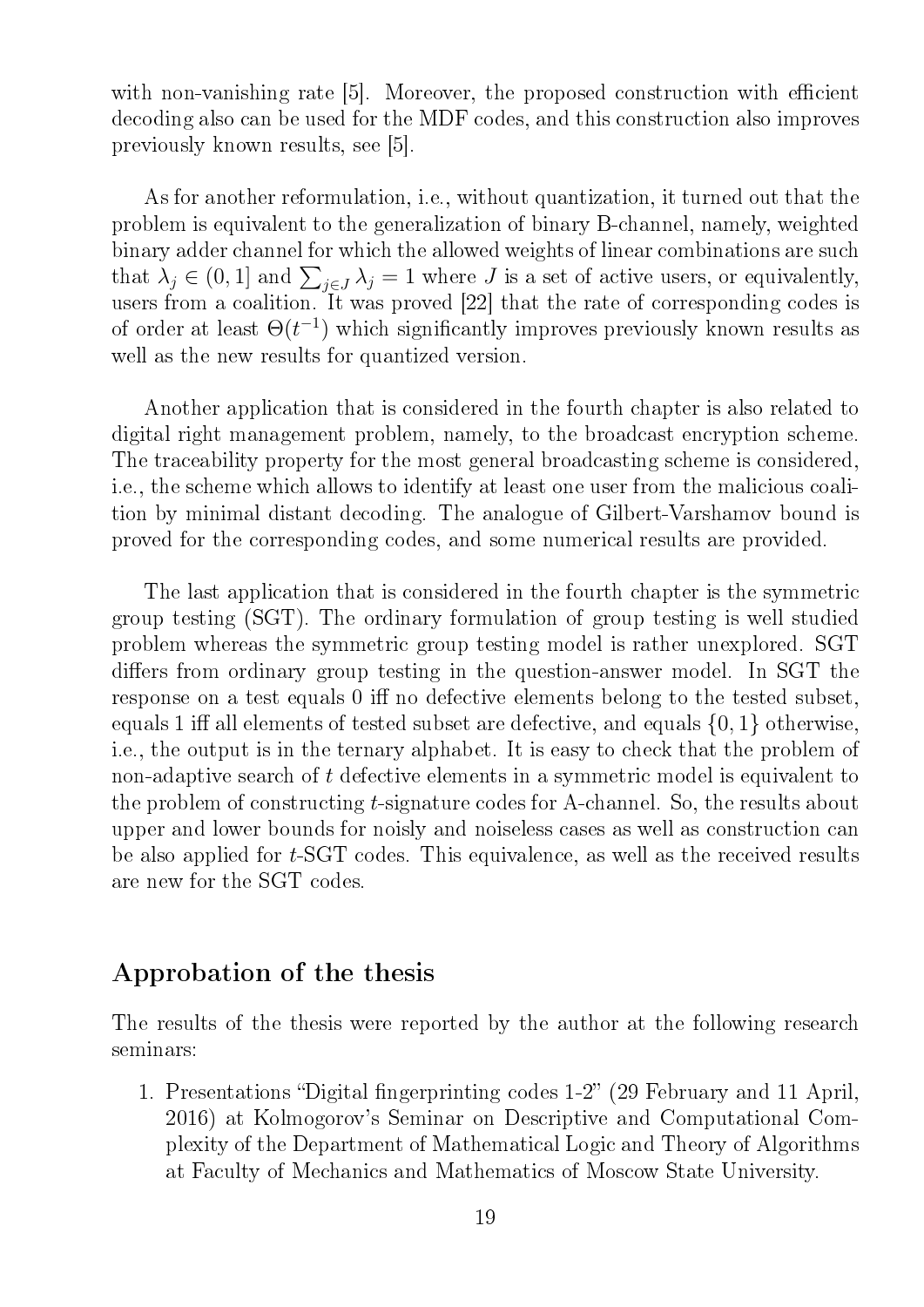with non-vanishing rate [5]. Moreover, the proposed construction with efficient decoding also can be used for the MDF codes, and this construction also improves previously known results, see [5].

As for another reformulation, i.e., without quantization, it turned out that the problem is equivalent to the generalization of binary B-channel, namely, weighted binary adder channel for which the allowed weights of linear combinations are such that $\lambda_j \in (0, 1]$ and $\sum_{j \in J} \lambda_j = 1$ where $J$ is a set of active users, or equivalently, users from a coalition. It was proved [22] that the rate of corresponding codes is of order at least $\Theta(t^{-1})$ which significantly improves previously known results as well as the new results for quantized version.

Another application that is considered in the fourth chapter is also related to digital right management problem, namely, to the broadcast encryption scheme. The traceability property for the most general broadcasting scheme is considered, i.e., the scheme which allows to identify at least one user from the malicious coalition by minimal distant decoding. The analogue of Gilbert-Varshamov bound is proved for the corresponding codes, and some numerical results are provided.

The last application that is considered in the fourth chapter is the symmetric group testing (SGT). The ordinary formulation of group testing is well studied problem whereas the symmetric group testing model is rather unexplored. SGT differs from ordinary group testing in the question-answer model. In SGT the response on a test equals 0 iff no defective elements belong to the tested subset, equals 1 iff all elements of tested subset are defective, and equals $\{0, 1\}$ otherwise, i.e., the output is in the ternary alphabet. It is easy to check that the problem of non-adaptive search of $t$ defective elements in a symmetric model is equivalent to the problem of constructing $t$-signature codes for A-channel. So, the results about upper and lower bounds for noisly and noiseless cases as well as construction can be also applied for $t$-SGT codes. This equivalence, as well as the received results are new for the SGT codes.

## Approbation of the thesis

The results of the thesis were reported by the author at the following research seminars:

1. Presentations "Digital fingerprinting codes 1-2" (29 February and 11 April, 2016) at Kolmogorov's Seminar on Descriptive and Computational Complexity of the Department of Mathematical Logic and Theory of Algorithms at Faculty of Mechanics and Mathematics of Moscow State University.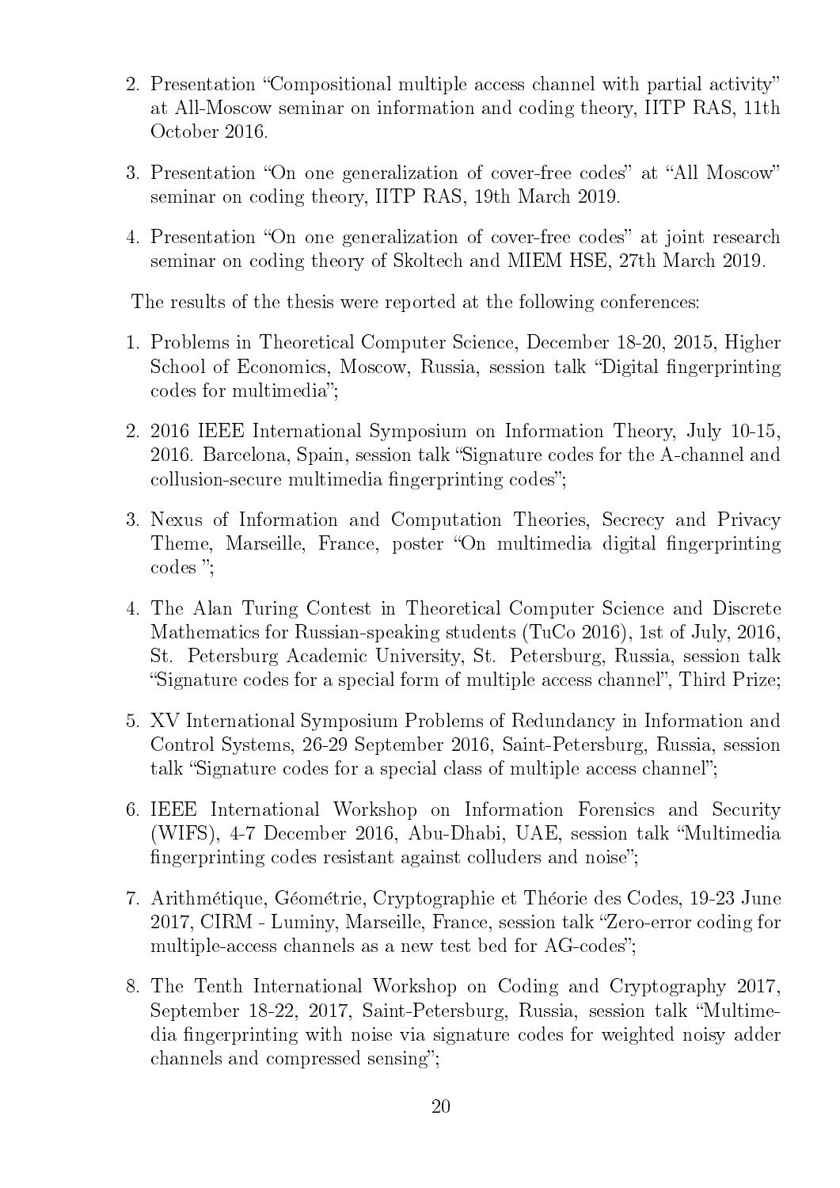2. Presentation “Compositional multiple access channel with partial activity” at All-Moscow seminar on information and coding theory, IITP RAS, 11th October 2016.
3. Presentation “On one generalization of cover-free codes” at “All Moscow” seminar on coding theory, IITP RAS, 19th March 2019.
4. Presentation “On one generalization of cover-free codes” at joint research seminar on coding theory of Skoltech and MIEM HSE, 27th March 2019.

The results of the thesis were reported at the following conferences:

1. Problems in Theoretical Computer Science, December 18-20, 2015, Higher School of Economics, Moscow, Russia, session talk “Digital fingerprinting codes for multimedia”;
2. 2016 IEEE International Symposium on Information Theory, July 10-15, 2016. Barcelona, Spain, session talk “Signature codes for the A-channel and collusion-secure multimedia fingerprinting codes”;
3. Nexus of Information and Computation Theories, Secrecy and Privacy Theme, Marseille, France, poster “On multimedia digital fingerprinting codes ”;
4. The Alan Turing Contest in Theoretical Computer Science and Discrete Mathematics for Russian-speaking students (TuCo 2016), 1st of July, 2016, St. Petersburg Academic University, St. Petersburg, Russia, session talk “Signature codes for a special form of multiple access channel”, Third Prize;
5. XV International Symposium Problems of Redundancy in Information and Control Systems, 26-29 September 2016, Saint-Petersburg, Russia, session talk “Signature codes for a special class of multiple access channel”;
6. IEEE International Workshop on Information Forensics and Security (WIFS), 4-7 December 2016, Abu-Dhabi, UAE, session talk “Multimedia fingerprinting codes resistant against colluders and noise”;
7. Arithmétique, Géométrie, Cryptographie et Théorie des Codes, 19-23 June 2017, CIRM - Luminy, Marseille, France, session talk “Zero-error coding for multiple-access channels as a new test bed for AG-codes”;
8. The Tenth International Workshop on Coding and Cryptography 2017, September 18-22, 2017, Saint-Petersburg, Russia, session talk “Multimedia fingerprinting with noise via signature codes for weighted noisy adder channels and compressed sensing”;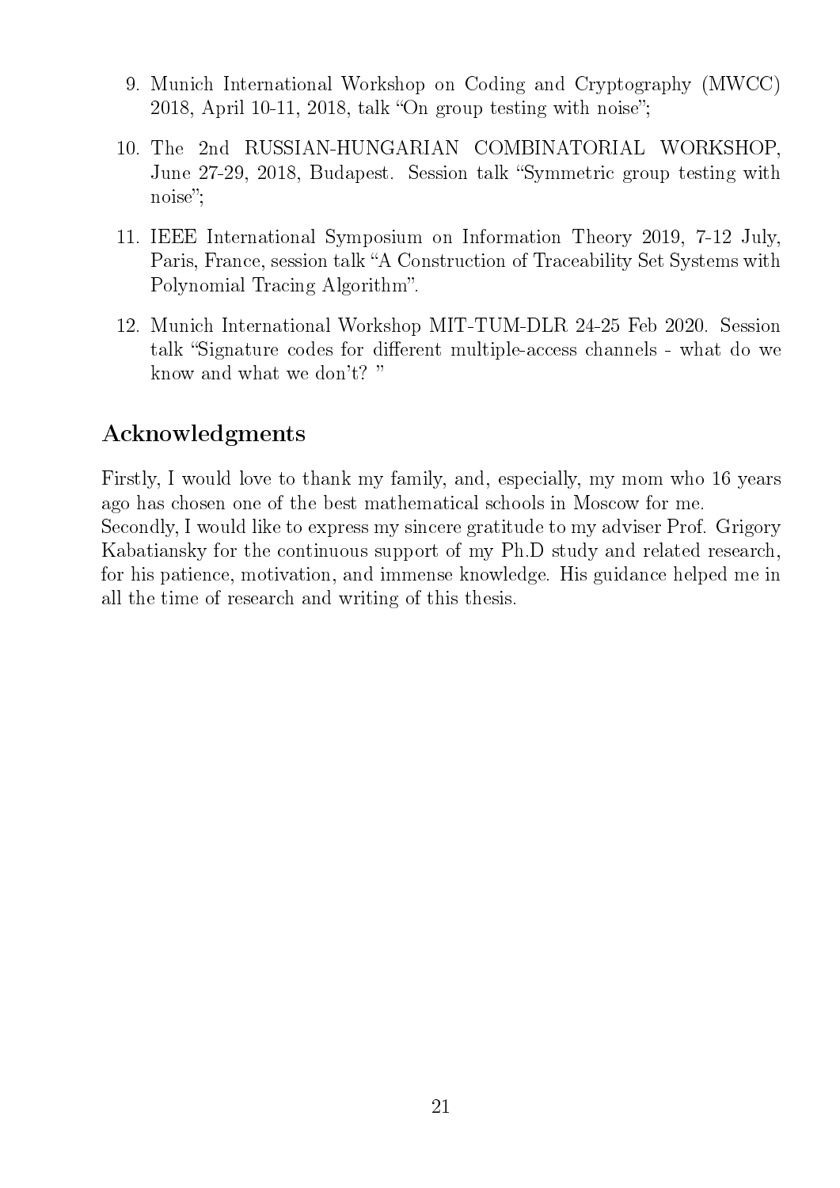9. Munich International Workshop on Coding and Cryptography (MWCC) 2018, April 10-11, 2018, talk "On group testing with noise";

10. The 2nd RUSSIAN-HUNGARIAN COMBINATORIAL WORKSHOP, June 27-29, 2018, Budapest. Session talk "Symmetric group testing with noise";

11. IEEE International Symposium on Information Theory 2019, 7-12 July, Paris, France, session talk "A Construction of Traceability Set Systems with Polynomial Tracing Algorithm".

12. Munich International Workshop MIT-TUM-DLR 24-25 Feb 2020. Session talk "Signature codes for different multiple-access channels - what do we know and what we don't? "

## Acknowledgments

Firstly, I would love to thank my family, and, especially, my mom who 16 years ago has chosen one of the best mathematical schools in Moscow for me.
Secondly, I would like to express my sincere gratitude to my adviser Prof. Grigory Kabatiansky for the continuous support of my Ph.D study and related research, for his patience, motivation, and immense knowledge. His guidance helped me in all the time of research and writing of this thesis.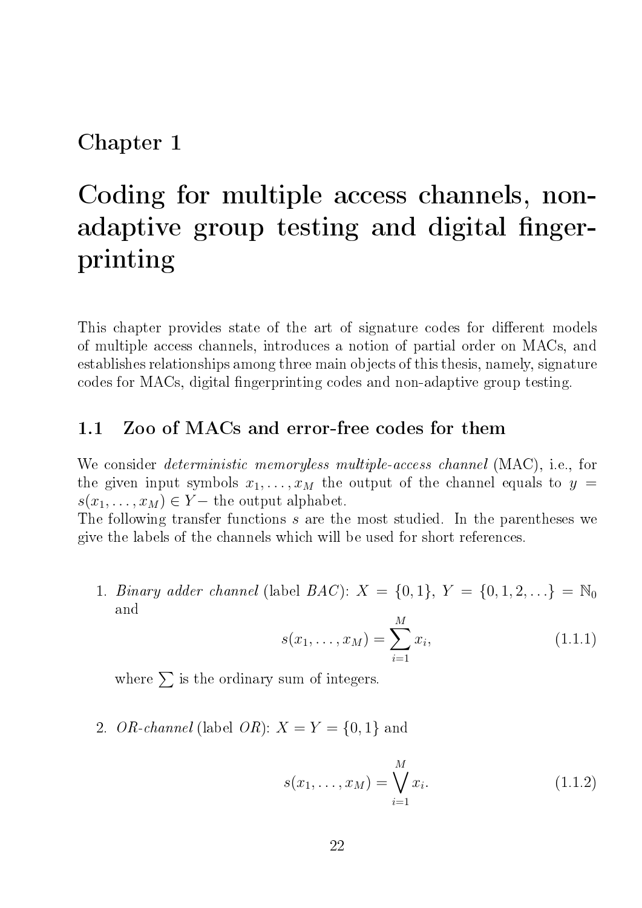# Chapter 1

# Coding for multiple access channels, non-adaptive group testing and digital fingerprinting

This chapter provides state of the art of signature codes for different models of multiple access channels, introduces a notion of partial order on MACs, and establishes relationships among three main objects of this thesis, namely, signature codes for MACs, digital fingerprinting codes and non-adaptive group testing.

## 1.1 Zoo of MACs and error-free codes for them

We consider *deterministic memoryless multiple-access channel* (MAC), i.e., for the given input symbols $x_1, \ldots, x_M$ the output of the channel equals to $y = s(x_1, \ldots, x_M) \in Y-$ the output alphabet.
The following transfer functions $s$ are the most studied. In the parentheses we give the labels of the channels which will be used for short references.

1. *Binary adder channel* (label *BAC*): $X = \{0, 1\}$, $Y = \{0, 1, 2, \ldots\} = \mathbb{N}_0$ and

$$s(x_1, \ldots, x_M) = \sum_{i=1}^{M} x_i, \tag{1.1.1}$$

where $\sum$ is the ordinary sum of integers.

2. *OR-channel* (label *OR*): $X = Y = \{0, 1\}$ and

$$s(x_1, \ldots, x_M) = \bigvee_{i=1}^{M} x_i. \tag{1.1.2}$$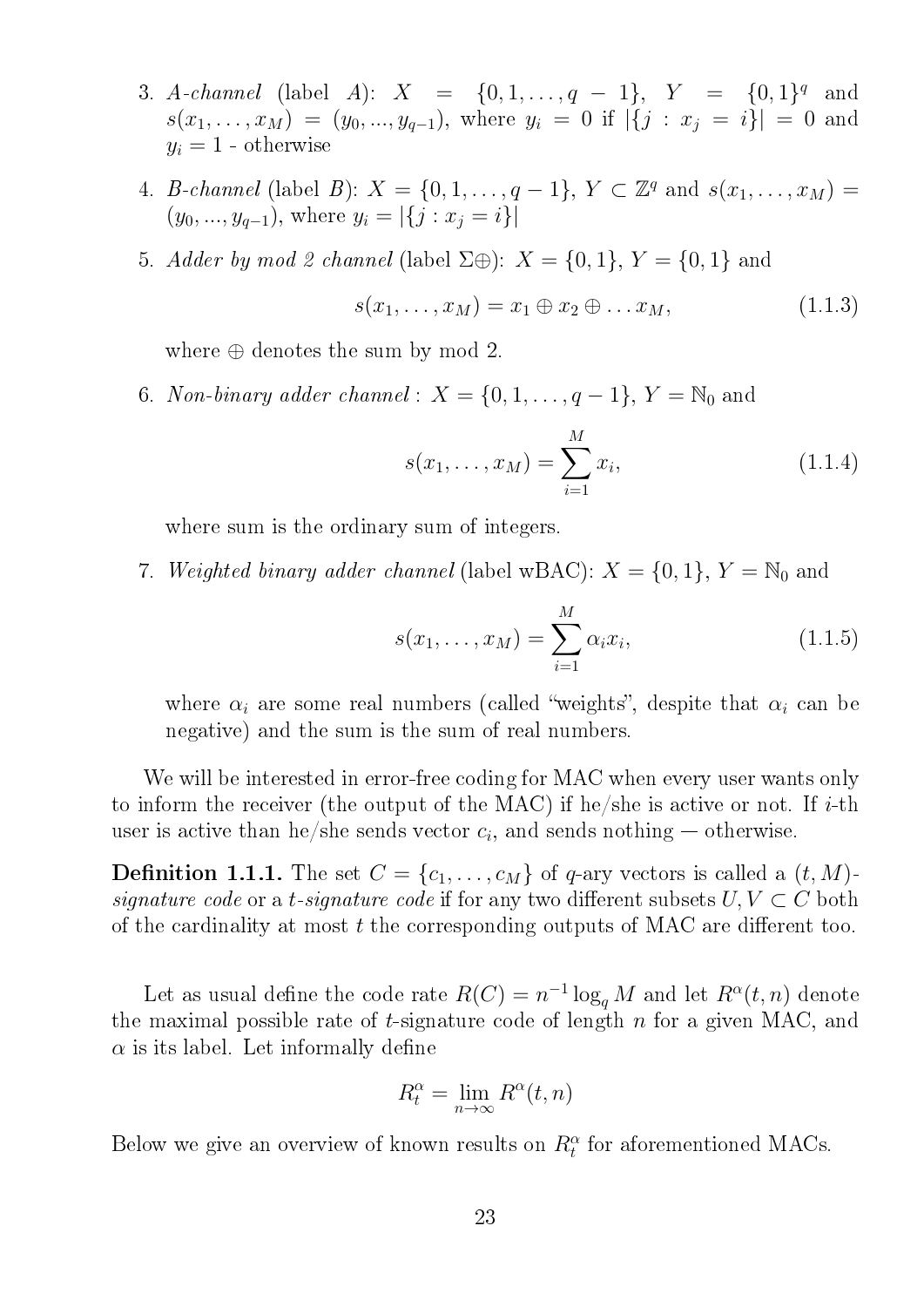3. *A-channel* (label $A$): $X = \{0, 1, \ldots, q-1\}$, $Y = \{0,1\}^q$ and $s(x_1, \ldots, x_M) = (y_0, ..., y_{q-1})$, where $y_i = 0$ if $|\{j : x_j = i\}| = 0$ and $y_i = 1$ - otherwise

4. *B-channel* (label $B$): $X = \{0, 1, \ldots, q-1\}$, $Y \subset \mathbb{Z}^q$ and $s(x_1, \ldots, x_M) = (y_0, ..., y_{q-1})$, where $y_i = |\{j : x_j = i\}|$

5. *Adder by mod 2 channel* (label $\Sigma\oplus$): $X = \{0, 1\}$, $Y = \{0, 1\}$ and

$$s(x_1, \ldots, x_M) = x_1 \oplus x_2 \oplus \ldots x_M, \tag{1.1.3}$$

where $\oplus$ denotes the sum by mod 2.

6. *Non-binary adder channel* : $X = \{0, 1, \ldots, q-1\}$, $Y = \mathbb{N}_0$ and

$$s(x_1, \ldots, x_M) = \sum_{i=1}^{M} x_i, \tag{1.1.4}$$

where sum is the ordinary sum of integers.

7. *Weighted binary adder channel* (label wBAC): $X = \{0, 1\}$, $Y = \mathbb{N}_0$ and

$$s(x_1, \ldots, x_M) = \sum_{i=1}^{M} \alpha_i x_i, \tag{1.1.5}$$

where $\alpha_i$ are some real numbers (called "weights", despite that $\alpha_i$ can be negative) and the sum is the sum of real numbers.

We will be interested in error-free coding for MAC when every user wants only to inform the receiver (the output of the MAC) if he/she is active or not. If $i$-th user is active than he/she sends vector $c_i$, and sends nothing — otherwise.

**Definition 1.1.1.** The set $C = \{c_1, \ldots, c_M\}$ of $q$-ary vectors is called a $(t, M)$-*signature code* or a $t$-*signature code* if for any two different subsets $U, V \subset C$ both of the cardinality at most $t$ the corresponding outputs of MAC are different too.

Let as usual define the code rate $R(C) = n^{-1} \log_q M$ and let $R^\alpha(t, n)$ denote the maximal possible rate of $t$-signature code of length $n$ for a given MAC, and $\alpha$ is its label. Let informally define

$$R_t^\alpha = \lim_{n \to \infty} R^\alpha(t, n)$$

Below we give an overview of known results on $R_t^\alpha$ for aforementioned MACs.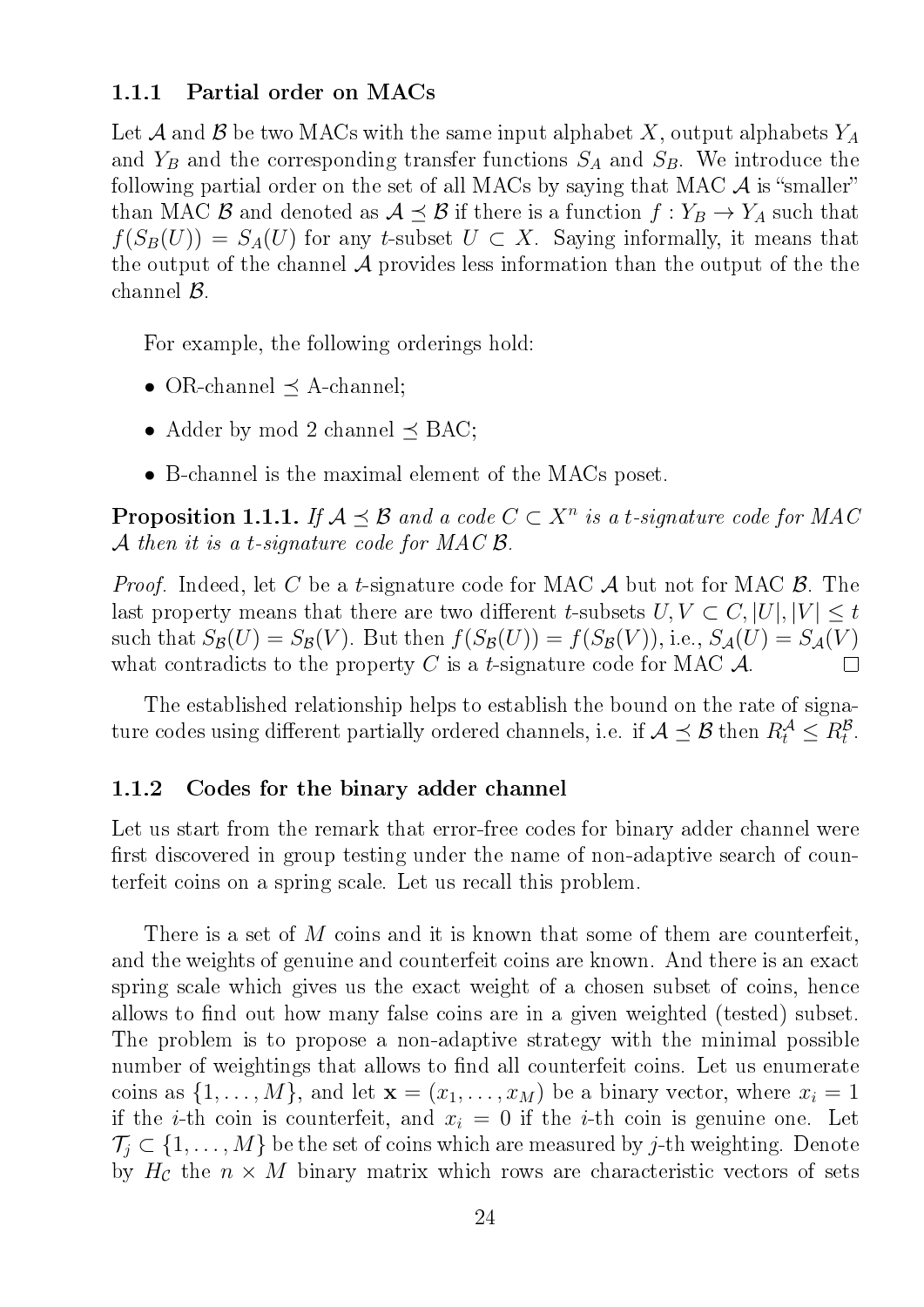### 1.1.1 Partial order on MACs

Let $\mathcal{A}$ and $\mathcal{B}$ be two MACs with the same input alphabet $X$, output alphabets $Y_A$ and $Y_B$ and the corresponding transfer functions $S_A$ and $S_B$. We introduce the following partial order on the set of all MACs by saying that MAC $\mathcal{A}$ is "smaller" than MAC $\mathcal{B}$ and denoted as $\mathcal{A} \preceq \mathcal{B}$ if there is a function $f : Y_B \to Y_A$ such that $f(S_B(U)) = S_A(U)$ for any $t$-subset $U \subset X$. Saying informally, it means that the output of the channel $\mathcal{A}$ provides less information than the output of the the channel $\mathcal{B}$.

For example, the following orderings hold:

- OR-channel $\preceq$ A-channel;
- Adder by mod 2 channel $\preceq$ BAC;
- B-channel is the maximal element of the MACs poset.

**Proposition 1.1.1.** *If $\mathcal{A} \preceq \mathcal{B}$ and a code $C \subset X^n$ is a $t$-signature code for MAC $\mathcal{A}$ then it is a $t$-signature code for MAC $\mathcal{B}$.*

*Proof.* Indeed, let $C$ be a $t$-signature code for MAC $\mathcal{A}$ but not for MAC $\mathcal{B}$. The last property means that there are two different $t$-subsets $U, V \subset C, |U|, |V| \leq t$ such that $S_{\mathcal{B}}(U) = S_{\mathcal{B}}(V)$. But then $f(S_{\mathcal{B}}(U)) = f(S_{\mathcal{B}}(V))$, i.e., $S_{\mathcal{A}}(U) = S_{\mathcal{A}}(V)$ what contradicts to the property $C$ is a $t$-signature code for MAC $\mathcal{A}$. $\square$

The established relationship helps to establish the bound on the rate of signature codes using different partially ordered channels, i.e. if $\mathcal{A} \preceq \mathcal{B}$ then $R_t^{\mathcal{A}} \leq R_t^{\mathcal{B}}$.

### 1.1.2 Codes for the binary adder channel

Let us start from the remark that error-free codes for binary adder channel were first discovered in group testing under the name of non-adaptive search of counterfeit coins on a spring scale. Let us recall this problem.

There is a set of $M$ coins and it is known that some of them are counterfeit, and the weights of genuine and counterfeit coins are known. And there is an exact spring scale which gives us the exact weight of a chosen subset of coins, hence allows to find out how many false coins are in a given weighted (tested) subset. The problem is to propose a non-adaptive strategy with the minimal possible number of weightings that allows to find all counterfeit coins. Let us enumerate coins as $\{1, \dots, M\}$, and let $\mathbf{x} = (x_1, \dots, x_M)$ be a binary vector, where $x_i = 1$ if the $i$-th coin is counterfeit, and $x_i = 0$ if the $i$-th coin is genuine one. Let $\mathcal{T}_j \subset \{1, \dots, M\}$ be the set of coins which are measured by $j$-th weighting. Denote by $H_{\mathcal{C}}$ the $n \times M$ binary matrix which rows are characteristic vectors of sets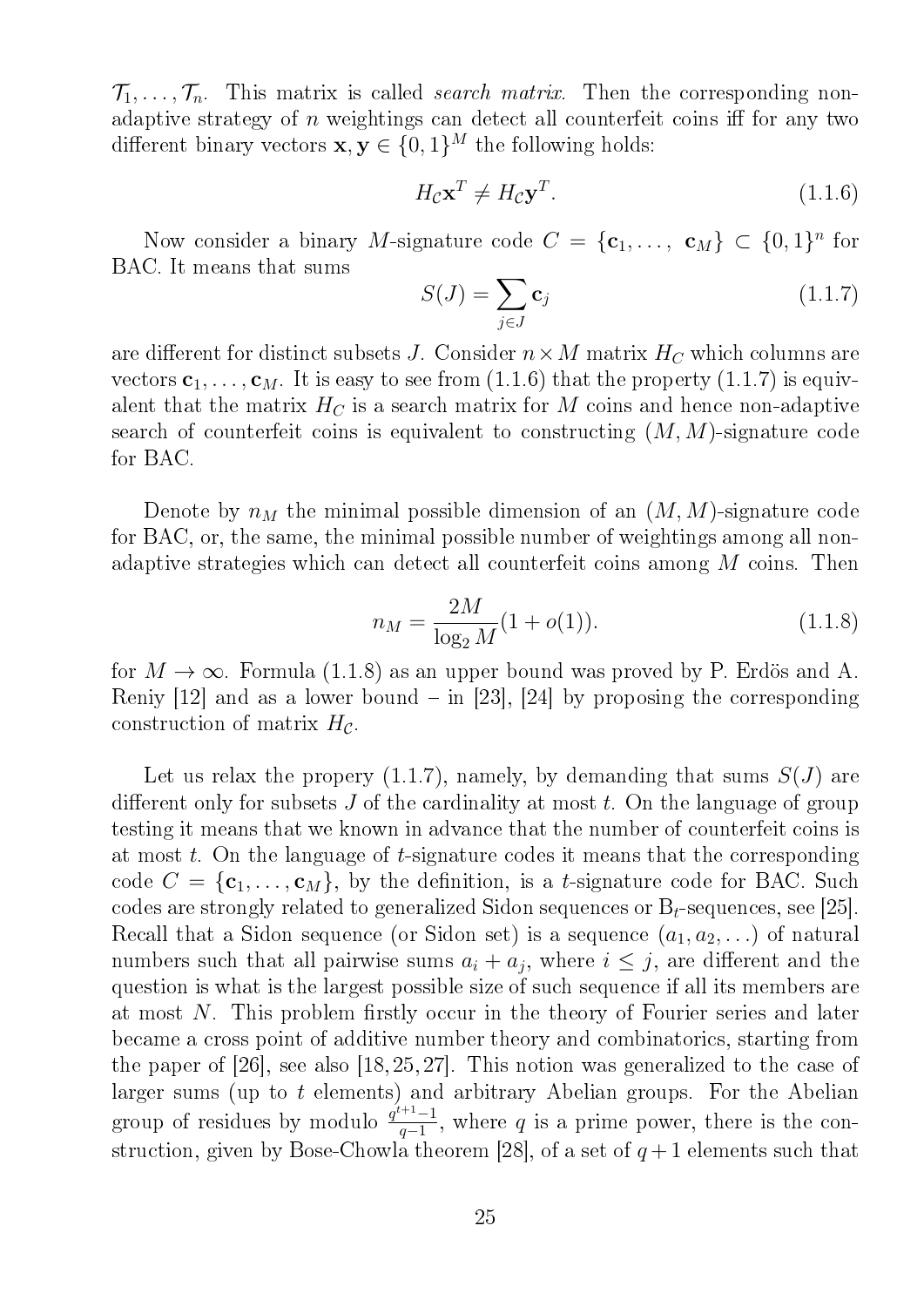$\mathcal{T}_1, \ldots, \mathcal{T}_n$. This matrix is called *search matrix*. Then the corresponding non-adaptive strategy of $n$ weightings can detect all counterfeit coins iff for any two different binary vectors $\mathbf{x}, \mathbf{y} \in \{0,1\}^M$ the following holds:

$$H_{\mathcal{C}} \mathbf{x}^T \neq H_{\mathcal{C}} \mathbf{y}^T. \tag{1.1.6}$$

Now consider a binary $M$-signature code $C = \{\mathbf{c}_1, \ldots, \mathbf{c}_M\} \subset \{0,1\}^n$ for BAC. It means that sums

$$S(J) = \sum_{j \in J} \mathbf{c}_j \tag{1.1.7}$$

are different for distinct subsets $J$. Consider $n \times M$ matrix $H_C$ which columns are vectors $\mathbf{c}_1, \ldots, \mathbf{c}_M$. It is easy to see from (1.1.6) that the property (1.1.7) is equivalent that the matrix $H_C$ is a search matrix for $M$ coins and hence non-adaptive search of counterfeit coins is equivalent to constructing $(M, M)$-signature code for BAC.

Denote by $n_M$ the minimal possible dimension of an $(M, M)$-signature code for BAC, or, the same, the minimal possible number of weightings among all non-adaptive strategies which can detect all counterfeit coins among $M$ coins. Then

$$n_M = \frac{2M}{\log_2 M}(1 + o(1)). \tag{1.1.8}$$

for $M \to \infty$. Formula (1.1.8) as an upper bound was proved by P. Erdös and A. Reniy [12] and as a lower bound – in [23], [24] by proposing the corresponding construction of matrix $H_{\mathcal{C}}$.

Let us relax the propery (1.1.7), namely, by demanding that sums $S(J)$ are different only for subsets $J$ of the cardinality at most $t$. On the language of group testing it means that we known in advance that the number of counterfeit coins is at most $t$. On the language of $t$-signature codes it means that the corresponding code $C = \{\mathbf{c}_1, \ldots, \mathbf{c}_M\}$, by the definition, is a $t$-signature code for BAC. Such codes are strongly related to generalized Sidon sequences or $\mathrm{B}_t$-sequences, see [25]. Recall that a Sidon sequence (or Sidon set) is a sequence $(a_1, a_2, \ldots)$ of natural numbers such that all pairwise sums $a_i + a_j$, where $i \leq j$, are different and the question is what is the largest possible size of such sequence if all its members are at most $N$. This problem firstly occur in the theory of Fourier series and later became a cross point of additive number theory and combinatorics, starting from the paper of [26], see also [18, 25, 27]. This notion was generalized to the case of larger sums (up to $t$ elements) and arbitrary Abelian groups. For the Abelian group of residues by modulo $\frac{q^{t+1}-1}{q-1}$, where $q$ is a prime power, there is the construction, given by Bose-Chowla theorem [28], of a set of $q+1$ elements such that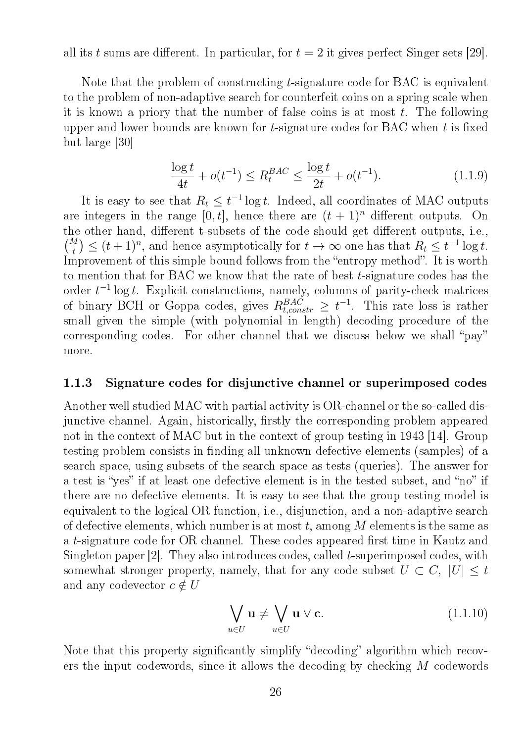all its $t$ sums are different. In particular, for $t = 2$ it gives perfect Singer sets [29].

Note that the problem of constructing $t$-signature code for BAC is equivalent to the problem of non-adaptive search for counterfeit coins on a spring scale when it is known a priory that the number of false coins is at most $t$. The following upper and lower bounds are known for $t$-signature codes for BAC when $t$ is fixed but large [30]

$$\frac{\log t}{4t} + o(t^{-1}) \leq R_t^{BAC} \leq \frac{\log t}{2t} + o(t^{-1}). \tag{1.1.9}$$

It is easy to see that $R_t \leq t^{-1} \log t$. Indeed, all coordinates of MAC outputs are integers in the range $[0, t]$, hence there are $(t+1)^n$ different outputs. On the other hand, different t-subsets of the code should get different outputs, i.e., $\binom{M}{t} \leq (t+1)^n$, and hence asymptotically for $t \to \infty$ one has that $R_t \leq t^{-1} \log t$. Improvement of this simple bound follows from the "entropy method". It is worth to mention that for BAC we know that the rate of best $t$-signature codes has the order $t^{-1} \log t$. Explicit constructions, namely, columns of parity-check matrices of binary BCH or Goppa codes, gives $R_{t,constr}^{BAC} \geq t^{-1}$. This rate loss is rather small given the simple (with polynomial in length) decoding procedure of the corresponding codes. For other channel that we discuss below we shall "pay" more.

### 1.1.3 Signature codes for disjunctive channel or superimposed codes

Another well studied MAC with partial activity is OR-channel or the so-called disjunctive channel. Again, historically, firstly the corresponding problem appeared not in the context of MAC but in the context of group testing in 1943 [14]. Group testing problem consists in finding all unknown defective elements (samples) of a search space, using subsets of the search space as tests (queries). The answer for a test is "yes" if at least one defective element is in the tested subset, and "no" if there are no defective elements. It is easy to see that the group testing model is equivalent to the logical OR function, i.e., disjunction, and a non-adaptive search of defective elements, which number is at most $t$, among $M$ elements is the same as a $t$-signature code for OR channel. These codes appeared first time in Kautz and Singleton paper [2]. They also introduces codes, called $t$-superimposed codes, with somewhat stronger property, namely, that for any code subset $U \subset C$, $|U| \leq t$ and any codevector $c \notin U$

$$\bigvee_{u \in U} \mathbf{u} \neq \bigvee_{u \in U} \mathbf{u} \vee \mathbf{c}. \tag{1.1.10}$$

Note that this property significantly simplify "decoding" algorithm which recovers the input codewords, since it allows the decoding by checking $M$ codewords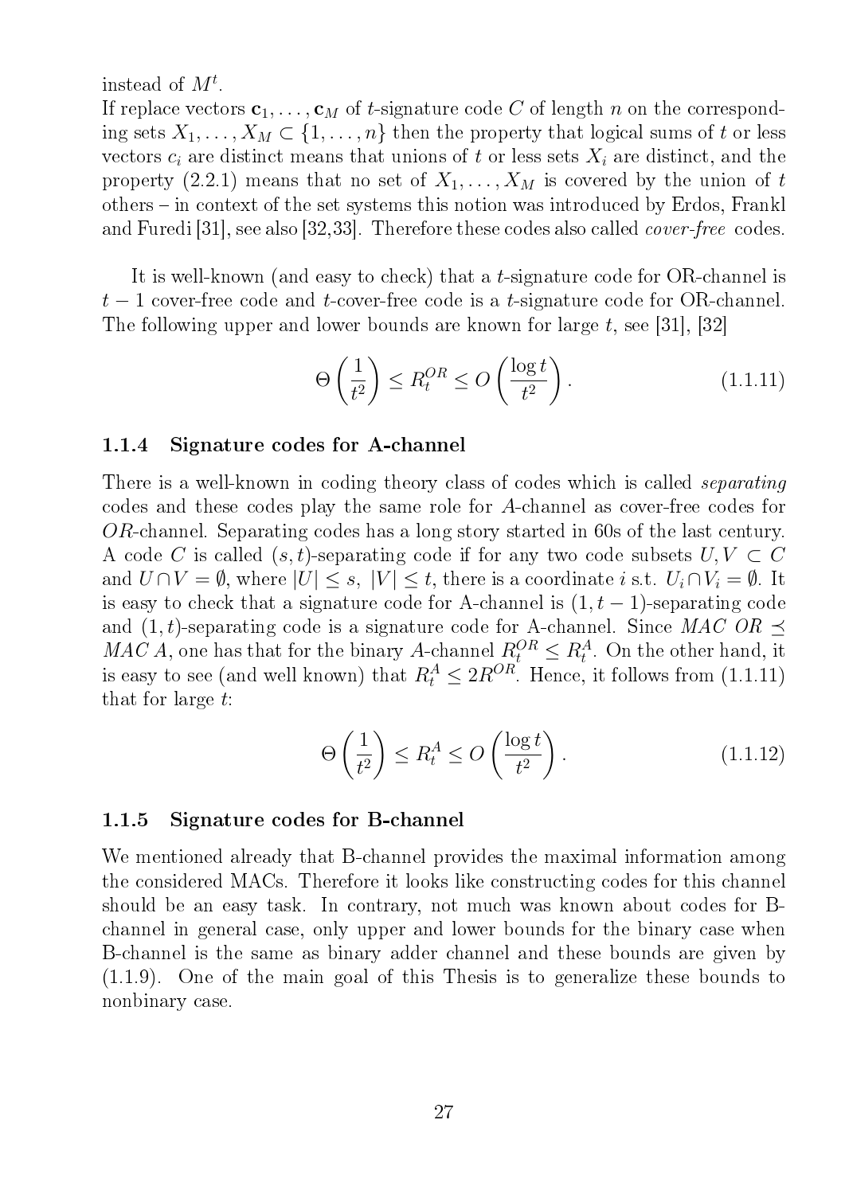instead of $M^t$.

If replace vectors $\mathbf{c}_1, \ldots, \mathbf{c}_M$ of $t$-signature code $C$ of length $n$ on the corresponding sets $X_1, \ldots, X_M \subset \{1, \ldots, n\}$ then the property that logical sums of $t$ or less vectors $c_i$ are distinct means that unions of $t$ or less sets $X_i$ are distinct, and the property (2.2.1) means that no set of $X_1, \ldots, X_M$ is covered by the union of $t$ others – in context of the set systems this notion was introduced by Erdos, Frankl and Furedi [31], see also [32,33]. Therefore these codes also called *cover-free* codes.

It is well-known (and easy to check) that a $t$-signature code for OR-channel is $t-1$ cover-free code and $t$-cover-free code is a $t$-signature code for OR-channel. The following upper and lower bounds are known for large $t$, see [31], [32]

$$\Theta\left(\frac{1}{t^2}\right) \leq R_t^{OR} \leq O\left(\frac{\log t}{t^2}\right). \tag{1.1.11}$$

### 1.1.4 Signature codes for A-channel

There is a well-known in coding theory class of codes which is called *separating* codes and these codes play the same role for $A$-channel as cover-free codes for $OR$-channel. Separating codes has a long story started in 60s of the last century. A code $C$ is called $(s,t)$-separating code if for any two code subsets $U, V \subset C$ and $U \cap V = \emptyset$, where $|U| \leq s$, $|V| \leq t$, there is a coordinate $i$ s.t. $U_i \cap V_i = \emptyset$. It is easy to check that a signature code for A-channel is $(1, t-1)$-separating code and $(1,t)$-separating code is a signature code for A-channel. Since $MAC\ OR \preceq MAC\ A$, one has that for the binary $A$-channel $R_t^{OR} \leq R_t^A$. On the other hand, it is easy to see (and well known) that $R_t^A \leq 2R^{OR}$. Hence, it follows from (1.1.11) that for large $t$:

$$\Theta\left(\frac{1}{t^2}\right) \leq R_t^{A} \leq O\left(\frac{\log t}{t^2}\right). \tag{1.1.12}$$

### 1.1.5 Signature codes for B-channel

We mentioned already that B-channel provides the maximal information among the considered MACs. Therefore it looks like constructing codes for this channel should be an easy task. In contrary, not much was known about codes for B-channel in general case, only upper and lower bounds for the binary case when B-channel is the same as binary adder channel and these bounds are given by (1.1.9). One of the main goal of this Thesis is to generalize these bounds to nonbinary case.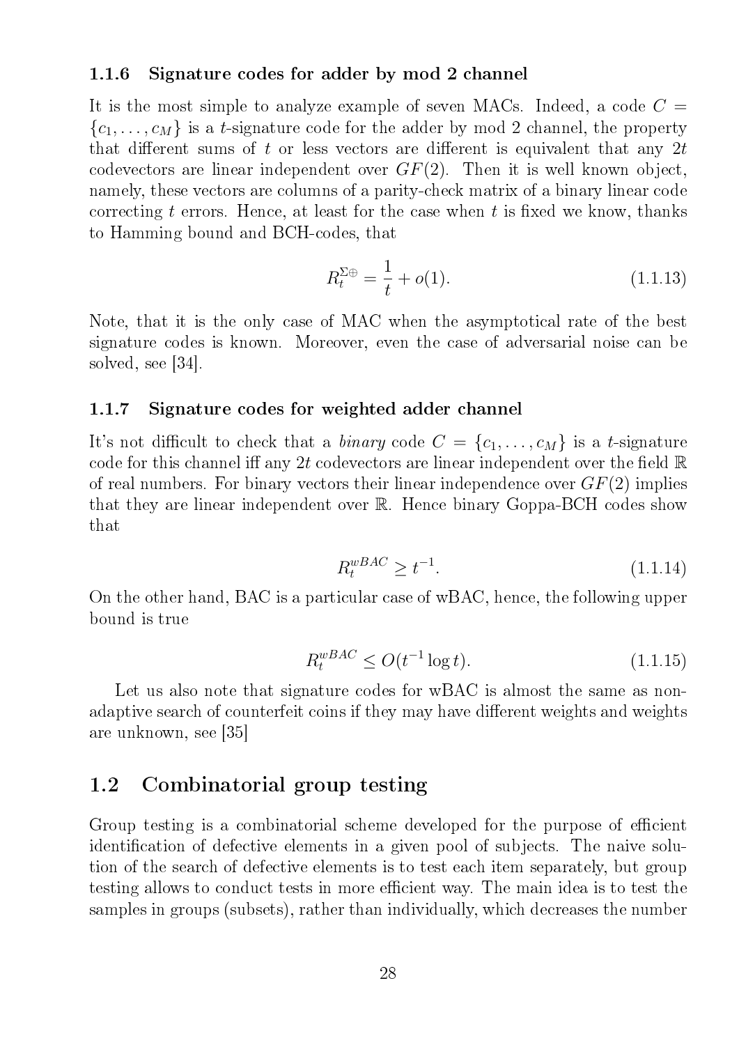### 1.1.6 Signature codes for adder by mod 2 channel

It is the most simple to analyze example of seven MACs. Indeed, a code $C = \{c_1, \ldots, c_M\}$ is a $t$-signature code for the adder by mod 2 channel, the property that different sums of $t$ or less vectors are different is equivalent that any $2t$ codevectors are linear independent over $GF(2)$. Then it is well known object, namely, these vectors are columns of a parity-check matrix of a binary linear code correcting $t$ errors. Hence, at least for the case when $t$ is fixed we know, thanks to Hamming bound and BCH-codes, that

$$R_t^{\Sigma\oplus} = \frac{1}{t} + o(1). \tag{1.1.13}$$

Note, that it is the only case of MAC when the asymptotical rate of the best signature codes is known. Moreover, even the case of adversarial noise can be solved, see [34].

### 1.1.7 Signature codes for weighted adder channel

It's not difficult to check that a *binary* code $C = \{c_1, \ldots, c_M\}$ is a $t$-signature code for this channel iff any $2t$ codevectors are linear independent over the field $\mathbb{R}$ of real numbers. For binary vectors their linear independence over $GF(2)$ implies that they are linear independent over $\mathbb{R}$. Hence binary Goppa-BCH codes show that

$$R_t^{wBAC} \geq t^{-1}. \tag{1.1.14}$$

On the other hand, BAC is a particular case of wBAC, hence, the following upper bound is true

$$R_t^{wBAC} \leq O(t^{-1} \log t). \tag{1.1.15}$$

Let us also note that signature codes for wBAC is almost the same as non-adaptive search of counterfeit coins if they may have different weights and weights are unknown, see [35]

## 1.2 Combinatorial group testing

Group testing is a combinatorial scheme developed for the purpose of efficient identification of defective elements in a given pool of subjects. The naive solution of the search of defective elements is to test each item separately, but group testing allows to conduct tests in more efficient way. The main idea is to test the samples in groups (subsets), rather than individually, which decreases the number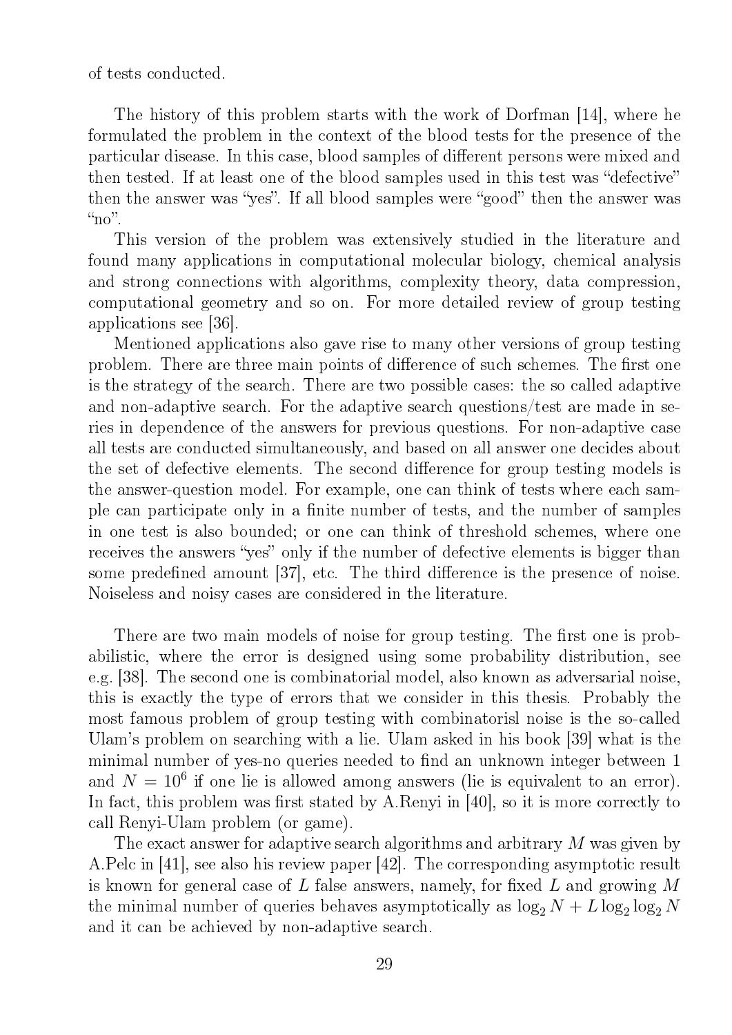of tests conducted.

The history of this problem starts with the work of Dorfman [14], where he formulated the problem in the context of the blood tests for the presence of the particular disease. In this case, blood samples of different persons were mixed and then tested. If at least one of the blood samples used in this test was "defective" then the answer was "yes". If all blood samples were "good" then the answer was "no".

This version of the problem was extensively studied in the literature and found many applications in computational molecular biology, chemical analysis and strong connections with algorithms, complexity theory, data compression, computational geometry and so on. For more detailed review of group testing applications see [36].

Mentioned applications also gave rise to many other versions of group testing problem. There are three main points of difference of such schemes. The first one is the strategy of the search. There are two possible cases: the so called adaptive and non-adaptive search. For the adaptive search questions/test are made in series in dependence of the answers for previous questions. For non-adaptive case all tests are conducted simultaneously, and based on all answer one decides about the set of defective elements. The second difference for group testing models is the answer-question model. For example, one can think of tests where each sample can participate only in a finite number of tests, and the number of samples in one test is also bounded; or one can think of threshold schemes, where one receives the answers "yes" only if the number of defective elements is bigger than some predefined amount [37], etc. The third difference is the presence of noise. Noiseless and noisy cases are considered in the literature.

There are two main models of noise for group testing. The first one is probabilistic, where the error is designed using some probability distribution, see e.g. [38]. The second one is combinatorial model, also known as adversarial noise, this is exactly the type of errors that we consider in this thesis. Probably the most famous problem of group testing with combinatorisl noise is the so-called Ulam's problem on searching with a lie. Ulam asked in his book [39] what is the minimal number of yes-no queries needed to find an unknown integer between 1 and $N = 10^6$ if one lie is allowed among answers (lie is equivalent to an error). In fact, this problem was first stated by A.Renyi in [40], so it is more correctly to call Renyi-Ulam problem (or game).

The exact answer for adaptive search algorithms and arbitrary $M$ was given by A.Pelc in [41], see also his review paper [42]. The corresponding asymptotic result is known for general case of $L$ false answers, namely, for fixed $L$ and growing $M$ the minimal number of queries behaves asymptotically as $\log_2 N + L \log_2 \log_2 N$ and it can be achieved by non-adaptive search.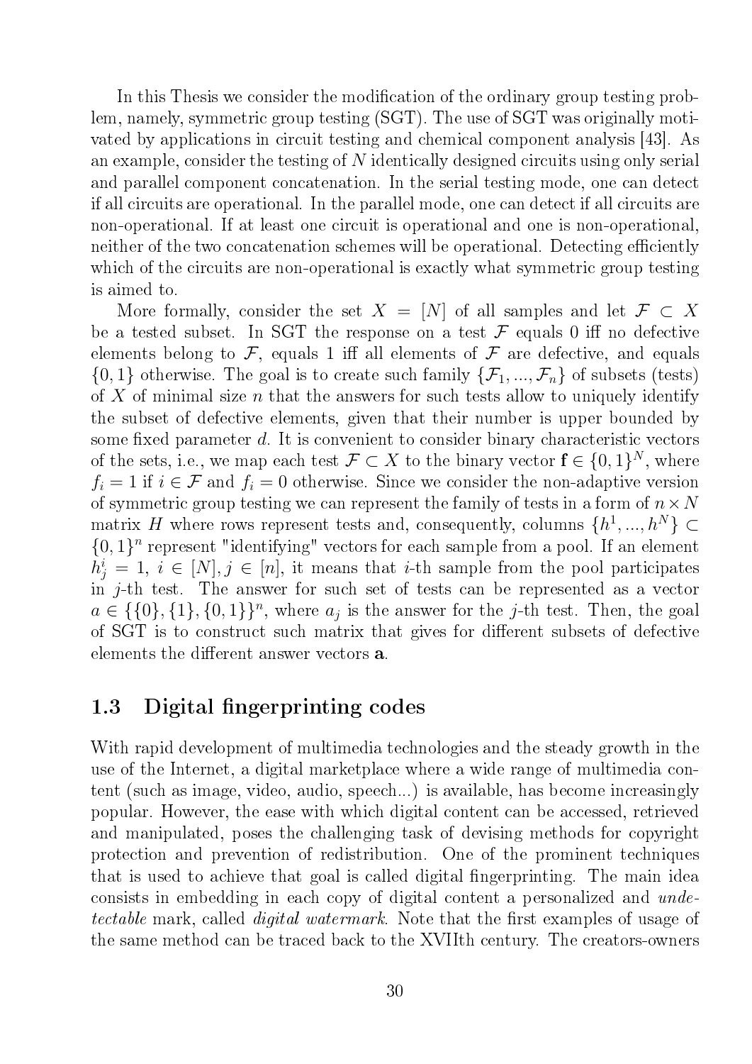In this Thesis we consider the modification of the ordinary group testing problem, namely, symmetric group testing (SGT). The use of SGT was originally motivated by applications in circuit testing and chemical component analysis [43]. As an example, consider the testing of $N$ identically designed circuits using only serial and parallel component concatenation. In the serial testing mode, one can detect if all circuits are operational. In the parallel mode, one can detect if all circuits are non-operational. If at least one circuit is operational and one is non-operational, neither of the two concatenation schemes will be operational. Detecting efficiently which of the circuits are non-operational is exactly what symmetric group testing is aimed to.

More formally, consider the set $X = [N]$ of all samples and let $\mathcal{F} \subset X$ be a tested subset. In SGT the response on a test $\mathcal{F}$ equals 0 iff no defective elements belong to $\mathcal{F}$, equals 1 iff all elements of $\mathcal{F}$ are defective, and equals $\{0, 1\}$ otherwise. The goal is to create such family $\{\mathcal{F}_1, ..., \mathcal{F}_n\}$ of subsets (tests) of $X$ of minimal size $n$ that the answers for such tests allow to uniquely identify the subset of defective elements, given that their number is upper bounded by some fixed parameter $d$. It is convenient to consider binary characteristic vectors of the sets, i.e., we map each test $\mathcal{F} \subset X$ to the binary vector $\mathbf{f} \in \{0, 1\}^N$, where $f_i = 1$ if $i \in \mathcal{F}$ and $f_i = 0$ otherwise. Since we consider the non-adaptive version of symmetric group testing we can represent the family of tests in a form of $n \times N$ matrix $H$ where rows represent tests and, consequently, columns $\{h^1, ..., h^N\} \subset \{0, 1\}^n$ represent "identifying" vectors for each sample from a pool. If an element $h^i_j = 1$, $i \in [N], j \in [n]$, it means that $i$-th sample from the pool participates in $j$-th test. The answer for such set of tests can be represented as a vector $a \in \{\{0\}, \{1\}, \{0, 1\}\}^n$, where $a_j$ is the answer for the $j$-th test. Then, the goal of SGT is to construct such matrix that gives for different subsets of defective elements the different answer vectors $\mathbf{a}$.

## 1.3 Digital fingerprinting codes

With rapid development of multimedia technologies and the steady growth in the use of the Internet, a digital marketplace where a wide range of multimedia content (such as image, video, audio, speech...) is available, has become increasingly popular. However, the ease with which digital content can be accessed, retrieved and manipulated, poses the challenging task of devising methods for copyright protection and prevention of redistribution. One of the prominent techniques that is used to achieve that goal is called digital fingerprinting. The main idea consists in embedding in each copy of digital content a personalized and *undetectable* mark, called *digital watermark*. Note that the first examples of usage of the same method can be traced back to the XVIIth century. The creators-owners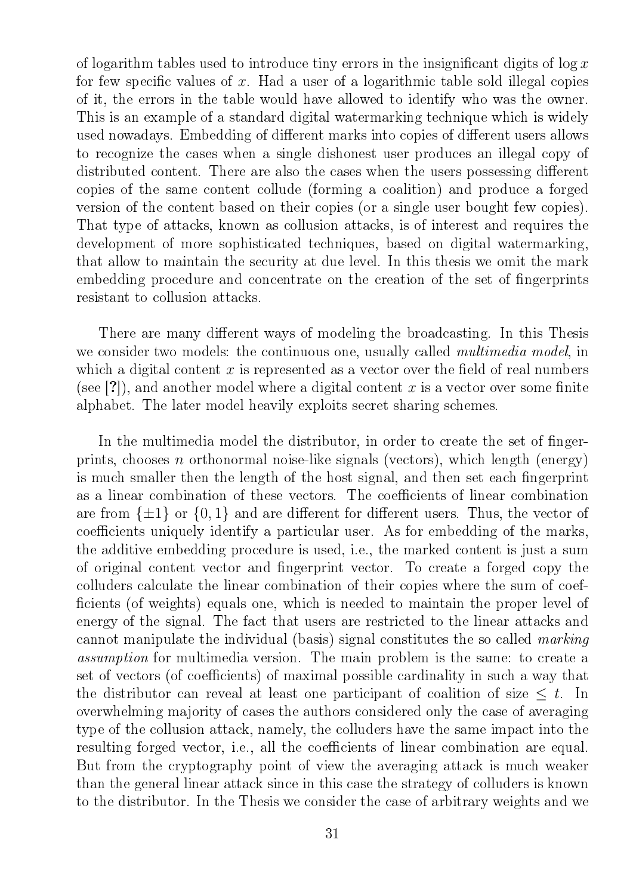of logarithm tables used to introduce tiny errors in the insignificant digits of $\log x$ for few specific values of $x$. Had a user of a logarithmic table sold illegal copies of it, the errors in the table would have allowed to identify who was the owner. This is an example of a standard digital watermarking technique which is widely used nowadays. Embedding of different marks into copies of different users allows to recognize the cases when a single dishonest user produces an illegal copy of distributed content. There are also the cases when the users possessing different copies of the same content collude (forming a coalition) and produce a forged version of the content based on their copies (or a single user bought few copies). That type of attacks, known as collusion attacks, is of interest and requires the development of more sophisticated techniques, based on digital watermarking, that allow to maintain the security at due level. In this thesis we omit the mark embedding procedure and concentrate on the creation of the set of fingerprints resistant to collusion attacks.

There are many different ways of modeling the broadcasting. In this Thesis we consider two models: the continuous one, usually called *multimedia model*, in which a digital content $x$ is represented as a vector over the field of real numbers (see [?]), and another model where a digital content $x$ is a vector over some finite alphabet. The later model heavily exploits secret sharing schemes.

In the multimedia model the distributor, in order to create the set of fingerprints, chooses $n$ orthonormal noise-like signals (vectors), which length (energy) is much smaller then the length of the host signal, and then set each fingerprint as a linear combination of these vectors. The coefficients of linear combination are from $\{\pm 1\}$ or $\{0, 1\}$ and are different for different users. Thus, the vector of coefficients uniquely identify a particular user. As for embedding of the marks, the additive embedding procedure is used, i.e., the marked content is just a sum of original content vector and fingerprint vector. To create a forged copy the colluders calculate the linear combination of their copies where the sum of coefficients (of weights) equals one, which is needed to maintain the proper level of energy of the signal. The fact that users are restricted to the linear attacks and cannot manipulate the individual (basis) signal constitutes the so called *marking assumption* for multimedia version. The main problem is the same: to create a set of vectors (of coefficients) of maximal possible cardinality in such a way that the distributor can reveal at least one participant of coalition of size $\leq t$. In overwhelming majority of cases the authors considered only the case of averaging type of the collusion attack, namely, the colluders have the same impact into the resulting forged vector, i.e., all the coefficients of linear combination are equal. But from the cryptography point of view the averaging attack is much weaker than the general linear attack since in this case the strategy of colluders is known to the distributor. In the Thesis we consider the case of arbitrary weights and we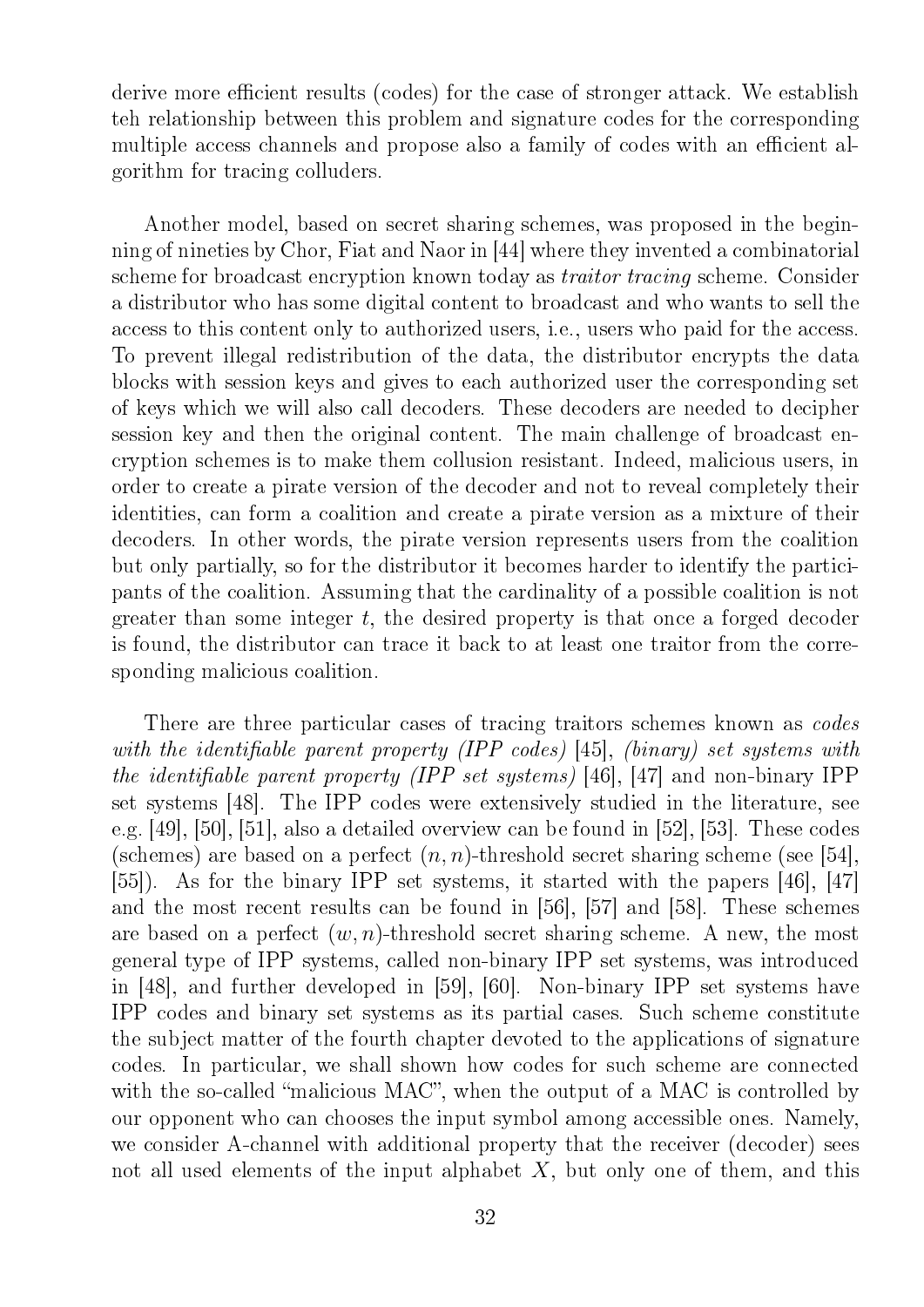derive more efficient results (codes) for the case of stronger attack. We establish teh relationship between this problem and signature codes for the corresponding multiple access channels and propose also a family of codes with an efficient algorithm for tracing colluders.

Another model, based on secret sharing schemes, was proposed in the beginning of nineties by Chor, Fiat and Naor in [44] where they invented a combinatorial scheme for broadcast encryption known today as *traitor tracing* scheme. Consider a distributor who has some digital content to broadcast and who wants to sell the access to this content only to authorized users, i.e., users who paid for the access. To prevent illegal redistribution of the data, the distributor encrypts the data blocks with session keys and gives to each authorized user the corresponding set of keys which we will also call decoders. These decoders are needed to decipher session key and then the original content. The main challenge of broadcast encryption schemes is to make them collusion resistant. Indeed, malicious users, in order to create a pirate version of the decoder and not to reveal completely their identities, can form a coalition and create a pirate version as a mixture of their decoders. In other words, the pirate version represents users from the coalition but only partially, so for the distributor it becomes harder to identify the participants of the coalition. Assuming that the cardinality of a possible coalition is not greater than some integer $t$, the desired property is that once a forged decoder is found, the distributor can trace it back to at least one traitor from the corresponding malicious coalition.

There are three particular cases of tracing traitors schemes known as *codes with the identifiable parent property (IPP codes)* [45], *(binary) set systems with the identifiable parent property (IPP set systems)* [46], [47] and non-binary IPP set systems [48]. The IPP codes were extensively studied in the literature, see e.g. [49], [50], [51], also a detailed overview can be found in [52], [53]. These codes (schemes) are based on a perfect $(n, n)$-threshold secret sharing scheme (see [54], [55]). As for the binary IPP set systems, it started with the papers [46], [47] and the most recent results can be found in [56], [57] and [58]. These schemes are based on a perfect $(w, n)$-threshold secret sharing scheme. A new, the most general type of IPP systems, called non-binary IPP set systems, was introduced in [48], and further developed in [59], [60]. Non-binary IPP set systems have IPP codes and binary set systems as its partial cases. Such scheme constitute the subject matter of the fourth chapter devoted to the applications of signature codes. In particular, we shall shown how codes for such scheme are connected with the so-called "malicious MAC", when the output of a MAC is controlled by our opponent who can chooses the input symbol among accessible ones. Namely, we consider A-channel with additional property that the receiver (decoder) sees not all used elements of the input alphabet $X$, but only one of them, and this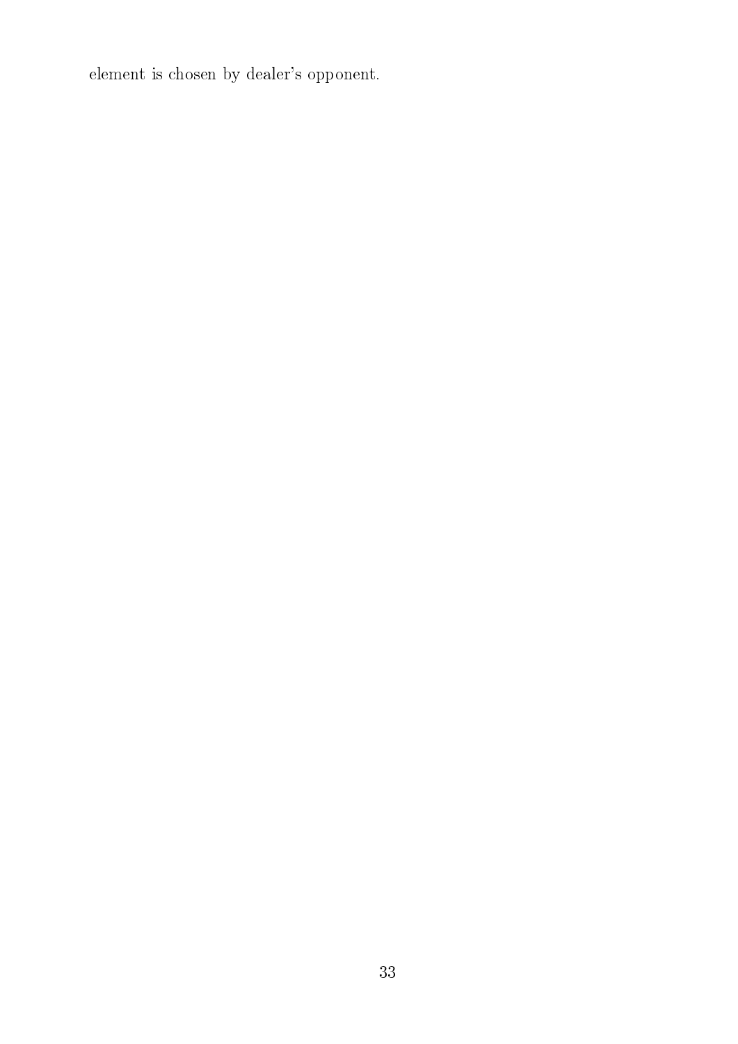element is chosen by dealer's opponent.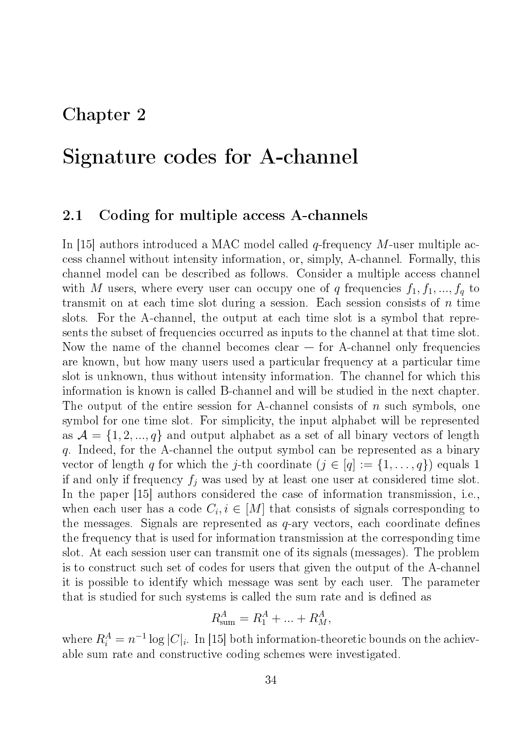# Chapter 2

# Signature codes for A-channel

## 2.1 Coding for multiple access A-channels

In [15] authors introduced a MAC model called $q$-frequency $M$-user multiple access channel without intensity information, or, simply, A-channel. Formally, this channel model can be described as follows. Consider a multiple access channel with $M$ users, where every user can occupy one of $q$ frequencies $f_1, f_1, ..., f_q$ to transmit on at each time slot during a session. Each session consists of $n$ time slots. For the A-channel, the output at each time slot is a symbol that represents the subset of frequencies occurred as inputs to the channel at that time slot. Now the name of the channel becomes clear — for A-channel only frequencies are known, but how many users used a particular frequency at a particular time slot is unknown, thus without intensity information. The channel for which this information is known is called B-channel and will be studied in the next chapter. The output of the entire session for A-channel consists of $n$ such symbols, one symbol for one time slot. For simplicity, the input alphabet will be represented as $\mathcal{A} = \{1, 2, ..., q\}$ and output alphabet as a set of all binary vectors of length $q$. Indeed, for the A-channel the output symbol can be represented as a binary vector of length $q$ for which the $j$-th coordinate ($j \in [q] := \{1, \ldots, q\}$) equals 1 if and only if frequency $f_j$ was used by at least one user at considered time slot. In the paper [15] authors considered the case of information transmission, i.e., when each user has a code $C_i, i \in [M]$ that consists of signals corresponding to the messages. Signals are represented as $q$-ary vectors, each coordinate defines the frequency that is used for information transmission at the corresponding time slot. At each session user can transmit one of its signals (messages). The problem is to construct such set of codes for users that given the output of the A-channel it is possible to identify which message was sent by each user. The parameter that is studied for such systems is called the sum rate and is defined as

$$R^A_{\text{sum}} = R^A_1 + ... + R^A_M,$$

where $R^A_i = n^{-1} \log |C|_i$. In [15] both information-theoretic bounds on the achievable sum rate and constructive coding schemes were investigated.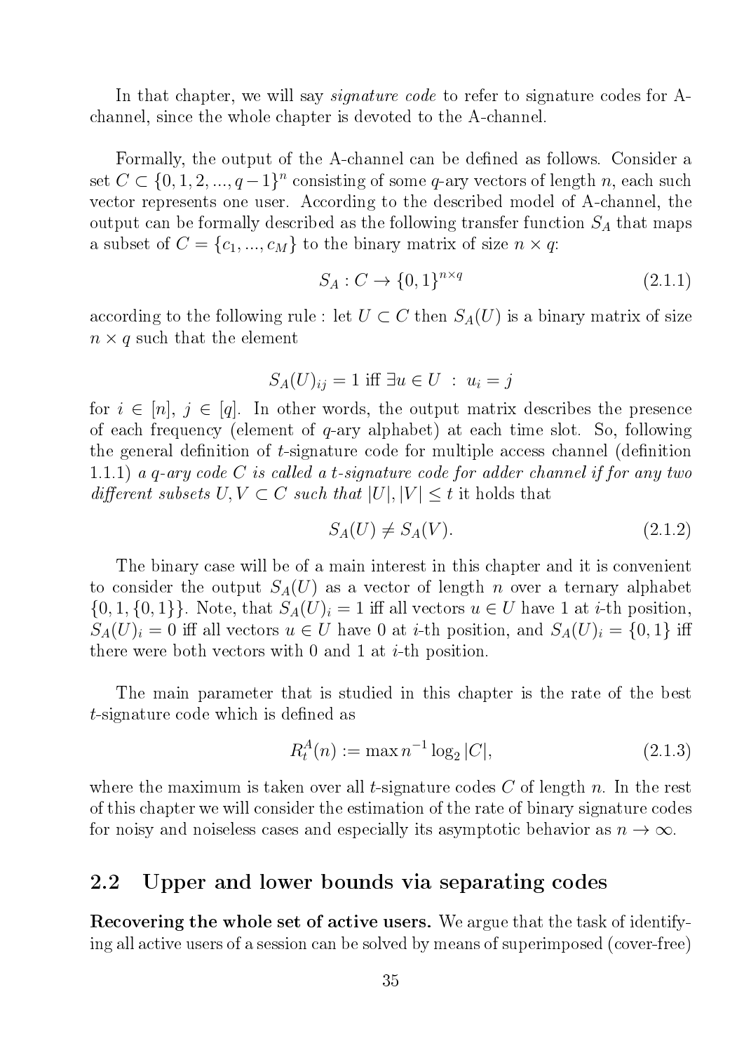In that chapter, we will say *signature code* to refer to signature codes for A-channel, since the whole chapter is devoted to the A-channel.

Formally, the output of the A-channel can be defined as follows. Consider a set $C \subset \{0, 1, 2, ..., q-1\}^n$ consisting of some $q$-ary vectors of length $n$, each such vector represents one user. According to the described model of A-channel, the output can be formally described as the following transfer function $S_A$ that maps a subset of $C = \{c_1, ..., c_M\}$ to the binary matrix of size $n \times q$:

$$S_A : C \to \{0, 1\}^{n \times q} \tag{2.1.1}$$

according to the following rule : let $U \subset C$ then $S_A(U)$ is a binary matrix of size $n \times q$ such that the element

$$S_A(U)_{ij} = 1 \text{ iff } \exists u \in U \ : \ u_i = j$$

for $i \in [n]$, $j \in [q]$. In other words, the output matrix describes the presence of each frequency (element of $q$-ary alphabet) at each time slot. So, following the general definition of $t$-signature code for multiple access channel (definition 1.1.1) *a $q$-ary code $C$ is called a $t$-signature code for adder channel if for any two different subsets $U, V \subset C$ such that $|U|, |V| \leq t$* it holds that

$$S_A(U) \neq S_A(V). \tag{2.1.2}$$

The binary case will be of a main interest in this chapter and it is convenient to consider the output $S_A(U)$ as a vector of length $n$ over a ternary alphabet $\{0, 1, \{0, 1\}\}$. Note, that $S_A(U)_i = 1$ iff all vectors $u \in U$ have 1 at $i$-th position, $S_A(U)_i = 0$ iff all vectors $u \in U$ have 0 at $i$-th position, and $S_A(U)_i = \{0, 1\}$ iff there were both vectors with 0 and 1 at $i$-th position.

The main parameter that is studied in this chapter is the rate of the best $t$-signature code which is defined as

$$R_t^A(n) := \max n^{-1} \log_2 |C|, \tag{2.1.3}$$

where the maximum is taken over all $t$-signature codes $C$ of length $n$. In the rest of this chapter we will consider the estimation of the rate of binary signature codes for noisy and noiseless cases and especially its asymptotic behavior as $n \to \infty$.

## 2.2 Upper and lower bounds via separating codes

**Recovering the whole set of active users.** We argue that the task of identifying all active users of a session can be solved by means of superimposed (cover-free)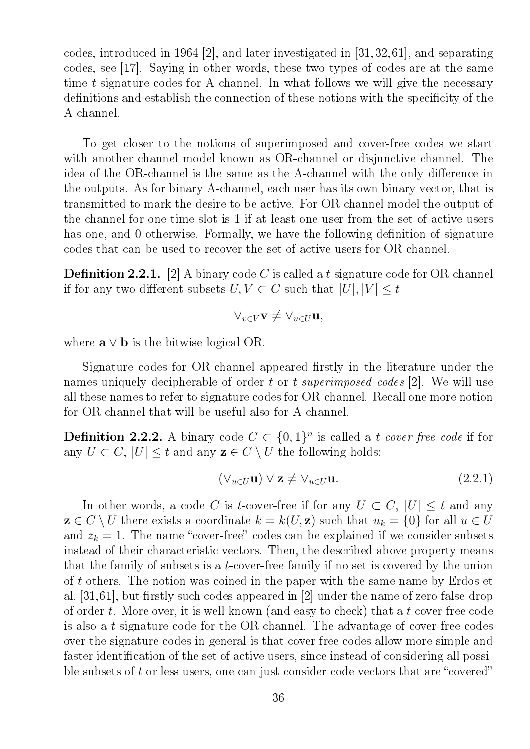codes, introduced in 1964 [2], and later investigated in [31, 32, 61], and separating codes, see [17]. Saying in other words, these two types of codes are at the same time $t$-signature codes for A-channel. In what follows we will give the necessary definitions and establish the connection of these notions with the specificity of the A-channel.

To get closer to the notions of superimposed and cover-free codes we start with another channel model known as OR-channel or disjunctive channel. The idea of the OR-channel is the same as the A-channel with the only difference in the outputs. As for binary A-channel, each user has its own binary vector, that is transmitted to mark the desire to be active. For OR-channel model the output of the channel for one time slot is 1 if at least one user from the set of active users has one, and 0 otherwise. Formally, we have the following definition of signature codes that can be used to recover the set of active users for OR-channel.

**Definition 2.2.1.** [2] A binary code $C$ is called a $t$-signature code for OR-channel if for any two different subsets $U, V \subset C$ such that $|U|, |V| \leq t$

$$\vee_{v \in V} \mathbf{v} \neq \vee_{u \in U} \mathbf{u},$$

where $\mathbf{a} \vee \mathbf{b}$ is the bitwise logical OR.

Signature codes for OR-channel appeared firstly in the literature under the names uniquely decipherable of order $t$ or *$t$-superimposed codes* [2]. We will use all these names to refer to signature codes for OR-channel. Recall one more notion for OR-channel that will be useful also for A-channel.

**Definition 2.2.2.** A binary code $C \subset \{0,1\}^n$ is called a *$t$-cover-free code* if for any $U \subset C$, $|U| \leq t$ and any $\mathbf{z} \in C \setminus U$ the following holds:

$$(\vee_{u \in U} \mathbf{u}) \vee \mathbf{z} \neq \vee_{u \in U} \mathbf{u}. \tag{2.2.1}$$

In other words, a code $C$ is $t$-cover-free if for any $U \subset C$, $|U| \leq t$ and any $\mathbf{z} \in C \setminus U$ there exists a coordinate $k = k(U, \mathbf{z})$ such that $u_k = \{0\}$ for all $u \in U$ and $z_k = 1$. The name "cover-free" codes can be explained if we consider subsets instead of their characteristic vectors. Then, the described above property means that the family of subsets is a $t$-cover-free family if no set is covered by the union of $t$ others. The notion was coined in the paper with the same name by Erdos et al. [31,61], but firstly such codes appeared in [2] under the name of zero-false-drop of order $t$. More over, it is well known (and easy to check) that a $t$-cover-free code is also a $t$-signature code for the OR-channel. The advantage of cover-free codes over the signature codes in general is that cover-free codes allow more simple and faster identification of the set of active users, since instead of considering all possible subsets of $t$ or less users, one can just consider code vectors that are "covered"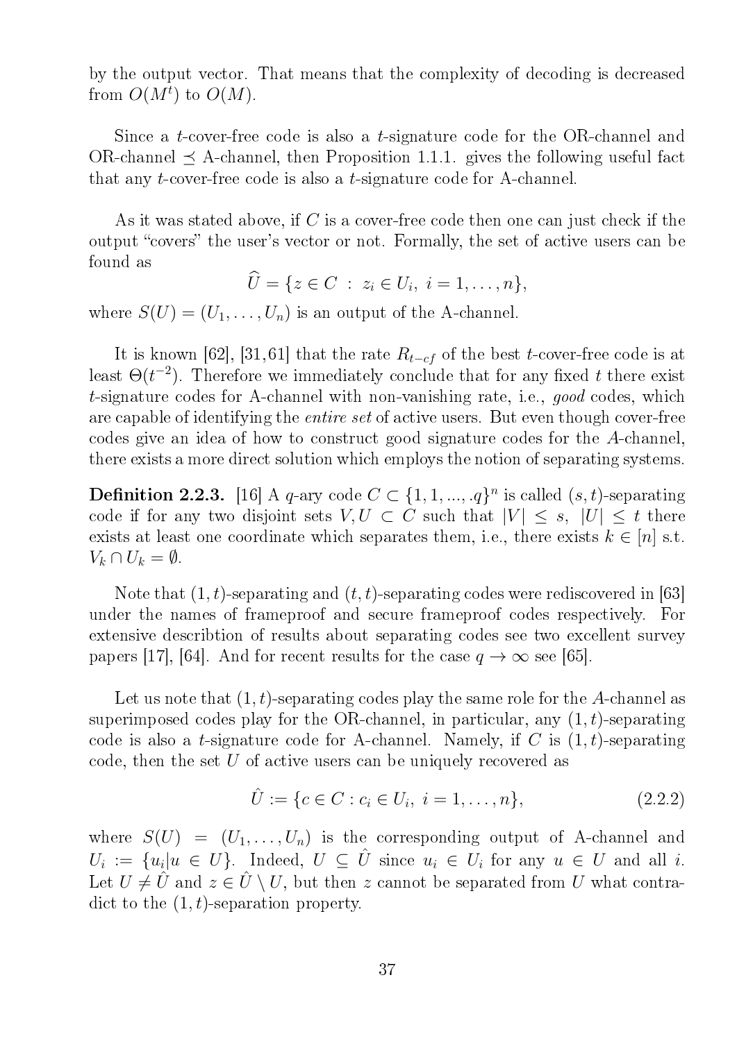by the output vector. That means that the complexity of decoding is decreased from $O(M^t)$ to $O(M)$.

Since a $t$-cover-free code is also a $t$-signature code for the OR-channel and OR-channel $\preceq$ A-channel, then Proposition 1.1.1. gives the following useful fact that any $t$-cover-free code is also a $t$-signature code for A-channel.

As it was stated above, if $C$ is a cover-free code then one can just check if the output "covers" the user's vector or not. Formally, the set of active users can be found as

$$\widehat{U} = \{z \in C \ : \ z_i \in U_i, \ i = 1, \ldots, n\},$$

where $S(U) = (U_1, \ldots, U_n)$ is an output of the A-channel.

It is known [62], [31,61] that the rate $R_{t-cf}$ of the best $t$-cover-free code is at least $\Theta(t^{-2})$. Therefore we immediately conclude that for any fixed $t$ there exist $t$-signature codes for A-channel with non-vanishing rate, i.e., *good* codes, which are capable of identifying the *entire set* of active users. But even though cover-free codes give an idea of how to construct good signature codes for the $A$-channel, there exists a more direct solution which employs the notion of separating systems.

**Definition 2.2.3.** [16] A $q$-ary code $C \subset \{1, 1, ..., .q\}^n$ is called $(s, t)$-separating code if for any two disjoint sets $V, U \subset C$ such that $|V| \leq s, \ |U| \leq t$ there exists at least one coordinate which separates them, i.e., there exists $k \in [n]$ s.t. $V_k \cap U_k = \emptyset$.

Note that $(1, t)$-separating and $(t, t)$-separating codes were rediscovered in [63] under the names of frameproof and secure frameproof codes respectively. For extensive describtion of results about separating codes see two excellent survey papers [17], [64]. And for recent results for the case $q \to \infty$ see [65].

Let us note that $(1, t)$-separating codes play the same role for the $A$-channel as superimposed codes play for the OR-channel, in particular, any $(1, t)$-separating code is also a $t$-signature code for A-channel. Namely, if $C$ is $(1, t)$-separating code, then the set $U$ of active users can be uniquely recovered as

$$\hat{U} := \{c \in C : c_i \in U_i, \ i = 1, \ldots, n\}, \tag{2.2.2}$$

where $S(U) = (U_1, \ldots, U_n)$ is the corresponding output of A-channel and $U_i := \{u_i | u \in U\}$. Indeed, $U \subseteq \hat{U}$ since $u_i \in U_i$ for any $u \in U$ and all $i$. Let $U \neq \hat{U}$ and $z \in \hat{U} \setminus U$, but then $z$ cannot be separated from $U$ what contradict to the $(1, t)$-separation property.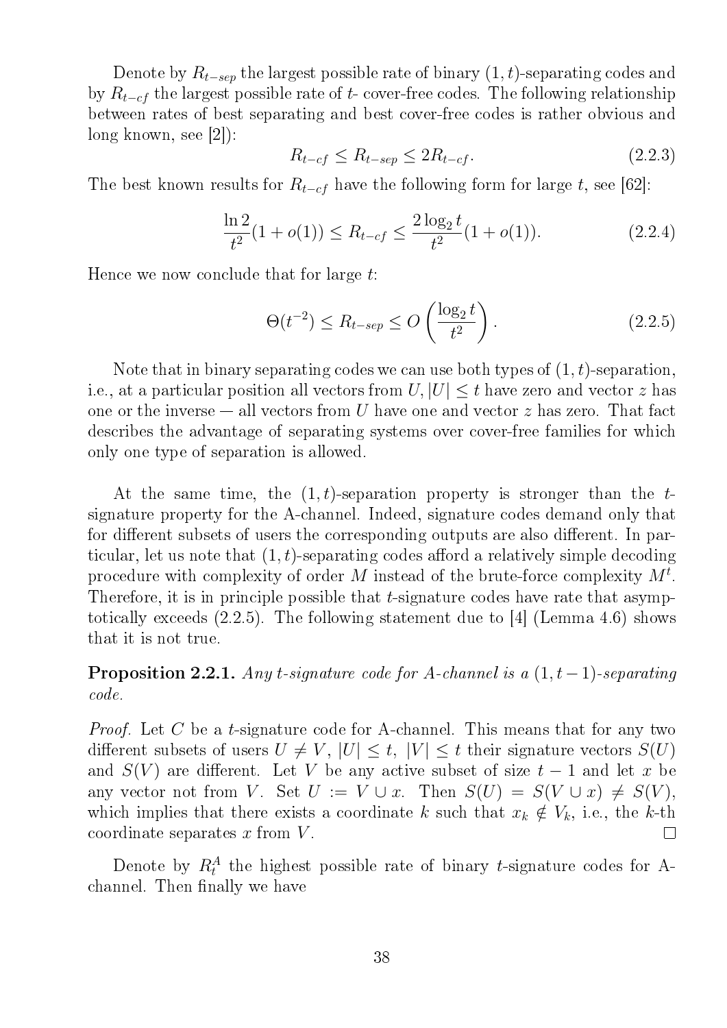Denote by $R_{t-sep}$ the largest possible rate of binary $(1, t)$-separating codes and by $R_{t-cf}$ the largest possible rate of $t$- cover-free codes. The following relationship between rates of best separating and best cover-free codes is rather obvious and long known, see [2]):

$$R_{t-cf} \leq R_{t-sep} \leq 2R_{t-cf}. \tag{2.2.3}$$

The best known results for $R_{t-cf}$ have the following form for large $t$, see [62]:

$$\frac{\ln 2}{t^2}(1 + o(1)) \leq R_{t-cf} \leq \frac{2 \log_2 t}{t^2}(1 + o(1)). \tag{2.2.4}$$

Hence we now conclude that for large $t$:

$$\Theta(t^{-2}) \leq R_{t-sep} \leq O\left(\frac{\log_2 t}{t^2}\right). \tag{2.2.5}$$

Note that in binary separating codes we can use both types of $(1, t)$-separation, i.e., at a particular position all vectors from $U, |U| \leq t$ have zero and vector $z$ has one or the inverse — all vectors from $U$ have one and vector $z$ has zero. That fact describes the advantage of separating systems over cover-free families for which only one type of separation is allowed.

At the same time, the $(1, t)$-separation property is stronger than the $t$-signature property for the A-channel. Indeed, signature codes demand only that for different subsets of users the corresponding outputs are also different. In particular, let us note that $(1, t)$-separating codes afford a relatively simple decoding procedure with complexity of order $M$ instead of the brute-force complexity $M^t$. Therefore, it is in principle possible that $t$-signature codes have rate that asymptotically exceeds (2.2.5). The following statement due to [4] (Lemma 4.6) shows that it is not true.

**Proposition 2.2.1.** *Any $t$-signature code for A-channel is a $(1, t-1)$-separating code.*

*Proof.* Let $C$ be a $t$-signature code for A-channel. This means that for any two different subsets of users $U \neq V$, $|U| \leq t$, $|V| \leq t$ their signature vectors $S(U)$ and $S(V)$ are different. Let $V$ be any active subset of size $t - 1$ and let $x$ be any vector not from $V$. Set $U := V \cup x$. Then $S(U) = S(V \cup x) \neq S(V)$, which implies that there exists a coordinate $k$ such that $x_k \notin V_k$, i.e., the $k$-th coordinate separates $x$ from $V$. $\square$

Denote by $R_t^A$ the highest possible rate of binary $t$-signature codes for A-channel. Then finally we have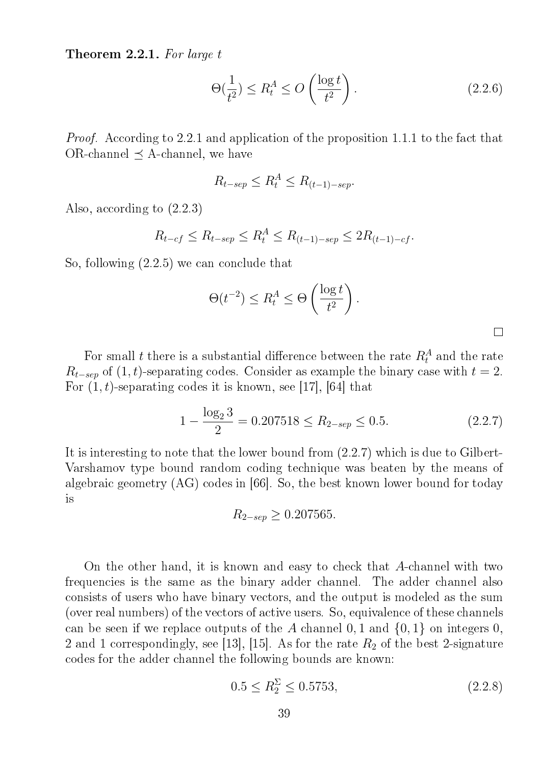**Theorem 2.2.1.** *For large $t$*

$$\Theta(\frac{1}{t^2}) \leq R_t^A \leq O\left(\frac{\log t}{t^2}\right). \tag{2.2.6}$$

*Proof.* According to 2.2.1 and application of the proposition 1.1.1 to the fact that OR-channel $\preceq$ A-channel, we have

$$R_{t-sep} \leq R_t^A \leq R_{(t-1)-sep}.$$

Also, according to (2.2.3)

$$R_{t-cf} \leq R_{t-sep} \leq R_t^A \leq R_{(t-1)-sep} \leq 2R_{(t-1)-cf}.$$

So, following (2.2.5) we can conclude that

$$\Theta(t^{-2}) \leq R_t^A \leq \Theta\left(\frac{\log t}{t^2}\right).$$

□

For small $t$ there is a substantial difference between the rate $R_t^A$ and the rate $R_{t-sep}$ of $(1,t)$-separating codes. Consider as example the binary case with $t = 2$. For $(1,t)$-separating codes it is known, see [17], [64] that

$$1 - \frac{\log_2 3}{2} = 0.207518 \leq R_{2-sep} \leq 0.5. \tag{2.2.7}$$

It is interesting to note that the lower bound from (2.2.7) which is due to Gilbert-Varshamov type bound random coding technique was beaten by the means of algebraic geometry (AG) codes in [66]. So, the best known lower bound for today is

$$R_{2-sep} \geq 0.207565.$$

On the other hand, it is known and easy to check that $A$-channel with two frequencies is the same as the binary adder channel. The adder channel also consists of users who have binary vectors, and the output is modeled as the sum (over real numbers) of the vectors of active users. So, equivalence of these channels can be seen if we replace outputs of the $A$ channel $0, 1$ and $\{0, 1\}$ on integers $0$, $2$ and $1$ correspondingly, see [13], [15]. As for the rate $R_2$ of the best 2-signature codes for the adder channel the following bounds are known:

$$0.5 \leq R_2^{\Sigma} \leq 0.5753, \tag{2.2.8}$$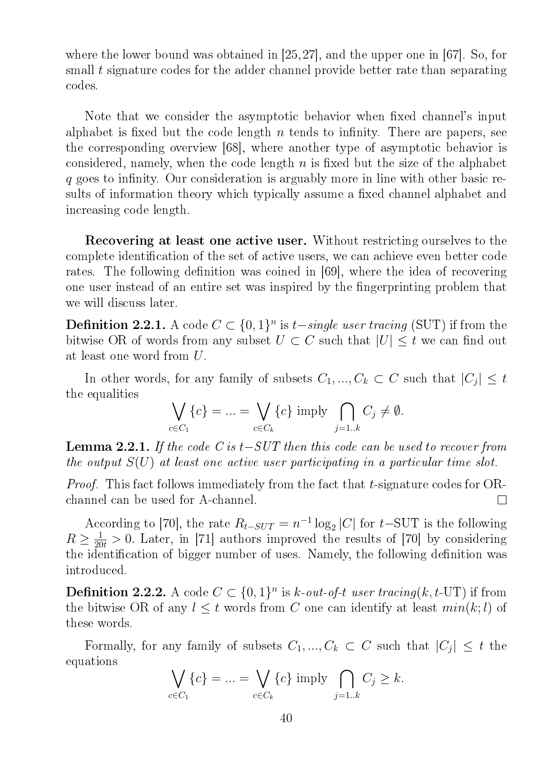where the lower bound was obtained in [25,27], and the upper one in [67]. So, for small $t$ signature codes for the adder channel provide better rate than separating codes.

Note that we consider the asymptotic behavior when fixed channel's input alphabet is fixed but the code length $n$ tends to infinity. There are papers, see the corresponding overview [68], where another type of asymptotic behavior is considered, namely, when the code length $n$ is fixed but the size of the alphabet $q$ goes to infinity. Our consideration is arguably more in line with other basic results of information theory which typically assume a fixed channel alphabet and increasing code length.

**Recovering at least one active user.** Without restricting ourselves to the complete identification of the set of active users, we can achieve even better code rates. The following definition was coined in [69], where the idea of recovering one user instead of an entire set was inspired by the fingerprinting problem that we will discuss later.

**Definition 2.2.1.** A code $C \subset \{0,1\}^n$ is $t-$*single user tracing* (SUT) if from the bitwise OR of words from any subset $U \subset C$ such that $|U| \leq t$ we can find out at least one word from $U$.

In other words, for any family of subsets $C_1, ..., C_k \subset C$ such that $|C_j| \leq t$ the equalities

$$\bigvee_{c \in C_1} \{c\} = ... = \bigvee_{c \in C_k} \{c\} \text{ imply } \bigcap_{j=1..k} C_j \neq \emptyset.$$

**Lemma 2.2.1.** *If the code $C$ is $t-SUT$ then this code can be used to recover from the output $S(U)$ at least one active user participating in a particular time slot.*

*Proof.* This fact follows immediately from the fact that $t$-signature codes for OR-channel can be used for A-channel. □

According to [70], the rate $R_{t-SUT} = n^{-1} \log_2 |C|$ for $t-$SUT is the following $R \geq \frac{1}{20t} > 0$. Later, in [71] authors improved the results of [70] by considering the identification of bigger number of uses. Namely, the following definition was introduced.

**Definition 2.2.2.** A code $C \subset \{0,1\}^n$ is *k-out-of-t user tracing*$(k, t$-UT$)$ if from the bitwise OR of any $l \leq t$ words from $C$ one can identify at least $min(k; l)$ of these words.

Formally, for any family of subsets $C_1, ..., C_k \subset C$ such that $|C_j| \leq t$ the equations

$$\bigvee_{c \in C_1} \{c\} = ... = \bigvee_{c \in C_k} \{c\} \text{ imply } \bigcap_{j=1..k} C_j \geq k.$$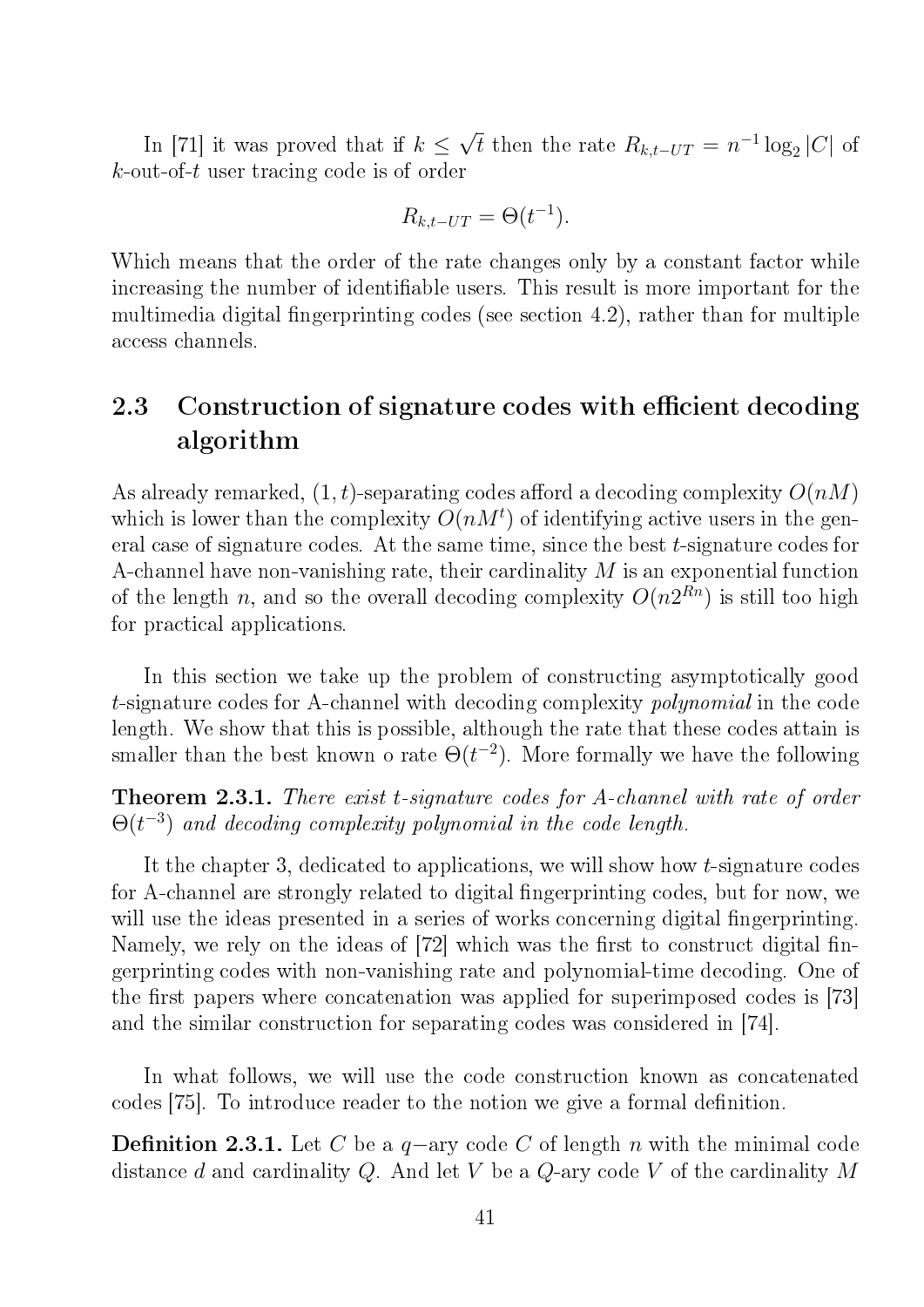In [71] it was proved that if $k \leq \sqrt{t}$ then the rate $R_{k,t-UT} = n^{-1} \log_2 |C|$ of $k$-out-of-$t$ user tracing code is of order

$$R_{k,t-UT} = \Theta(t^{-1}).$$

Which means that the order of the rate changes only by a constant factor while increasing the number of identifiable users. This result is more important for the multimedia digital fingerprinting codes (see section 4.2), rather than for multiple access channels.

## 2.3 Construction of signature codes with efficient decoding algorithm

As already remarked, $(1,t)$-separating codes afford a decoding complexity $O(nM)$ which is lower than the complexity $O(nM^t)$ of identifying active users in the general case of signature codes. At the same time, since the best $t$-signature codes for A-channel have non-vanishing rate, their cardinality $M$ is an exponential function of the length $n$, and so the overall decoding complexity $O(n2^{Rn})$ is still too high for practical applications.

In this section we take up the problem of constructing asymptotically good $t$-signature codes for A-channel with decoding complexity *polynomial* in the code length. We show that this is possible, although the rate that these codes attain is smaller than the best known o rate $\Theta(t^{-2})$. More formally we have the following

**Theorem 2.3.1.** *There exist $t$-signature codes for A-channel with rate of order $\Theta(t^{-3})$ and decoding complexity polynomial in the code length.*

It the chapter 3, dedicated to applications, we will show how $t$-signature codes for A-channel are strongly related to digital fingerprinting codes, but for now, we will use the ideas presented in a series of works concerning digital fingerprinting. Namely, we rely on the ideas of [72] which was the first to construct digital fingerprinting codes with non-vanishing rate and polynomial-time decoding. One of the first papers where concatenation was applied for superimposed codes is [73] and the similar construction for separating codes was considered in [74].

In what follows, we will use the code construction known as concatenated codes [75]. To introduce reader to the notion we give a formal definition.

**Definition 2.3.1.** Let $C$ be a $q-$ary code $C$ of length $n$ with the minimal code distance $d$ and cardinality $Q$. And let $V$ be a $Q$-ary code $V$ of the cardinality $M$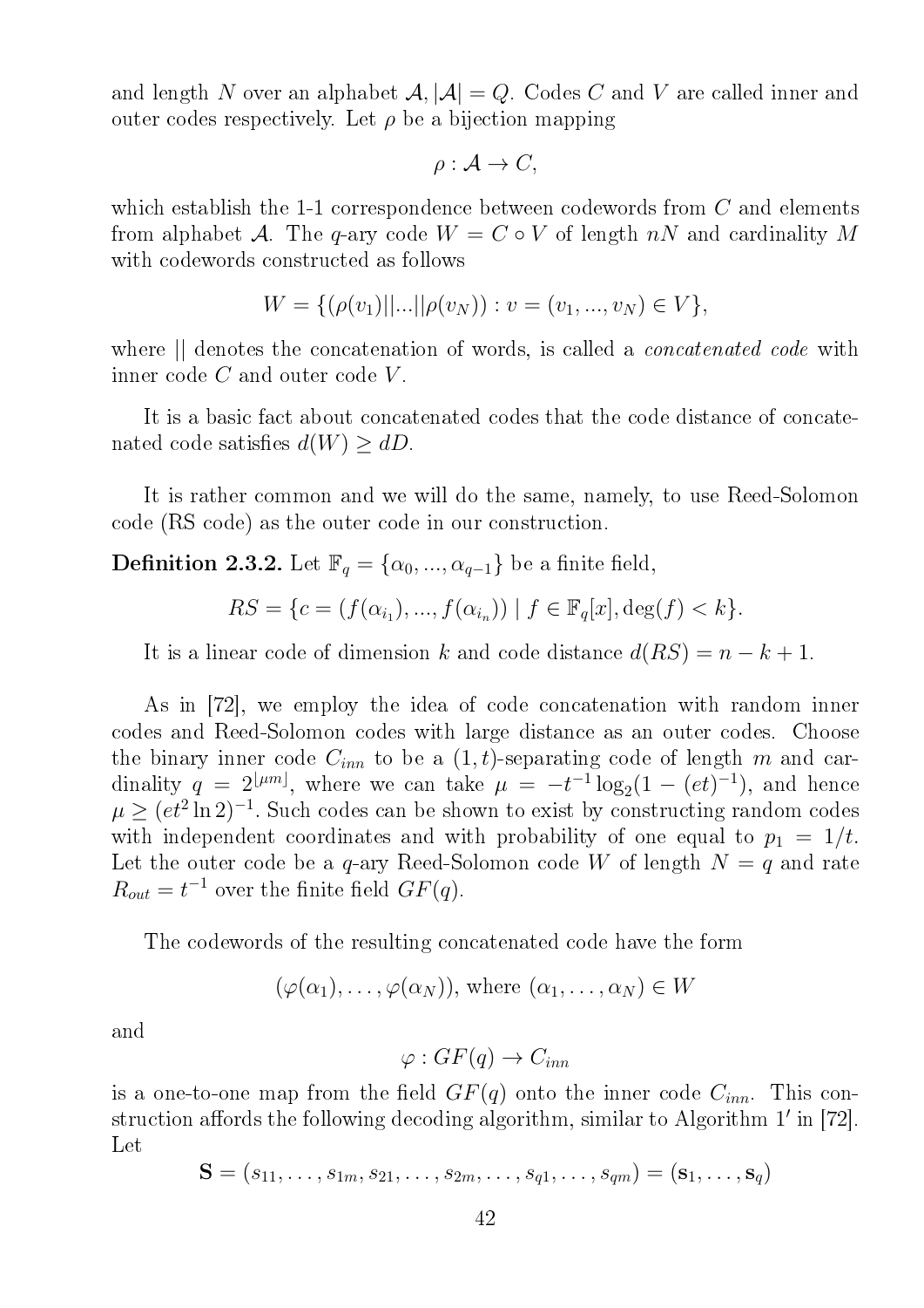and length $N$ over an alphabet $\mathcal{A}, |\mathcal{A}| = Q$. Codes $C$ and $V$ are called inner and outer codes respectively. Let $\rho$ be a bijection mapping

$$\rho : \mathcal{A} \to C,$$

which establish the 1-1 correspondence between codewords from $C$ and elements from alphabet $\mathcal{A}$. The $q$-ary code $W = C \circ V$ of length $nN$ and cardinality $M$ with codewords constructed as follows

$$W = \{(\rho(v_1)||...||\rho(v_N)) : v = (v_1, ..., v_N) \in V\},$$

where $||$ denotes the concatenation of words, is called a *concatenated code* with inner code $C$ and outer code $V$.

It is a basic fact about concatenated codes that the code distance of concatenated code satisfies $d(W) \geq dD$.

It is rather common and we will do the same, namely, to use Reed-Solomon code (RS code) as the outer code in our construction.

**Definition 2.3.2.** Let $\mathbb{F}_q = \{\alpha_0, ..., \alpha_{q-1}\}$ be a finite field,

$$RS = \{c = (f(\alpha_{i_1}), ..., f(\alpha_{i_n})) \mid f \in \mathbb{F}_q[x], \deg(f) < k\}.$$

It is a linear code of dimension $k$ and code distance $d(RS) = n - k + 1$.

As in [72], we employ the idea of code concatenation with random inner codes and Reed-Solomon codes with large distance as an outer codes. Choose the binary inner code $C_{inn}$ to be a $(1, t)$-separating code of length $m$ and cardinality $q = 2^{\lfloor \mu m \rfloor}$, where we can take $\mu = -t^{-1} \log_2(1 - (et)^{-1})$, and hence $\mu \geq (et^2 \ln 2)^{-1}$. Such codes can be shown to exist by constructing random codes with independent coordinates and with probability of one equal to $p_1 = 1/t$. Let the outer code be a $q$-ary Reed-Solomon code $W$ of length $N = q$ and rate $R_{out} = t^{-1}$ over the finite field $GF(q)$.

The codewords of the resulting concatenated code have the form

$$(\varphi(\alpha_1), \ldots, \varphi(\alpha_N)), \text{ where } (\alpha_1, \ldots, \alpha_N) \in W$$

and

$$\varphi : GF(q) \to C_{inn}$$

is a one-to-one map from the field $GF(q)$ onto the inner code $C_{inn}$. This construction affords the following decoding algorithm, similar to Algorithm $1'$ in [72]. Let

$$\mathbf{S} = (s_{11}, \ldots, s_{1m}, s_{21}, \ldots, s_{2m}, \ldots, s_{q1}, \ldots, s_{qm}) = (\mathbf{s}_1, \ldots, \mathbf{s}_q)$$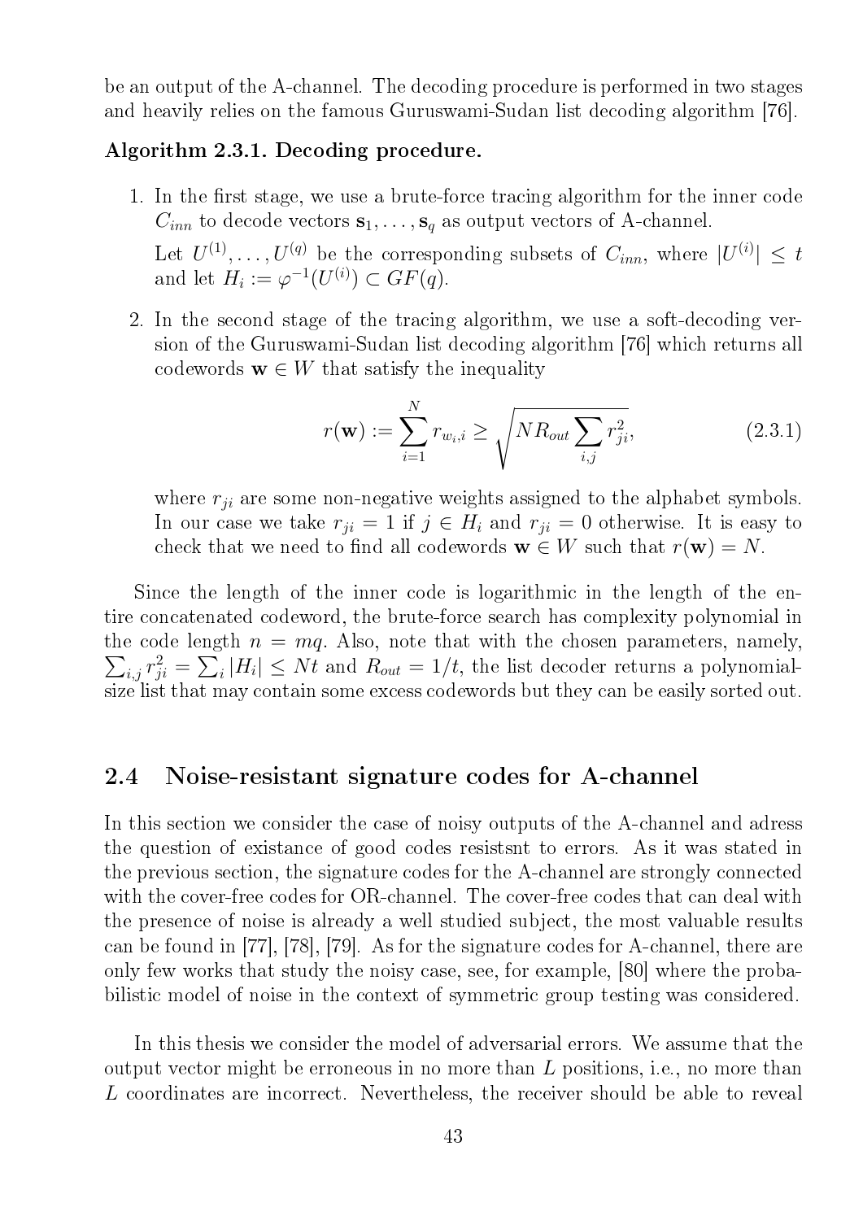be an output of the A-channel. The decoding procedure is performed in two stages and heavily relies on the famous Guruswami-Sudan list decoding algorithm [76].

**Algorithm 2.3.1. Decoding procedure.**

1. In the first stage, we use a brute-force tracing algorithm for the inner code $C_{inn}$ to decode vectors $\mathbf{s}_1, \ldots, \mathbf{s}_q$ as output vectors of A-channel.

   Let $U^{(1)}, \ldots, U^{(q)}$ be the corresponding subsets of $C_{inn}$, where $|U^{(i)}| \leq t$ and let $H_i := \varphi^{-1}(U^{(i)}) \subset GF(q)$.

2. In the second stage of the tracing algorithm, we use a soft-decoding version of the Guruswami-Sudan list decoding algorithm [76] which returns all codewords $\mathbf{w} \in W$ that satisfy the inequality

$$r(\mathbf{w}) := \sum_{i=1}^{N} r_{w_i,i} \geq \sqrt{NR_{out} \sum_{i,j} r_{ji}^2}, \tag{2.3.1}$$

   where $r_{ji}$ are some non-negative weights assigned to the alphabet symbols. In our case we take $r_{ji} = 1$ if $j \in H_i$ and $r_{ji} = 0$ otherwise. It is easy to check that we need to find all codewords $\mathbf{w} \in W$ such that $r(\mathbf{w}) = N$.

Since the length of the inner code is logarithmic in the length of the entire concatenated codeword, the brute-force search has complexity polynomial in the code length $n = mq$. Also, note that with the chosen parameters, namely, $\sum_{i,j} r_{ji}^2 = \sum_i |H_i| \leq Nt$ and $R_{out} = 1/t$, the list decoder returns a polynomial-size list that may contain some excess codewords but they can be easily sorted out.

## 2.4 Noise-resistant signature codes for A-channel

In this section we consider the case of noisy outputs of the A-channel and adress the question of existance of good codes resistsnt to errors. As it was stated in the previous section, the signature codes for the A-channel are strongly connected with the cover-free codes for OR-channel. The cover-free codes that can deal with the presence of noise is already a well studied subject, the most valuable results can be found in [77], [78], [79]. As for the signature codes for A-channel, there are only few works that study the noisy case, see, for example, [80] where the probabilistic model of noise in the context of symmetric group testing was considered.

In this thesis we consider the model of adversarial errors. We assume that the output vector might be erroneous in no more than $L$ positions, i.e., no more than $L$ coordinates are incorrect. Nevertheless, the receiver should be able to reveal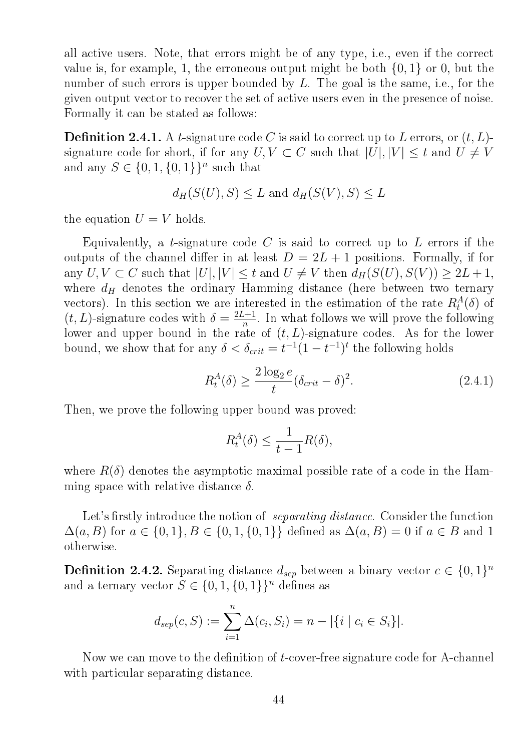all active users. Note, that errors might be of any type, i.e., even if the correct value is, for example, 1, the erroneous output might be both $\{0,1\}$ or 0, but the number of such errors is upper bounded by $L$. The goal is the same, i.e., for the given output vector to recover the set of active users even in the presence of noise. Formally it can be stated as follows:

**Definition 2.4.1.** A $t$-signature code $C$ is said to correct up to $L$ errors, or $(t, L)$-signature code for short, if for any $U, V \subset C$ such that $|U|, |V| \le t$ and $U \ne V$ and any $S \in \{0, 1, \{0, 1\}\}^n$ such that

$$d_H(S(U), S) \le L \text{ and } d_H(S(V), S) \le L$$

the equation $U = V$ holds.

Equivalently, a $t$-signature code $C$ is said to correct up to $L$ errors if the outputs of the channel differ in at least $D = 2L + 1$ positions. Formally, if for any $U, V \subset C$ such that $|U|, |V| \le t$ and $U \ne V$ then $d_H(S(U), S(V)) \ge 2L + 1$, where $d_H$ denotes the ordinary Hamming distance (here between two ternary vectors). In this section we are interested in the estimation of the rate $R_t^A(\delta)$ of $(t, L)$-signature codes with $\delta = \frac{2L+1}{n}$. In what follows we will prove the following lower and upper bound in the rate of $(t, L)$-signature codes. As for the lower bound, we show that for any $\delta < \delta_{crit} = t^{-1}(1 - t^{-1})^t$ the following holds

$$R_t^A(\delta) \ge \frac{2 \log_2 e}{t} (\delta_{crit} - \delta)^2. \tag{2.4.1}$$

Then, we prove the following upper bound was proved:

$$R_t^A(\delta) \le \frac{1}{t-1} R(\delta),$$

where $R(\delta)$ denotes the asymptotic maximal possible rate of a code in the Hamming space with relative distance $\delta$.

Let's firstly introduce the notion of *separating distance*. Consider the function $\Delta(a, B)$ for $a \in \{0, 1\}, B \in \{0, 1, \{0, 1\}\}$ defined as $\Delta(a, B) = 0$ if $a \in B$ and 1 otherwise.

**Definition 2.4.2.** Separating distance $d_{sep}$ between a binary vector $c \in \{0, 1\}^n$ and a ternary vector $S \in \{0, 1, \{0, 1\}\}^n$ defines as

$$d_{sep}(c, S) := \sum_{i=1}^{n} \Delta(c_i, S_i) = n - |\{i \mid c_i \in S_i\}|.$$

Now we can move to the definition of $t$-cover-free signature code for A-channel with particular separating distance.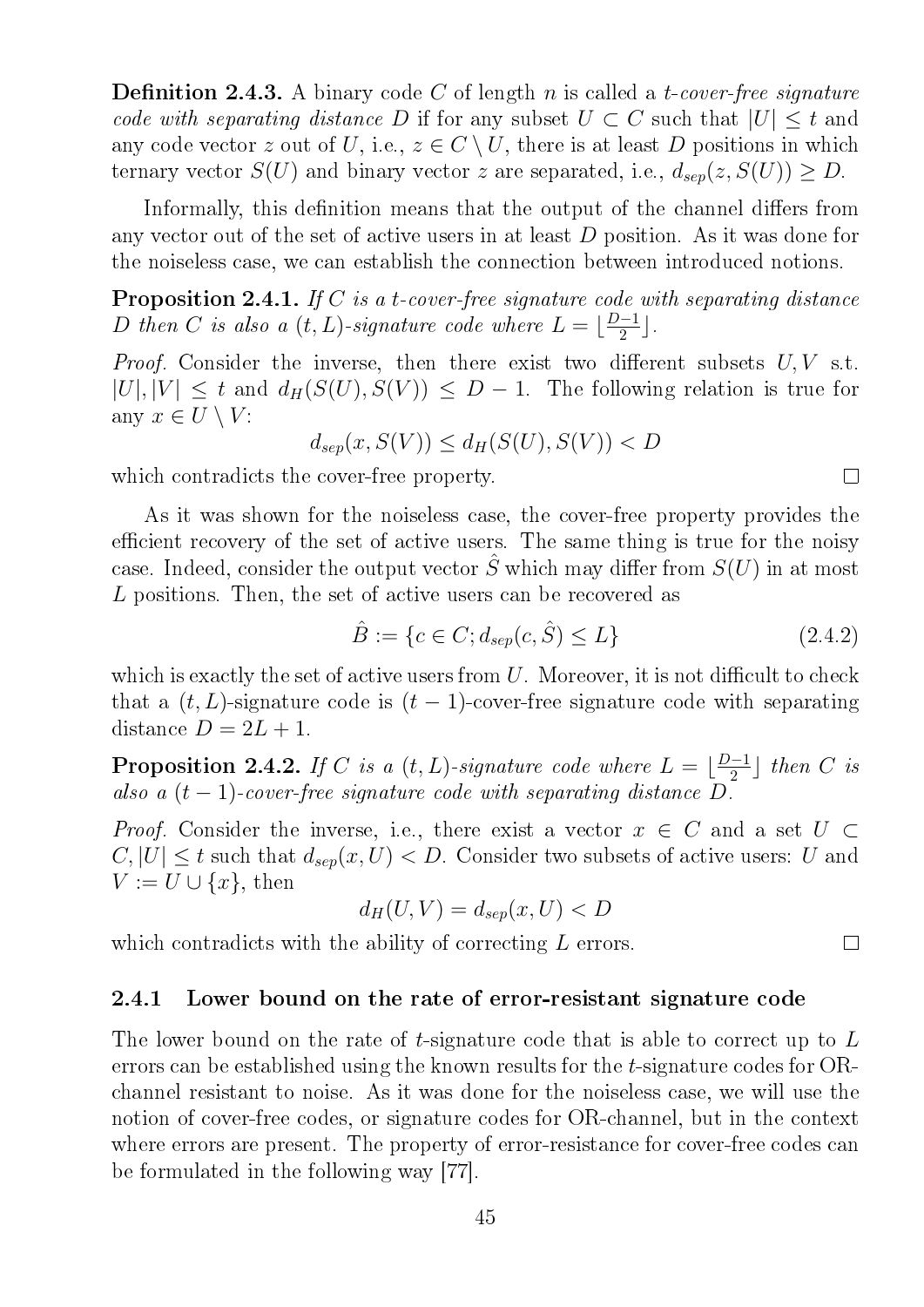**Definition 2.4.3.** *A binary code $C$ of length $n$ is called a $t$-cover-free signature code with separating distance $D$ if for any subset $U \subset C$ such that $|U| \leq t$ and any code vector $z$ out of $U$, i.e., $z \in C \setminus U$, there is at least $D$ positions in which ternary vector $S(U)$ and binary vector $z$ are separated, i.e., $d_{sep}(z, S(U)) \geq D$.*

Informally, this definition means that the output of the channel differs from any vector out of the set of active users in at least $D$ position. As it was done for the noiseless case, we can establish the connection between introduced notions.

**Proposition 2.4.1.** *If $C$ is a $t$-cover-free signature code with separating distance $D$ then $C$ is also a $(t, L)$-signature code where $L = \lfloor \frac{D-1}{2} \rfloor$.*

*Proof.* Consider the inverse, then there exist two different subsets $U, V$ s.t. $|U|, |V| \leq t$ and $d_H(S(U), S(V)) \leq D - 1$. The following relation is true for any $x \in U \setminus V$:

$$d_{sep}(x, S(V)) \leq d_H(S(U), S(V)) < D$$

which contradicts the cover-free property. □

As it was shown for the noiseless case, the cover-free property provides the efficient recovery of the set of active users. The same thing is true for the noisy case. Indeed, consider the output vector $\hat{S}$ which may differ from $S(U)$ in at most $L$ positions. Then, the set of active users can be recovered as

$$\hat{B} := \{c \in C; d_{sep}(c, \hat{S}) \leq L\} \tag{2.4.2}$$

which is exactly the set of active users from $U$. Moreover, it is not difficult to check that a $(t, L)$-signature code is $(t-1)$-cover-free signature code with separating distance $D = 2L + 1$.

**Proposition 2.4.2.** *If $C$ is a $(t, L)$-signature code where $L = \lfloor \frac{D-1}{2} \rfloor$ then $C$ is also a $(t-1)$-cover-free signature code with separating distance $D$.*

*Proof.* Consider the inverse, i.e., there exist a vector $x \in C$ and a set $U \subset C, |U| \leq t$ such that $d_{sep}(x, U) < D$. Consider two subsets of active users: $U$ and $V := U \cup \{x\}$, then

$$d_H(U, V) = d_{sep}(x, U) < D$$

which contradicts with the ability of correcting $L$ errors. □

### 2.4.1 Lower bound on the rate of error-resistant signature code

The lower bound on the rate of $t$-signature code that is able to correct up to $L$ errors can be established using the known results for the $t$-signature codes for OR-channel resistant to noise. As it was done for the noiseless case, we will use the notion of cover-free codes, or signature codes for OR-channel, but in the context where errors are present. The property of error-resistance for cover-free codes can be formulated in the following way [77].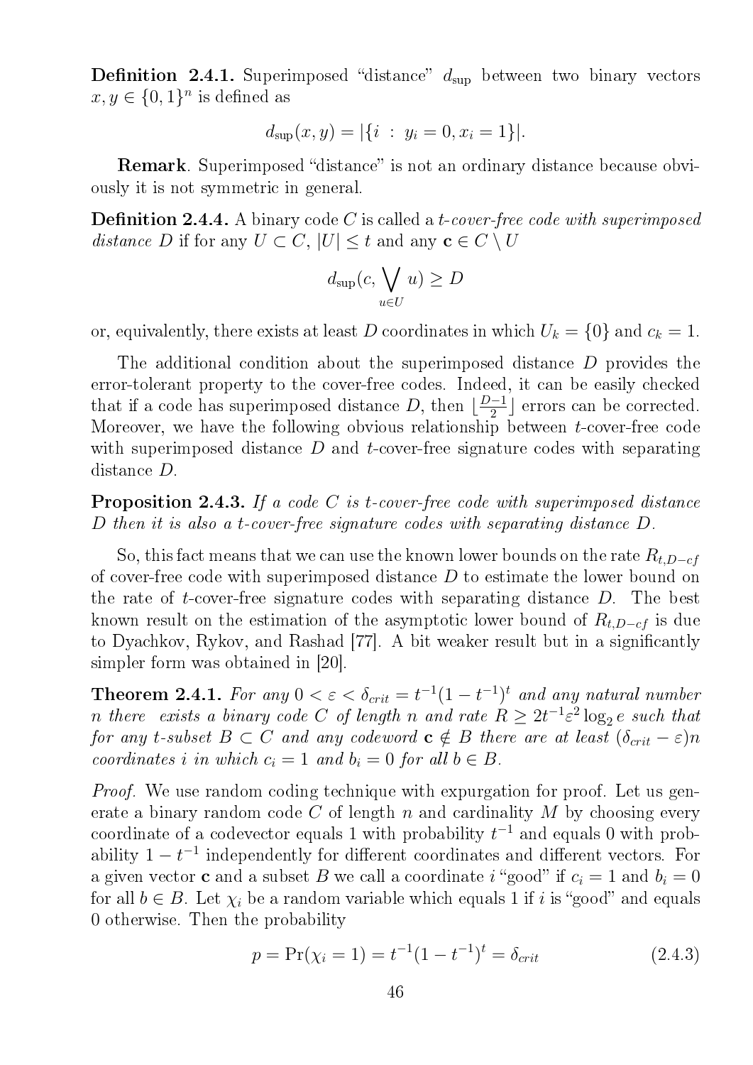**Definition 2.4.1.** Superimposed "distance" $d_{\sup}$ between two binary vectors $x, y \in \{0,1\}^n$ is defined as

$$d_{\sup}(x, y) = |\{i \; : \; y_i = 0, x_i = 1\}|.$$

**Remark**. Superimposed "distance" is not an ordinary distance because obviously it is not symmetric in general.

**Definition 2.4.4.** A binary code $C$ is called a *t-cover-free code with superimposed distance D* if for any $U \subset C$, $|U| \leq t$ and any $\mathbf{c} \in C \setminus U$

$$d_{\sup}(c, \bigvee_{u \in U} u) \geq D$$

or, equivalently, there exists at least $D$ coordinates in which $U_k = \{0\}$ and $c_k = 1$.

The additional condition about the superimposed distance $D$ provides the error-tolerant property to the cover-free codes. Indeed, it can be easily checked that if a code has superimposed distance $D$, then $\lfloor \frac{D-1}{2} \rfloor$ errors can be corrected. Moreover, we have the following obvious relationship between $t$-cover-free code with superimposed distance $D$ and $t$-cover-free signature codes with separating distance $D$.

**Proposition 2.4.3.** *If a code $C$ is t-cover-free code with superimposed distance $D$ then it is also a t-cover-free signature codes with separating distance $D$.*

So, this fact means that we can use the known lower bounds on the rate $R_{t,D-cf}$ of cover-free code with superimposed distance $D$ to estimate the lower bound on the rate of $t$-cover-free signature codes with separating distance $D$. The best known result on the estimation of the asymptotic lower bound of $R_{t,D-cf}$ is due to Dyachkov, Rykov, and Rashad [77]. A bit weaker result but in a significantly simpler form was obtained in [20].

**Theorem 2.4.1.** *For any $0 < \varepsilon < \delta_{crit} = t^{-1}(1 - t^{-1})^t$ and any natural number $n$ there exists a binary code $C$ of length $n$ and rate $R \geq 2t^{-1}\varepsilon^2 \log_2 e$ such that for any t-subset $B \subset C$ and any codeword $\mathbf{c} \notin B$ there are at least $(\delta_{crit} - \varepsilon)n$ coordinates $i$ in which $c_i = 1$ and $b_i = 0$ for all $b \in B$.*

*Proof.* We use random coding technique with expurgation for proof. Let us generate a binary random code $C$ of length $n$ and cardinality $M$ by choosing every coordinate of a codevector equals 1 with probability $t^{-1}$ and equals 0 with probability $1 - t^{-1}$ independently for different coordinates and different vectors. For a given vector $\mathbf{c}$ and a subset $B$ we call a coordinate $i$ "good" if $c_i = 1$ and $b_i = 0$ for all $b \in B$. Let $\chi_i$ be a random variable which equals 1 if $i$ is "good" and equals 0 otherwise. Then the probability

$$p = \Pr(\chi_i = 1) = t^{-1}(1 - t^{-1})^t = \delta_{crit} \tag{2.4.3}$$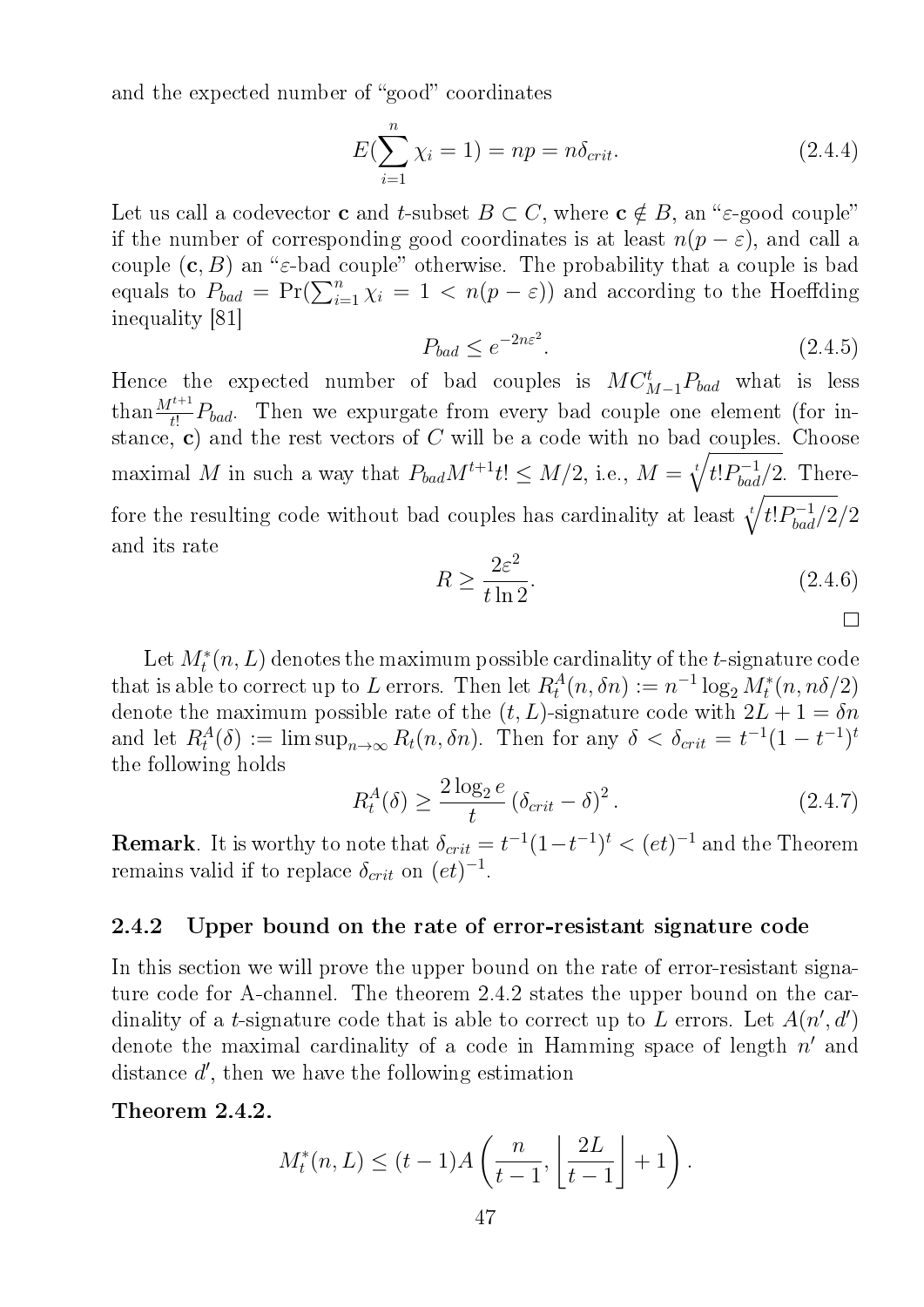and the expected number of "good" coordinates

$$E(\sum_{i=1}^{n} \chi_i = 1) = np = n\delta_{crit}. \tag{2.4.4}$$

Let us call a codevector $\mathbf{c}$ and $t$-subset $B \subset C$, where $\mathbf{c} \notin B$, an "$\varepsilon$-good couple" if the number of corresponding good coordinates is at least $n(p-\varepsilon)$, and call a couple $(\mathbf{c}, B)$ an "$\varepsilon$-bad couple" otherwise. The probability that a couple is bad equals to $P_{bad} = \Pr(\sum_{i=1}^{n} \chi_i = 1 < n(p-\varepsilon))$ and according to the Hoeffding inequality [81]

$$P_{bad} \le e^{-2n\varepsilon^2}. \tag{2.4.5}$$

Hence the expected number of bad couples is $MC_{M-1}^{t} P_{bad}$ what is less than $\frac{M^{t+1}}{t!} P_{bad}$. Then we expurgate from every bad couple one element (for instance, $\mathbf{c}$) and the rest vectors of $C$ will be a code with no bad couples. Choose maximal $M$ in such a way that $P_{bad} M^{t+1} t! \le M/2$, i.e., $M = \sqrt[t]{t! P_{bad}^{-1}/2}$. Therefore the resulting code without bad couples has cardinality at least $\sqrt[t]{t! P_{bad}^{-1}/2}/2$ and its rate

$$R \ge \frac{2\varepsilon^2}{t \ln 2}. \tag{2.4.6}$$

□

Let $M_t^*(n, L)$ denotes the maximum possible cardinality of the $t$-signature code that is able to correct up to $L$ errors. Then let $R_t^A(n, \delta n) := n^{-1} \log_2 M_t^*(n, n\delta/2)$ denote the maximum possible rate of the $(t, L)$-signature code with $2L + 1 = \delta n$ and let $R_t^A(\delta) := \limsup_{n\to\infty} R_t(n, \delta n)$. Then for any $\delta < \delta_{crit} = t^{-1}(1-t^{-1})^t$ the following holds

$$R_t^A(\delta) \ge \frac{2\log_2 e}{t} \left(\delta_{crit} - \delta\right)^2. \tag{2.4.7}$$

**Remark**. It is worthy to note that $\delta_{crit} = t^{-1}(1-t^{-1})^t < (et)^{-1}$ and the Theorem remains valid if to replace $\delta_{crit}$ on $(et)^{-1}$.

### 2.4.2 Upper bound on the rate of error-resistant signature code

In this section we will prove the upper bound on the rate of error-resistant signature code for A-channel. The theorem 2.4.2 states the upper bound on the cardinality of a $t$-signature code that is able to correct up to $L$ errors. Let $A(n', d')$ denote the maximal cardinality of a code in Hamming space of length $n'$ and distance $d'$, then we have the following estimation

**Theorem 2.4.2.**

$$M_t^*(n, L) \le (t-1) A\left(\frac{n}{t-1}, \left\lfloor \frac{2L}{t-1} \right\rfloor + 1\right).$$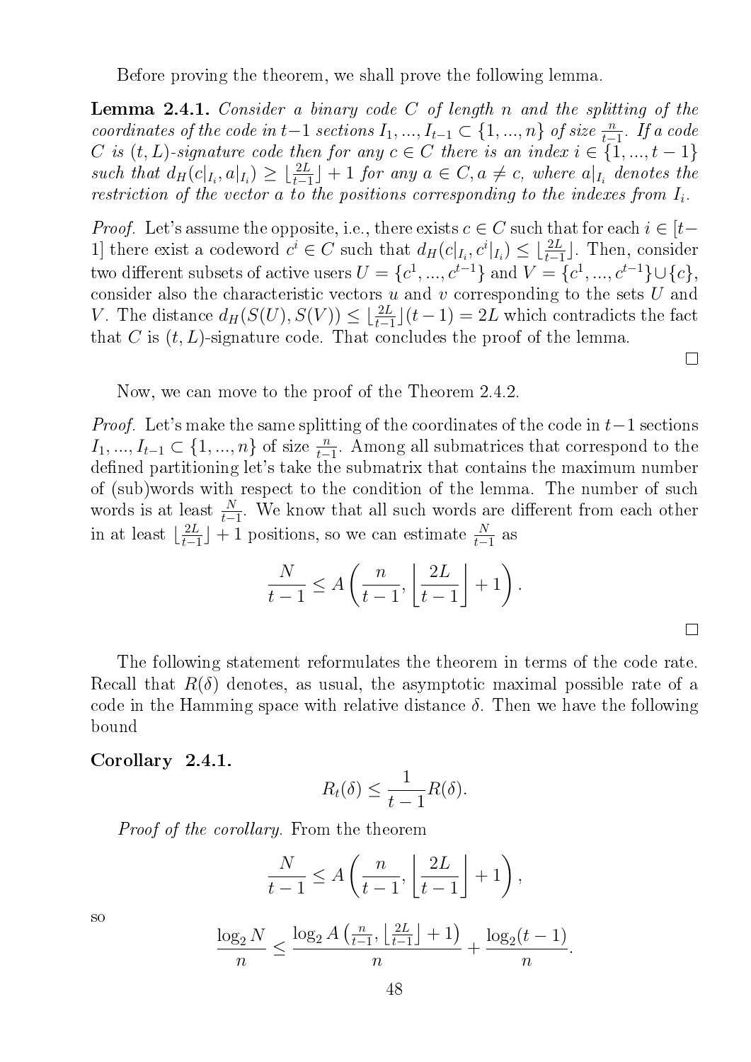Before proving the theorem, we shall prove the following lemma.

**Lemma 2.4.1.** *Consider a binary code $C$ of length $n$ and the splitting of the coordinates of the code in $t-1$ sections $I_1, ..., I_{t-1} \subset \{1, ..., n\}$ of size $\frac{n}{t-1}$. If a code $C$ is $(t, L)$-signature code then for any $c \in C$ there is an index $i \in \{1, ..., t-1\}$ such that $d_H(c|_{I_i}, a|_{I_i}) \geq \lfloor \frac{2L}{t-1} \rfloor + 1$ for any $a \in C, a \neq c$, where $a|_{I_i}$ denotes the restriction of the vector $a$ to the positions corresponding to the indexes from $I_i$.*

*Proof.* Let's assume the opposite, i.e., there exists $c \in C$ such that for each $i \in [t-1]$ there exist a codeword $c^i \in C$ such that $d_H(c|_{I_i}, c^i|_{I_i}) \leq \lfloor \frac{2L}{t-1} \rfloor$. Then, consider two different subsets of active users $U = \{c^1, ..., c^{t-1}\}$ and $V = \{c^1, ..., c^{t-1}\} \cup \{c\}$, consider also the characteristic vectors $u$ and $v$ corresponding to the sets $U$ and $V$. The distance $d_H(S(U), S(V)) \leq \lfloor \frac{2L}{t-1} \rfloor (t-1) = 2L$ which contradicts the fact that $C$ is $(t, L)$-signature code. That concludes the proof of the lemma. ∎

Now, we can move to the proof of the Theorem 2.4.2.

*Proof.* Let's make the same splitting of the coordinates of the code in $t-1$ sections $I_1, ..., I_{t-1} \subset \{1, ..., n\}$ of size $\frac{n}{t-1}$. Among all submatrices that correspond to the defined partitioning let's take the submatrix that contains the maximum number of (sub)words with respect to the condition of the lemma. The number of such words is at least $\frac{N}{t-1}$. We know that all such words are different from each other in at least $\lfloor \frac{2L}{t-1} \rfloor + 1$ positions, so we can estimate $\frac{N}{t-1}$ as

$$\frac{N}{t-1} \leq A\left(\frac{n}{t-1}, \left\lfloor \frac{2L}{t-1} \right\rfloor + 1\right).$$

∎

The following statement reformulates the theorem in terms of the code rate. Recall that $R(\delta)$ denotes, as usual, the asymptotic maximal possible rate of a code in the Hamming space with relative distance $\delta$. Then we have the following bound

**Corollary 2.4.1.**

$$R_t(\delta) \leq \frac{1}{t-1} R(\delta).$$

*Proof of the corollary.* From the theorem

$$\frac{N}{t-1} \leq A\left(\frac{n}{t-1}, \left\lfloor \frac{2L}{t-1} \right\rfloor + 1\right),$$

so

$$\frac{\log_2 N}{n} \leq \frac{\log_2 A\left(\frac{n}{t-1}, \left\lfloor \frac{2L}{t-1} \right\rfloor + 1\right)}{n} + \frac{\log_2(t-1)}{n}.$$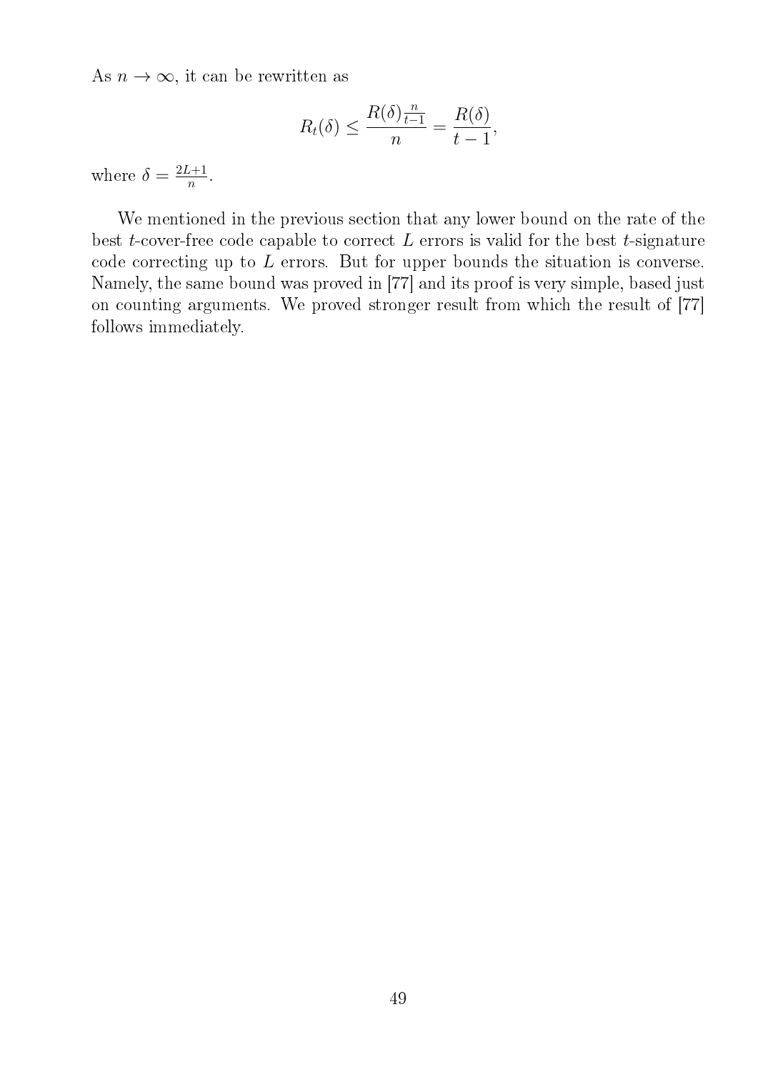As $n \to \infty$, it can be rewritten as

$$R_t(\delta) \leq \frac{R(\delta)\frac{n}{t-1}}{n} = \frac{R(\delta)}{t-1},$$

where $\delta = \frac{2L+1}{n}$.

We mentioned in the previous section that any lower bound on the rate of the best $t$-cover-free code capable to correct $L$ errors is valid for the best $t$-signature code correcting up to $L$ errors. But for upper bounds the situation is converse. Namely, the same bound was proved in [77] and its proof is very simple, based just on counting arguments. We proved stronger result from which the result of [77] follows immediately.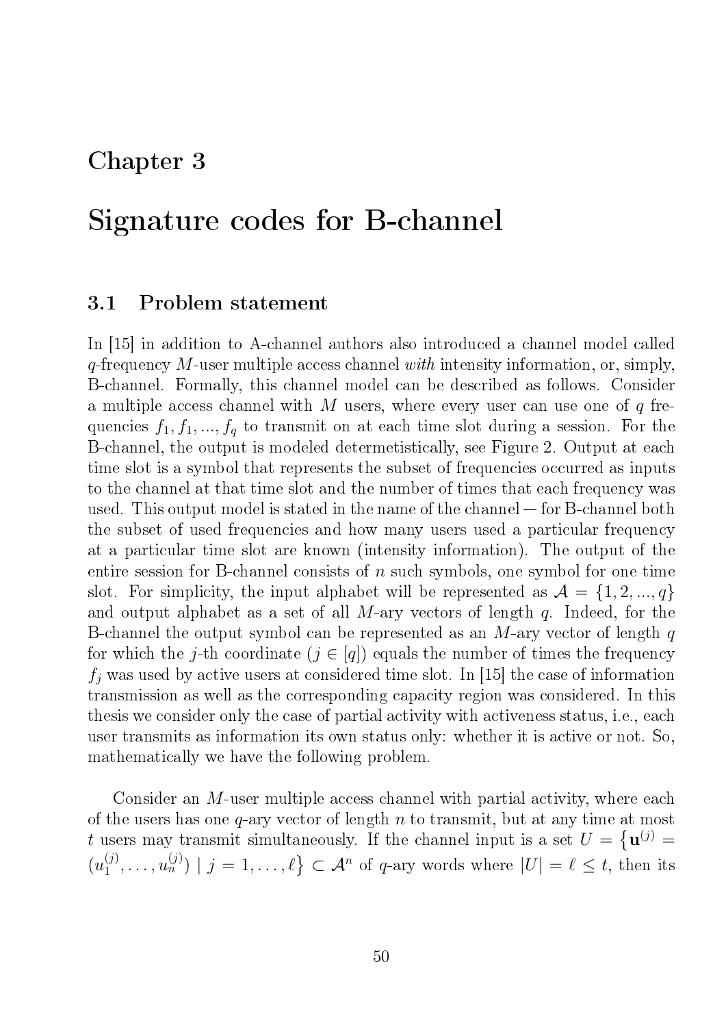# Chapter 3

# Signature codes for B-channel

## 3.1 Problem statement

In [15] in addition to A-channel authors also introduced a channel model called $q$-frequency $M$-user multiple access channel *with* intensity information, or, simply, B-channel. Formally, this channel model can be described as follows. Consider a multiple access channel with $M$ users, where every user can use one of $q$ frequencies $f_1, f_1, ..., f_q$ to transmit on at each time slot during a session. For the B-channel, the output is modeled determetistically, see Figure 2. Output at each time slot is a symbol that represents the subset of frequencies occurred as inputs to the channel at that time slot and the number of times that each frequency was used. This output model is stated in the name of the channel — for B-channel both the subset of used frequencies and how many users used a particular frequency at a particular time slot are known (intensity information). The output of the entire session for B-channel consists of $n$ such symbols, one symbol for one time slot. For simplicity, the input alphabet will be represented as $\mathcal{A} = \{1, 2, ..., q\}$ and output alphabet as a set of all $M$-ary vectors of length $q$. Indeed, for the B-channel the output symbol can be represented as an $M$-ary vector of length $q$ for which the $j$-th coordinate ($j \in [q]$) equals the number of times the frequency $f_j$ was used by active users at considered time slot. In [15] the case of information transmission as well as the corresponding capacity region was considered. In this thesis we consider only the case of partial activity with activeness status, i.e., each user transmits as information its own status only: whether it is active or not. So, mathematically we have the following problem.

Consider an $M$-user multiple access channel with partial activity, where each of the users has one $q$-ary vector of length $n$ to transmit, but at any time at most $t$ users may transmit simultaneously. If the channel input is a set $U = \{\mathbf{u}^{(j)} = (u_1^{(j)}, \ldots, u_n^{(j)}) \mid j = 1, \ldots, \ell\} \subset \mathcal{A}^n$ of $q$-ary words where $|U| = \ell \leq t$, then its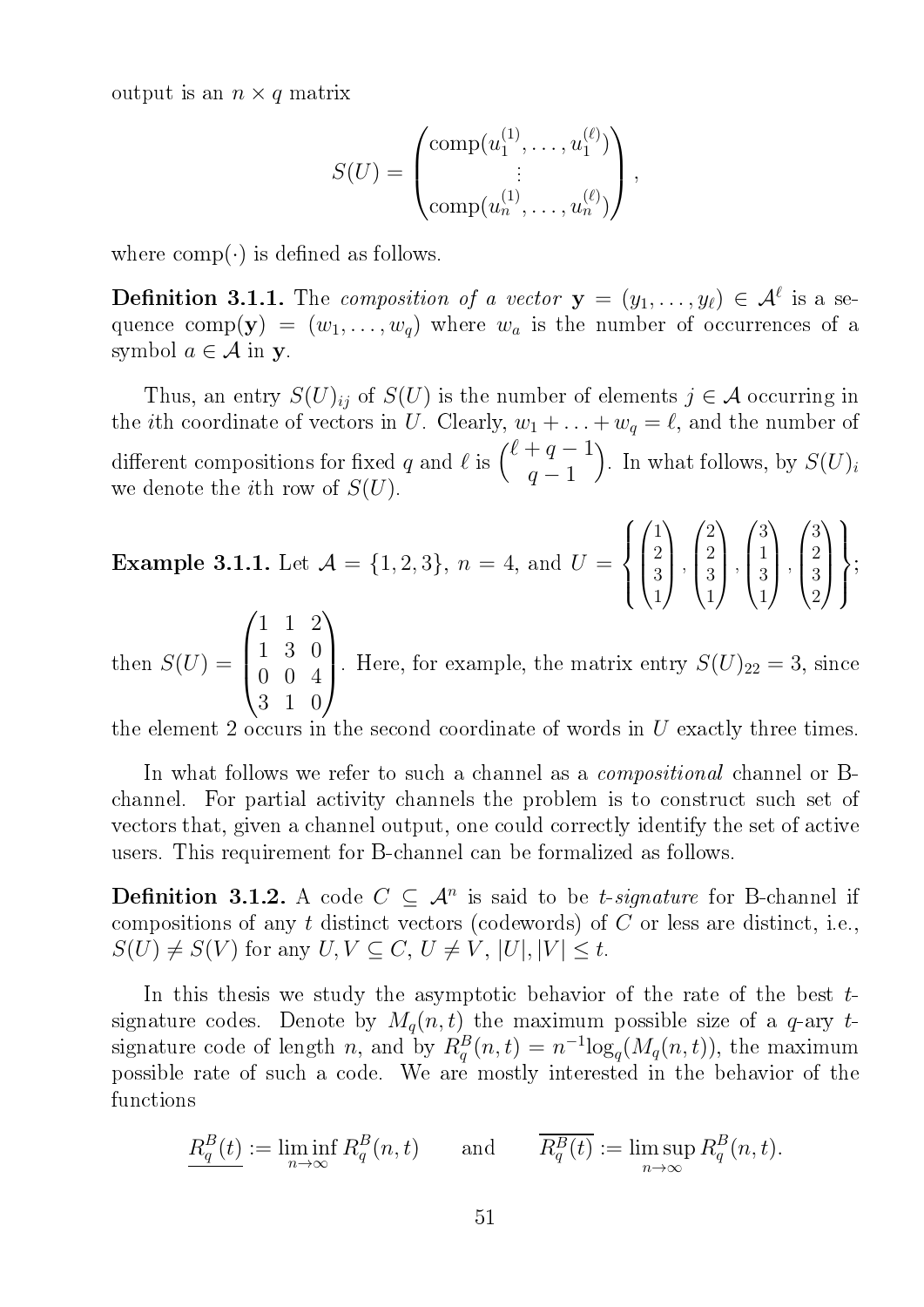output is an $n \times q$ matrix

$$S(U) = \begin{pmatrix} \mathrm{comp}(u_1^{(1)}, \ldots, u_1^{(\ell)}) \\ \vdots \\ \mathrm{comp}(u_n^{(1)}, \ldots, u_n^{(\ell)}) \end{pmatrix},$$

where comp$(\cdot)$ is defined as follows.

**Definition 3.1.1.** The *composition of a vector* $\mathbf{y} = (y_1, \ldots, y_\ell) \in \mathcal{A}^\ell$ is a sequence $\mathrm{comp}(\mathbf{y}) = (w_1, \ldots, w_q)$ where $w_a$ is the number of occurrences of a symbol $a \in \mathcal{A}$ in $\mathbf{y}$.

Thus, an entry $S(U)_{ij}$ of $S(U)$ is the number of elements $j \in \mathcal{A}$ occurring in the $i$th coordinate of vectors in $U$. Clearly, $w_1 + \ldots + w_q = \ell$, and the number of different compositions for fixed $q$ and $\ell$ is $\binom{\ell + q - 1}{q - 1}$. In what follows, by $S(U)_i$ we denote the $i$th row of $S(U)$.

**Example 3.1.1.** Let $\mathcal{A} = \{1, 2, 3\}$, $n = 4$, and $U = \left\{ \begin{pmatrix} 1 \\ 2 \\ 3 \\ 1 \end{pmatrix}, \begin{pmatrix} 2 \\ 2 \\ 3 \\ 1 \end{pmatrix}, \begin{pmatrix} 3 \\ 1 \\ 3 \\ 1 \end{pmatrix}, \begin{pmatrix} 3 \\ 2 \\ 3 \\ 2 \end{pmatrix} \right\}$; then $S(U) = \begin{pmatrix} 1 & 1 & 2 \\ 1 & 3 & 0 \\ 0 & 0 & 4 \\ 3 & 1 & 0 \end{pmatrix}$. Here, for example, the matrix entry $S(U)_{22} = 3$, since the element 2 occurs in the second coordinate of words in $U$ exactly three times.

In what follows we refer to such a channel as a *compositional* channel or B-channel. For partial activity channels the problem is to construct such set of vectors that, given a channel output, one could correctly identify the set of active users. This requirement for B-channel can be formalized as follows.

**Definition 3.1.2.** A code $C \subseteq \mathcal{A}^n$ is said to be *$t$-signature* for B-channel if compositions of any $t$ distinct vectors (codewords) of $C$ or less are distinct, i.e., $S(U) \neq S(V)$ for any $U, V \subseteq C$, $U \neq V$, $|U|, |V| \leq t$.

In this thesis we study the asymptotic behavior of the rate of the best $t$-signature codes. Denote by $M_q(n, t)$ the maximum possible size of a $q$-ary $t$-signature code of length $n$, and by $R_q^B(n, t) = n^{-1} \log_q(M_q(n, t))$, the maximum possible rate of such a code. We are mostly interested in the behavior of the functions

$$\underline{R_q^B(t)} := \liminf_{n \to \infty} R_q^B(n, t) \qquad \text{and} \qquad \overline{R_q^B(t)} := \limsup_{n \to \infty} R_q^B(n, t).$$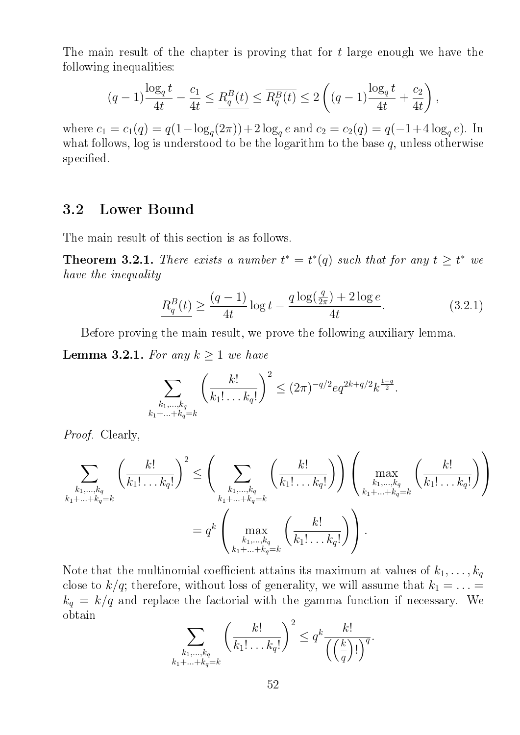The main result of the chapter is proving that for $t$ large enough we have the following inequalities:

$$(q-1)\frac{\log_q t}{4t} - \frac{c_1}{4t} \le \underline{R_q^B(t)} \le \overline{R_q^B(t)} \le 2\left((q-1)\frac{\log_q t}{4t} + \frac{c_2}{4t}\right),$$

where $c_1 = c_1(q) = q(1-\log_q(2\pi)) + 2\log_q e$ and $c_2 = c_2(q) = q(-1+4\log_q e)$. In what follows, log is understood to be the logarithm to the base $q$, unless otherwise specified.

## 3.2 Lower Bound

The main result of this section is as follows.

**Theorem 3.2.1.** *There exists a number $t^* = t^*(q)$ such that for any $t \ge t^*$ we have the inequality*

$$\underline{R_q^B(t)} \ge \frac{(q-1)}{4t}\log t - \frac{q\log(\frac{q}{2\pi}) + 2\log e}{4t}. \tag{3.2.1}$$

Before proving the main result, we prove the following auxiliary lemma.

**Lemma 3.2.1.** *For any $k \ge 1$ we have*

$$\sum_{\substack{k_1,\ldots,k_q \\ k_1+\ldots+k_q=k}} \left(\frac{k!}{k_1!\ldots k_q!}\right)^2 \le (2\pi)^{-q/2} e q^{2k+q/2} k^{\frac{1-q}{2}}.$$

*Proof.* Clearly,

$$\sum_{\substack{k_1,\ldots,k_q \\ k_1+\ldots+k_q=k}} \left(\frac{k!}{k_1!\ldots k_q!}\right)^2 \le \left(\sum_{\substack{k_1,\ldots,k_q \\ k_1+\ldots+k_q=k}} \left(\frac{k!}{k_1!\ldots k_q!}\right)\right)\left(\max_{\substack{k_1,\ldots,k_q \\ k_1+\ldots+k_q=k}} \left(\frac{k!}{k_1!\ldots k_q!}\right)\right)$$

$$= q^k \left(\max_{\substack{k_1,\ldots,k_q \\ k_1+\ldots+k_q=k}} \left(\frac{k!}{k_1!\ldots k_q!}\right)\right).$$

Note that the multinomial coefficient attains its maximum at values of $k_1, \ldots, k_q$ close to $k/q$; therefore, without loss of generality, we will assume that $k_1 = \ldots = k_q = k/q$ and replace the factorial with the gamma function if necessary. We obtain

$$\sum_{\substack{k_1,\ldots,k_q \\ k_1+\ldots+k_q=k}} \left(\frac{k!}{k_1!\ldots k_q!}\right)^2 \le q^k \frac{k!}{\left(\left(\frac{k}{q}\right)!\right)^q}.$$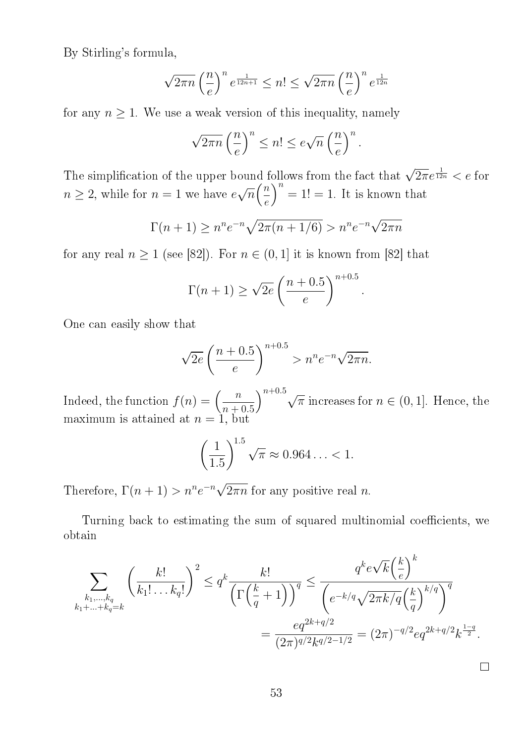By Stirling's formula,

$$\sqrt{2\pi n}\left(\frac{n}{e}\right)^n e^{\frac{1}{12n+1}} \le n! \le \sqrt{2\pi n}\left(\frac{n}{e}\right)^n e^{\frac{1}{12n}}$$

for any $n \ge 1$. We use a weak version of this inequality, namely

$$\sqrt{2\pi n}\left(\frac{n}{e}\right)^n \le n! \le e\sqrt{n}\left(\frac{n}{e}\right)^n.$$

The simplification of the upper bound follows from the fact that $\sqrt{2\pi}e^{\frac{1}{12n}} < e$ for $n \ge 2$, while for $n = 1$ we have $e\sqrt{n}\left(\frac{n}{e}\right)^n = 1! = 1$. It is known that

$$\Gamma(n+1) \ge n^n e^{-n}\sqrt{2\pi(n+1/6)} > n^n e^{-n}\sqrt{2\pi n}$$

for any real $n \ge 1$ (see [82]). For $n \in (0, 1]$ it is known from [82] that

$$\Gamma(n+1) \ge \sqrt{2e}\left(\frac{n+0.5}{e}\right)^{n+0.5}.$$

One can easily show that

$$\sqrt{2e}\left(\frac{n+0.5}{e}\right)^{n+0.5} > n^n e^{-n}\sqrt{2\pi n}.$$

Indeed, the function $f(n) = \left(\frac{n}{n+0.5}\right)^{n+0.5}\sqrt{\pi}$ increases for $n \in (0, 1]$. Hence, the maximum is attained at $n = 1$, but

$$\left(\frac{1}{1.5}\right)^{1.5}\sqrt{\pi} \approx 0.964\ldots < 1.$$

Therefore, $\Gamma(n+1) > n^n e^{-n}\sqrt{2\pi n}$ for any positive real $n$.

Turning back to estimating the sum of squared multinomial coefficients, we obtain

$$\sum_{\substack{k_1,\ldots,k_q \\ k_1+\ldots+k_q=k}} \left(\frac{k!}{k_1!\ldots k_q!}\right)^2 \le q^k \frac{k!}{\left(\Gamma\left(\frac{k}{q}+1\right)\right)^q} \le \frac{q^k e\sqrt{k}\left(\frac{k}{e}\right)^k}{\left(e^{-k/q}\sqrt{2\pi k/q}\left(\frac{k}{q}\right)^{k/q}\right)^q}$$

$$= \frac{eq^{2k+q/2}}{(2\pi)^{q/2}k^{q/2-1/2}} = (2\pi)^{-q/2}eq^{2k+q/2}k^{\frac{1-q}{2}}.$$

□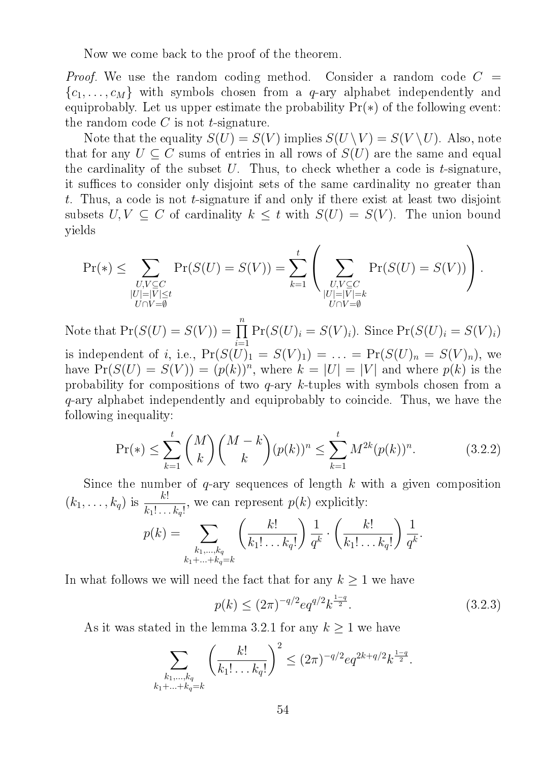Now we come back to the proof of the theorem.

*Proof.* We use the random coding method. Consider a random code $C = \{c_1, \ldots, c_M\}$ with symbols chosen from a $q$-ary alphabet independently and equiprobably. Let us upper estimate the probability $\Pr(*)$ of the following event: the random code $C$ is not $t$-signature.

Note that the equality $S(U) = S(V)$ implies $S(U \setminus V) = S(V \setminus U)$. Also, note that for any $U \subseteq C$ sums of entries in all rows of $S(U)$ are the same and equal the cardinality of the subset $U$. Thus, to check whether a code is $t$-signature, it suffices to consider only disjoint sets of the same cardinality no greater than $t$. Thus, a code is not $t$-signature if and only if there exist at least two disjoint subsets $U, V \subseteq C$ of cardinality $k \leq t$ with $S(U) = S(V)$. The union bound yields

$$\Pr(*) \leq \sum_{\substack{U,V \subseteq C \\ |U|=|V| \leq t \\ U \cap V = \emptyset}} \Pr(S(U) = S(V)) = \sum_{k=1}^{t} \left( \sum_{\substack{U,V \subseteq C \\ |U|=|V| = k \\ U \cap V = \emptyset}} \Pr(S(U) = S(V)) \right).$$

Note that $\Pr(S(U) = S(V)) = \prod_{i=1}^{n} \Pr(S(U)_i = S(V)_i)$. Since $\Pr(S(U)_i = S(V)_i)$ is independent of $i$, i.e., $\Pr(S(U)_1 = S(V)_1) = \ldots = \Pr(S(U)_n = S(V)_n)$, we have $\Pr(S(U) = S(V)) = (p(k))^n$, where $k = |U| = |V|$ and where $p(k)$ is the probability for compositions of two $q$-ary $k$-tuples with symbols chosen from a $q$-ary alphabet independently and equiprobably to coincide. Thus, we have the following inequality:

$$\Pr(*) \leq \sum_{k=1}^{t} \binom{M}{k} \binom{M-k}{k} (p(k))^n \leq \sum_{k=1}^{t} M^{2k} (p(k))^n. \tag{3.2.2}$$

Since the number of $q$-ary sequences of length $k$ with a given composition $(k_1, \ldots, k_q)$ is $\frac{k!}{k_1! \ldots k_q!}$, we can represent $p(k)$ explicitly:

$$p(k) = \sum_{\substack{k_1, \ldots, k_q \\ k_1 + \ldots + k_q = k}} \left( \frac{k!}{k_1! \ldots k_q!} \right) \frac{1}{q^k} \cdot \left( \frac{k!}{k_1! \ldots k_q!} \right) \frac{1}{q^k}.$$

In what follows we will need the fact that for any $k \geq 1$ we have

$$p(k) \leq (2\pi)^{-q/2} e q^{q/2} k^{\frac{1-q}{2}}. \tag{3.2.3}$$

As it was stated in the lemma 3.2.1 for any $k \geq 1$ we have

$$\sum_{\substack{k_1, \ldots, k_q \\ k_1 + \ldots + k_q = k}} \left( \frac{k!}{k_1! \ldots k_q!} \right)^2 \leq (2\pi)^{-q/2} e q^{2k + q/2} k^{\frac{1-q}{2}}.$$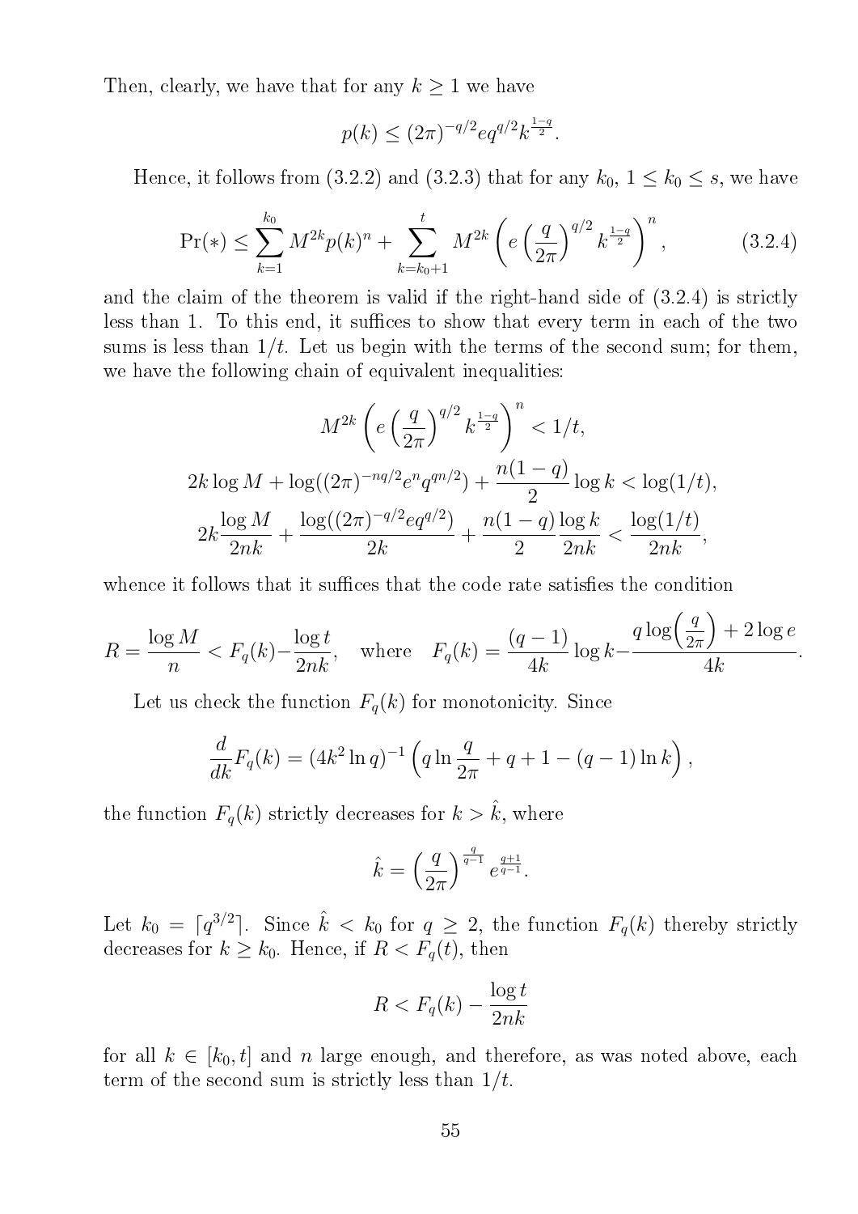Then, clearly, we have that for any $k \geq 1$ we have

$$p(k) \leq (2\pi)^{-q/2} e q^{q/2} k^{\frac{1-q}{2}}.$$

Hence, it follows from (3.2.2) and (3.2.3) that for any $k_0$, $1 \leq k_0 \leq s$, we have

$$\Pr(*) \leq \sum_{k=1}^{k_0} M^{2k} p(k)^n + \sum_{k=k_0+1}^{t} M^{2k} \left( e \left( \frac{q}{2\pi} \right)^{q/2} k^{\frac{1-q}{2}} \right)^n, \tag{3.2.4}$$

and the claim of the theorem is valid if the right-hand side of (3.2.4) is strictly less than 1. To this end, it suffices to show that every term in each of the two sums is less than $1/t$. Let us begin with the terms of the second sum; for them, we have the following chain of equivalent inequalities:

$$M^{2k} \left( e \left( \frac{q}{2\pi} \right)^{q/2} k^{\frac{1-q}{2}} \right)^n < 1/t,$$

$$2k \log M + \log((2\pi)^{-nq/2} e^n q^{qn/2}) + \frac{n(1-q)}{2} \log k < \log(1/t),$$

$$2k \frac{\log M}{2nk} + \frac{\log((2\pi)^{-q/2} e q^{q/2})}{2k} + \frac{n(1-q)}{2} \frac{\log k}{2nk} < \frac{\log(1/t)}{2nk},$$

whence it follows that it suffices that the code rate satisfies the condition

$$R = \frac{\log M}{n} < F_q(k) - \frac{\log t}{2nk}, \quad \text{where} \quad F_q(k) = \frac{(q-1)}{4k} \log k - \frac{q \log\left(\frac{q}{2\pi}\right) + 2\log e}{4k}.$$

Let us check the function $F_q(k)$ for monotonicity. Since

$$\frac{d}{dk} F_q(k) = (4k^2 \ln q)^{-1} \left( q \ln \frac{q}{2\pi} + q + 1 - (q-1) \ln k \right),$$

the function $F_q(k)$ strictly decreases for $k > \hat{k}$, where

$$\hat{k} = \left( \frac{q}{2\pi} \right)^{\frac{q}{q-1}} e^{\frac{q+1}{q-1}}.$$

Let $k_0 = \lceil q^{3/2} \rceil$. Since $\hat{k} < k_0$ for $q \geq 2$, the function $F_q(k)$ thereby strictly decreases for $k \geq k_0$. Hence, if $R < F_q(t)$, then

$$R < F_q(k) - \frac{\log t}{2nk}$$

for all $k \in [k_0, t]$ and $n$ large enough, and therefore, as was noted above, each term of the second sum is strictly less than $1/t$.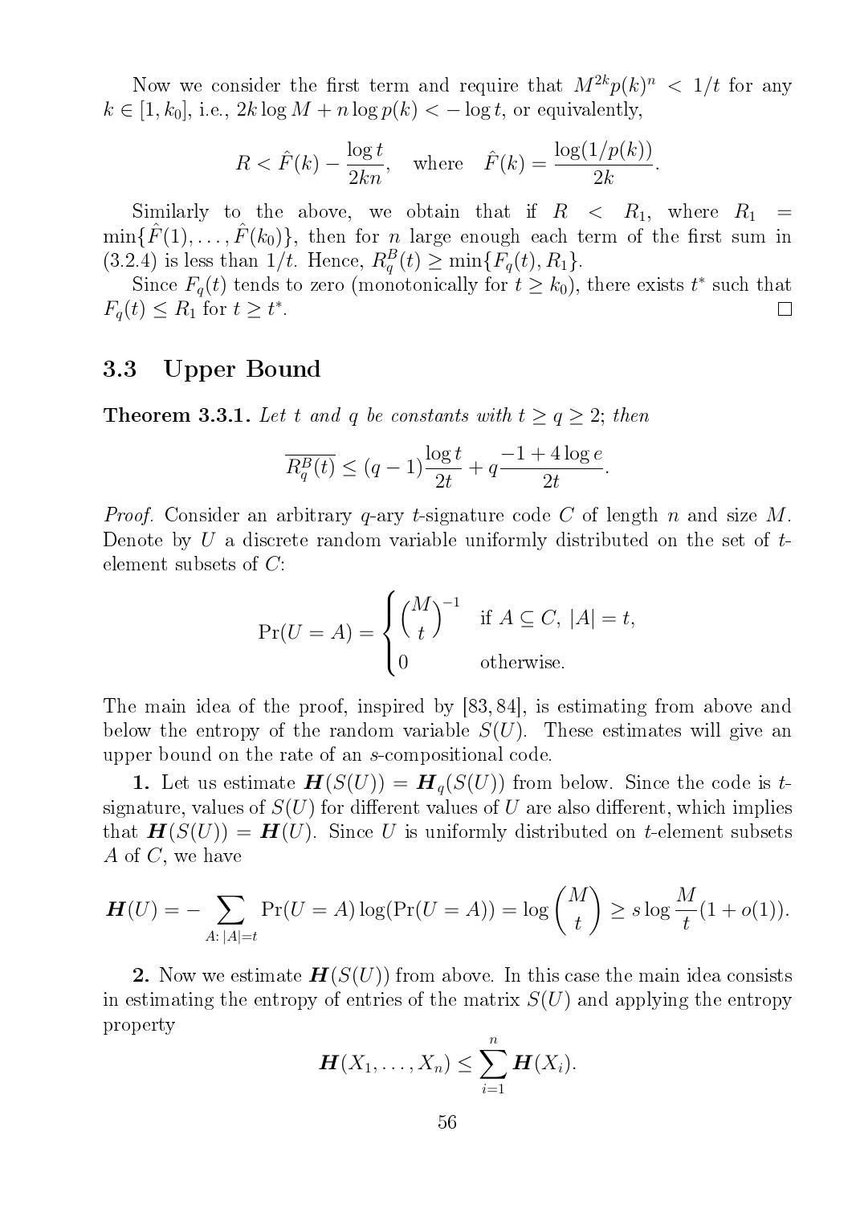Now we consider the first term and require that $M^{2k}p(k)^n < 1/t$ for any $k \in [1, k_0]$, i.e., $2k \log M + n \log p(k) < -\log t$, or equivalently,

$$R < \hat{F}(k) - \frac{\log t}{2kn}, \quad \text{where} \quad \hat{F}(k) = \frac{\log(1/p(k))}{2k}.$$

Similarly to the above, we obtain that if $R < R_1$, where $R_1 = \min\{\hat{F}(1), \dots, \hat{F}(k_0)\}$, then for $n$ large enough each term of the first sum in (3.2.4) is less than $1/t$. Hence, $R_q^B(t) \geq \min\{F_q(t), R_1\}$.

Since $F_q(t)$ tends to zero (monotonically for $t \geq k_0$), there exists $t^*$ such that $F_q(t) \leq R_1$ for $t \geq t^*$. $\square$

## 3.3 Upper Bound

**Theorem 3.3.1.** *Let $t$ and $q$ be constants with $t \geq q \geq 2$; then*

$$\overline{R_q^B(t)} \leq (q-1)\frac{\log t}{2t} + q\frac{-1 + 4\log e}{2t}.$$

*Proof.* Consider an arbitrary $q$-ary $t$-signature code $C$ of length $n$ and size $M$. Denote by $U$ a discrete random variable uniformly distributed on the set of $t$-element subsets of $C$:

$$\Pr(U = A) = \begin{cases} \binom{M}{t}^{-1} & \text{if } A \subseteq C,\ |A| = t, \\ 0 & \text{otherwise.} \end{cases}$$

The main idea of the proof, inspired by [83, 84], is estimating from above and below the entropy of the random variable $S(U)$. These estimates will give an upper bound on the rate of an $s$-compositional code.

**1.** Let us estimate $\boldsymbol{H}(S(U)) = \boldsymbol{H}_q(S(U))$ from below. Since the code is $t$-signature, values of $S(U)$ for different values of $U$ are also different, which implies that $\boldsymbol{H}(S(U)) = \boldsymbol{H}(U)$. Since $U$ is uniformly distributed on $t$-element subsets $A$ of $C$, we have

$$\boldsymbol{H}(U) = -\sum_{A:\,|A|=t} \Pr(U = A)\log(\Pr(U = A)) = \log\binom{M}{t} \geq s\log\frac{M}{t}(1 + o(1)).$$

**2.** Now we estimate $\boldsymbol{H}(S(U))$ from above. In this case the main idea consists in estimating the entropy of entries of the matrix $S(U)$ and applying the entropy property

$$\boldsymbol{H}(X_1, \dots, X_n) \leq \sum_{i=1}^{n} \boldsymbol{H}(X_i).$$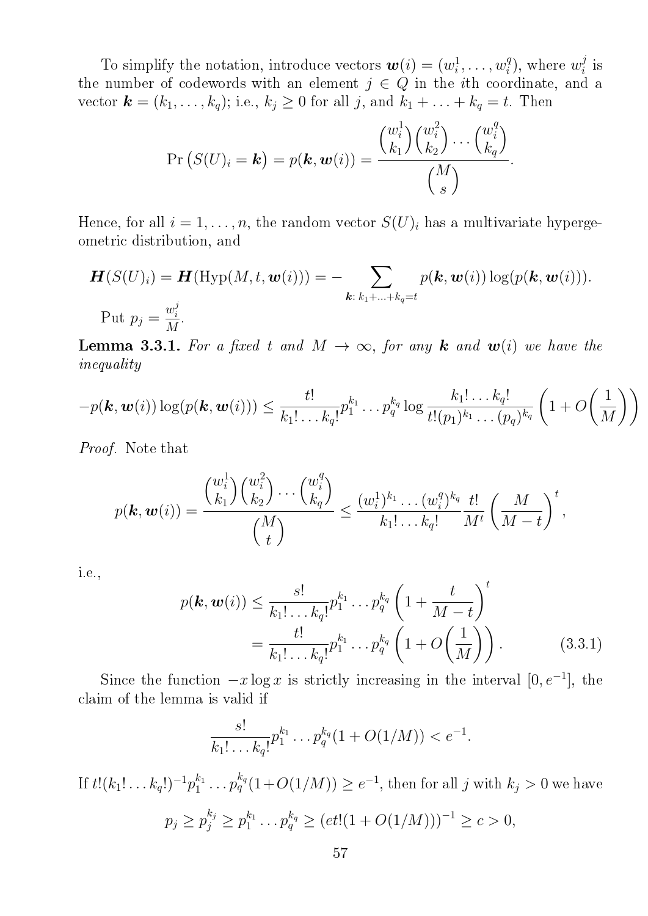To simplify the notation, introduce vectors $\boldsymbol{w}(i) = (w_i^1, \dots, w_i^q)$, where $w_i^j$ is the number of codewords with an element $j \in Q$ in the $i$th coordinate, and a vector $\boldsymbol{k} = (k_1, \dots, k_q)$; i.e., $k_j \geq 0$ for all $j$, and $k_1 + \ldots + k_q = t$. Then

$$\Pr\big(S(U)_i = \boldsymbol{k}\big) = p(\boldsymbol{k}, \boldsymbol{w}(i)) = \frac{\binom{w_i^1}{k_1}\binom{w_i^2}{k_2}\cdots\binom{w_i^q}{k_q}}{\binom{M}{s}}.$$

Hence, for all $i = 1, \dots, n$, the random vector $S(U)_i$ has a multivariate hypergeometric distribution, and

$$\boldsymbol{H}(S(U)_i) = \boldsymbol{H}(\mathrm{Hyp}(M, t, \boldsymbol{w}(i))) = -\sum_{\boldsymbol{k}\colon k_1+\ldots+k_q=t} p(\boldsymbol{k}, \boldsymbol{w}(i)) \log(p(\boldsymbol{k}, \boldsymbol{w}(i))).$$

Put $p_j = \frac{w_i^j}{M}$.

**Lemma 3.3.1.** *For a fixed $t$ and $M \to \infty$, for any $\boldsymbol{k}$ and $\boldsymbol{w}(i)$ we have the inequality*

$$-p(\boldsymbol{k}, \boldsymbol{w}(i)) \log(p(\boldsymbol{k}, \boldsymbol{w}(i))) \leq \frac{t!}{k_1! \dots k_q!} p_1^{k_1} \dots p_q^{k_q} \log \frac{k_1! \dots k_q!}{t!(p_1)^{k_1} \dots (p_q)^{k_q}} \left(1 + O\!\left(\frac{1}{M}\right)\right)$$

*Proof.* Note that

$$p(\boldsymbol{k}, \boldsymbol{w}(i)) = \frac{\binom{w_i^1}{k_1}\binom{w_i^2}{k_2}\cdots\binom{w_i^q}{k_q}}{\binom{M}{t}} \leq \frac{(w_i^1)^{k_1} \dots (w_i^q)^{k_q}}{k_1! \dots k_q!} \frac{t!}{M^t} \left(\frac{M}{M-t}\right)^t,$$

i.e.,

$$\begin{aligned} p(\boldsymbol{k}, \boldsymbol{w}(i)) &\leq \frac{s!}{k_1! \dots k_q!} p_1^{k_1} \dots p_q^{k_q} \left(1 + \frac{t}{M-t}\right)^t \\ &= \frac{t!}{k_1! \dots k_q!} p_1^{k_1} \dots p_q^{k_q} \left(1 + O\!\left(\frac{1}{M}\right)\right). \end{aligned} \tag{3.3.1}$$

Since the function $-x \log x$ is strictly increasing in the interval $[0, e^{-1}]$, the claim of the lemma is valid if

$$\frac{s!}{k_1! \dots k_q!} p_1^{k_1} \dots p_q^{k_q} (1 + O(1/M)) < e^{-1}.$$

If $t!(k_1! \dots k_q!)^{-1} p_1^{k_1} \dots p_q^{k_q} (1 + O(1/M)) \geq e^{-1}$, then for all $j$ with $k_j > 0$ we have

$$p_j \geq p_j^{k_j} \geq p_1^{k_1} \dots p_q^{k_q} \geq (et!(1 + O(1/M)))^{-1} \geq c > 0,$$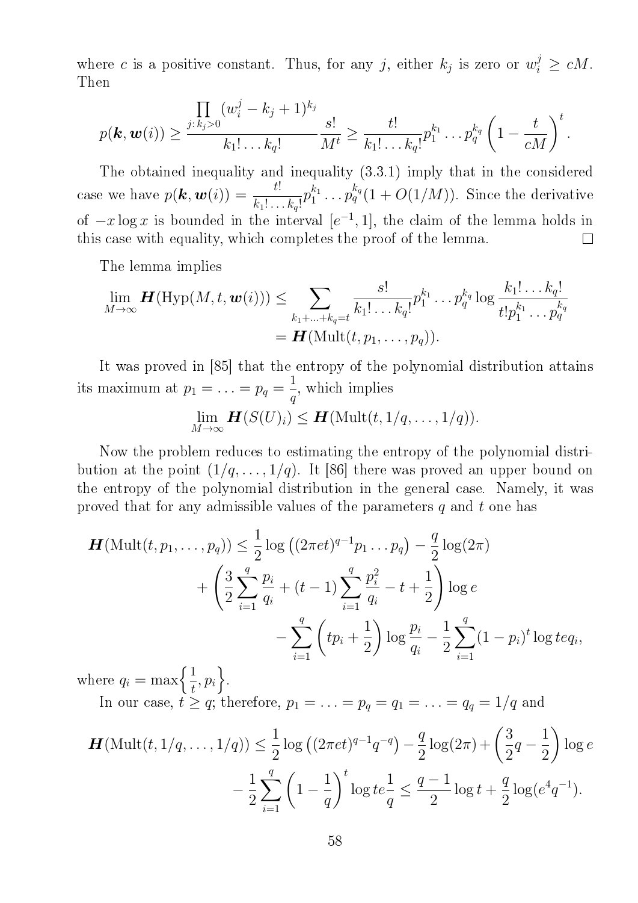where $c$ is a positive constant. Thus, for any $j$, either $k_j$ is zero or $w_i^j \geq cM$. Then

$$p(\boldsymbol{k}, \boldsymbol{w}(i)) \geq \frac{\prod\limits_{j: k_j > 0} (w_i^j - k_j + 1)^{k_j}}{k_1! \dots k_q!} \frac{s!}{M^t} \geq \frac{t!}{k_1! \dots k_q!} p_1^{k_1} \dots p_q^{k_q} \left(1 - \frac{t}{cM}\right)^t.$$

The obtained inequality and inequality (3.3.1) imply that in the considered case we have $p(\boldsymbol{k}, \boldsymbol{w}(i)) = \frac{t!}{k_1! \dots k_q!} p_1^{k_1} \dots p_q^{k_q}(1 + O(1/M))$. Since the derivative of $-x \log x$ is bounded in the interval $[e^{-1}, 1]$, the claim of the lemma holds in this case with equality, which completes the proof of the lemma. □

The lemma implies

$$\lim_{M \to \infty} \boldsymbol{H}(\mathrm{Hyp}(M, t, \boldsymbol{w}(i))) \leq \sum_{k_1 + \ldots + k_q = t} \frac{s!}{k_1! \dots k_q!} p_1^{k_1} \dots p_q^{k_q} \log \frac{k_1! \dots k_q!}{t! p_1^{k_1} \dots p_q^{k_q}}$$
$$= \boldsymbol{H}(\mathrm{Mult}(t, p_1, \ldots, p_q)).$$

It was proved in [85] that the entropy of the polynomial distribution attains its maximum at $p_1 = \ldots = p_q = \dfrac{1}{q}$, which implies

$$\lim_{M \to \infty} \boldsymbol{H}(S(U)_i) \leq \boldsymbol{H}(\mathrm{Mult}(t, 1/q, \ldots, 1/q)).$$

Now the problem reduces to estimating the entropy of the polynomial distribution at the point $(1/q, \ldots, 1/q)$. It [86] there was proved an upper bound on the entropy of the polynomial distribution in the general case. Namely, it was proved that for any admissible values of the parameters $q$ and $t$ one has

$$\boldsymbol{H}(\mathrm{Mult}(t, p_1, \ldots, p_q)) \leq \frac{1}{2} \log\left((2\pi e t)^{q-1} p_1 \ldots p_q\right) - \frac{q}{2} \log(2\pi)$$
$$+ \left(\frac{3}{2} \sum_{i=1}^{q} \frac{p_i}{q_i} + (t-1) \sum_{i=1}^{q} \frac{p_i^2}{q_i} - t + \frac{1}{2}\right) \log e$$
$$- \sum_{i=1}^{q} \left(t p_i + \frac{1}{2}\right) \log \frac{p_i}{q_i} - \frac{1}{2} \sum_{i=1}^{q} (1 - p_i)^t \log t e q_i,$$

where $q_i = \max\left\{\frac{1}{t}, p_i\right\}$.

In our case, $t \geq q$; therefore, $p_1 = \ldots = p_q = q_1 = \ldots = q_q = 1/q$ and

$$\boldsymbol{H}(\mathrm{Mult}(t, 1/q, \ldots, 1/q)) \leq \frac{1}{2} \log\left((2\pi e t)^{q-1} q^{-q}\right) - \frac{q}{2} \log(2\pi) + \left(\frac{3}{2} q - \frac{1}{2}\right) \log e$$
$$- \frac{1}{2} \sum_{i=1}^{q} \left(1 - \frac{1}{q}\right)^t \log t e \frac{1}{q} \leq \frac{q-1}{2} \log t + \frac{q}{2} \log(e^4 q^{-1}).$$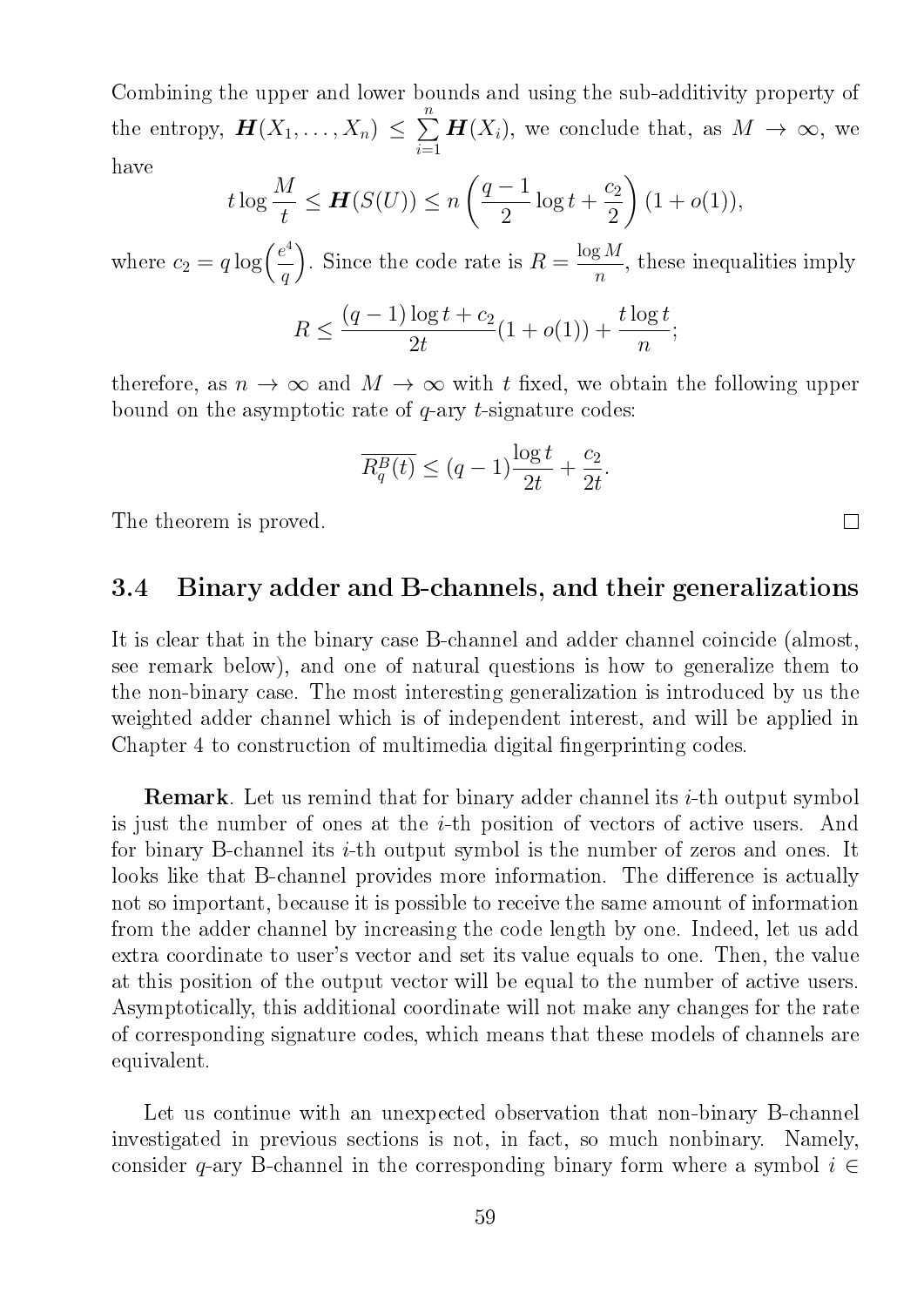Combining the upper and lower bounds and using the sub-additivity property of the entropy, $\boldsymbol{H}(X_1, \ldots, X_n) \leq \sum_{i=1}^{n} \boldsymbol{H}(X_i)$, we conclude that, as $M \to \infty$, we have

$$t \log \frac{M}{t} \leq \boldsymbol{H}(S(U)) \leq n \left( \frac{q-1}{2} \log t + \frac{c_2}{2} \right) (1 + o(1)),$$

where $c_2 = q \log\left(\frac{e^4}{q}\right)$. Since the code rate is $R = \frac{\log M}{n}$, these inequalities imply

$$R \leq \frac{(q-1)\log t + c_2}{2t}(1 + o(1)) + \frac{t \log t}{n};$$

therefore, as $n \to \infty$ and $M \to \infty$ with $t$ fixed, we obtain the following upper bound on the asymptotic rate of $q$-ary $t$-signature codes:

$$\overline{R_q^B(t)} \leq (q-1)\frac{\log t}{2t} + \frac{c_2}{2t}.$$

The theorem is proved. □

## 3.4 Binary adder and B-channels, and their generalizations

It is clear that in the binary case B-channel and adder channel coincide (almost, see remark below), and one of natural questions is how to generalize them to the non-binary case. The most interesting generalization is introduced by us the weighted adder channel which is of independent interest, and will be applied in Chapter 4 to construction of multimedia digital fingerprinting codes.

**Remark**. Let us remind that for binary adder channel its $i$-th output symbol is just the number of ones at the $i$-th position of vectors of active users. And for binary B-channel its $i$-th output symbol is the number of zeros and ones. It looks like that B-channel provides more information. The difference is actually not so important, because it is possible to receive the same amount of information from the adder channel by increasing the code length by one. Indeed, let us add extra coordinate to user's vector and set its value equals to one. Then, the value at this position of the output vector will be equal to the number of active users. Asymptotically, this additional coordinate will not make any changes for the rate of corresponding signature codes, which means that these models of channels are equivalent.

Let us continue with an unexpected observation that non-binary B-channel investigated in previous sections is not, in fact, so much nonbinary. Namely, consider $q$-ary B-channel in the corresponding binary form where a symbol $i \in$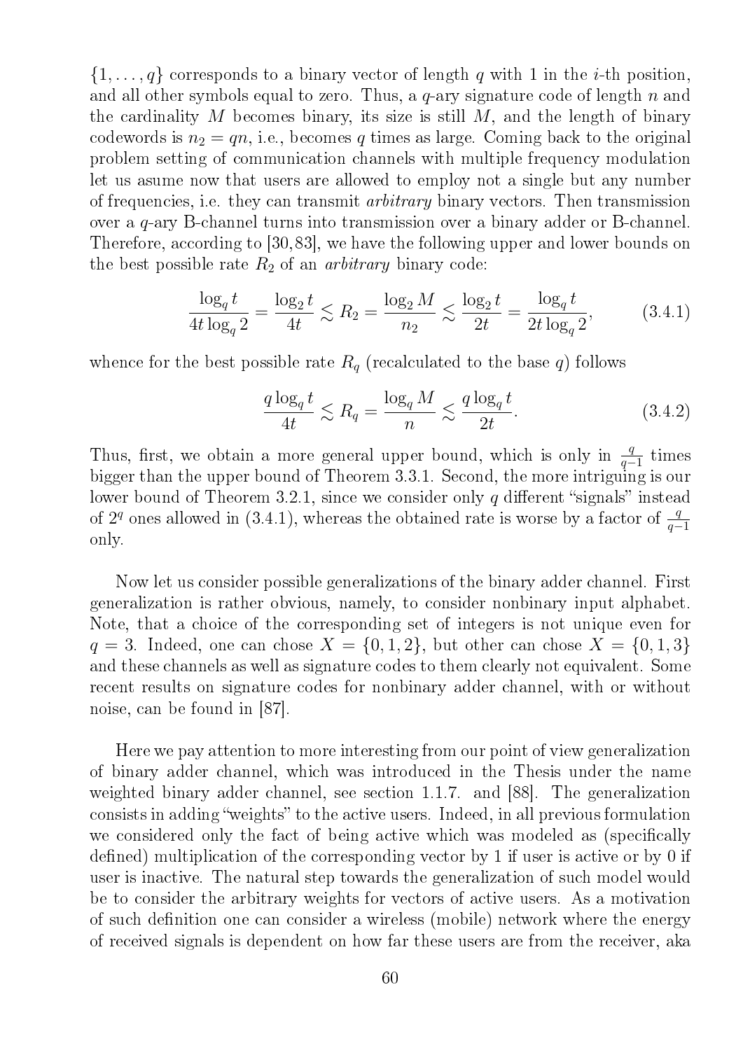$\{1, \dots, q\}$ corresponds to a binary vector of length $q$ with 1 in the $i$-th position, and all other symbols equal to zero. Thus, a $q$-ary signature code of length $n$ and the cardinality $M$ becomes binary, its size is still $M$, and the length of binary codewords is $n_2 = qn$, i.e., becomes $q$ times as large. Coming back to the original problem setting of communication channels with multiple frequency modulation let us asume now that users are allowed to employ not a single but any number of frequencies, i.e. they can transmit *arbitrary* binary vectors. Then transmission over a $q$-ary B-channel turns into transmission over a binary adder or B-channel. Therefore, according to [30,83], we have the following upper and lower bounds on the best possible rate $R_2$ of an *arbitrary* binary code:

$$\frac{\log_q t}{4t \log_q 2} = \frac{\log_2 t}{4t} \lesssim R_2 = \frac{\log_2 M}{n_2} \lesssim \frac{\log_2 t}{2t} = \frac{\log_q t}{2t \log_q 2}, \tag{3.4.1}$$

whence for the best possible rate $R_q$ (recalculated to the base $q$) follows

$$\frac{q \log_q t}{4t} \lesssim R_q = \frac{\log_q M}{n} \lesssim \frac{q \log_q t}{2t}. \tag{3.4.2}$$

Thus, first, we obtain a more general upper bound, which is only in $\frac{q}{q-1}$ times bigger than the upper bound of Theorem 3.3.1. Second, the more intriguing is our lower bound of Theorem 3.2.1, since we consider only $q$ different "signals" instead of $2^q$ ones allowed in (3.4.1), whereas the obtained rate is worse by a factor of $\frac{q}{q-1}$ only.

Now let us consider possible generalizations of the binary adder channel. First generalization is rather obvious, namely, to consider nonbinary input alphabet. Note, that a choice of the corresponding set of integers is not unique even for $q = 3$. Indeed, one can chose $X = \{0, 1, 2\}$, but other can chose $X = \{0, 1, 3\}$ and these channels as well as signature codes to them clearly not equivalent. Some recent results on signature codes for nonbinary adder channel, with or without noise, can be found in [87].

Here we pay attention to more interesting from our point of view generalization of binary adder channel, which was introduced in the Thesis under the name weighted binary adder channel, see section 1.1.7. and [88]. The generalization consists in adding "weights" to the active users. Indeed, in all previous formulation we considered only the fact of being active which was modeled as (specifically defined) multiplication of the corresponding vector by 1 if user is active or by 0 if user is inactive. The natural step towards the generalization of such model would be to consider the arbitrary weights for vectors of active users. As a motivation of such definition one can consider a wireless (mobile) network where the energy of received signals is dependent on how far these users are from the receiver, aka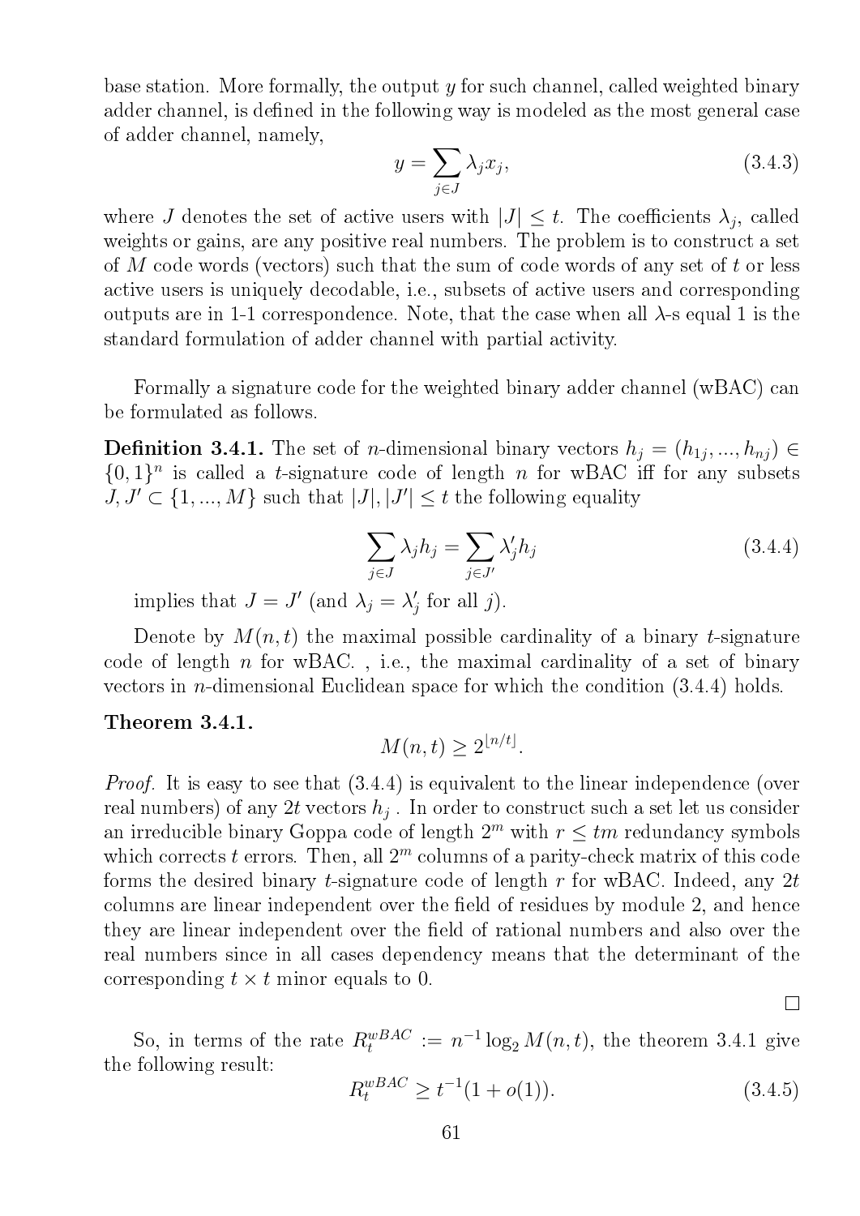base station. More formally, the output $y$ for such channel, called weighted binary adder channel, is defined in the following way is modeled as the most general case of adder channel, namely,

$$y = \sum_{j \in J} \lambda_j x_j, \tag{3.4.3}$$

where $J$ denotes the set of active users with $|J| \leq t$. The coefficients $\lambda_j$, called weights or gains, are any positive real numbers. The problem is to construct a set of $M$ code words (vectors) such that the sum of code words of any set of $t$ or less active users is uniquely decodable, i.e., subsets of active users and corresponding outputs are in 1-1 correspondence. Note, that the case when all $\lambda$-s equal 1 is the standard formulation of adder channel with partial activity.

Formally a signature code for the weighted binary adder channel (wBAC) can be formulated as follows.

**Definition 3.4.1.** The set of $n$-dimensional binary vectors $h_j = (h_{1j}, ..., h_{nj}) \in \{0,1\}^n$ is called a $t$-signature code of length $n$ for wBAC iff for any subsets $J, J' \subset \{1, ..., M\}$ such that $|J|, |J'| \leq t$ the following equality

$$\sum_{j \in J} \lambda_j h_j = \sum_{j \in J'} \lambda'_j h_j \tag{3.4.4}$$

implies that $J = J'$ (and $\lambda_j = \lambda'_j$ for all $j$).

Denote by $M(n,t)$ the maximal possible cardinality of a binary $t$-signature code of length $n$ for wBAC. , i.e., the maximal cardinality of a set of binary vectors in $n$-dimensional Euclidean space for which the condition (3.4.4) holds.

**Theorem 3.4.1.**

$$M(n,t) \geq 2^{\lfloor n/t \rfloor}.$$

*Proof.* It is easy to see that (3.4.4) is equivalent to the linear independence (over real numbers) of any $2t$ vectors $h_j$ . In order to construct such a set let us consider an irreducible binary Goppa code of length $2^m$ with $r \leq tm$ redundancy symbols which corrects $t$ errors. Then, all $2^m$ columns of a parity-check matrix of this code forms the desired binary $t$-signature code of length $r$ for wBAC. Indeed, any $2t$ columns are linear independent over the field of residues by module 2, and hence they are linear independent over the field of rational numbers and also over the real numbers since in all cases dependency means that the determinant of the corresponding $t \times t$ minor equals to 0. $\square$

So, in terms of the rate $R_t^{wBAC} := n^{-1} \log_2 M(n,t)$, the theorem 3.4.1 give the following result:

$$R_t^{wBAC} \geq t^{-1}(1 + o(1)). \tag{3.4.5}$$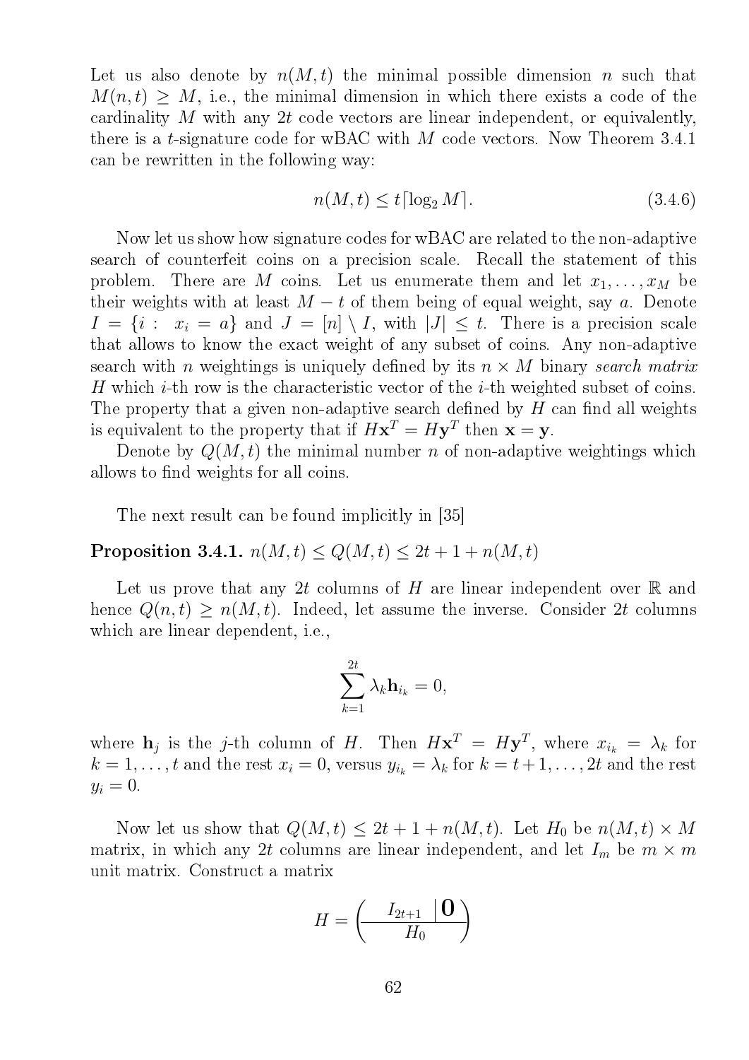Let us also denote by $n(M,t)$ the minimal possible dimension $n$ such that $M(n,t) \geq M$, i.e., the minimal dimension in which there exists a code of the cardinality $M$ with any $2t$ code vectors are linear independent, or equivalently, there is a $t$-signature code for wBAC with $M$ code vectors. Now Theorem 3.4.1 can be rewritten in the following way:

$$n(M,t) \leq t\lceil \log_2 M \rceil. \tag{3.4.6}$$

Now let us show how signature codes for wBAC are related to the non-adaptive search of counterfeit coins on a precision scale. Recall the statement of this problem. There are $M$ coins. Let us enumerate them and let $x_1, \ldots, x_M$ be their weights with at least $M-t$ of them being of equal weight, say $a$. Denote $I = \{i : \ x_i = a\}$ and $J = [n] \setminus I$, with $|J| \leq t$. There is a precision scale that allows to know the exact weight of any subset of coins. Any non-adaptive search with $n$ weightings is uniquely defined by its $n \times M$ binary *search matrix* $H$ which $i$-th row is the characteristic vector of the $i$-th weighted subset of coins. The property that a given non-adaptive search defined by $H$ can find all weights is equivalent to the property that if $H\mathbf{x}^T = H\mathbf{y}^T$ then $\mathbf{x} = \mathbf{y}$.

Denote by $Q(M,t)$ the minimal number $n$ of non-adaptive weightings which allows to find weights for all coins.

The next result can be found implicitly in [35]

**Proposition 3.4.1.** $n(M,t) \leq Q(M,t) \leq 2t + 1 + n(M,t)$

Let us prove that any $2t$ columns of $H$ are linear independent over $\mathbb{R}$ and hence $Q(n,t) \geq n(M,t)$. Indeed, let assume the inverse. Consider $2t$ columns which are linear dependent, i.e.,

$$\sum_{k=1}^{2t} \lambda_k \mathbf{h}_{i_k} = 0,$$

where $\mathbf{h}_j$ is the $j$-th column of $H$. Then $H\mathbf{x}^T = H\mathbf{y}^T$, where $x_{i_k} = \lambda_k$ for $k = 1, \ldots, t$ and the rest $x_i = 0$, versus $y_{i_k} = \lambda_k$ for $k = t+1, \ldots, 2t$ and the rest $y_i = 0$.

Now let us show that $Q(M,t) \leq 2t + 1 + n(M,t)$. Let $H_0$ be $n(M,t) \times M$ matrix, in which any $2t$ columns are linear independent, and let $I_m$ be $m \times m$ unit matrix. Construct a matrix

$$H = \left( \begin{array}{c|c} I_{2t+1} & \mathbf{0} \\ \hline \multicolumn{2}{c}{H_0} \end{array} \right)$$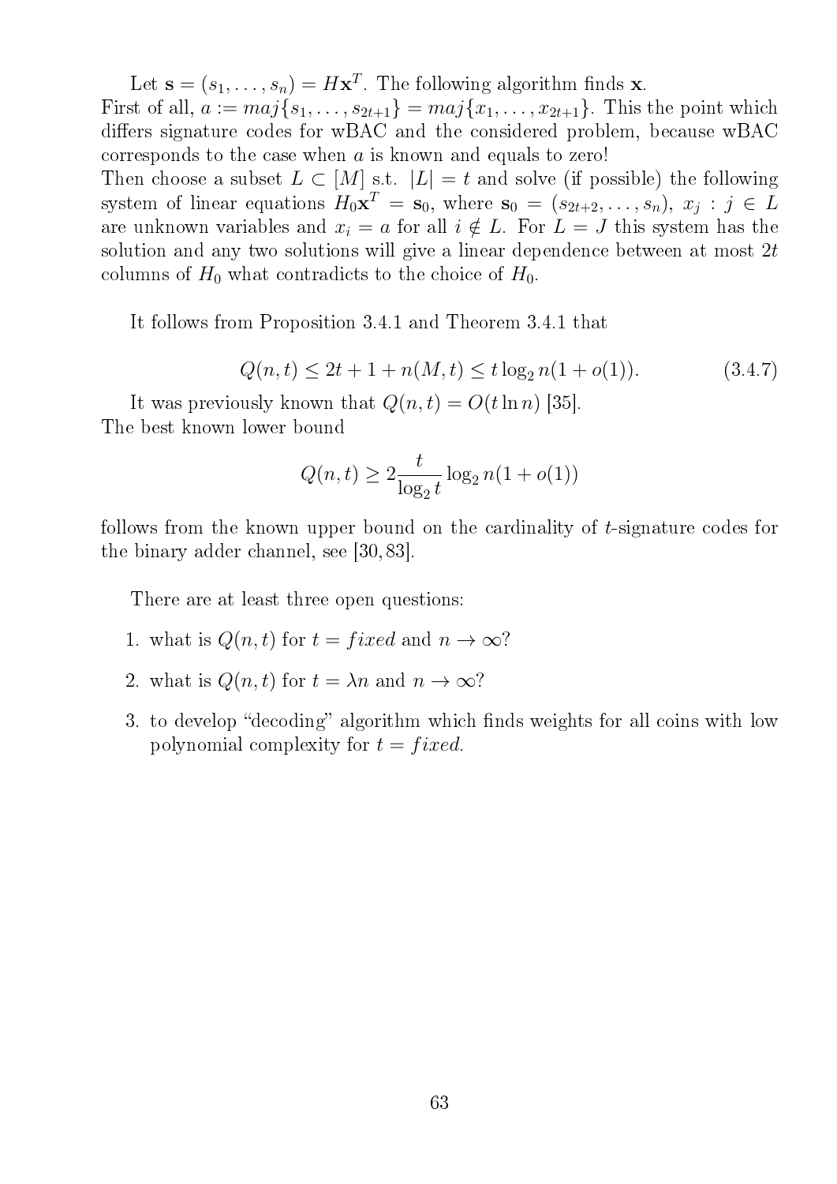Let $\mathbf{s} = (s_1, \ldots, s_n) = H\mathbf{x}^T$. The following algorithm finds $\mathbf{x}$.
First of all, $a := maj\{s_1, \ldots, s_{2t+1}\} = maj\{x_1, \ldots, x_{2t+1}\}$. This the point which differs signature codes for wBAC and the considered problem, because wBAC corresponds to the case when $a$ is known and equals to zero!
Then choose a subset $L \subset [M]$ s.t. $|L| = t$ and solve (if possible) the following system of linear equations $H_0\mathbf{x}^T = \mathbf{s}_0$, where $\mathbf{s}_0 = (s_{2t+2}, \ldots, s_n)$, $x_j : j \in L$ are unknown variables and $x_i = a$ for all $i \notin L$. For $L = J$ this system has the solution and any two solutions will give a linear dependence between at most $2t$ columns of $H_0$ what contradicts to the choice of $H_0$.

It follows from Proposition 3.4.1 and Theorem 3.4.1 that

$$Q(n,t) \leq 2t + 1 + n(M,t) \leq t \log_2 n(1 + o(1)). \tag{3.4.7}$$

It was previously known that $Q(n,t) = O(t \ln n)$ [35].
The best known lower bound

$$Q(n,t) \geq 2\frac{t}{\log_2 t} \log_2 n(1 + o(1))$$

follows from the known upper bound on the cardinality of $t$-signature codes for the binary adder channel, see [30, 83].

There are at least three open questions:

1. what is $Q(n,t)$ for $t = fixed$ and $n \to \infty$?
2. what is $Q(n,t)$ for $t = \lambda n$ and $n \to \infty$?
3. to develop "decoding" algorithm which finds weights for all coins with low polynomial complexity for $t = fixed$.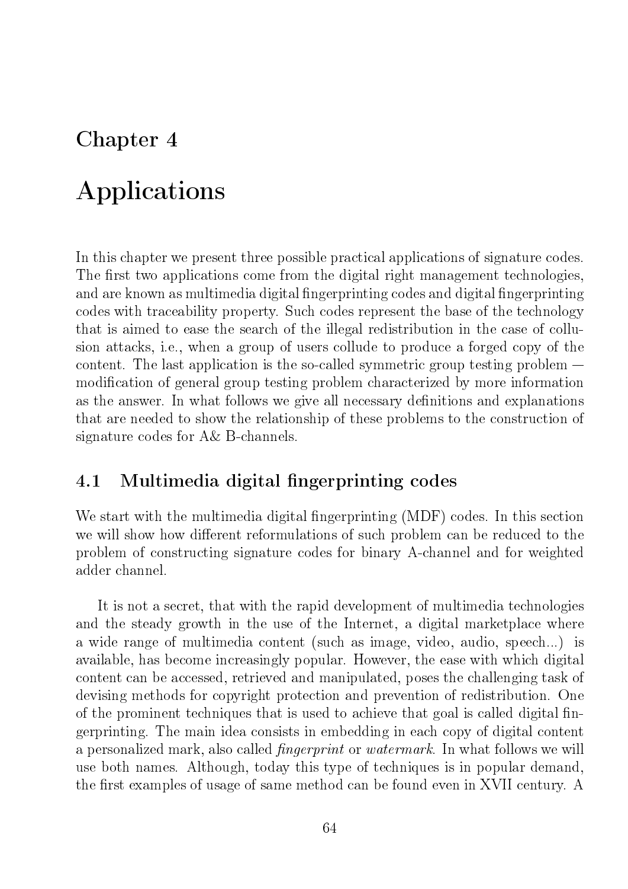# Chapter 4

# Applications

In this chapter we present three possible practical applications of signature codes. The first two applications come from the digital right management technologies, and are known as multimedia digital fingerprinting codes and digital fingerprinting codes with traceability property. Such codes represent the base of the technology that is aimed to ease the search of the illegal redistribution in the case of collusion attacks, i.e., when a group of users collude to produce a forged copy of the content. The last application is the so-called symmetric group testing problem — modification of general group testing problem characterized by more information as the answer. In what follows we give all necessary definitions and explanations that are needed to show the relationship of these problems to the construction of signature codes for A& B-channels.

## 4.1 Multimedia digital fingerprinting codes

We start with the multimedia digital fingerprinting (MDF) codes. In this section we will show how different reformulations of such problem can be reduced to the problem of constructing signature codes for binary A-channel and for weighted adder channel.

It is not a secret, that with the rapid development of multimedia technologies and the steady growth in the use of the Internet, a digital marketplace where a wide range of multimedia content (such as image, video, audio, speech...) is available, has become increasingly popular. However, the ease with which digital content can be accessed, retrieved and manipulated, poses the challenging task of devising methods for copyright protection and prevention of redistribution. One of the prominent techniques that is used to achieve that goal is called digital fingerprinting. The main idea consists in embedding in each copy of digital content a personalized mark, also called *fingerprint* or *watermark*. In what follows we will use both names. Although, today this type of techniques is in popular demand, the first examples of usage of same method can be found even in XVII century. A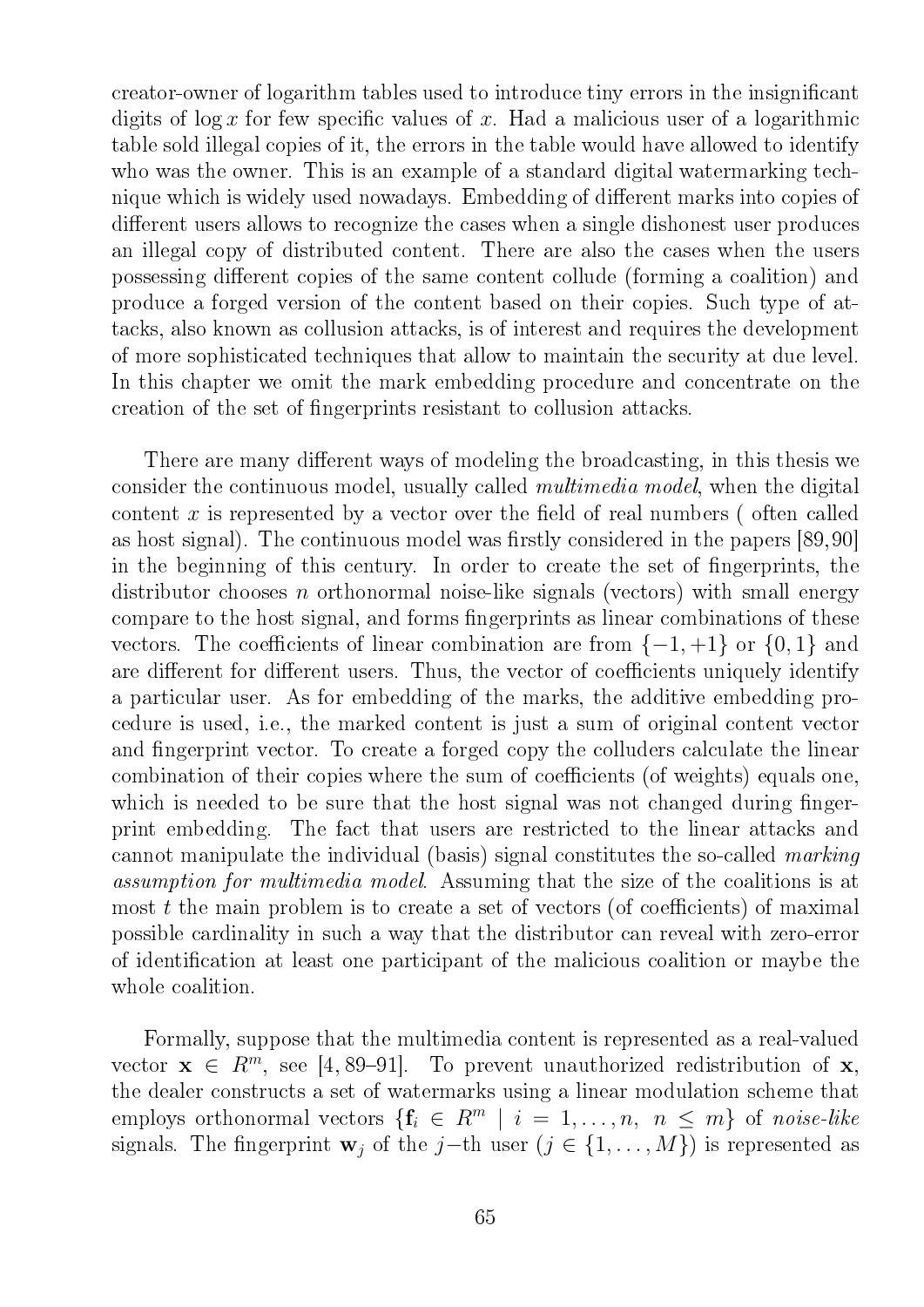creator-owner of logarithm tables used to introduce tiny errors in the insignificant digits of $\log x$ for few specific values of $x$. Had a malicious user of a logarithmic table sold illegal copies of it, the errors in the table would have allowed to identify who was the owner. This is an example of a standard digital watermarking technique which is widely used nowadays. Embedding of different marks into copies of different users allows to recognize the cases when a single dishonest user produces an illegal copy of distributed content. There are also the cases when the users possessing different copies of the same content collude (forming a coalition) and produce a forged version of the content based on their copies. Such type of attacks, also known as collusion attacks, is of interest and requires the development of more sophisticated techniques that allow to maintain the security at due level. In this chapter we omit the mark embedding procedure and concentrate on the creation of the set of fingerprints resistant to collusion attacks.

There are many different ways of modeling the broadcasting, in this thesis we consider the continuous model, usually called *multimedia model*, when the digital content $x$ is represented by a vector over the field of real numbers ( often called as host signal). The continuous model was firstly considered in the papers [89,90] in the beginning of this century. In order to create the set of fingerprints, the distributor chooses $n$ orthonormal noise-like signals (vectors) with small energy compare to the host signal, and forms fingerprints as linear combinations of these vectors. The coefficients of linear combination are from $\{-1, +1\}$ or $\{0, 1\}$ and are different for different users. Thus, the vector of coefficients uniquely identify a particular user. As for embedding of the marks, the additive embedding procedure is used, i.e., the marked content is just a sum of original content vector and fingerprint vector. To create a forged copy the colluders calculate the linear combination of their copies where the sum of coefficients (of weights) equals one, which is needed to be sure that the host signal was not changed during fingerprint embedding. The fact that users are restricted to the linear attacks and cannot manipulate the individual (basis) signal constitutes the so-called *marking assumption for multimedia model*. Assuming that the size of the coalitions is at most $t$ the main problem is to create a set of vectors (of coefficients) of maximal possible cardinality in such a way that the distributor can reveal with zero-error of identification at least one participant of the malicious coalition or maybe the whole coalition.

Formally, suppose that the multimedia content is represented as a real-valued vector $\mathbf{x} \in R^m$, see [4, 89–91]. To prevent unauthorized redistribution of $\mathbf{x}$, the dealer constructs a set of watermarks using a linear modulation scheme that employs orthonormal vectors $\{\mathbf{f}_i \in R^m \mid i = 1, \ldots, n, \ n \leq m\}$ of *noise-like* signals. The fingerprint $\mathbf{w}_j$ of the $j$−th user ($j \in \{1, \ldots, M\}$) is represented as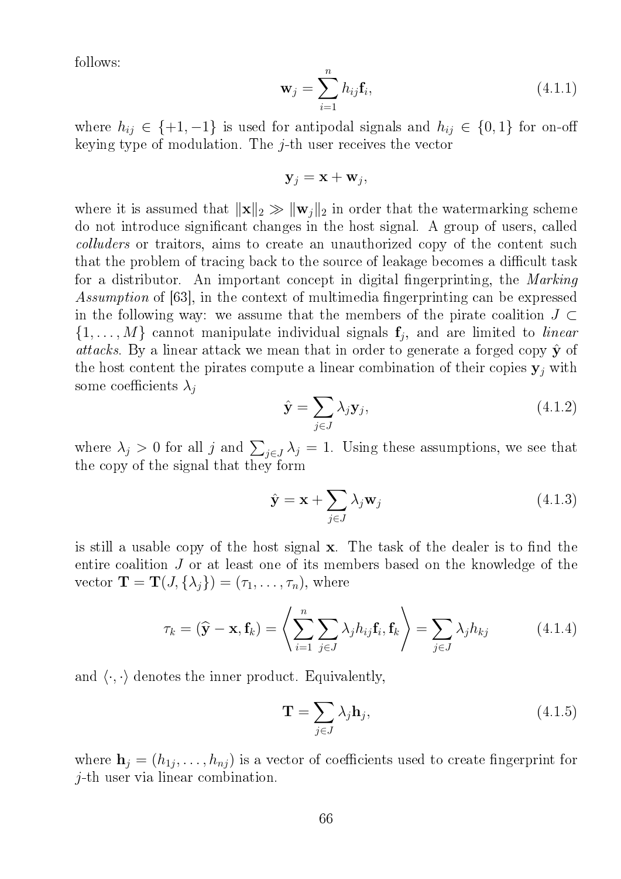follows:

$$\mathbf{w}_j = \sum_{i=1}^{n} h_{ij}\mathbf{f}_i, \tag{4.1.1}$$

where $h_{ij} \in \{+1, -1\}$ is used for antipodal signals and $h_{ij} \in \{0, 1\}$ for on-off keying type of modulation. The $j$-th user receives the vector

$$\mathbf{y}_j = \mathbf{x} + \mathbf{w}_j,$$

where it is assumed that $\|\mathbf{x}\|_2 \gg \|\mathbf{w}_j\|_2$ in order that the watermarking scheme do not introduce significant changes in the host signal. A group of users, called *colluders* or traitors, aims to create an unauthorized copy of the content such that the problem of tracing back to the source of leakage becomes a difficult task for a distributor. An important concept in digital fingerprinting, the *Marking Assumption* of [63], in the context of multimedia fingerprinting can be expressed in the following way: we assume that the members of the pirate coalition $J \subset \{1, \ldots, M\}$ cannot manipulate individual signals $\mathbf{f}_j$, and are limited to *linear attacks*. By a linear attack we mean that in order to generate a forged copy $\hat{\mathbf{y}}$ of the host content the pirates compute a linear combination of their copies $\mathbf{y}_j$ with some coefficients $\lambda_j$

$$\hat{\mathbf{y}} = \sum_{j \in J} \lambda_j \mathbf{y}_j, \tag{4.1.2}$$

where $\lambda_j > 0$ for all $j$ and $\sum_{j \in J} \lambda_j = 1$. Using these assumptions, we see that the copy of the signal that they form

$$\hat{\mathbf{y}} = \mathbf{x} + \sum_{j \in J} \lambda_j \mathbf{w}_j \tag{4.1.3}$$

is still a usable copy of the host signal $\mathbf{x}$. The task of the dealer is to find the entire coalition $J$ or at least one of its members based on the knowledge of the vector $\mathbf{T} = \mathbf{T}(J, \{\lambda_j\}) = (\tau_1, \ldots, \tau_n)$, where

$$\tau_k = (\widehat{\mathbf{y}} - \mathbf{x}, \mathbf{f}_k) = \left\langle \sum_{i=1}^{n} \sum_{j \in J} \lambda_j h_{ij} \mathbf{f}_i, \mathbf{f}_k \right\rangle = \sum_{j \in J} \lambda_j h_{kj} \tag{4.1.4}$$

and $\langle \cdot, \cdot \rangle$ denotes the inner product. Equivalently,

$$\mathbf{T} = \sum_{j \in J} \lambda_j \mathbf{h}_j, \tag{4.1.5}$$

where $\mathbf{h}_j = (h_{1j}, \ldots, h_{nj})$ is a vector of coefficients used to create fingerprint for $j$-th user via linear combination.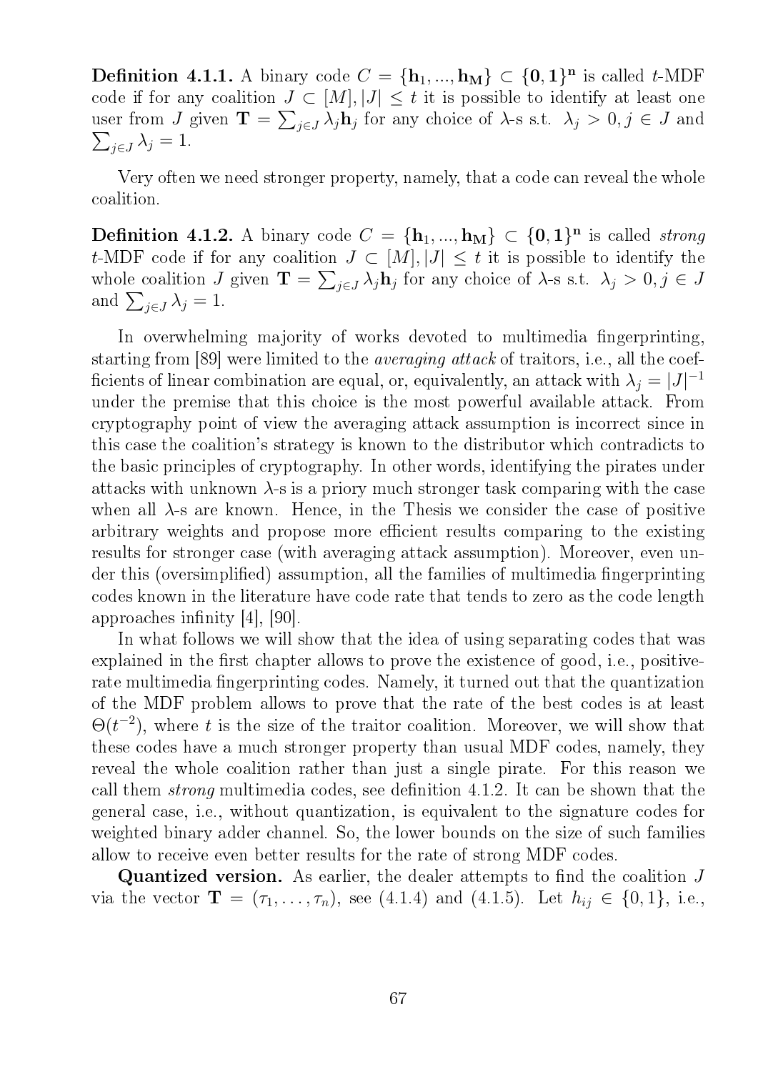**Definition 4.1.1.** A binary code $C = \{\mathbf{h}_1, ..., \mathbf{h}_\mathbf{M}\} \subset \{\mathbf{0}, \mathbf{1}\}^\mathbf{n}$ is called $t$-MDF code if for any coalition $J \subset [M], |J| \leq t$ it is possible to identify at least one user from $J$ given $\mathbf{T} = \sum_{j \in J} \lambda_j \mathbf{h}_j$ for any choice of $\lambda$-s s.t. $\lambda_j > 0, j \in J$ and $\sum_{j \in J} \lambda_j = 1$.

Very often we need stronger property, namely, that a code can reveal the whole coalition.

**Definition 4.1.2.** A binary code $C = \{\mathbf{h}_1, ..., \mathbf{h}_\mathbf{M}\} \subset \{\mathbf{0}, \mathbf{1}\}^\mathbf{n}$ is called *strong* $t$-MDF code if for any coalition $J \subset [M], |J| \leq t$ it is possible to identify the whole coalition $J$ given $\mathbf{T} = \sum_{j \in J} \lambda_j \mathbf{h}_j$ for any choice of $\lambda$-s s.t. $\lambda_j > 0, j \in J$ and $\sum_{j \in J} \lambda_j = 1$.

In overwhelming majority of works devoted to multimedia fingerprinting, starting from [89] were limited to the *averaging attack* of traitors, i.e., all the coefficients of linear combination are equal, or, equivalently, an attack with $\lambda_j = |J|^{-1}$ under the premise that this choice is the most powerful available attack. From cryptography point of view the averaging attack assumption is incorrect since in this case the coalition's strategy is known to the distributor which contradicts to the basic principles of cryptography. In other words, identifying the pirates under attacks with unknown $\lambda$-s is a priory much stronger task comparing with the case when all $\lambda$-s are known. Hence, in the Thesis we consider the case of positive arbitrary weights and propose more efficient results comparing to the existing results for stronger case (with averaging attack assumption). Moreover, even under this (oversimplified) assumption, all the families of multimedia fingerprinting codes known in the literature have code rate that tends to zero as the code length approaches infinity [4], [90].

In what follows we will show that the idea of using separating codes that was explained in the first chapter allows to prove the existence of good, i.e., positive-rate multimedia fingerprinting codes. Namely, it turned out that the quantization of the MDF problem allows to prove that the rate of the best codes is at least $\Theta(t^{-2})$, where $t$ is the size of the traitor coalition. Moreover, we will show that these codes have a much stronger property than usual MDF codes, namely, they reveal the whole coalition rather than just a single pirate. For this reason we call them *strong* multimedia codes, see definition 4.1.2. It can be shown that the general case, i.e., without quantization, is equivalent to the signature codes for weighted binary adder channel. So, the lower bounds on the size of such families allow to receive even better results for the rate of strong MDF codes.

**Quantized version.** As earlier, the dealer attempts to find the coalition $J$ via the vector $\mathbf{T} = (\tau_1, \ldots, \tau_n)$, see (4.1.4) and (4.1.5). Let $h_{ij} \in \{0, 1\}$, i.e.,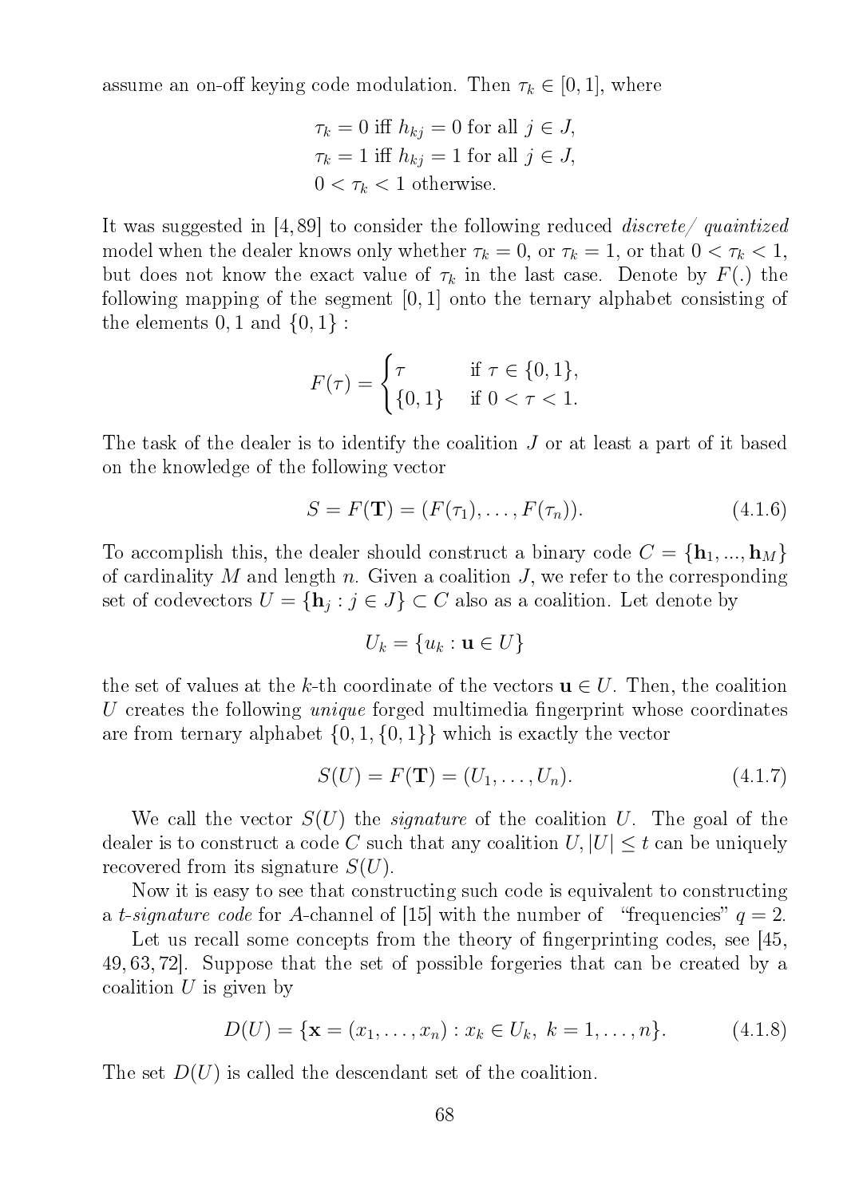assume an on-off keying code modulation. Then $\tau_k \in [0,1]$, where

$$\begin{aligned}
&\tau_k = 0 \text{ iff } h_{kj} = 0 \text{ for all } j \in J,\\
&\tau_k = 1 \text{ iff } h_{kj} = 1 \text{ for all } j \in J,\\
&0 < \tau_k < 1 \text{ otherwise.}
\end{aligned}$$

It was suggested in [4, 89] to consider the following reduced *discrete/ quaintized* model when the dealer knows only whether $\tau_k = 0$, or $\tau_k = 1$, or that $0 < \tau_k < 1$, but does not know the exact value of $\tau_k$ in the last case. Denote by $F(.)$ the following mapping of the segment $[0,1]$ onto the ternary alphabet consisting of the elements $0, 1$ and $\{0,1\}$ :

$$F(\tau) = \begin{cases} \tau & \text{if } \tau \in \{0,1\},\\ \{0,1\} & \text{if } 0 < \tau < 1. \end{cases}$$

The task of the dealer is to identify the coalition $J$ or at least a part of it based on the knowledge of the following vector

$$S = F(\mathbf{T}) = (F(\tau_1), \ldots, F(\tau_n)). \tag{4.1.6}$$

To accomplish this, the dealer should construct a binary code $C = \{\mathbf{h}_1, ..., \mathbf{h}_M\}$ of cardinality $M$ and length $n$. Given a coalition $J$, we refer to the corresponding set of codevectors $U = \{\mathbf{h}_j : j \in J\} \subset C$ also as a coalition. Let denote by

$$U_k = \{u_k : \mathbf{u} \in U\}$$

the set of values at the $k$-th coordinate of the vectors $\mathbf{u} \in U$. Then, the coalition $U$ creates the following *unique* forged multimedia fingerprint whose coordinates are from ternary alphabet $\{0, 1, \{0,1\}\}$ which is exactly the vector

$$S(U) = F(\mathbf{T}) = (U_1, \ldots, U_n). \tag{4.1.7}$$

We call the vector $S(U)$ the *signature* of the coalition $U$. The goal of the dealer is to construct a code $C$ such that any coalition $U, |U| \leq t$ can be uniquely recovered from its signature $S(U)$.

Now it is easy to see that constructing such code is equivalent to constructing a *t-signature code* for $A$-channel of [15] with the number of "frequencies" $q = 2$.

Let us recall some concepts from the theory of fingerprinting codes, see [45, 49, 63, 72]. Suppose that the set of possible forgeries that can be created by a coalition $U$ is given by

$$D(U) = \{\mathbf{x} = (x_1, \ldots, x_n) : x_k \in U_k,\ k = 1, \ldots, n\}. \tag{4.1.8}$$

The set $D(U)$ is called the descendant set of the coalition.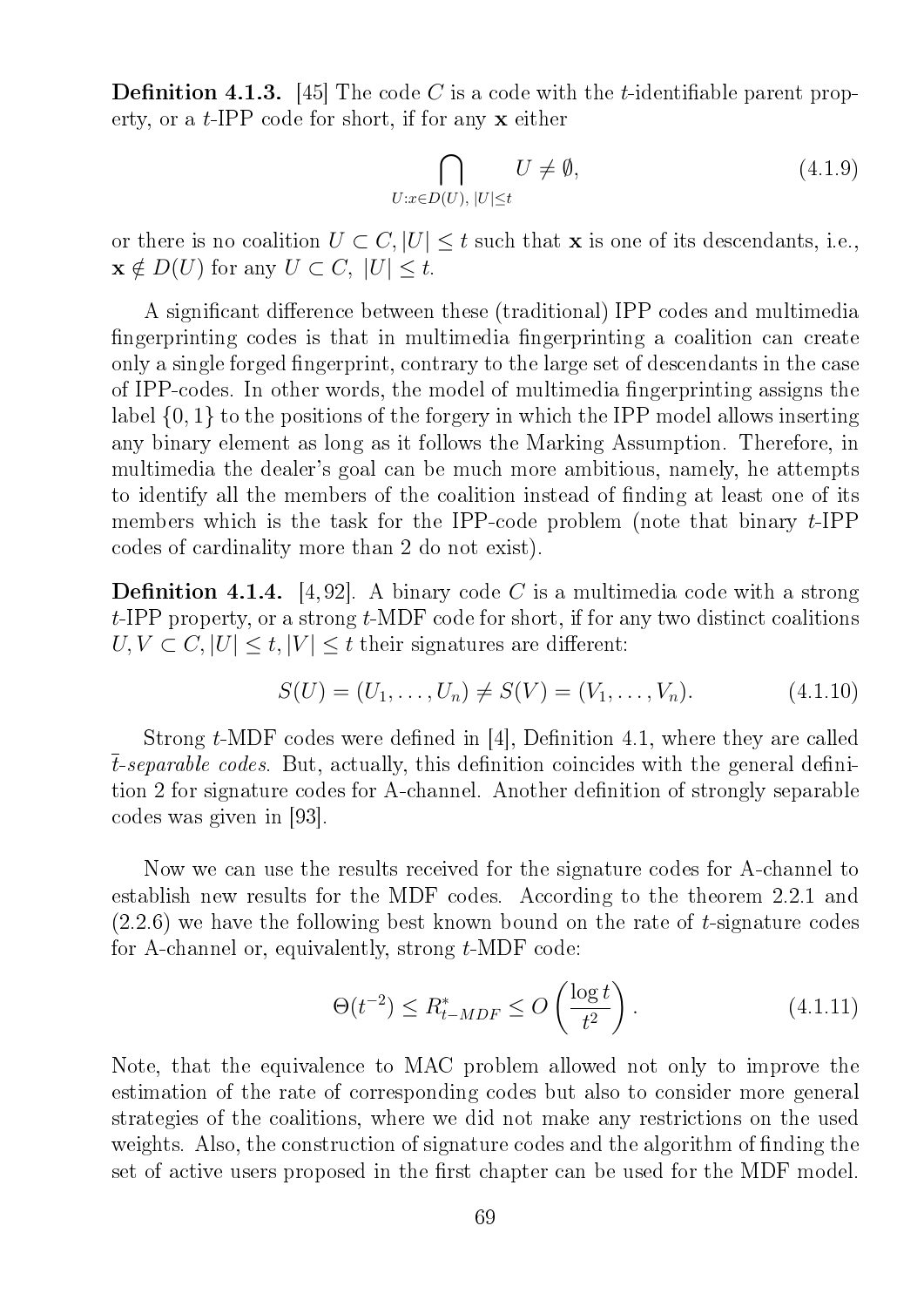**Definition 4.1.3.** [45] The code $C$ is a code with the $t$-identifiable parent property, or a $t$-IPP code for short, if for any $\mathbf{x}$ either

$$\bigcap_{U: x \in D(U),\ |U| \le t} U \neq \emptyset, \tag{4.1.9}$$

or there is no coalition $U \subset C, |U| \le t$ such that $\mathbf{x}$ is one of its descendants, i.e., $\mathbf{x} \notin D(U)$ for any $U \subset C,\ |U| \le t$.

A significant difference between these (traditional) IPP codes and multimedia fingerprinting codes is that in multimedia fingerprinting a coalition can create only a single forged fingerprint, contrary to the large set of descendants in the case of IPP-codes. In other words, the model of multimedia fingerprinting assigns the label $\{0, 1\}$ to the positions of the forgery in which the IPP model allows inserting any binary element as long as it follows the Marking Assumption. Therefore, in multimedia the dealer's goal can be much more ambitious, namely, he attempts to identify all the members of the coalition instead of finding at least one of its members which is the task for the IPP-code problem (note that binary $t$-IPP codes of cardinality more than 2 do not exist).

**Definition 4.1.4.** [4, 92]. A binary code $C$ is a multimedia code with a strong $t$-IPP property, or a strong $t$-MDF code for short, if for any two distinct coalitions $U, V \subset C, |U| \le t, |V| \le t$ their signatures are different:

$$S(U) = (U_1, \ldots, U_n) \neq S(V) = (V_1, \ldots, V_n). \tag{4.1.10}$$

Strong $t$-MDF codes were defined in [4], Definition 4.1, where they are called $\bar{t}$-*separable codes*. But, actually, this definition coincides with the general definition 2 for signature codes for A-channel. Another definition of strongly separable codes was given in [93].

Now we can use the results received for the signature codes for A-channel to establish new results for the MDF codes. According to the theorem 2.2.1 and (2.2.6) we have the following best known bound on the rate of $t$-signature codes for A-channel or, equivalently, strong $t$-MDF code:

$$\Theta(t^{-2}) \le R^*_{t-MDF} \le O\left(\frac{\log t}{t^2}\right). \tag{4.1.11}$$

Note, that the equivalence to MAC problem allowed not only to improve the estimation of the rate of corresponding codes but also to consider more general strategies of the coalitions, where we did not make any restrictions on the used weights. Also, the construction of signature codes and the algorithm of finding the set of active users proposed in the first chapter can be used for the MDF model.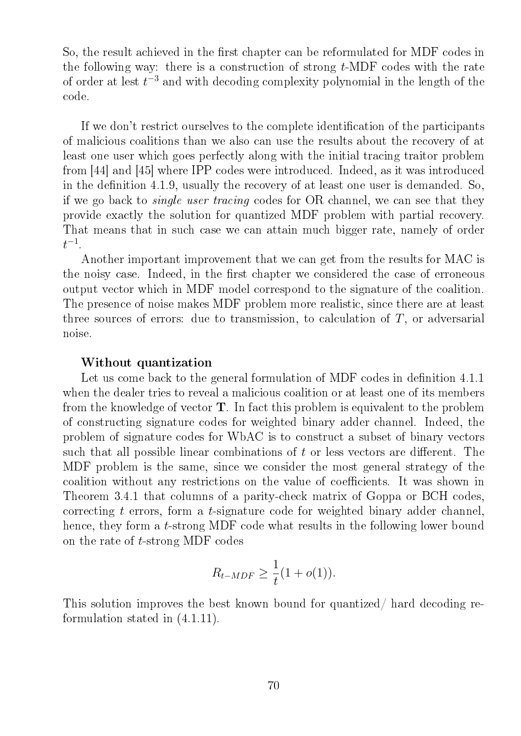So, the result achieved in the first chapter can be reformulated for MDF codes in the following way: there is a construction of strong $t$-MDF codes with the rate of order at lest $t^{-3}$ and with decoding complexity polynomial in the length of the code.

If we don't restrict ourselves to the complete identification of the participants of malicious coalitions than we also can use the results about the recovery of at least one user which goes perfectly along with the initial tracing traitor problem from [44] and [45] where IPP codes were introduced. Indeed, as it was introduced in the definition 4.1.9, usually the recovery of at least one user is demanded. So, if we go back to *single user tracing* codes for OR channel, we can see that they provide exactly the solution for quantized MDF problem with partial recovery. That means that in such case we can attain much bigger rate, namely of order $t^{-1}$.

Another important improvement that we can get from the results for MAC is the noisy case. Indeed, in the first chapter we considered the case of erroneous output vector which in MDF model correspond to the signature of the coalition. The presence of noise makes MDF problem more realistic, since there are at least three sources of errors: due to transmission, to calculation of $T$, or adversarial noise.

**Without quantization**

Let us come back to the general formulation of MDF codes in definition 4.1.1 when the dealer tries to reveal a malicious coalition or at least one of its members from the knowledge of vector $\mathbf{T}$. In fact this problem is equivalent to the problem of constructing signature codes for weighted binary adder channel. Indeed, the problem of signature codes for WbAC is to construct a subset of binary vectors such that all possible linear combinations of $t$ or less vectors are different. The MDF problem is the same, since we consider the most general strategy of the coalition without any restrictions on the value of coefficients. It was shown in Theorem 3.4.1 that columns of a parity-check matrix of Goppa or BCH codes, correcting $t$ errors, form a $t$-signature code for weighted binary adder channel, hence, they form a $t$-strong MDF code what results in the following lower bound on the rate of $t$-strong MDF codes

$$R_{t-MDF} \geq \frac{1}{t}(1 + o(1)).$$

This solution improves the best known bound for quantized/ hard decoding reformulation stated in (4.1.11).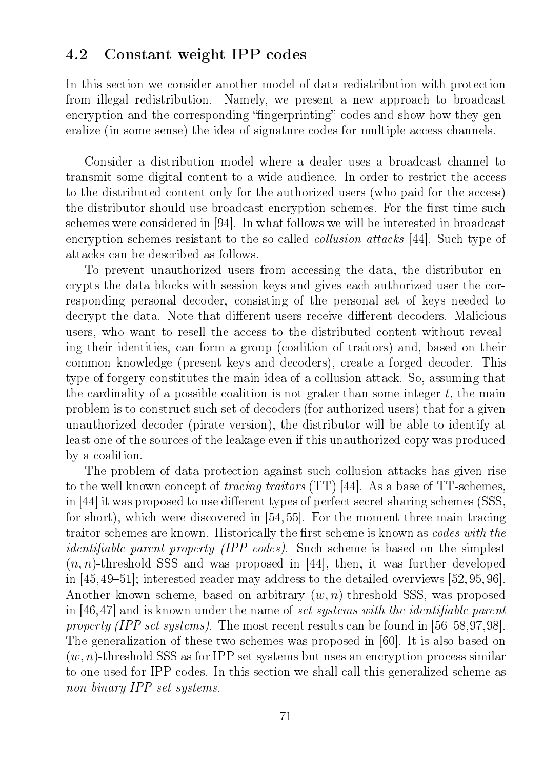## 4.2 Constant weight IPP codes

In this section we consider another model of data redistribution with protection from illegal redistribution. Namely, we present a new approach to broadcast encryption and the corresponding "fingerprinting" codes and show how they generalize (in some sense) the idea of signature codes for multiple access channels.

Consider a distribution model where a dealer uses a broadcast channel to transmit some digital content to a wide audience. In order to restrict the access to the distributed content only for the authorized users (who paid for the access) the distributor should use broadcast encryption schemes. For the first time such schemes were considered in [94]. In what follows we will be interested in broadcast encryption schemes resistant to the so-called *collusion attacks* [44]. Such type of attacks can be described as follows.

To prevent unauthorized users from accessing the data, the distributor encrypts the data blocks with session keys and gives each authorized user the corresponding personal decoder, consisting of the personal set of keys needed to decrypt the data. Note that different users receive different decoders. Malicious users, who want to resell the access to the distributed content without revealing their identities, can form a group (coalition of traitors) and, based on their common knowledge (present keys and decoders), create a forged decoder. This type of forgery constitutes the main idea of a collusion attack. So, assuming that the cardinality of a possible coalition is not grater than some integer $t$, the main problem is to construct such set of decoders (for authorized users) that for a given unauthorized decoder (pirate version), the distributor will be able to identify at least one of the sources of the leakage even if this unauthorized copy was produced by a coalition.

The problem of data protection against such collusion attacks has given rise to the well known concept of *tracing traitors* (TT) [44]. As a base of TT-schemes, in [44] it was proposed to use different types of perfect secret sharing schemes (SSS, for short), which were discovered in [54, 55]. For the moment three main tracing traitor schemes are known. Historically the first scheme is known as *codes with the identifiable parent property (IPP codes)*. Such scheme is based on the simplest $(n, n)$-threshold SSS and was proposed in [44], then, it was further developed in [45, 49–51]; interested reader may address to the detailed overviews [52, 95, 96]. Another known scheme, based on arbitrary $(w, n)$-threshold SSS, was proposed in [46, 47] and is known under the name of *set systems with the identifiable parent property (IPP set systems)*. The most recent results can be found in [56–58, 97, 98]. The generalization of these two schemes was proposed in [60]. It is also based on $(w, n)$-threshold SSS as for IPP set systems but uses an encryption process similar to one used for IPP codes. In this section we shall call this generalized scheme as *non-binary IPP set systems*.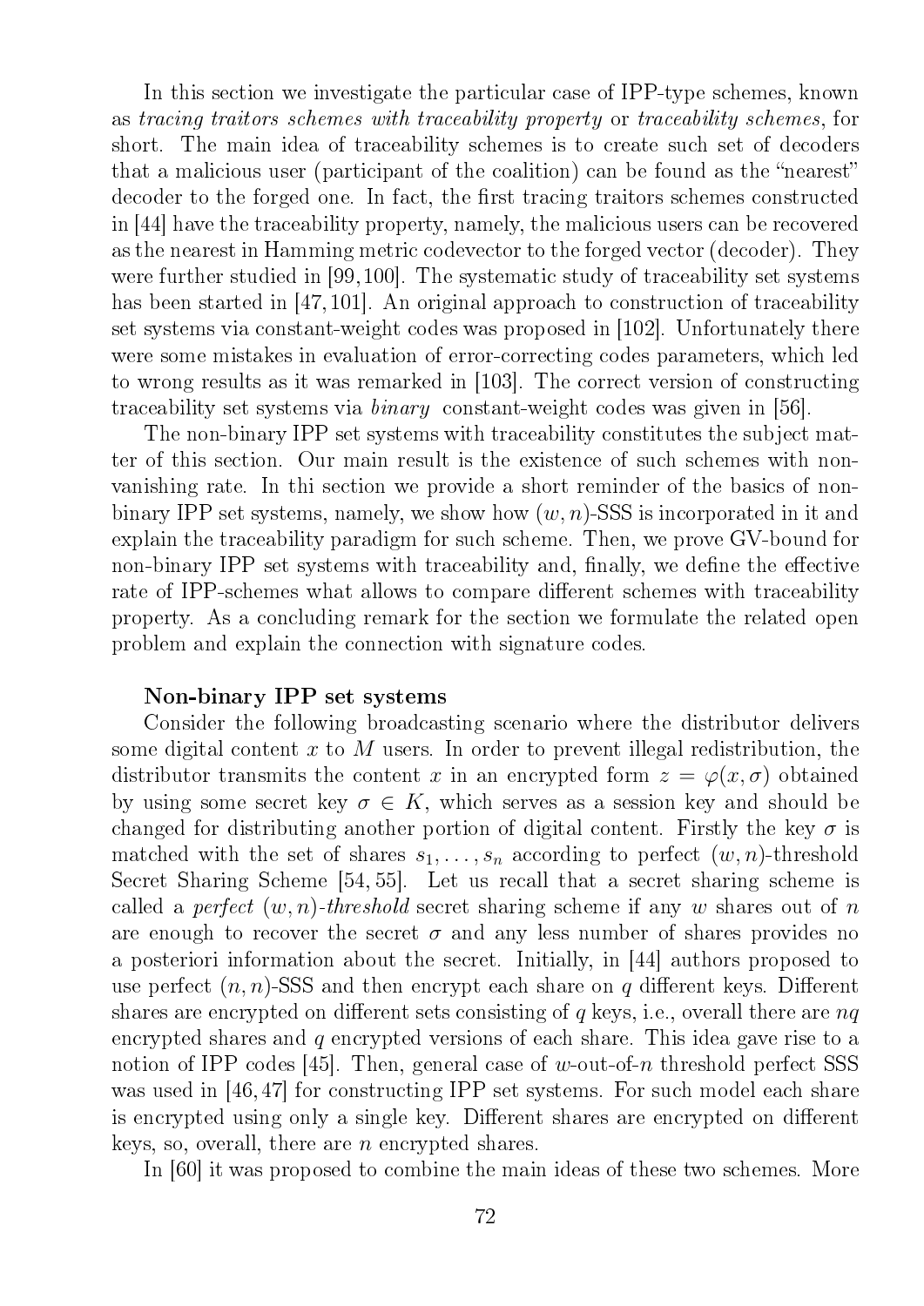In this section we investigate the particular case of IPP-type schemes, known as *tracing traitors schemes with traceability property* or *traceability schemes*, for short. The main idea of traceability schemes is to create such set of decoders that a malicious user (participant of the coalition) can be found as the "nearest" decoder to the forged one. In fact, the first tracing traitors schemes constructed in [44] have the traceability property, namely, the malicious users can be recovered as the nearest in Hamming metric codevector to the forged vector (decoder). They were further studied in [99, 100]. The systematic study of traceability set systems has been started in [47, 101]. An original approach to construction of traceability set systems via constant-weight codes was proposed in [102]. Unfortunately there were some mistakes in evaluation of error-correcting codes parameters, which led to wrong results as it was remarked in [103]. The correct version of constructing traceability set systems via *binary* constant-weight codes was given in [56].

The non-binary IPP set systems with traceability constitutes the subject matter of this section. Our main result is the existence of such schemes with non-vanishing rate. In thi section we provide a short reminder of the basics of non-binary IPP set systems, namely, we show how $(w, n)$-SSS is incorporated in it and explain the traceability paradigm for such scheme. Then, we prove GV-bound for non-binary IPP set systems with traceability and, finally, we define the effective rate of IPP-schemes what allows to compare different schemes with traceability property. As a concluding remark for the section we formulate the related open problem and explain the connection with signature codes.

**Non-binary IPP set systems**

Consider the following broadcasting scenario where the distributor delivers some digital content $x$ to $M$ users. In order to prevent illegal redistribution, the distributor transmits the content $x$ in an encrypted form $z = \varphi(x, \sigma)$ obtained by using some secret key $\sigma \in K$, which serves as a session key and should be changed for distributing another portion of digital content. Firstly the key $\sigma$ is matched with the set of shares $s_1, \ldots, s_n$ according to perfect $(w, n)$-threshold Secret Sharing Scheme [54, 55]. Let us recall that a secret sharing scheme is called a *perfect* $(w, n)$*-threshold* secret sharing scheme if any $w$ shares out of $n$ are enough to recover the secret $\sigma$ and any less number of shares provides no a posteriori information about the secret. Initially, in [44] authors proposed to use perfect $(n, n)$-SSS and then encrypt each share on $q$ different keys. Different shares are encrypted on different sets consisting of $q$ keys, i.e., overall there are $nq$ encrypted shares and $q$ encrypted versions of each share. This idea gave rise to a notion of IPP codes [45]. Then, general case of $w$-out-of-$n$ threshold perfect SSS was used in [46, 47] for constructing IPP set systems. For such model each share is encrypted using only a single key. Different shares are encrypted on different keys, so, overall, there are $n$ encrypted shares.

In [60] it was proposed to combine the main ideas of these two schemes. More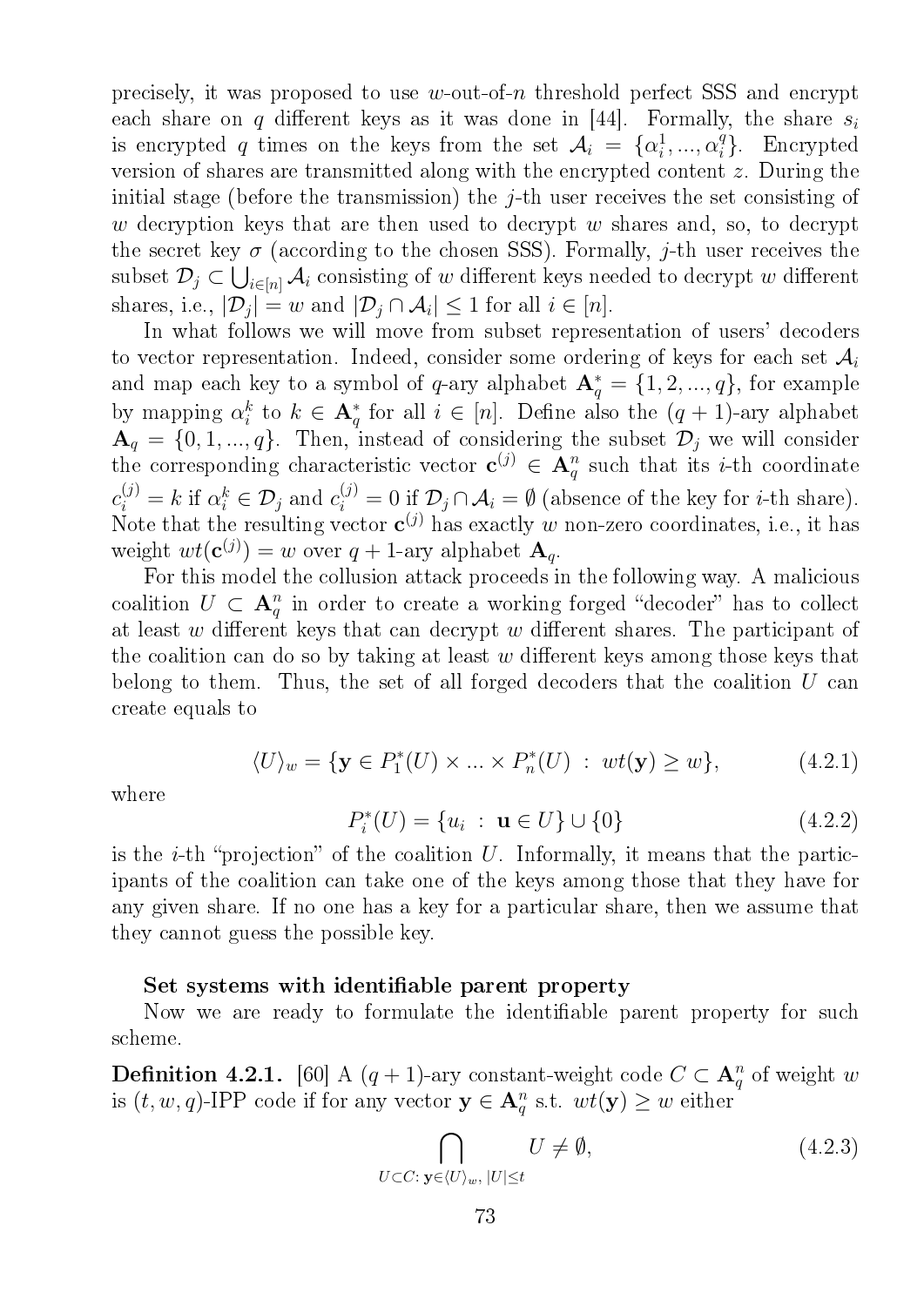precisely, it was proposed to use $w$-out-of-$n$ threshold perfect SSS and encrypt each share on $q$ different keys as it was done in [44]. Formally, the share $s_i$ is encrypted $q$ times on the keys from the set $\mathcal{A}_i = \{\alpha_i^1, ..., \alpha_i^q\}$. Encrypted version of shares are transmitted along with the encrypted content $z$. During the initial stage (before the transmission) the $j$-th user receives the set consisting of $w$ decryption keys that are then used to decrypt $w$ shares and, so, to decrypt the secret key $\sigma$ (according to the chosen SSS). Formally, $j$-th user receives the subset $\mathcal{D}_j \subset \bigcup_{i\in[n]} \mathcal{A}_i$ consisting of $w$ different keys needed to decrypt $w$ different shares, i.e., $|\mathcal{D}_j| = w$ and $|\mathcal{D}_j \cap \mathcal{A}_i| \leq 1$ for all $i \in [n]$.

In what follows we will move from subset representation of users' decoders to vector representation. Indeed, consider some ordering of keys for each set $\mathcal{A}_i$ and map each key to a symbol of $q$-ary alphabet $\mathbf{A}_q^* = \{1, 2, ..., q\}$, for example by mapping $\alpha_i^k$ to $k \in \mathbf{A}_q^*$ for all $i \in [n]$. Define also the $(q+1)$-ary alphabet $\mathbf{A}_q = \{0, 1, ..., q\}$. Then, instead of considering the subset $\mathcal{D}_j$ we will consider the corresponding characteristic vector $\mathbf{c}^{(j)} \in \mathbf{A}_q^n$ such that its $i$-th coordinate $c_i^{(j)} = k$ if $\alpha_i^k \in \mathcal{D}_j$ and $c_i^{(j)} = 0$ if $\mathcal{D}_j \cap \mathcal{A}_i = \emptyset$ (absence of the key for $i$-th share). Note that the resulting vector $\mathbf{c}^{(j)}$ has exactly $w$ non-zero coordinates, i.e., it has weight $wt(\mathbf{c}^{(j)}) = w$ over $q+1$-ary alphabet $\mathbf{A}_q$.

For this model the collusion attack proceeds in the following way. A malicious coalition $U \subset \mathbf{A}_q^n$ in order to create a working forged "decoder" has to collect at least $w$ different keys that can decrypt $w$ different shares. The participant of the coalition can do so by taking at least $w$ different keys among those keys that belong to them. Thus, the set of all forged decoders that the coalition $U$ can create equals to

$$\langle U \rangle_w = \{\mathbf{y} \in P_1^*(U) \times ... \times P_n^*(U) \ : \ wt(\mathbf{y}) \geq w\}, \tag{4.2.1}$$

where

$$P_i^*(U) = \{u_i \ : \ \mathbf{u} \in U\} \cup \{0\} \tag{4.2.2}$$

is the $i$-th "projection" of the coalition $U$. Informally, it means that the participants of the coalition can take one of the keys among those that they have for any given share. If no one has a key for a particular share, then we assume that they cannot guess the possible key.

**Set systems with identifiable parent property**

Now we are ready to formulate the identifiable parent property for such scheme.

**Definition 4.2.1.** [60] A $(q+1)$-ary constant-weight code $C \subset \mathbf{A}_q^n$ of weight $w$ is $(t, w, q)$-IPP code if for any vector $\mathbf{y} \in \mathbf{A}_q^n$ s.t. $wt(\mathbf{y}) \geq w$ either

$$\bigcap_{U \subset C\colon \mathbf{y} \in \langle U \rangle_w, \ |U| \leq t} U \neq \emptyset, \tag{4.2.3}$$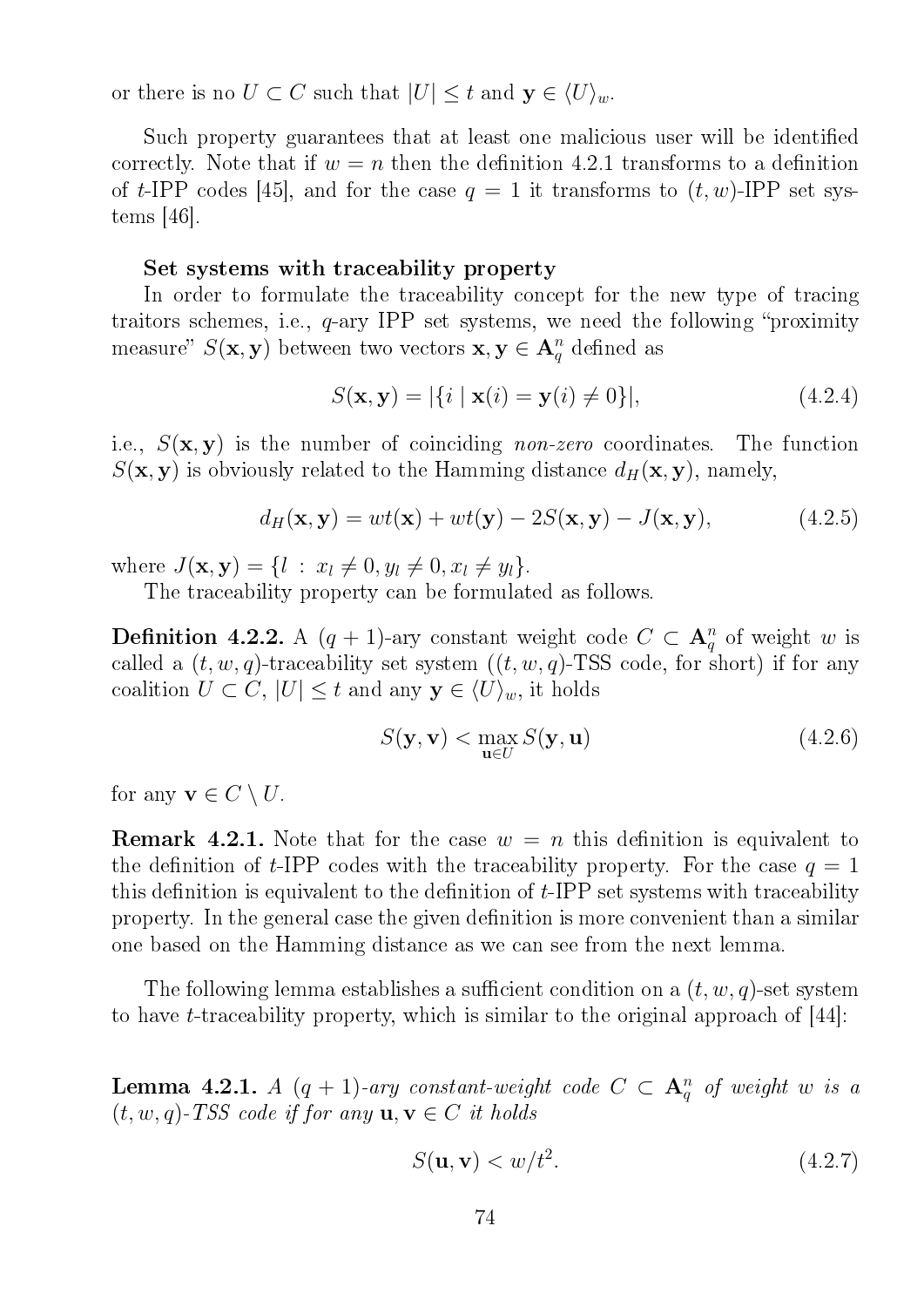or there is no $U \subset C$ such that $|U| \leq t$ and $\mathbf{y} \in \langle U \rangle_w$.

Such property guarantees that at least one malicious user will be identified correctly. Note that if $w = n$ then the definition 4.2.1 transforms to a definition of $t$-IPP codes [45], and for the case $q = 1$ it transforms to $(t, w)$-IPP set systems [46].

**Set systems with traceability property**

In order to formulate the traceability concept for the new type of tracing traitors schemes, i.e., $q$-ary IPP set systems, we need the following "proximity measure" $S(\mathbf{x}, \mathbf{y})$ between two vectors $\mathbf{x}, \mathbf{y} \in \mathbf{A}_q^n$ defined as

$$S(\mathbf{x}, \mathbf{y}) = |\{i \mid \mathbf{x}(i) = \mathbf{y}(i) \neq 0\}|, \tag{4.2.4}$$

i.e., $S(\mathbf{x}, \mathbf{y})$ is the number of coinciding *non-zero* coordinates. The function $S(\mathbf{x}, \mathbf{y})$ is obviously related to the Hamming distance $d_H(\mathbf{x}, \mathbf{y})$, namely,

$$d_H(\mathbf{x}, \mathbf{y}) = wt(\mathbf{x}) + wt(\mathbf{y}) - 2S(\mathbf{x}, \mathbf{y}) - J(\mathbf{x}, \mathbf{y}), \tag{4.2.5}$$

where $J(\mathbf{x}, \mathbf{y}) = \{l \,:\, x_l \neq 0, y_l \neq 0, x_l \neq y_l\}$.

The traceability property can be formulated as follows.

**Definition 4.2.2.** A $(q+1)$-ary constant weight code $C \subset \mathbf{A}_q^n$ of weight $w$ is called a $(t, w, q)$-traceability set system ($(t, w, q)$-TSS code, for short) if for any coalition $U \subset C$, $|U| \leq t$ and any $\mathbf{y} \in \langle U \rangle_w$, it holds

$$S(\mathbf{y}, \mathbf{v}) < \max_{\mathbf{u} \in U} S(\mathbf{y}, \mathbf{u}) \tag{4.2.6}$$

for any $\mathbf{v} \in C \setminus U$.

**Remark 4.2.1.** Note that for the case $w = n$ this definition is equivalent to the definition of $t$-IPP codes with the traceability property. For the case $q = 1$ this definition is equivalent to the definition of $t$-IPP set systems with traceability property. In the general case the given definition is more convenient than a similar one based on the Hamming distance as we can see from the next lemma.

The following lemma establishes a sufficient condition on a $(t, w, q)$-set system to have $t$-traceability property, which is similar to the original approach of [44]:

**Lemma 4.2.1.** *A $(q+1)$-ary constant-weight code $C \subset \mathbf{A}_q^n$ of weight $w$ is a $(t, w, q)$-TSS code if for any $\mathbf{u}, \mathbf{v} \in C$ it holds*

$$S(\mathbf{u}, \mathbf{v}) < w/t^2. \tag{4.2.7}$$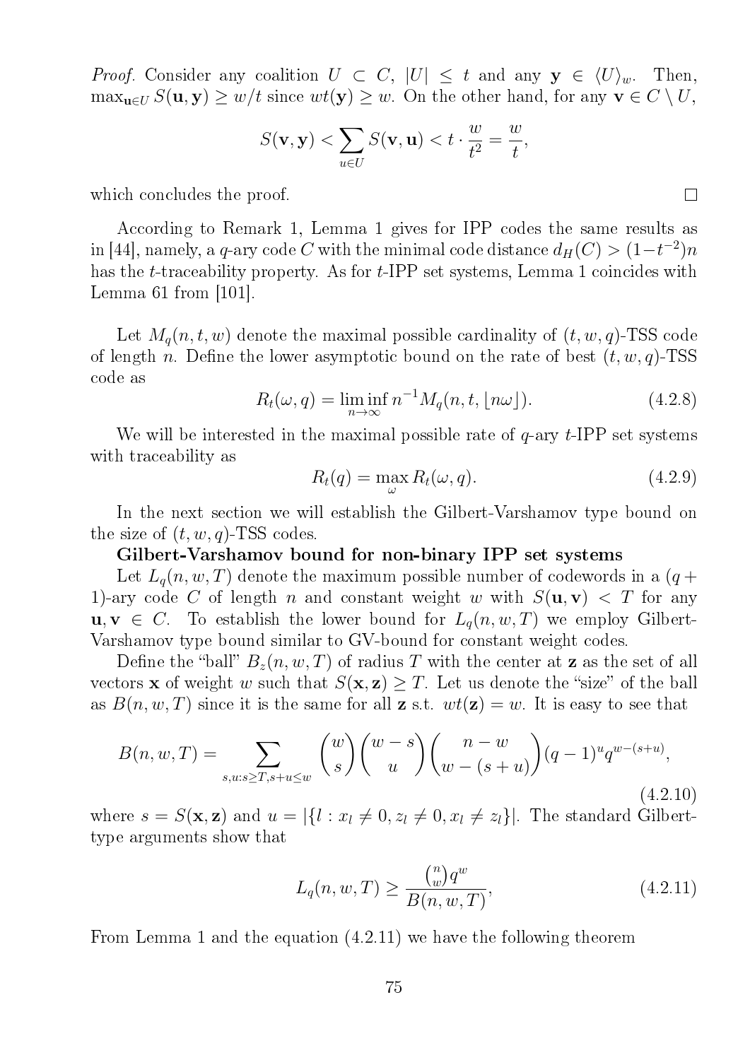*Proof.* Consider any coalition $U \subset C$, $|U| \leq t$ and any $\mathbf{y} \in \langle U \rangle_w$. Then, $\max_{\mathbf{u} \in U} S(\mathbf{u}, \mathbf{y}) \geq w/t$ since $wt(\mathbf{y}) \geq w$. On the other hand, for any $\mathbf{v} \in C \setminus U$,

$$S(\mathbf{v}, \mathbf{y}) < \sum_{u \in U} S(\mathbf{v}, \mathbf{u}) < t \cdot \frac{w}{t^2} = \frac{w}{t},$$

which concludes the proof. □

According to Remark 1, Lemma 1 gives for IPP codes the same results as in [44], namely, a $q$-ary code $C$ with the minimal code distance $d_H(C) > (1 - t^{-2})n$ has the $t$-traceability property. As for $t$-IPP set systems, Lemma 1 coincides with Lemma 61 from [101].

Let $M_q(n, t, w)$ denote the maximal possible cardinality of $(t, w, q)$-TSS code of length $n$. Define the lower asymptotic bound on the rate of best $(t, w, q)$-TSS code as

$$R_t(\omega, q) = \liminf_{n \to \infty} n^{-1} M_q(n, t, \lfloor n\omega \rfloor). \tag{4.2.8}$$

We will be interested in the maximal possible rate of $q$-ary $t$-IPP set systems with traceability as

$$R_t(q) = \max_{\omega} R_t(\omega, q). \tag{4.2.9}$$

In the next section we will establish the Gilbert-Varshamov type bound on the size of $(t, w, q)$-TSS codes.

**Gilbert-Varshamov bound for non-binary IPP set systems**

Let $L_q(n, w, T)$ denote the maximum possible number of codewords in a $(q+1)$-ary code $C$ of length $n$ and constant weight $w$ with $S(\mathbf{u}, \mathbf{v}) < T$ for any $\mathbf{u}, \mathbf{v} \in C$. To establish the lower bound for $L_q(n, w, T)$ we employ Gilbert-Varshamov type bound similar to GV-bound for constant weight codes.

Define the "ball" $B_z(n, w, T)$ of radius $T$ with the center at $\mathbf{z}$ as the set of all vectors $\mathbf{x}$ of weight $w$ such that $S(\mathbf{x}, \mathbf{z}) \geq T$. Let us denote the "size" of the ball as $B(n, w, T)$ since it is the same for all $\mathbf{z}$ s.t. $wt(\mathbf{z}) = w$. It is easy to see that

$$B(n, w, T) = \sum_{s, u: s \geq T, s+u \leq w} \binom{w}{s} \binom{w-s}{u} \binom{n-w}{w-(s+u)} (q-1)^u q^{w-(s+u)}, \tag{4.2.10}$$

where $s = S(\mathbf{x}, \mathbf{z})$ and $u = |\{l : x_l \neq 0, z_l \neq 0, x_l \neq z_l\}|$. The standard Gilbert-type arguments show that

$$L_q(n, w, T) \geq \frac{\binom{n}{w} q^w}{B(n, w, T)}, \tag{4.2.11}$$

From Lemma 1 and the equation (4.2.11) we have the following theorem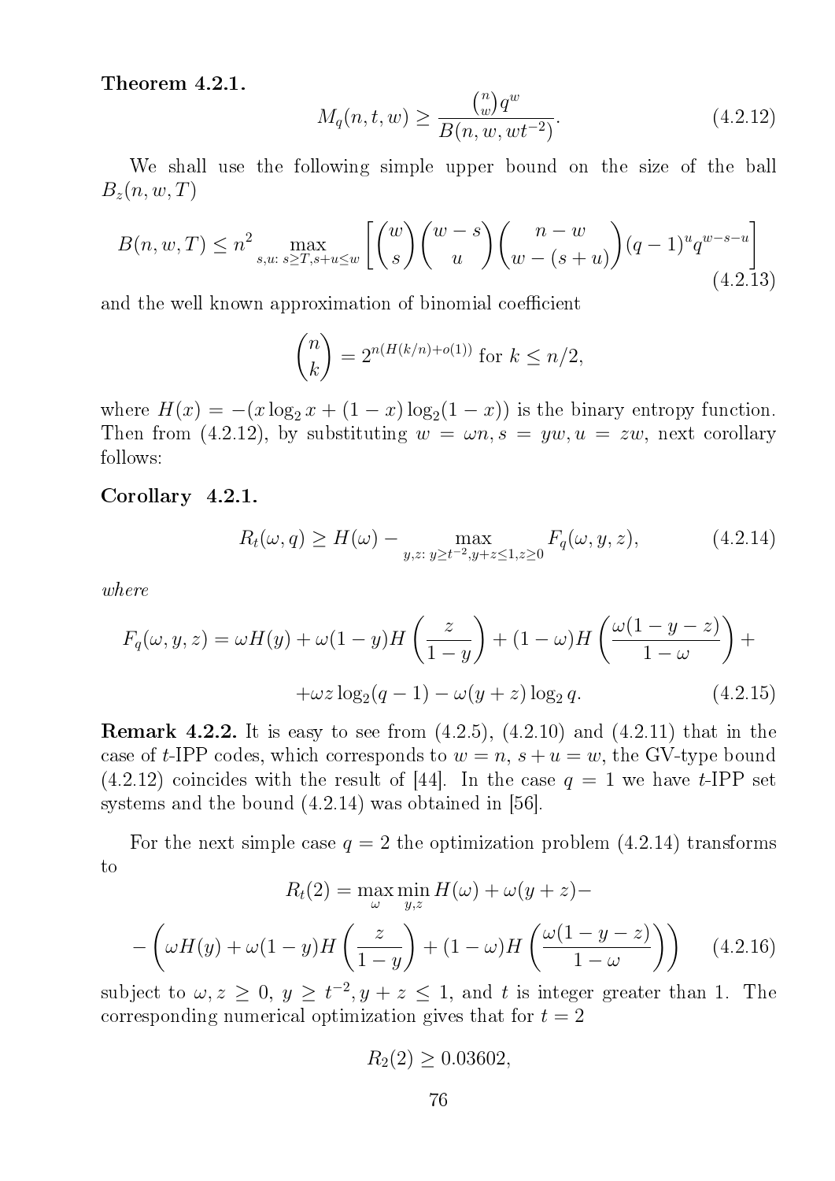**Theorem 4.2.1.**

$$M_q(n, t, w) \geq \frac{\binom{n}{w} q^w}{B(n, w, wt^{-2})}. \tag{4.2.12}$$

We shall use the following simple upper bound on the size of the ball $B_z(n, w, T)$

$$B(n, w, T) \leq n^2 \max_{s,u:\, s \geq T, s+u \leq w} \left[ \binom{w}{s} \binom{w-s}{u} \binom{n-w}{w-(s+u)} (q-1)^u q^{w-s-u} \right] \tag{4.2.13}$$

and the well known approximation of binomial coefficient

$$\binom{n}{k} = 2^{n(H(k/n)+o(1))} \text{ for } k \leq n/2,$$

where $H(x) = -(x \log_2 x + (1-x) \log_2(1-x))$ is the binary entropy function. Then from (4.2.12), by substituting $w = \omega n, s = yw, u = zw$, next corollary follows:

**Corollary 4.2.1.**

$$R_t(\omega, q) \geq H(\omega) - \max_{y,z:\, y \geq t^{-2}, y+z \leq 1, z \geq 0} F_q(\omega, y, z), \tag{4.2.14}$$

*where*

$$F_q(\omega, y, z) = \omega H(y) + \omega(1-y) H\left(\frac{z}{1-y}\right) + (1-\omega) H\left(\frac{\omega(1-y-z)}{1-\omega}\right) +$$

$$+ \omega z \log_2(q-1) - \omega(y+z) \log_2 q. \tag{4.2.15}$$

**Remark 4.2.2.** It is easy to see from (4.2.5), (4.2.10) and (4.2.11) that in the case of $t$-IPP codes, which corresponds to $w = n$, $s + u = w$, the GV-type bound (4.2.12) coincides with the result of [44]. In the case $q = 1$ we have $t$-IPP set systems and the bound (4.2.14) was obtained in [56].

For the next simple case $q = 2$ the optimization problem (4.2.14) transforms to

$$R_t(2) = \max_{\omega} \min_{y,z} H(\omega) + \omega(y+z) -$$

$$- \left( \omega H(y) + \omega(1-y) H\left(\frac{z}{1-y}\right) + (1-\omega) H\left(\frac{\omega(1-y-z)}{1-\omega}\right) \right) \tag{4.2.16}$$

subject to $\omega, z \geq 0$, $y \geq t^{-2}, y + z \leq 1$, and $t$ is integer greater than 1. The corresponding numerical optimization gives that for $t = 2$

$$R_2(2) \geq 0.03602,$$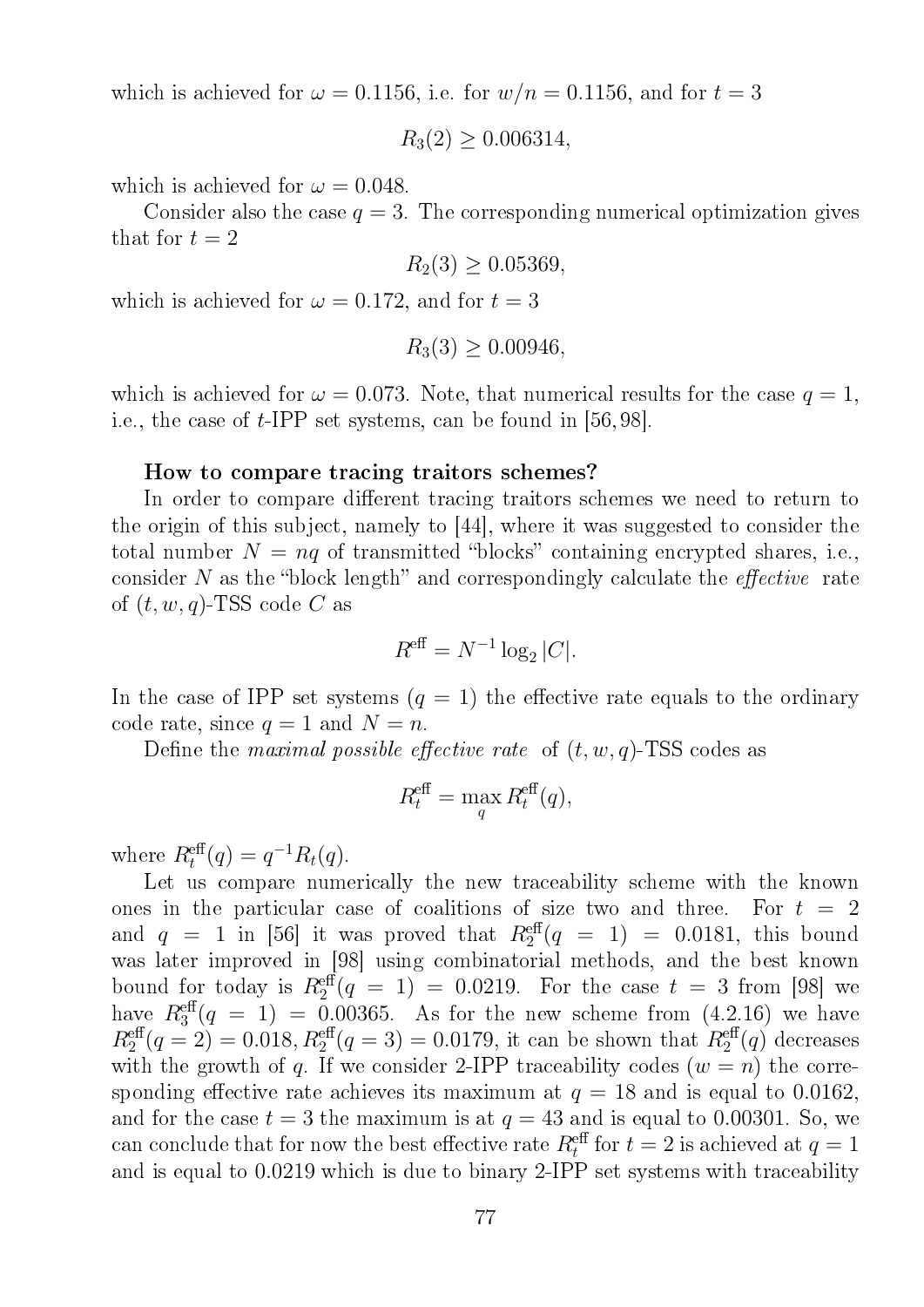which is achieved for $\omega = 0.1156$, i.e. for $w/n = 0.1156$, and for $t = 3$

$$R_3(2) \geq 0.006314,$$

which is achieved for $\omega = 0.048$.

Consider also the case $q = 3$. The corresponding numerical optimization gives that for $t = 2$

$$R_2(3) \geq 0.05369,$$

which is achieved for $\omega = 0.172$, and for $t = 3$

$$R_3(3) \geq 0.00946,$$

which is achieved for $\omega = 0.073$. Note, that numerical results for the case $q = 1$, i.e., the case of $t$-IPP set systems, can be found in [56, 98].

**How to compare tracing traitors schemes?**

In order to compare different tracing traitors schemes we need to return to the origin of this subject, namely to [44], where it was suggested to consider the total number $N = nq$ of transmitted "blocks" containing encrypted shares, i.e., consider $N$ as the "block length" and correspondingly calculate the *effective* rate of $(t, w, q)$-TSS code $C$ as

$$R^{\text{eff}} = N^{-1} \log_2 |C|.$$

In the case of IPP set systems ($q = 1$) the effective rate equals to the ordinary code rate, since $q = 1$ and $N = n$.

Define the *maximal possible effective rate* of $(t, w, q)$-TSS codes as

$$R_t^{\text{eff}} = \max_q R_t^{\text{eff}}(q),$$

where $R_t^{\text{eff}}(q) = q^{-1} R_t(q)$.

Let us compare numerically the new traceability scheme with the known ones in the particular case of coalitions of size two and three. For $t = 2$ and $q = 1$ in [56] it was proved that $R_2^{\text{eff}}(q = 1) = 0.0181$, this bound was later improved in [98] using combinatorial methods, and the best known bound for today is $R_2^{\text{eff}}(q = 1) = 0.0219$. For the case $t = 3$ from [98] we have $R_3^{\text{eff}}(q = 1) = 0.00365$. As for the new scheme from (4.2.16) we have $R_2^{\text{eff}}(q = 2) = 0.018, R_2^{\text{eff}}(q = 3) = 0.0179$, it can be shown that $R_2^{\text{eff}}(q)$ decreases with the growth of $q$. If we consider 2-IPP traceability codes ($w = n$) the corresponding effective rate achieves its maximum at $q = 18$ and is equal to 0.0162, and for the case $t = 3$ the maximum is at $q = 43$ and is equal to 0.00301. So, we can conclude that for now the best effective rate $R_t^{\text{eff}}$ for $t = 2$ is achieved at $q = 1$ and is equal to 0.0219 which is due to binary 2-IPP set systems with traceability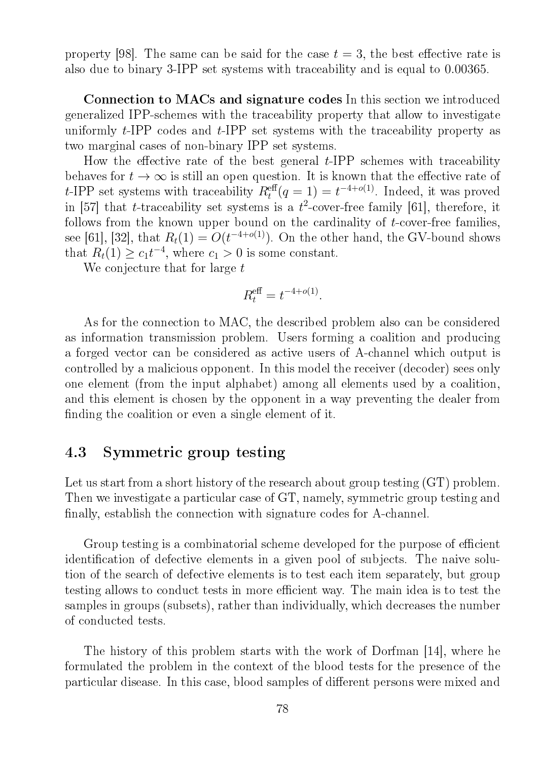property [98]. The same can be said for the case $t = 3$, the best effective rate is also due to binary 3-IPP set systems with traceability and is equal to 0.00365.

**Connection to MACs and signature codes** In this section we introduced generalized IPP-schemes with the traceability property that allow to investigate uniformly $t$-IPP codes and $t$-IPP set systems with the traceability property as two marginal cases of non-binary IPP set systems.

How the effective rate of the best general $t$-IPP schemes with traceability behaves for $t \to \infty$ is still an open question. It is known that the effective rate of $t$-IPP set systems with traceability $R_t^{\text{eff}}(q = 1) = t^{-4+o(1)}$. Indeed, it was proved in [57] that $t$-traceability set systems is a $t^2$-cover-free family [61], therefore, it follows from the known upper bound on the cardinality of $t$-cover-free families, see [61], [32], that $R_t(1) = O(t^{-4+o(1)})$. On the other hand, the GV-bound shows that $R_t(1) \geq c_1 t^{-4}$, where $c_1 > 0$ is some constant.

We conjecture that for large $t$

$$R_t^{\text{eff}} = t^{-4+o(1)}.$$

As for the connection to MAC, the described problem also can be considered as information transmission problem. Users forming a coalition and producing a forged vector can be considered as active users of A-channel which output is controlled by a malicious opponent. In this model the receiver (decoder) sees only one element (from the input alphabet) among all elements used by a coalition, and this element is chosen by the opponent in a way preventing the dealer from finding the coalition or even a single element of it.

## 4.3 Symmetric group testing

Let us start from a short history of the research about group testing (GT) problem. Then we investigate a particular case of GT, namely, symmetric group testing and finally, establish the connection with signature codes for A-channel.

Group testing is a combinatorial scheme developed for the purpose of efficient identification of defective elements in a given pool of subjects. The naive solution of the search of defective elements is to test each item separately, but group testing allows to conduct tests in more efficient way. The main idea is to test the samples in groups (subsets), rather than individually, which decreases the number of conducted tests.

The history of this problem starts with the work of Dorfman [14], where he formulated the problem in the context of the blood tests for the presence of the particular disease. In this case, blood samples of different persons were mixed and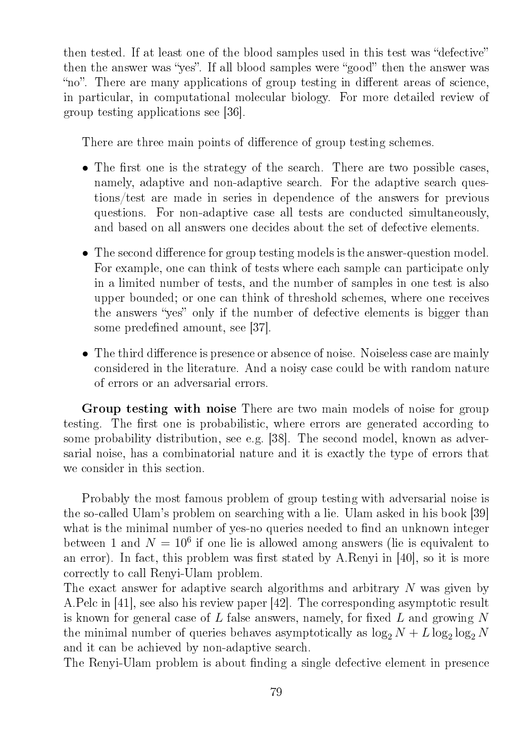then tested. If at least one of the blood samples used in this test was "defective" then the answer was "yes". If all blood samples were "good" then the answer was "no". There are many applications of group testing in different areas of science, in particular, in computational molecular biology. For more detailed review of group testing applications see [36].

There are three main points of difference of group testing schemes.

- The first one is the strategy of the search. There are two possible cases, namely, adaptive and non-adaptive search. For the adaptive search questions/test are made in series in dependence of the answers for previous questions. For non-adaptive case all tests are conducted simultaneously, and based on all answers one decides about the set of defective elements.
- The second difference for group testing models is the answer-question model. For example, one can think of tests where each sample can participate only in a limited number of tests, and the number of samples in one test is also upper bounded; or one can think of threshold schemes, where one receives the answers "yes" only if the number of defective elements is bigger than some predefined amount, see [37].
- The third difference is presence or absence of noise. Noiseless case are mainly considered in the literature. And a noisy case could be with random nature of errors or an adversarial errors.

**Group testing with noise** There are two main models of noise for group testing. The first one is probabilistic, where errors are generated according to some probability distribution, see e.g. [38]. The second model, known as adversarial noise, has a combinatorial nature and it is exactly the type of errors that we consider in this section.

Probably the most famous problem of group testing with adversarial noise is the so-called Ulam's problem on searching with a lie. Ulam asked in his book [39] what is the minimal number of yes-no queries needed to find an unknown integer between 1 and $N = 10^6$ if one lie is allowed among answers (lie is equivalent to an error). In fact, this problem was first stated by A.Renyi in [40], so it is more correctly to call Renyi-Ulam problem.
The exact answer for adaptive search algorithms and arbitrary $N$ was given by A.Pelc in [41], see also his review paper [42]. The corresponding asymptotic result is known for general case of $L$ false answers, namely, for fixed $L$ and growing $N$ the minimal number of queries behaves asymptotically as $\log_2 N + L \log_2 \log_2 N$ and it can be achieved by non-adaptive search.
The Renyi-Ulam problem is about finding a single defective element in presence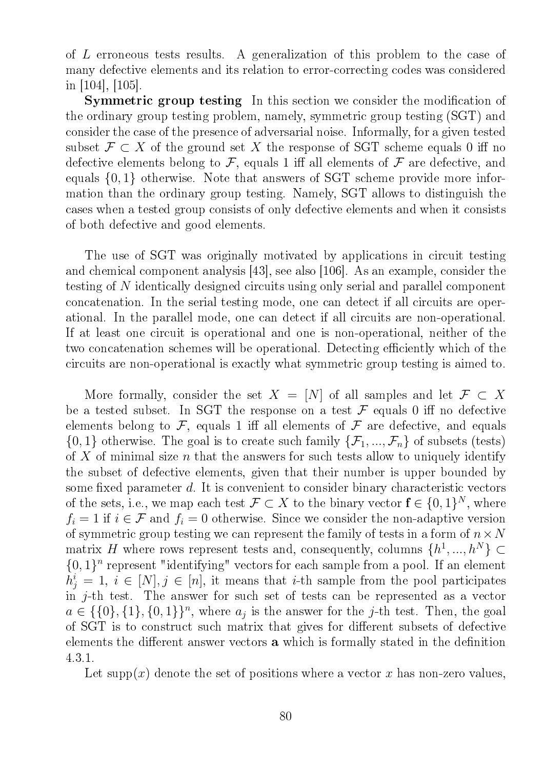of $L$ erroneous tests results. A generalization of this problem to the case of many defective elements and its relation to error-correcting codes was considered in [104], [105].

**Symmetric group testing** In this section we consider the modification of the ordinary group testing problem, namely, symmetric group testing (SGT) and consider the case of the presence of adversarial noise. Informally, for a given tested subset $\mathcal{F} \subset X$ of the ground set $X$ the response of SGT scheme equals 0 iff no defective elements belong to $\mathcal{F}$, equals 1 iff all elements of $\mathcal{F}$ are defective, and equals $\{0, 1\}$ otherwise. Note that answers of SGT scheme provide more information than the ordinary group testing. Namely, SGT allows to distinguish the cases when a tested group consists of only defective elements and when it consists of both defective and good elements.

The use of SGT was originally motivated by applications in circuit testing and chemical component analysis [43], see also [106]. As an example, consider the testing of $N$ identically designed circuits using only serial and parallel component concatenation. In the serial testing mode, one can detect if all circuits are operational. In the parallel mode, one can detect if all circuits are non-operational. If at least one circuit is operational and one is non-operational, neither of the two concatenation schemes will be operational. Detecting efficiently which of the circuits are non-operational is exactly what symmetric group testing is aimed to.

More formally, consider the set $X = [N]$ of all samples and let $\mathcal{F} \subset X$ be a tested subset. In SGT the response on a test $\mathcal{F}$ equals 0 iff no defective elements belong to $\mathcal{F}$, equals 1 iff all elements of $\mathcal{F}$ are defective, and equals $\{0, 1\}$ otherwise. The goal is to create such family $\{\mathcal{F}_1, ..., \mathcal{F}_n\}$ of subsets (tests) of $X$ of minimal size $n$ that the answers for such tests allow to uniquely identify the subset of defective elements, given that their number is upper bounded by some fixed parameter $d$. It is convenient to consider binary characteristic vectors of the sets, i.e., we map each test $\mathcal{F} \subset X$ to the binary vector $\mathbf{f} \in \{0, 1\}^N$, where $f_i = 1$ if $i \in \mathcal{F}$ and $f_i = 0$ otherwise. Since we consider the non-adaptive version of symmetric group testing we can represent the family of tests in a form of $n \times N$ matrix $H$ where rows represent tests and, consequently, columns $\{h^1, ..., h^N\} \subset \{0, 1\}^n$ represent "identifying" vectors for each sample from a pool. If an element $h^i_j = 1$, $i \in [N], j \in [n]$, it means that $i$-th sample from the pool participates in $j$-th test. The answer for such set of tests can be represented as a vector $a \in \{\{0\}, \{1\}, \{0, 1\}\}^n$, where $a_j$ is the answer for the $j$-th test. Then, the goal of SGT is to construct such matrix that gives for different subsets of defective elements the different answer vectors $\mathbf{a}$ which is formally stated in the definition 4.3.1.

Let $\mathrm{supp}(x)$ denote the set of positions where a vector $x$ has non-zero values,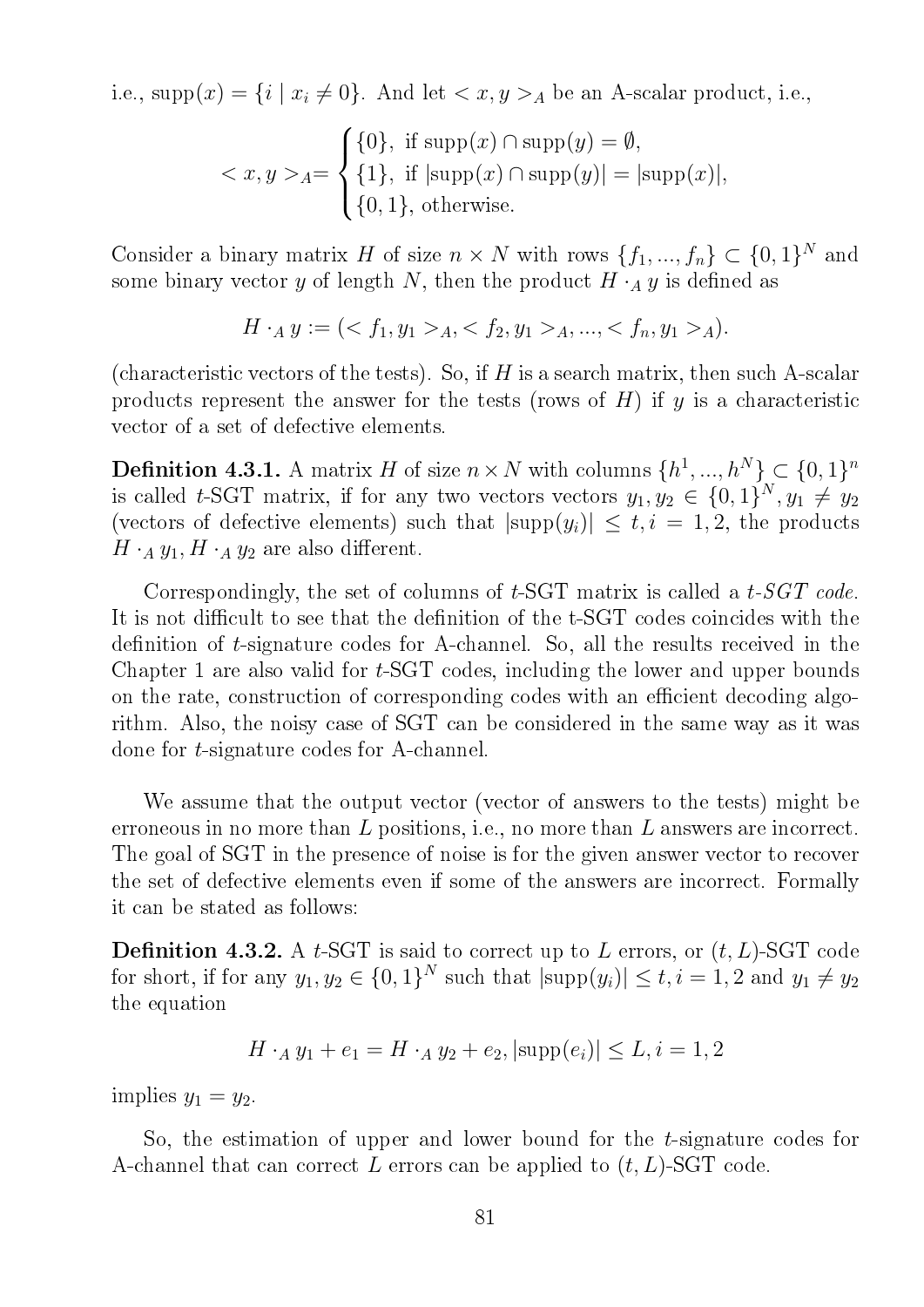i.e., $\text{supp}(x) = \{i \mid x_i \neq 0\}$. And let $< x, y >_A$ be an A-scalar product, i.e.,

$$< x, y >_A = \begin{cases} \{0\}, \text{ if } \text{supp}(x) \cap \text{supp}(y) = \emptyset, \\ \{1\}, \text{ if } |\text{supp}(x) \cap \text{supp}(y)| = |\text{supp}(x)|, \\ \{0, 1\}, \text{ otherwise.} \end{cases}$$

Consider a binary matrix $H$ of size $n \times N$ with rows $\{f_1, ..., f_n\} \subset \{0, 1\}^N$ and some binary vector $y$ of length $N$, then the product $H \cdot_A y$ is defined as

$$H \cdot_A y := (< f_1, y_1 >_A, < f_2, y_1 >_A, ..., < f_n, y_1 >_A).$$

(characteristic vectors of the tests). So, if $H$ is a search matrix, then such A-scalar products represent the answer for the tests (rows of $H$) if $y$ is a characteristic vector of a set of defective elements.

**Definition 4.3.1.** A matrix $H$ of size $n \times N$ with columns $\{h^1, ..., h^N\} \subset \{0, 1\}^n$ is called $t$-SGT matrix, if for any two vectors vectors $y_1, y_2 \in \{0, 1\}^N, y_1 \neq y_2$ (vectors of defective elements) such that $|\text{supp}(y_i)| \leq t, i = 1, 2$, the products $H \cdot_A y_1, H \cdot_A y_2$ are also different.

Correspondingly, the set of columns of $t$-SGT matrix is called a *t-SGT code*. It is not difficult to see that the definition of the t-SGT codes coincides with the definition of $t$-signature codes for A-channel. So, all the results received in the Chapter 1 are also valid for $t$-SGT codes, including the lower and upper bounds on the rate, construction of corresponding codes with an efficient decoding algorithm. Also, the noisy case of SGT can be considered in the same way as it was done for $t$-signature codes for A-channel.

We assume that the output vector (vector of answers to the tests) might be erroneous in no more than $L$ positions, i.e., no more than $L$ answers are incorrect. The goal of SGT in the presence of noise is for the given answer vector to recover the set of defective elements even if some of the answers are incorrect. Formally it can be stated as follows:

**Definition 4.3.2.** A $t$-SGT is said to correct up to $L$ errors, or $(t, L)$-SGT code for short, if for any $y_1, y_2 \in \{0, 1\}^N$ such that $|\text{supp}(y_i)| \leq t, i = 1, 2$ and $y_1 \neq y_2$ the equation

$$H \cdot_A y_1 + e_1 = H \cdot_A y_2 + e_2, |\text{supp}(e_i)| \leq L, i = 1, 2$$

implies $y_1 = y_2$.

So, the estimation of upper and lower bound for the $t$-signature codes for A-channel that can correct $L$ errors can be applied to $(t, L)$-SGT code.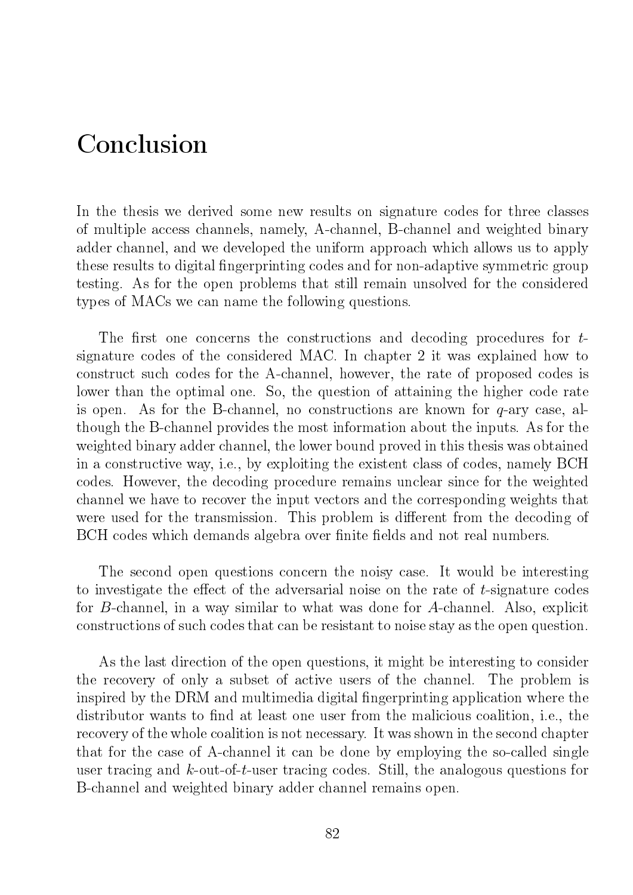# Conclusion

In the thesis we derived some new results on signature codes for three classes of multiple access channels, namely, A-channel, B-channel and weighted binary adder channel, and we developed the uniform approach which allows us to apply these results to digital fingerprinting codes and for non-adaptive symmetric group testing. As for the open problems that still remain unsolved for the considered types of MACs we can name the following questions.

The first one concerns the constructions and decoding procedures for $t$-signature codes of the considered MAC. In chapter 2 it was explained how to construct such codes for the A-channel, however, the rate of proposed codes is lower than the optimal one. So, the question of attaining the higher code rate is open. As for the B-channel, no constructions are known for $q$-ary case, although the B-channel provides the most information about the inputs. As for the weighted binary adder channel, the lower bound proved in this thesis was obtained in a constructive way, i.e., by exploiting the existent class of codes, namely BCH codes. However, the decoding procedure remains unclear since for the weighted channel we have to recover the input vectors and the corresponding weights that were used for the transmission. This problem is different from the decoding of BCH codes which demands algebra over finite fields and not real numbers.

The second open questions concern the noisy case. It would be interesting to investigate the effect of the adversarial noise on the rate of $t$-signature codes for $B$-channel, in a way similar to what was done for $A$-channel. Also, explicit constructions of such codes that can be resistant to noise stay as the open question.

As the last direction of the open questions, it might be interesting to consider the recovery of only a subset of active users of the channel. The problem is inspired by the DRM and multimedia digital fingerprinting application where the distributor wants to find at least one user from the malicious coalition, i.e., the recovery of the whole coalition is not necessary. It was shown in the second chapter that for the case of A-channel it can be done by employing the so-called single user tracing and $k$-out-of-$t$-user tracing codes. Still, the analogous questions for B-channel and weighted binary adder channel remains open.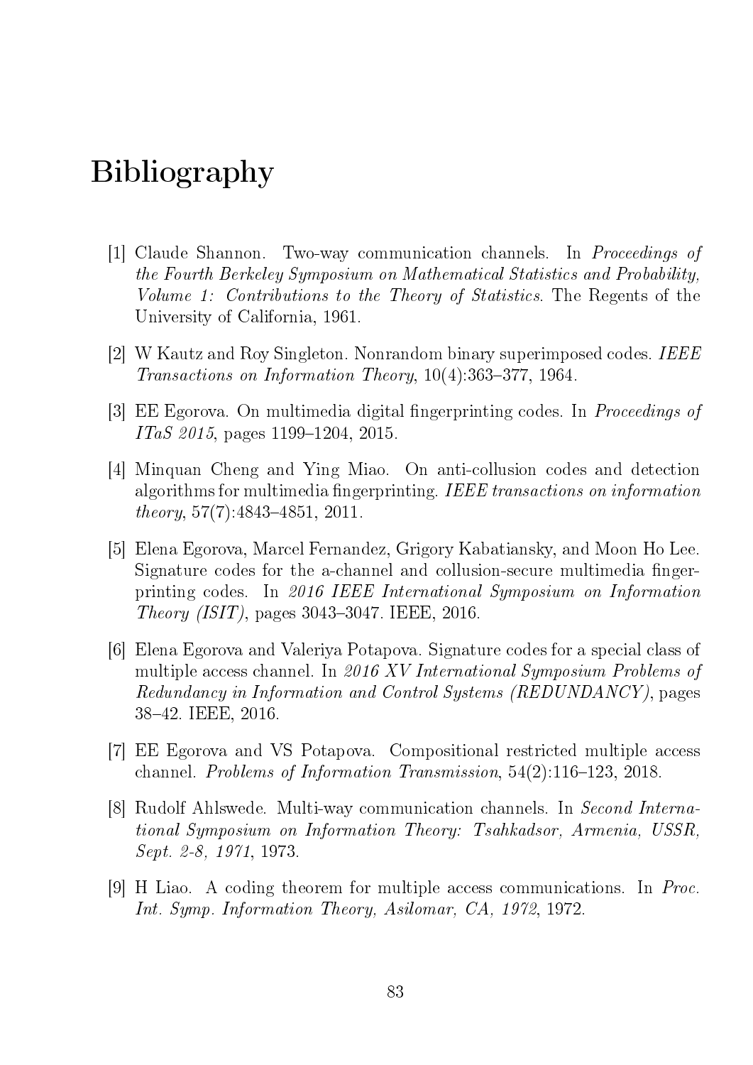# Bibliography

[1] Claude Shannon. Two-way communication channels. In *Proceedings of the Fourth Berkeley Symposium on Mathematical Statistics and Probability, Volume 1: Contributions to the Theory of Statistics*. The Regents of the University of California, 1961.

[2] W Kautz and Roy Singleton. Nonrandom binary superimposed codes. *IEEE Transactions on Information Theory*, 10(4):363–377, 1964.

[3] EE Egorova. On multimedia digital fingerprinting codes. In *Proceedings of ITaS 2015*, pages 1199–1204, 2015.

[4] Minquan Cheng and Ying Miao. On anti-collusion codes and detection algorithms for multimedia fingerprinting. *IEEE transactions on information theory*, 57(7):4843–4851, 2011.

[5] Elena Egorova, Marcel Fernandez, Grigory Kabatiansky, and Moon Ho Lee. Signature codes for the a-channel and collusion-secure multimedia fingerprinting codes. In *2016 IEEE International Symposium on Information Theory (ISIT)*, pages 3043–3047. IEEE, 2016.

[6] Elena Egorova and Valeriya Potapova. Signature codes for a special class of multiple access channel. In *2016 XV International Symposium Problems of Redundancy in Information and Control Systems (REDUNDANCY)*, pages 38–42. IEEE, 2016.

[7] EE Egorova and VS Potapova. Compositional restricted multiple access channel. *Problems of Information Transmission*, 54(2):116–123, 2018.

[8] Rudolf Ahlswede. Multi-way communication channels. In *Second International Symposium on Information Theory: Tsahkadsor, Armenia, USSR, Sept. 2-8, 1971*, 1973.

[9] H Liao. A coding theorem for multiple access communications. In *Proc. Int. Symp. Information Theory, Asilomar, CA, 1972*, 1972.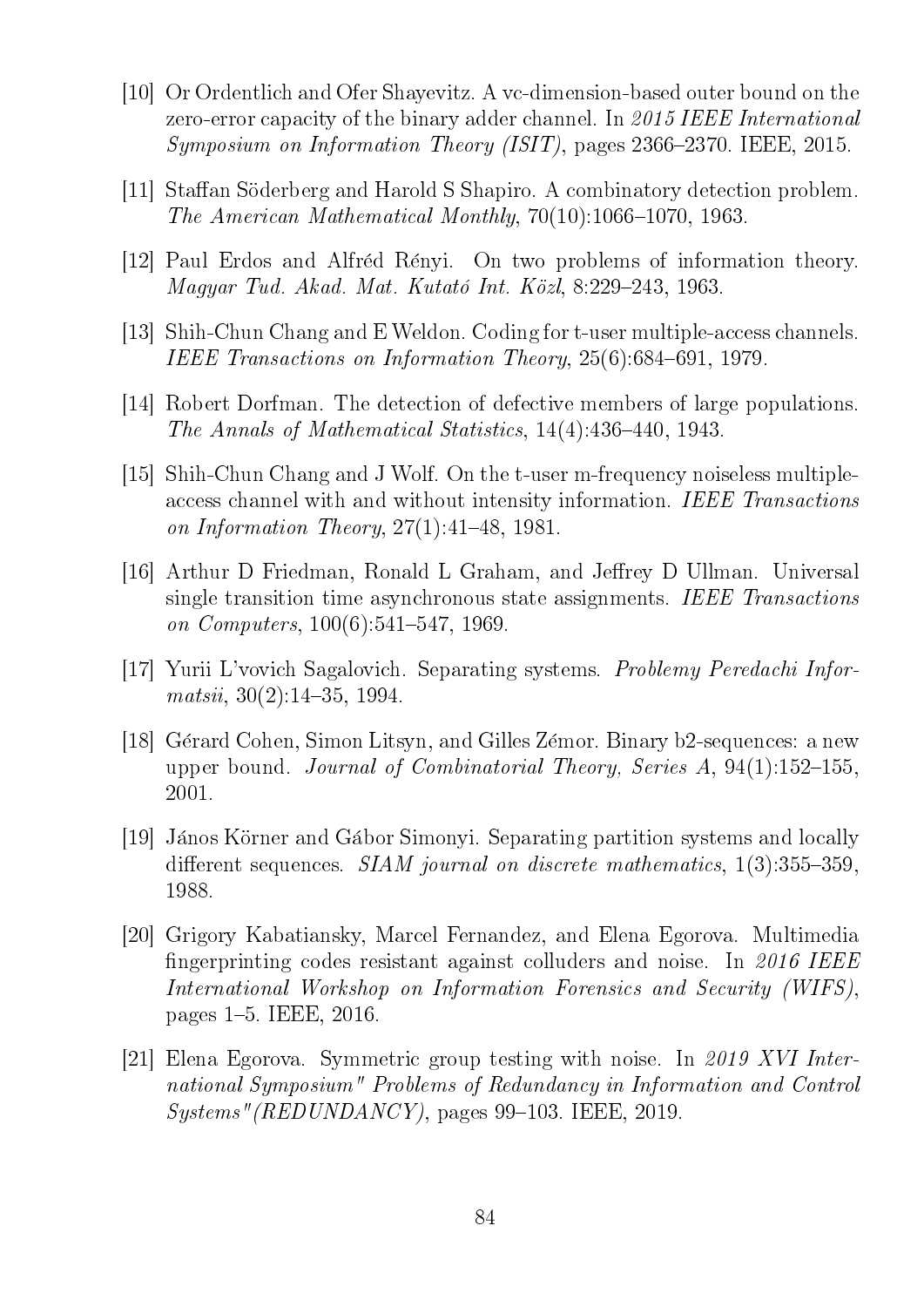[10] Or Ordentlich and Ofer Shayevitz. A vc-dimension-based outer bound on the zero-error capacity of the binary adder channel. In *2015 IEEE International Symposium on Information Theory (ISIT)*, pages 2366–2370. IEEE, 2015.

[11] Staffan Söderberg and Harold S Shapiro. A combinatory detection problem. *The American Mathematical Monthly*, 70(10):1066–1070, 1963.

[12] Paul Erdos and Alfréd Rényi. On two problems of information theory. *Magyar Tud. Akad. Mat. Kutató Int. Közl*, 8:229–243, 1963.

[13] Shih-Chun Chang and E Weldon. Coding for t-user multiple-access channels. *IEEE Transactions on Information Theory*, 25(6):684–691, 1979.

[14] Robert Dorfman. The detection of defective members of large populations. *The Annals of Mathematical Statistics*, 14(4):436–440, 1943.

[15] Shih-Chun Chang and J Wolf. On the t-user m-frequency noiseless multiple-access channel with and without intensity information. *IEEE Transactions on Information Theory*, 27(1):41–48, 1981.

[16] Arthur D Friedman, Ronald L Graham, and Jeffrey D Ullman. Universal single transition time asynchronous state assignments. *IEEE Transactions on Computers*, 100(6):541–547, 1969.

[17] Yurii L'vovich Sagalovich. Separating systems. *Problemy Peredachi Informatsii*, 30(2):14–35, 1994.

[18] Gérard Cohen, Simon Litsyn, and Gilles Zémor. Binary b2-sequences: a new upper bound. *Journal of Combinatorial Theory, Series A*, 94(1):152–155, 2001.

[19] János Körner and Gábor Simonyi. Separating partition systems and locally different sequences. *SIAM journal on discrete mathematics*, 1(3):355–359, 1988.

[20] Grigory Kabatiansky, Marcel Fernandez, and Elena Egorova. Multimedia fingerprinting codes resistant against colluders and noise. In *2016 IEEE International Workshop on Information Forensics and Security (WIFS)*, pages 1–5. IEEE, 2016.

[21] Elena Egorova. Symmetric group testing with noise. In *2019 XVI International Symposium" Problems of Redundancy in Information and Control Systems"(REDUNDANCY)*, pages 99–103. IEEE, 2019.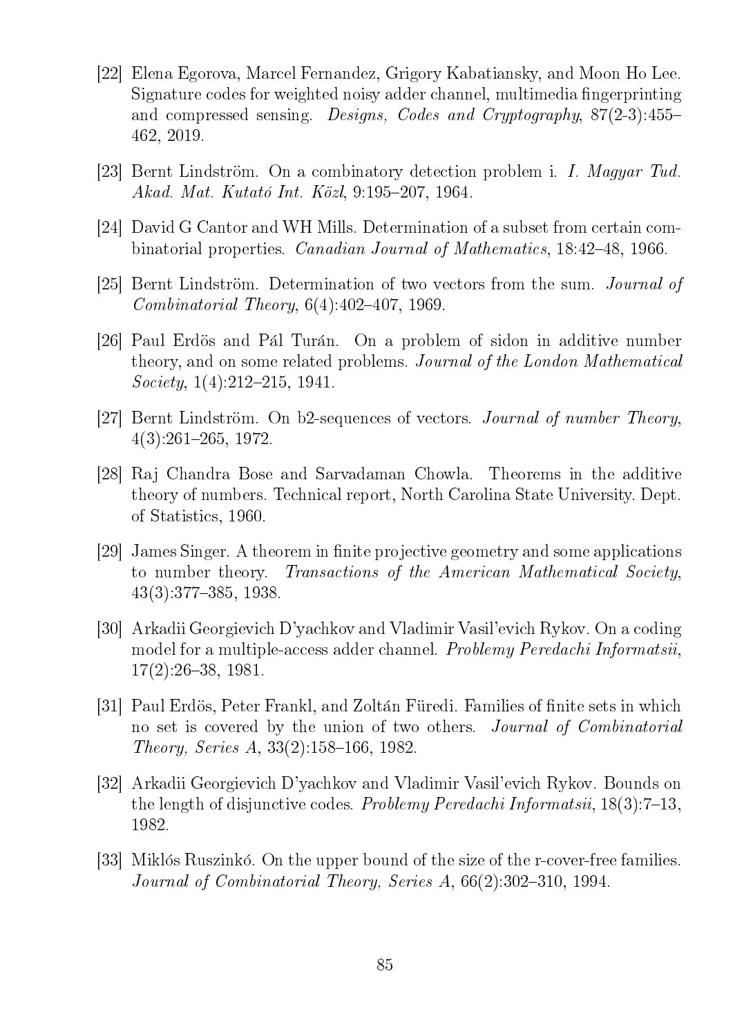[22] Elena Egorova, Marcel Fernandez, Grigory Kabatiansky, and Moon Ho Lee. Signature codes for weighted noisy adder channel, multimedia fingerprinting and compressed sensing. *Designs, Codes and Cryptography*, 87(2-3):455–462, 2019.

[23] Bernt Lindström. On a combinatory detection problem i. *I. Magyar Tud. Akad. Mat. Kutató Int. Közl*, 9:195–207, 1964.

[24] David G Cantor and WH Mills. Determination of a subset from certain combinatorial properties. *Canadian Journal of Mathematics*, 18:42–48, 1966.

[25] Bernt Lindström. Determination of two vectors from the sum. *Journal of Combinatorial Theory*, 6(4):402–407, 1969.

[26] Paul Erdös and Pál Turán. On a problem of sidon in additive number theory, and on some related problems. *Journal of the London Mathematical Society*, 1(4):212–215, 1941.

[27] Bernt Lindström. On b2-sequences of vectors. *Journal of number Theory*, 4(3):261–265, 1972.

[28] Raj Chandra Bose and Sarvadaman Chowla. Theorems in the additive theory of numbers. Technical report, North Carolina State University. Dept. of Statistics, 1960.

[29] James Singer. A theorem in finite projective geometry and some applications to number theory. *Transactions of the American Mathematical Society*, 43(3):377–385, 1938.

[30] Arkadii Georgievich D'yachkov and Vladimir Vasil'evich Rykov. On a coding model for a multiple-access adder channel. *Problemy Peredachi Informatsii*, 17(2):26–38, 1981.

[31] Paul Erdös, Peter Frankl, and Zoltán Füredi. Families of finite sets in which no set is covered by the union of two others. *Journal of Combinatorial Theory, Series A*, 33(2):158–166, 1982.

[32] Arkadii Georgievich D'yachkov and Vladimir Vasil'evich Rykov. Bounds on the length of disjunctive codes. *Problemy Peredachi Informatsii*, 18(3):7–13, 1982.

[33] Miklós Ruszinkó. On the upper bound of the size of the r-cover-free families. *Journal of Combinatorial Theory, Series A*, 66(2):302–310, 1994.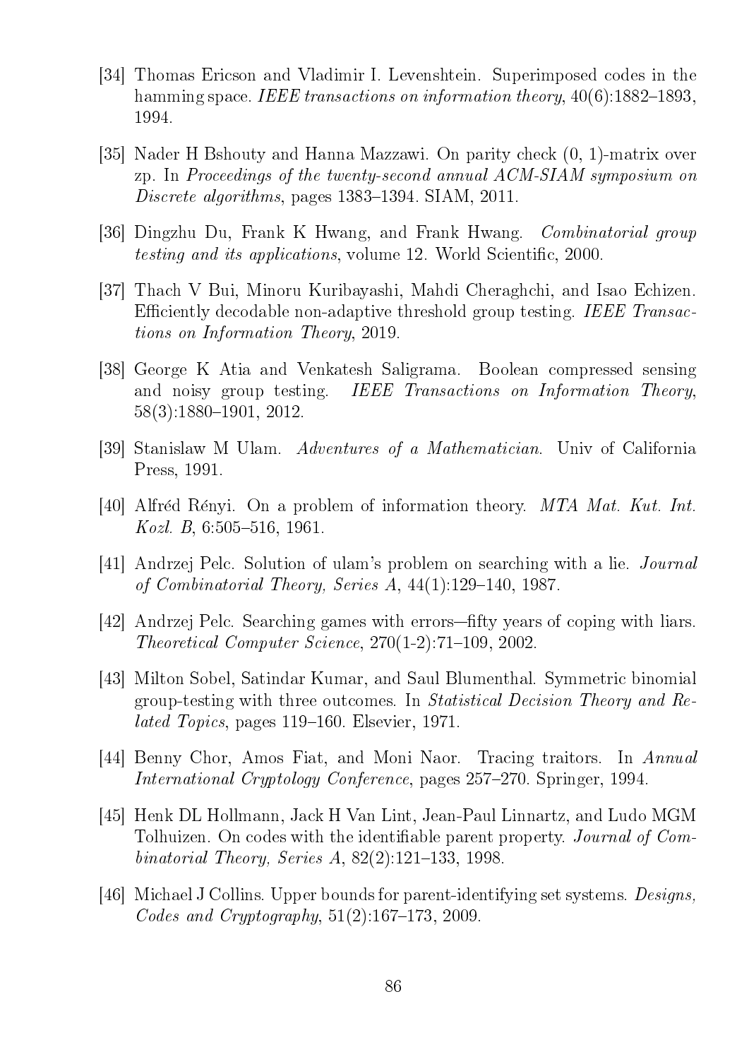[34] Thomas Ericson and Vladimir I. Levenshtein. Superimposed codes in the hamming space. *IEEE transactions on information theory*, 40(6):1882–1893, 1994.

[35] Nader H Bshouty and Hanna Mazzawi. On parity check (0, 1)-matrix over zp. In *Proceedings of the twenty-second annual ACM-SIAM symposium on Discrete algorithms*, pages 1383–1394. SIAM, 2011.

[36] Dingzhu Du, Frank K Hwang, and Frank Hwang. *Combinatorial group testing and its applications*, volume 12. World Scientific, 2000.

[37] Thach V Bui, Minoru Kuribayashi, Mahdi Cheraghchi, and Isao Echizen. Efficiently decodable non-adaptive threshold group testing. *IEEE Transactions on Information Theory*, 2019.

[38] George K Atia and Venkatesh Saligrama. Boolean compressed sensing and noisy group testing. *IEEE Transactions on Information Theory*, 58(3):1880–1901, 2012.

[39] Stanislaw M Ulam. *Adventures of a Mathematician.* Univ of California Press, 1991.

[40] Alfréd Rényi. On a problem of information theory. *MTA Mat. Kut. Int. Kozl. B*, 6:505–516, 1961.

[41] Andrzej Pelc. Solution of ulam's problem on searching with a lie. *Journal of Combinatorial Theory, Series A*, 44(1):129–140, 1987.

[42] Andrzej Pelc. Searching games with errors—fifty years of coping with liars. *Theoretical Computer Science*, 270(1-2):71–109, 2002.

[43] Milton Sobel, Satindar Kumar, and Saul Blumenthal. Symmetric binomial group-testing with three outcomes. In *Statistical Decision Theory and Related Topics*, pages 119–160. Elsevier, 1971.

[44] Benny Chor, Amos Fiat, and Moni Naor. Tracing traitors. In *Annual International Cryptology Conference*, pages 257–270. Springer, 1994.

[45] Henk DL Hollmann, Jack H Van Lint, Jean-Paul Linnartz, and Ludo MGM Tolhuizen. On codes with the identifiable parent property. *Journal of Combinatorial Theory, Series A*, 82(2):121–133, 1998.

[46] Michael J Collins. Upper bounds for parent-identifying set systems. *Designs, Codes and Cryptography*, 51(2):167–173, 2009.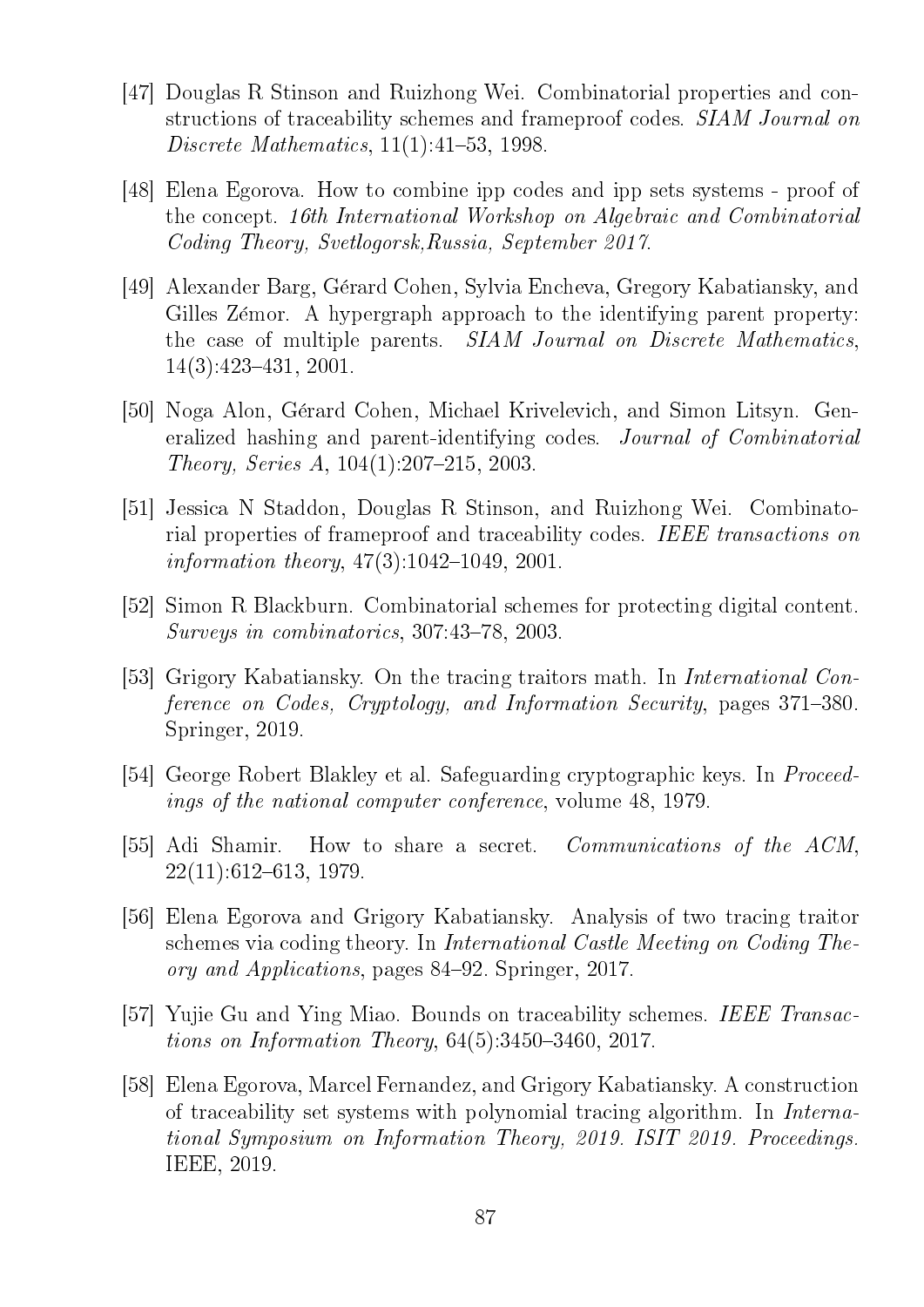[47] Douglas R Stinson and Ruizhong Wei. Combinatorial properties and constructions of traceability schemes and frameproof codes. *SIAM Journal on Discrete Mathematics*, 11(1):41–53, 1998.

[48] Elena Egorova. How to combine ipp codes and ipp sets systems - proof of the concept. *16th International Workshop on Algebraic and Combinatorial Coding Theory, Svetlogorsk,Russia, September 2017*.

[49] Alexander Barg, Gérard Cohen, Sylvia Encheva, Gregory Kabatiansky, and Gilles Zémor. A hypergraph approach to the identifying parent property: the case of multiple parents. *SIAM Journal on Discrete Mathematics*, 14(3):423–431, 2001.

[50] Noga Alon, Gérard Cohen, Michael Krivelevich, and Simon Litsyn. Generalized hashing and parent-identifying codes. *Journal of Combinatorial Theory, Series A*, 104(1):207–215, 2003.

[51] Jessica N Staddon, Douglas R Stinson, and Ruizhong Wei. Combinatorial properties of frameproof and traceability codes. *IEEE transactions on information theory*, 47(3):1042–1049, 2001.

[52] Simon R Blackburn. Combinatorial schemes for protecting digital content. *Surveys in combinatorics*, 307:43–78, 2003.

[53] Grigory Kabatiansky. On the tracing traitors math. In *International Conference on Codes, Cryptology, and Information Security*, pages 371–380. Springer, 2019.

[54] George Robert Blakley et al. Safeguarding cryptographic keys. In *Proceedings of the national computer conference*, volume 48, 1979.

[55] Adi Shamir. How to share a secret. *Communications of the ACM*, 22(11):612–613, 1979.

[56] Elena Egorova and Grigory Kabatiansky. Analysis of two tracing traitor schemes via coding theory. In *International Castle Meeting on Coding Theory and Applications*, pages 84–92. Springer, 2017.

[57] Yujie Gu and Ying Miao. Bounds on traceability schemes. *IEEE Transactions on Information Theory*, 64(5):3450–3460, 2017.

[58] Elena Egorova, Marcel Fernandez, and Grigory Kabatiansky. A construction of traceability set systems with polynomial tracing algorithm. In *International Symposium on Information Theory, 2019. ISIT 2019. Proceedings.* IEEE, 2019.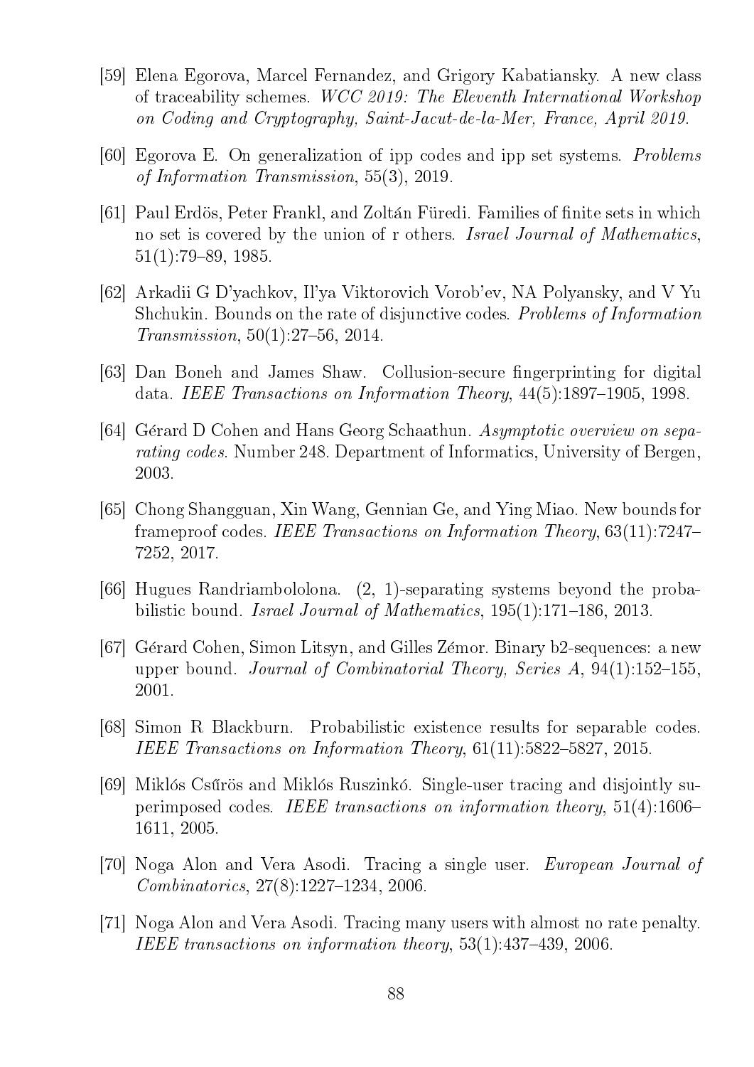[59] Elena Egorova, Marcel Fernandez, and Grigory Kabatiansky. A new class of traceability schemes. *WCC 2019: The Eleventh International Workshop on Coding and Cryptography, Saint-Jacut-de-la-Mer, France, April 2019.*

[60] Egorova E. On generalization of ipp codes and ipp set systems. *Problems of Information Transmission*, 55(3), 2019.

[61] Paul Erdös, Peter Frankl, and Zoltán Füredi. Families of finite sets in which no set is covered by the union of r others. *Israel Journal of Mathematics*, 51(1):79–89, 1985.

[62] Arkadii G D'yachkov, Il'ya Viktorovich Vorob'ev, NA Polyansky, and V Yu Shchukin. Bounds on the rate of disjunctive codes. *Problems of Information Transmission*, 50(1):27–56, 2014.

[63] Dan Boneh and James Shaw. Collusion-secure fingerprinting for digital data. *IEEE Transactions on Information Theory*, 44(5):1897–1905, 1998.

[64] Gérard D Cohen and Hans Georg Schaathun. *Asymptotic overview on separating codes*. Number 248. Department of Informatics, University of Bergen, 2003.

[65] Chong Shangguan, Xin Wang, Gennian Ge, and Ying Miao. New bounds for frameproof codes. *IEEE Transactions on Information Theory*, 63(11):7247–7252, 2017.

[66] Hugues Randriambololona. (2, 1)-separating systems beyond the probabilistic bound. *Israel Journal of Mathematics*, 195(1):171–186, 2013.

[67] Gérard Cohen, Simon Litsyn, and Gilles Zémor. Binary b2-sequences: a new upper bound. *Journal of Combinatorial Theory, Series A*, 94(1):152–155, 2001.

[68] Simon R Blackburn. Probabilistic existence results for separable codes. *IEEE Transactions on Information Theory*, 61(11):5822–5827, 2015.

[69] Miklós Csűrös and Miklós Ruszinkó. Single-user tracing and disjointly superimposed codes. *IEEE transactions on information theory*, 51(4):1606–1611, 2005.

[70] Noga Alon and Vera Asodi. Tracing a single user. *European Journal of Combinatorics*, 27(8):1227–1234, 2006.

[71] Noga Alon and Vera Asodi. Tracing many users with almost no rate penalty. *IEEE transactions on information theory*, 53(1):437–439, 2006.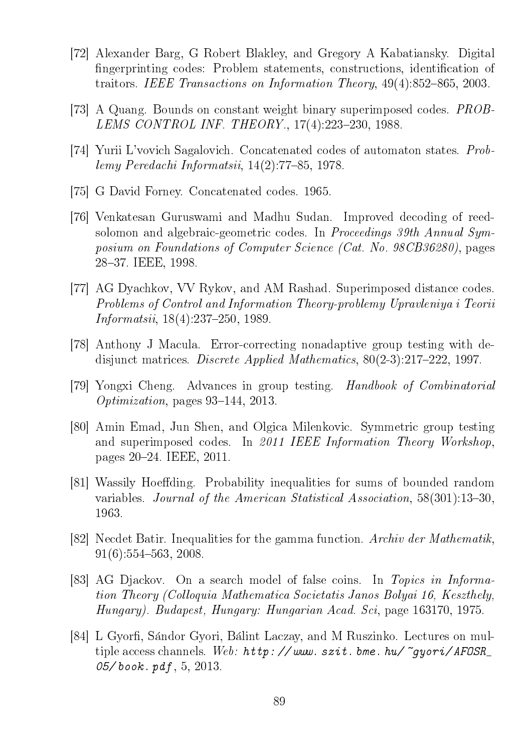[72] Alexander Barg, G Robert Blakley, and Gregory A Kabatiansky. Digital fingerprinting codes: Problem statements, constructions, identification of traitors. *IEEE Transactions on Information Theory*, 49(4):852–865, 2003.

[73] A Quang. Bounds on constant weight binary superimposed codes. *PROBLEMS CONTROL INF. THEORY.*, 17(4):223–230, 1988.

[74] Yurii L'vovich Sagalovich. Concatenated codes of automaton states. *Problemy Peredachi Informatsii*, 14(2):77–85, 1978.

[75] G David Forney. Concatenated codes. 1965.

[76] Venkatesan Guruswami and Madhu Sudan. Improved decoding of reed-solomon and algebraic-geometric codes. In *Proceedings 39th Annual Symposium on Foundations of Computer Science (Cat. No. 98CB36280)*, pages 28–37. IEEE, 1998.

[77] AG Dyachkov, VV Rykov, and AM Rashad. Superimposed distance codes. *Problems of Control and Information Theory-problemy Upravleniya i Teorii Informatsii*, 18(4):237–250, 1989.

[78] Anthony J Macula. Error-correcting nonadaptive group testing with de-disjunct matrices. *Discrete Applied Mathematics*, 80(2-3):217–222, 1997.

[79] Yongxi Cheng. Advances in group testing. *Handbook of Combinatorial Optimization*, pages 93–144, 2013.

[80] Amin Emad, Jun Shen, and Olgica Milenkovic. Symmetric group testing and superimposed codes. In *2011 IEEE Information Theory Workshop*, pages 20–24. IEEE, 2011.

[81] Wassily Hoeffding. Probability inequalities for sums of bounded random variables. *Journal of the American Statistical Association*, 58(301):13–30, 1963.

[82] Necdet Batir. Inequalities for the gamma function. *Archiv der Mathematik*, 91(6):554–563, 2008.

[83] AG Djackov. On a search model of false coins. In *Topics in Information Theory (Colloquia Mathematica Societatis Janos Bolyai 16, Keszthely, Hungary). Budapest, Hungary: Hungarian Acad. Sci*, page 163170, 1975.

[84] L Gyorfi, Sándor Gyori, Bálint Laczay, and M Ruszinko. Lectures on multiple access channels. *Web: http://www.szit.bme.hu/~gyori/AFOSR_05/book.pdf*, 5, 2013.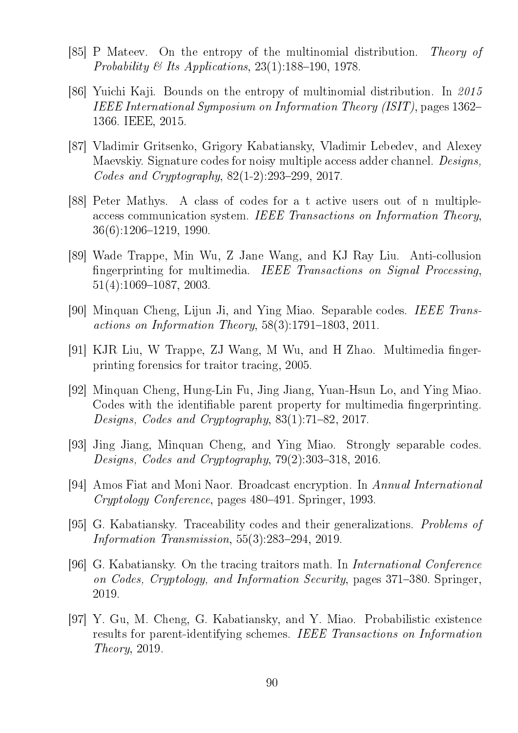[85] P Mateev. On the entropy of the multinomial distribution. *Theory of Probability & Its Applications*, 23(1):188–190, 1978.

[86] Yuichi Kaji. Bounds on the entropy of multinomial distribution. In *2015 IEEE International Symposium on Information Theory (ISIT)*, pages 1362–1366. IEEE, 2015.

[87] Vladimir Gritsenko, Grigory Kabatiansky, Vladimir Lebedev, and Alexey Maevskiy. Signature codes for noisy multiple access adder channel. *Designs, Codes and Cryptography*, 82(1-2):293–299, 2017.

[88] Peter Mathys. A class of codes for a t active users out of n multiple-access communication system. *IEEE Transactions on Information Theory*, 36(6):1206–1219, 1990.

[89] Wade Trappe, Min Wu, Z Jane Wang, and KJ Ray Liu. Anti-collusion fingerprinting for multimedia. *IEEE Transactions on Signal Processing*, 51(4):1069–1087, 2003.

[90] Minquan Cheng, Lijun Ji, and Ying Miao. Separable codes. *IEEE Transactions on Information Theory*, 58(3):1791–1803, 2011.

[91] KJR Liu, W Trappe, ZJ Wang, M Wu, and H Zhao. Multimedia fingerprinting forensics for traitor tracing, 2005.

[92] Minquan Cheng, Hung-Lin Fu, Jing Jiang, Yuan-Hsun Lo, and Ying Miao. Codes with the identifiable parent property for multimedia fingerprinting. *Designs, Codes and Cryptography*, 83(1):71–82, 2017.

[93] Jing Jiang, Minquan Cheng, and Ying Miao. Strongly separable codes. *Designs, Codes and Cryptography*, 79(2):303–318, 2016.

[94] Amos Fiat and Moni Naor. Broadcast encryption. In *Annual International Cryptology Conference*, pages 480–491. Springer, 1993.

[95] G. Kabatiansky. Traceability codes and their generalizations. *Problems of Information Transmission*, 55(3):283–294, 2019.

[96] G. Kabatiansky. On the tracing traitors math. In *International Conference on Codes, Cryptology, and Information Security*, pages 371–380. Springer, 2019.

[97] Y. Gu, M. Cheng, G. Kabatiansky, and Y. Miao. Probabilistic existence results for parent-identifying schemes. *IEEE Transactions on Information Theory*, 2019.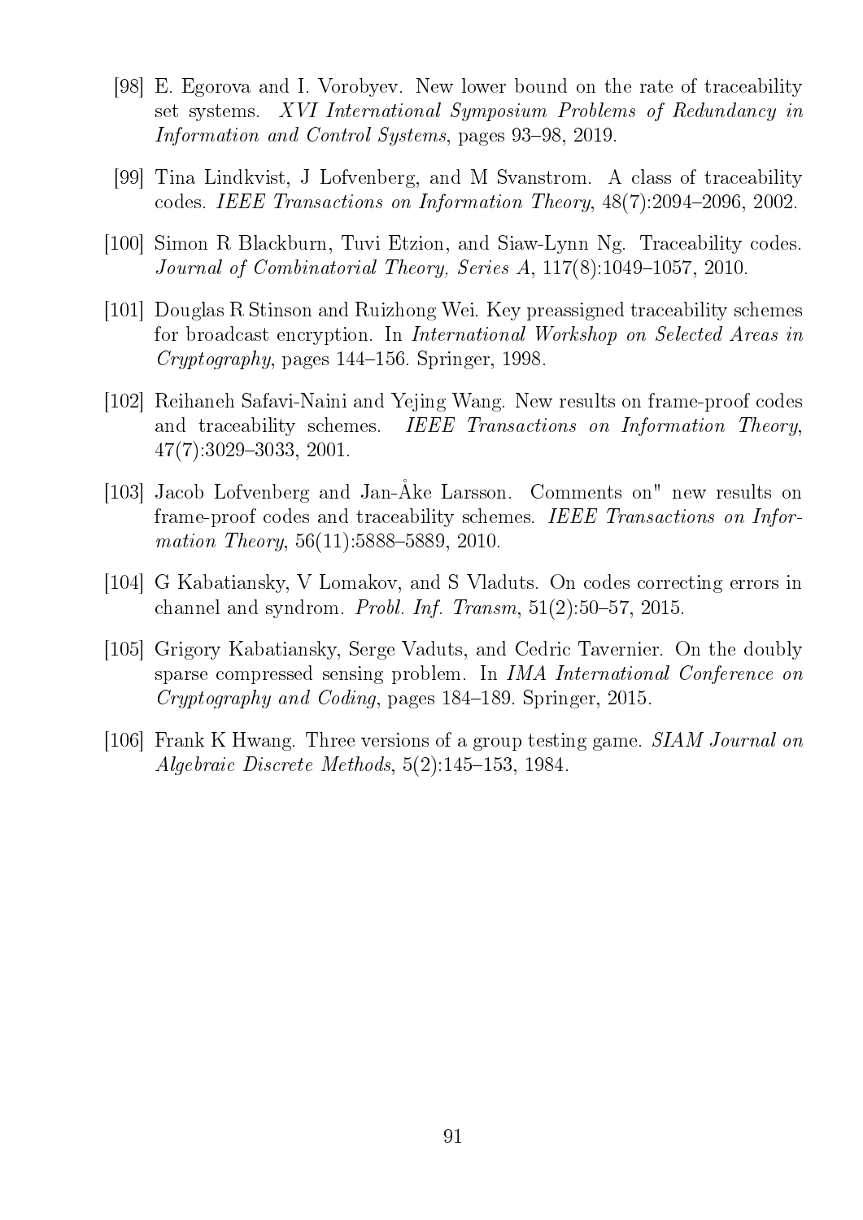[98] E. Egorova and I. Vorobyev. New lower bound on the rate of traceability set systems. *XVI International Symposium Problems of Redundancy in Information and Control Systems*, pages 93–98, 2019.

[99] Tina Lindkvist, J Lofvenberg, and M Svanstrom. A class of traceability codes. *IEEE Transactions on Information Theory*, 48(7):2094–2096, 2002.

[100] Simon R Blackburn, Tuvi Etzion, and Siaw-Lynn Ng. Traceability codes. *Journal of Combinatorial Theory, Series A*, 117(8):1049–1057, 2010.

[101] Douglas R Stinson and Ruizhong Wei. Key preassigned traceability schemes for broadcast encryption. In *International Workshop on Selected Areas in Cryptography*, pages 144–156. Springer, 1998.

[102] Reihaneh Safavi-Naini and Yejing Wang. New results on frame-proof codes and traceability schemes. *IEEE Transactions on Information Theory*, 47(7):3029–3033, 2001.

[103] Jacob Lofvenberg and Jan-Åke Larsson. Comments on" new results on frame-proof codes and traceability schemes. *IEEE Transactions on Information Theory*, 56(11):5888–5889, 2010.

[104] G Kabatiansky, V Lomakov, and S Vladuts. On codes correcting errors in channel and syndrom. *Probl. Inf. Transm*, 51(2):50–57, 2015.

[105] Grigory Kabatiansky, Serge Vaduts, and Cedric Tavernier. On the doubly sparse compressed sensing problem. In *IMA International Conference on Cryptography and Coding*, pages 184–189. Springer, 2015.

[106] Frank K Hwang. Three versions of a group testing game. *SIAM Journal on Algebraic Discrete Methods*, 5(2):145–153, 1984.